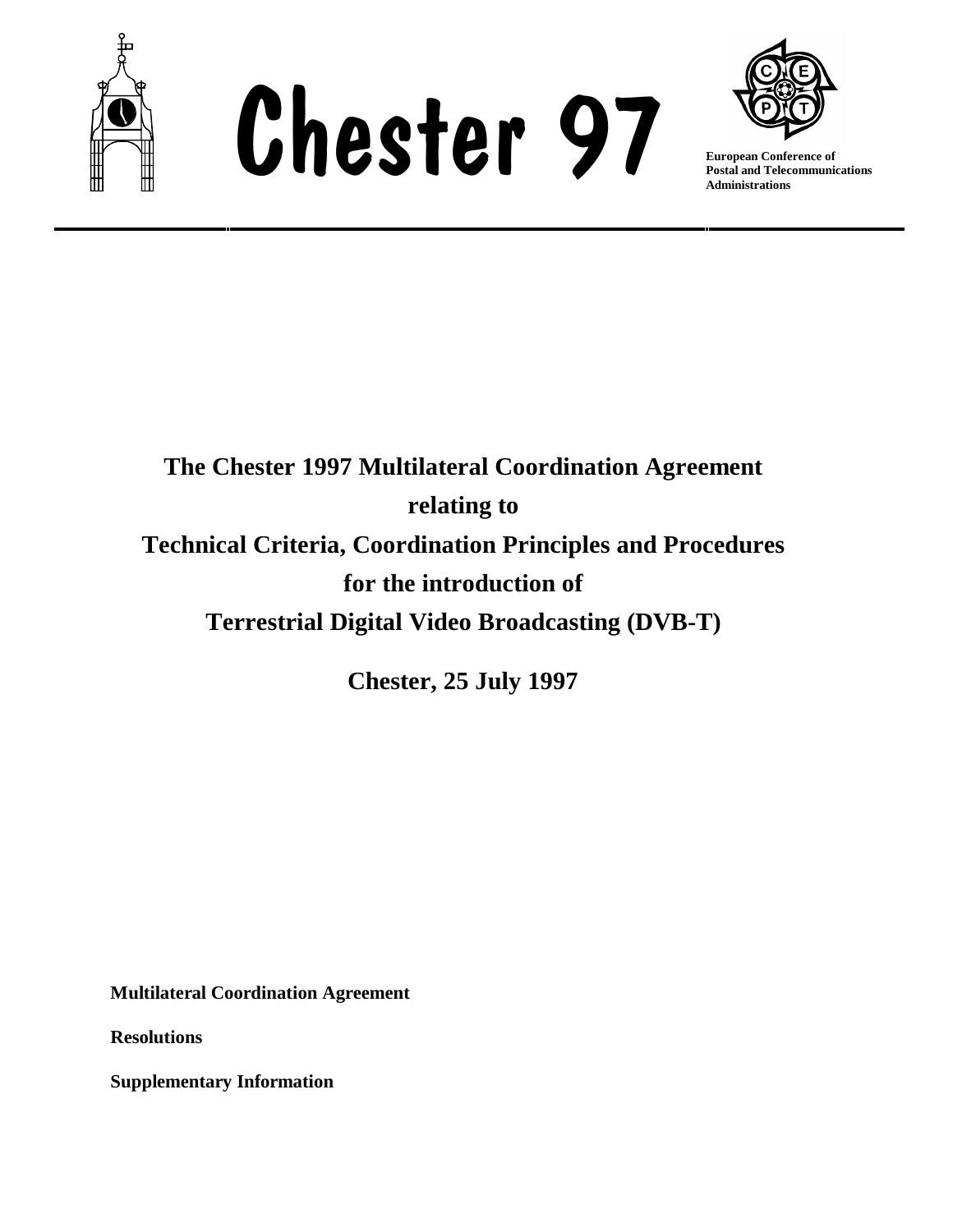# Chester 97

**European Conference of Postal and Telecommunications Administrations**

---

## The Chester 1997 Multilateral Coordination Agreement relating to Technical Criteria, Coordination Principles and Procedures for the introduction of Terrestrial Digital Video Broadcasting (DVB-T)

**Chester, 25 July 1997**

**Multilateral Coordination Agreement**

**Resolutions**

**Supplementary Information**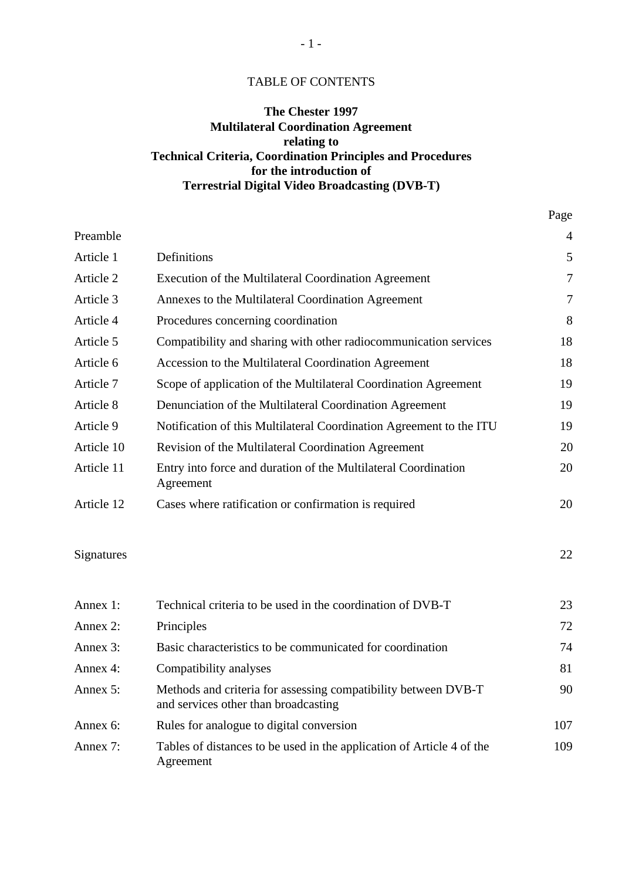TABLE OF CONTENTS

**The Chester 1997**
**Multilateral Coordination Agreement**
**relating to**
**Technical Criteria, Coordination Principles and Procedures**
**for the introduction of**
**Terrestrial Digital Video Broadcasting (DVB-T)**

| | | Page |
|---|---|---|
| Preamble | | 4 |
| Article 1 | Definitions | 5 |
| Article 2 | Execution of the Multilateral Coordination Agreement | 7 |
| Article 3 | Annexes to the Multilateral Coordination Agreement | 7 |
| Article 4 | Procedures concerning coordination | 8 |
| Article 5 | Compatibility and sharing with other radiocommunication services | 18 |
| Article 6 | Accession to the Multilateral Coordination Agreement | 18 |
| Article 7 | Scope of application of the Multilateral Coordination Agreement | 19 |
| Article 8 | Denunciation of the Multilateral Coordination Agreement | 19 |
| Article 9 | Notification of this Multilateral Coordination Agreement to the ITU | 19 |
| Article 10 | Revision of the Multilateral Coordination Agreement | 20 |
| Article 11 | Entry into force and duration of the Multilateral Coordination Agreement | 20 |
| Article 12 | Cases where ratification or confirmation is required | 20 |
| Signatures | | 22 |
| Annex 1: | Technical criteria to be used in the coordination of DVB-T | 23 |
| Annex 2: | Principles | 72 |
| Annex 3: | Basic characteristics to be communicated for coordination | 74 |
| Annex 4: | Compatibility analyses | 81 |
| Annex 5: | Methods and criteria for assessing compatibility between DVB-T and services other than broadcasting | 90 |
| Annex 6: | Rules for analogue to digital conversion | 107 |
| Annex 7: | Tables of distances to be used in the application of Article 4 of the Agreement | 109 |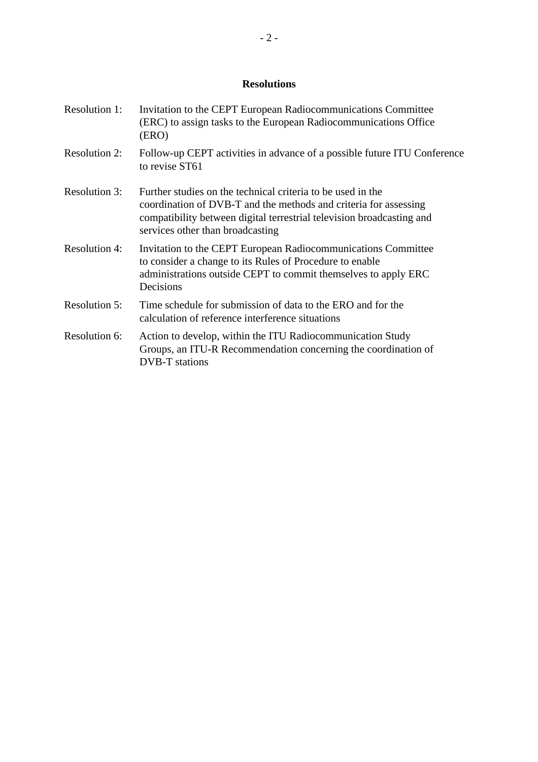## Resolutions

| | |
|---|---|
| Resolution 1: | Invitation to the CEPT European Radiocommunications Committee (ERC) to assign tasks to the European Radiocommunications Office (ERO) |
| Resolution 2: | Follow-up CEPT activities in advance of a possible future ITU Conference to revise ST61 |
| Resolution 3: | Further studies on the technical criteria to be used in the coordination of DVB-T and the methods and criteria for assessing compatibility between digital terrestrial television broadcasting and services other than broadcasting |
| Resolution 4: | Invitation to the CEPT European Radiocommunications Committee to consider a change to its Rules of Procedure to enable administrations outside CEPT to commit themselves to apply ERC Decisions |
| Resolution 5: | Time schedule for submission of data to the ERO and for the calculation of reference interference situations |
| Resolution 6: | Action to develop, within the ITU Radiocommunication Study Groups, an ITU-R Recommendation concerning the coordination of DVB-T stations |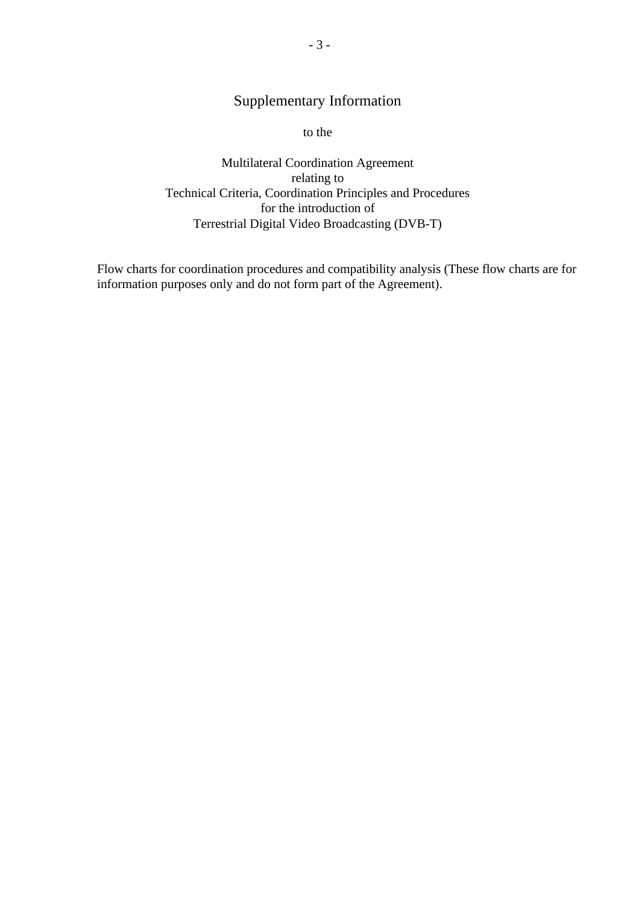# Supplementary Information

to the

Multilateral Coordination Agreement
relating to
Technical Criteria, Coordination Principles and Procedures
for the introduction of
Terrestrial Digital Video Broadcasting (DVB-T)

Flow charts for coordination procedures and compatibility analysis (These flow charts are for information purposes only and do not form part of the Agreement).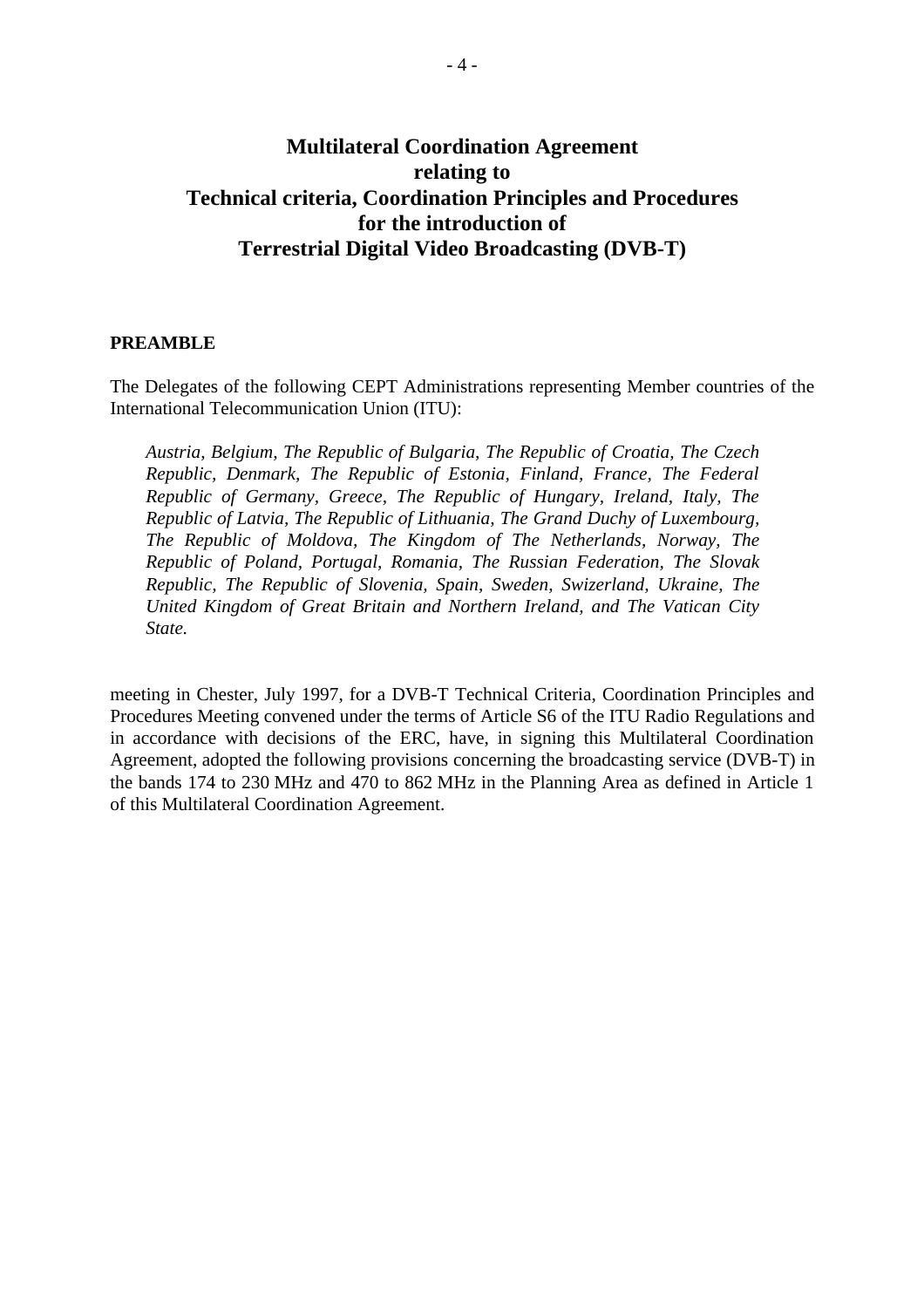# Multilateral Coordination Agreement relating to Technical criteria, Coordination Principles and Procedures for the introduction of Terrestrial Digital Video Broadcasting (DVB-T)

**PREAMBLE**

The Delegates of the following CEPT Administrations representing Member countries of the International Telecommunication Union (ITU):

> *Austria, Belgium, The Republic of Bulgaria, The Republic of Croatia, The Czech Republic, Denmark, The Republic of Estonia, Finland, France, The Federal Republic of Germany, Greece, The Republic of Hungary, Ireland, Italy, The Republic of Latvia, The Republic of Lithuania, The Grand Duchy of Luxembourg, The Republic of Moldova, The Kingdom of The Netherlands, Norway, The Republic of Poland, Portugal, Romania, The Russian Federation, The Slovak Republic, The Republic of Slovenia, Spain, Sweden, Swizerland, Ukraine, The United Kingdom of Great Britain and Northern Ireland, and The Vatican City State.*

meeting in Chester, July 1997, for a DVB-T Technical Criteria, Coordination Principles and Procedures Meeting convened under the terms of Article S6 of the ITU Radio Regulations and in accordance with decisions of the ERC, have, in signing this Multilateral Coordination Agreement, adopted the following provisions concerning the broadcasting service (DVB-T) in the bands 174 to 230 MHz and 470 to 862 MHz in the Planning Area as defined in Article 1 of this Multilateral Coordination Agreement.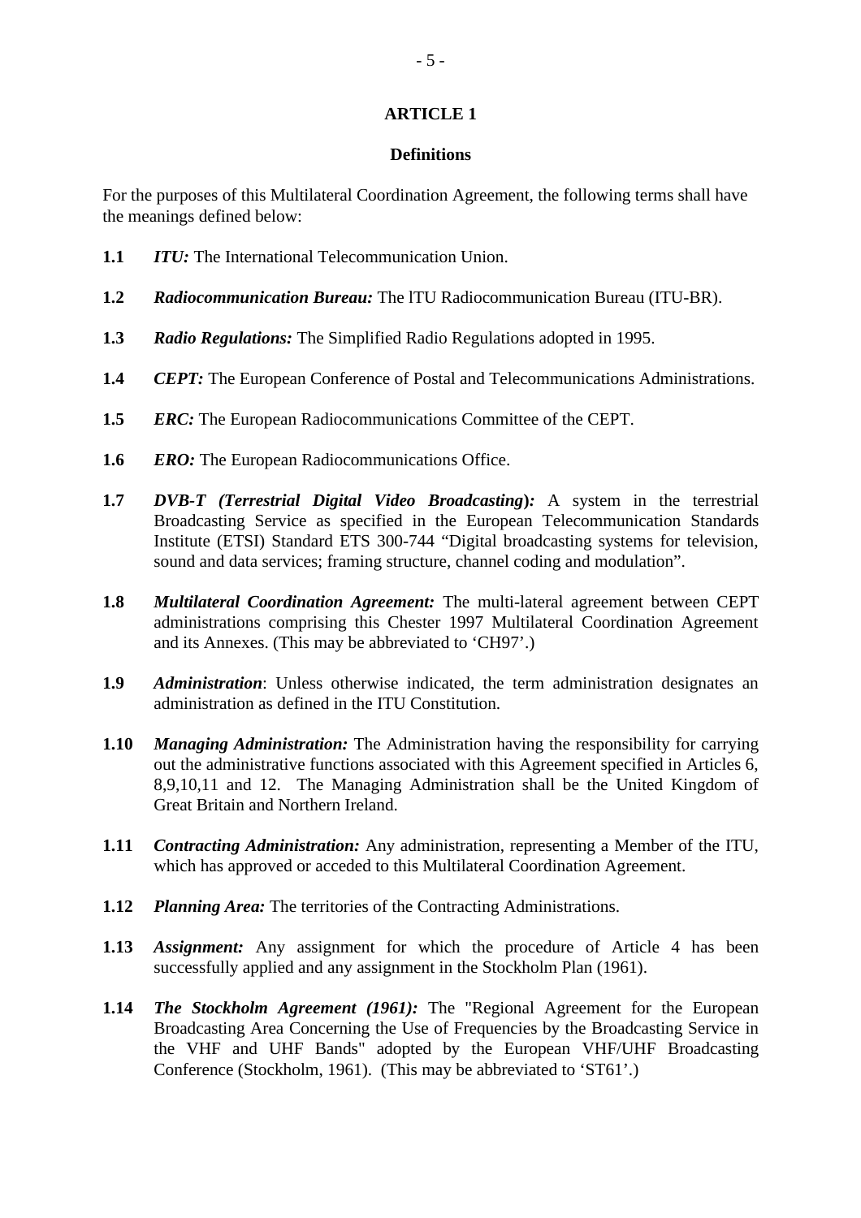# ARTICLE 1

## Definitions

For the purposes of this Multilateral Coordination Agreement, the following terms shall have the meanings defined below:

**1.1** *ITU:* The International Telecommunication Union.

**1.2** ***Radiocommunication Bureau:*** The lTU Radiocommunication Bureau (ITU-BR).

**1.3** ***Radio Regulations:*** The Simplified Radio Regulations adopted in 1995.

**1.4** ***CEPT:*** The European Conference of Postal and Telecommunications Administrations.

**1.5** ***ERC:*** The European Radiocommunications Committee of the CEPT.

**1.6** ***ERO:*** The European Radiocommunications Office.

**1.7** ***DVB-T (Terrestrial Digital Video Broadcasting):*** A system in the terrestrial Broadcasting Service as specified in the European Telecommunication Standards Institute (ETSI) Standard ETS 300-744 "Digital broadcasting systems for television, sound and data services; framing structure, channel coding and modulation".

**1.8** ***Multilateral Coordination Agreement:*** The multi-lateral agreement between CEPT administrations comprising this Chester 1997 Multilateral Coordination Agreement and its Annexes. (This may be abbreviated to 'CH97'.)

**1.9** ***Administration***: Unless otherwise indicated, the term administration designates an administration as defined in the ITU Constitution.

**1.10** ***Managing Administration:*** The Administration having the responsibility for carrying out the administrative functions associated with this Agreement specified in Articles 6, 8,9,10,11 and 12. The Managing Administration shall be the United Kingdom of Great Britain and Northern Ireland.

**1.11** ***Contracting Administration:*** Any administration, representing a Member of the ITU, which has approved or acceded to this Multilateral Coordination Agreement.

**1.12** ***Planning Area:*** The territories of the Contracting Administrations.

**1.13** ***Assignment:*** Any assignment for which the procedure of Article 4 has been successfully applied and any assignment in the Stockholm Plan (1961).

**1.14** ***The Stockholm Agreement (1961):*** The "Regional Agreement for the European Broadcasting Area Concerning the Use of Frequencies by the Broadcasting Service in the VHF and UHF Bands" adopted by the European VHF/UHF Broadcasting Conference (Stockholm, 1961). (This may be abbreviated to 'ST61'.)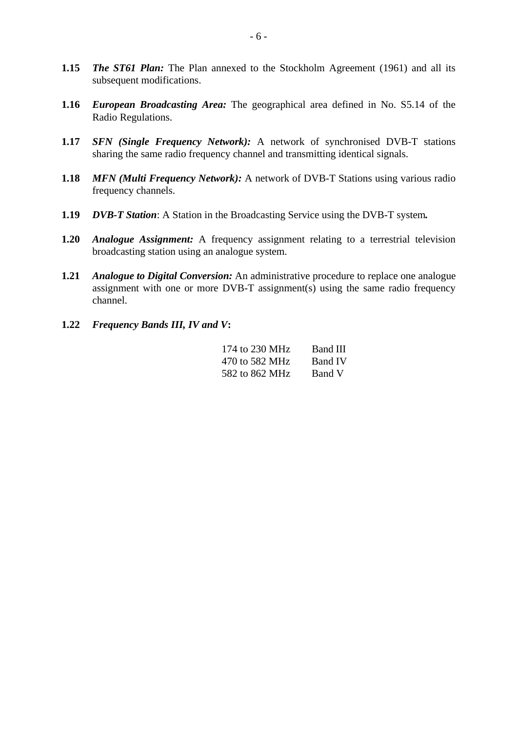**1.15** ***The ST61 Plan:*** The Plan annexed to the Stockholm Agreement (1961) and all its subsequent modifications.

**1.16** ***European Broadcasting Area:*** The geographical area defined in No. S5.14 of the Radio Regulations.

**1.17** ***SFN (Single Frequency Network):*** A network of synchronised DVB-T stations sharing the same radio frequency channel and transmitting identical signals.

**1.18** ***MFN (Multi Frequency Network):*** A network of DVB-T Stations using various radio frequency channels.

**1.19** ***DVB-T Station***: A Station in the Broadcasting Service using the DVB-T system***.***

**1.20** ***Analogue Assignment:*** A frequency assignment relating to a terrestrial television broadcasting station using an analogue system.

**1.21** ***Analogue to Digital Conversion:*** An administrative procedure to replace one analogue assignment with one or more DVB-T assignment(s) using the same radio frequency channel.

**1.22** ***Frequency Bands III, IV and V*:**

| | |
|---|---|
| 174 to 230 MHz | Band III |
| 470 to 582 MHz | Band IV |
| 582 to 862 MHz | Band V |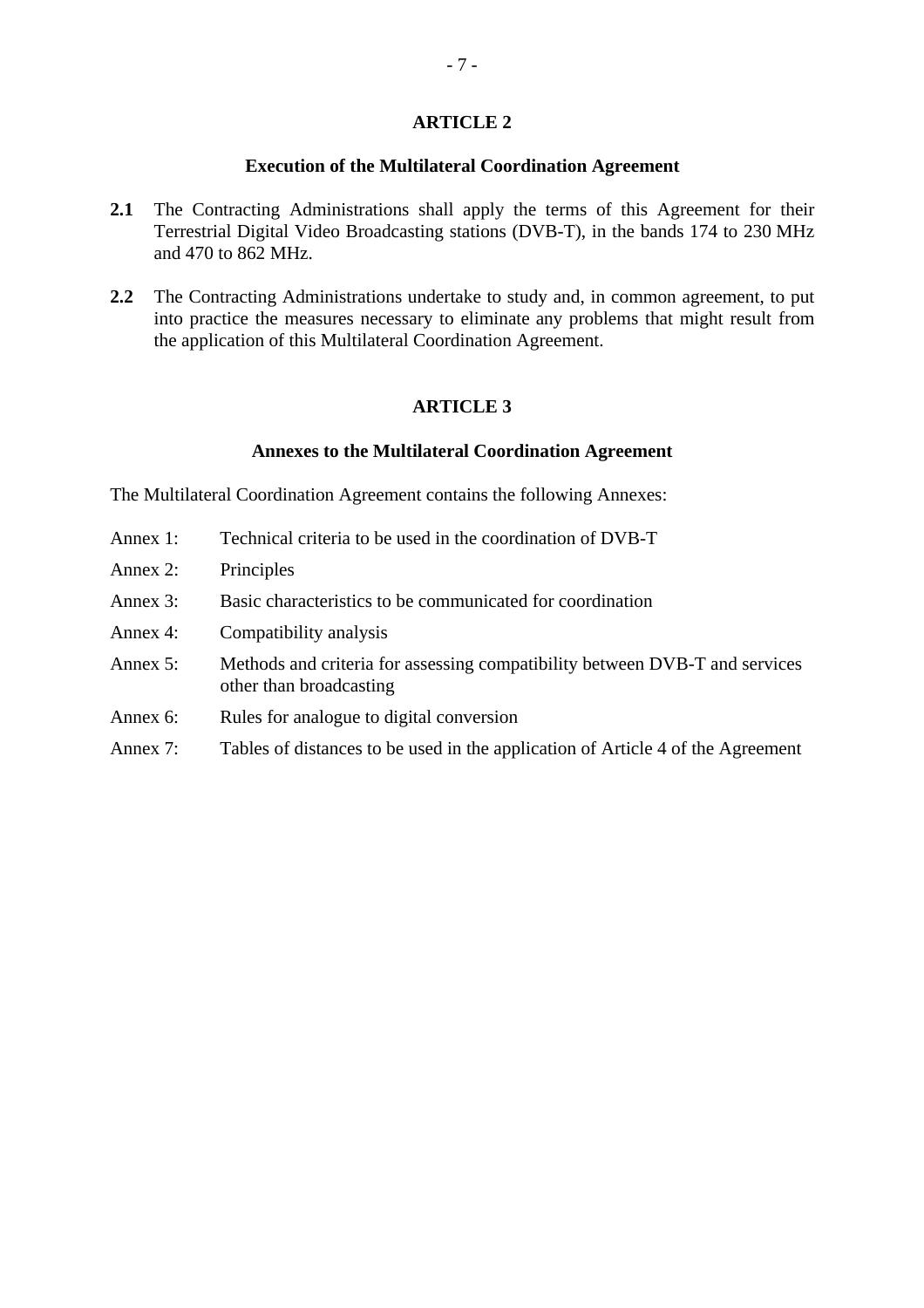## ARTICLE 2

### Execution of the Multilateral Coordination Agreement

**2.1** The Contracting Administrations shall apply the terms of this Agreement for their Terrestrial Digital Video Broadcasting stations (DVB-T), in the bands 174 to 230 MHz and 470 to 862 MHz.

**2.2** The Contracting Administrations undertake to study and, in common agreement, to put into practice the measures necessary to eliminate any problems that might result from the application of this Multilateral Coordination Agreement.

## ARTICLE 3

### Annexes to the Multilateral Coordination Agreement

The Multilateral Coordination Agreement contains the following Annexes:

Annex 1: Technical criteria to be used in the coordination of DVB-T

Annex 2: Principles

Annex 3: Basic characteristics to be communicated for coordination

Annex 4: Compatibility analysis

Annex 5: Methods and criteria for assessing compatibility between DVB-T and services other than broadcasting

Annex 6: Rules for analogue to digital conversion

Annex 7: Tables of distances to be used in the application of Article 4 of the Agreement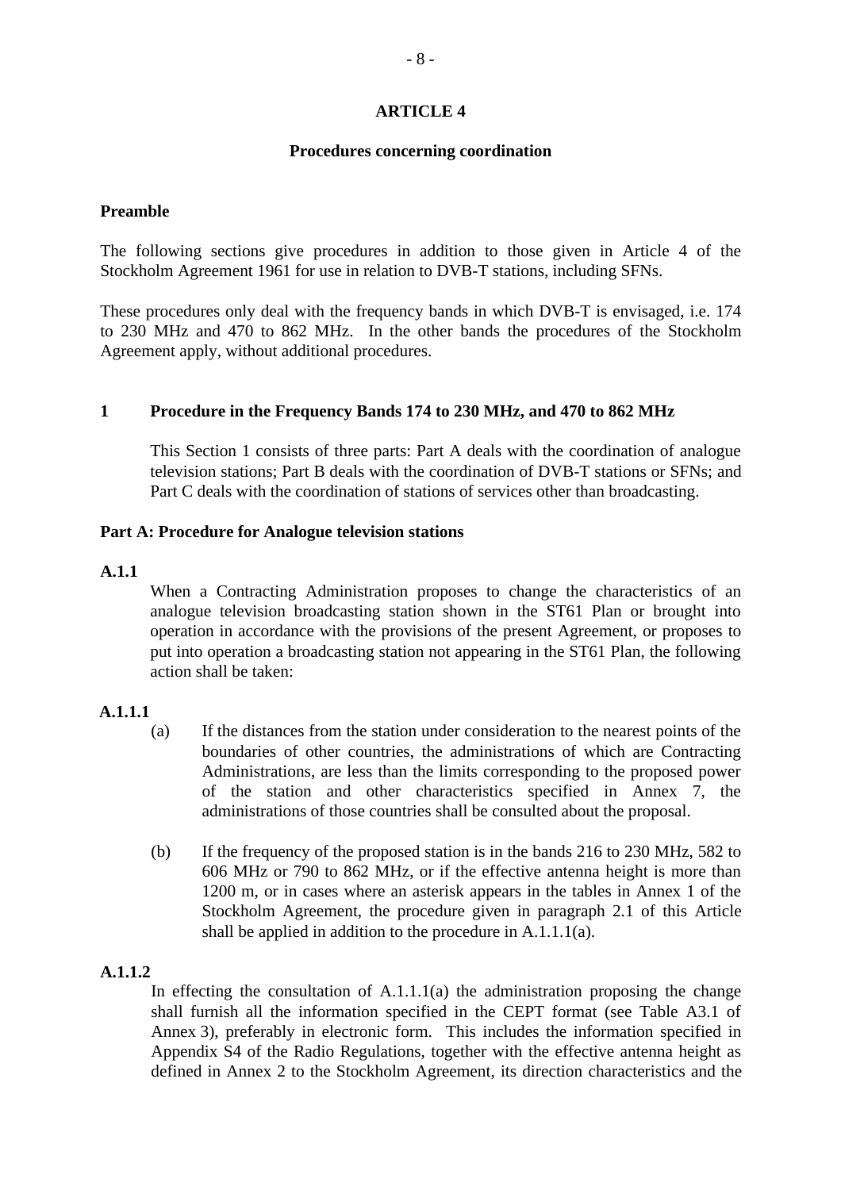## ARTICLE 4

### Procedures concerning coordination

**Preamble**

The following sections give procedures in addition to those given in Article 4 of the Stockholm Agreement 1961 for use in relation to DVB-T stations, including SFNs.

These procedures only deal with the frequency bands in which DVB-T is envisaged, i.e. 174 to 230 MHz and 470 to 862 MHz. In the other bands the procedures of the Stockholm Agreement apply, without additional procedures.

**1 Procedure in the Frequency Bands 174 to 230 MHz, and 470 to 862 MHz**

This Section 1 consists of three parts: Part A deals with the coordination of analogue television stations; Part B deals with the coordination of DVB-T stations or SFNs; and Part C deals with the coordination of stations of services other than broadcasting.

**Part A: Procedure for Analogue television stations**

**A.1.1**

When a Contracting Administration proposes to change the characteristics of an analogue television broadcasting station shown in the ST61 Plan or brought into operation in accordance with the provisions of the present Agreement, or proposes to put into operation a broadcasting station not appearing in the ST61 Plan, the following action shall be taken:

**A.1.1.1**

(a) If the distances from the station under consideration to the nearest points of the boundaries of other countries, the administrations of which are Contracting Administrations, are less than the limits corresponding to the proposed power of the station and other characteristics specified in Annex 7, the administrations of those countries shall be consulted about the proposal.

(b) If the frequency of the proposed station is in the bands 216 to 230 MHz, 582 to 606 MHz or 790 to 862 MHz, or if the effective antenna height is more than 1200 m, or in cases where an asterisk appears in the tables in Annex 1 of the Stockholm Agreement, the procedure given in paragraph 2.1 of this Article shall be applied in addition to the procedure in A.1.1.1(a).

**A.1.1.2**

In effecting the consultation of A.1.1.1(a) the administration proposing the change shall furnish all the information specified in the CEPT format (see Table A3.1 of Annex 3), preferably in electronic form. This includes the information specified in Appendix S4 of the Radio Regulations, together with the effective antenna height as defined in Annex 2 to the Stockholm Agreement, its direction characteristics and the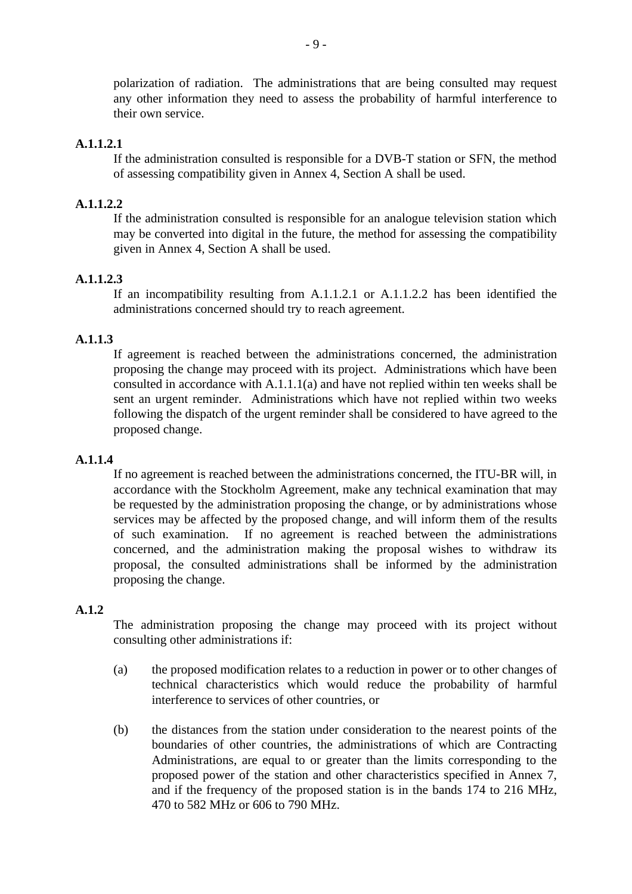polarization of radiation. The administrations that are being consulted may request any other information they need to assess the probability of harmful interference to their own service.

**A.1.1.2.1**

If the administration consulted is responsible for a DVB-T station or SFN, the method of assessing compatibility given in Annex 4, Section A shall be used.

**A.1.1.2.2**

If the administration consulted is responsible for an analogue television station which may be converted into digital in the future, the method for assessing the compatibility given in Annex 4, Section A shall be used.

**A.1.1.2.3**

If an incompatibility resulting from A.1.1.2.1 or A.1.1.2.2 has been identified the administrations concerned should try to reach agreement.

**A.1.1.3**

If agreement is reached between the administrations concerned, the administration proposing the change may proceed with its project. Administrations which have been consulted in accordance with A.1.1.1(a) and have not replied within ten weeks shall be sent an urgent reminder. Administrations which have not replied within two weeks following the dispatch of the urgent reminder shall be considered to have agreed to the proposed change.

**A.1.1.4**

If no agreement is reached between the administrations concerned, the ITU-BR will, in accordance with the Stockholm Agreement, make any technical examination that may be requested by the administration proposing the change, or by administrations whose services may be affected by the proposed change, and will inform them of the results of such examination. If no agreement is reached between the administrations concerned, and the administration making the proposal wishes to withdraw its proposal, the consulted administrations shall be informed by the administration proposing the change.

**A.1.2**

The administration proposing the change may proceed with its project without consulting other administrations if:

(a) the proposed modification relates to a reduction in power or to other changes of technical characteristics which would reduce the probability of harmful interference to services of other countries, or

(b) the distances from the station under consideration to the nearest points of the boundaries of other countries, the administrations of which are Contracting Administrations, are equal to or greater than the limits corresponding to the proposed power of the station and other characteristics specified in Annex 7, and if the frequency of the proposed station is in the bands 174 to 216 MHz, 470 to 582 MHz or 606 to 790 MHz.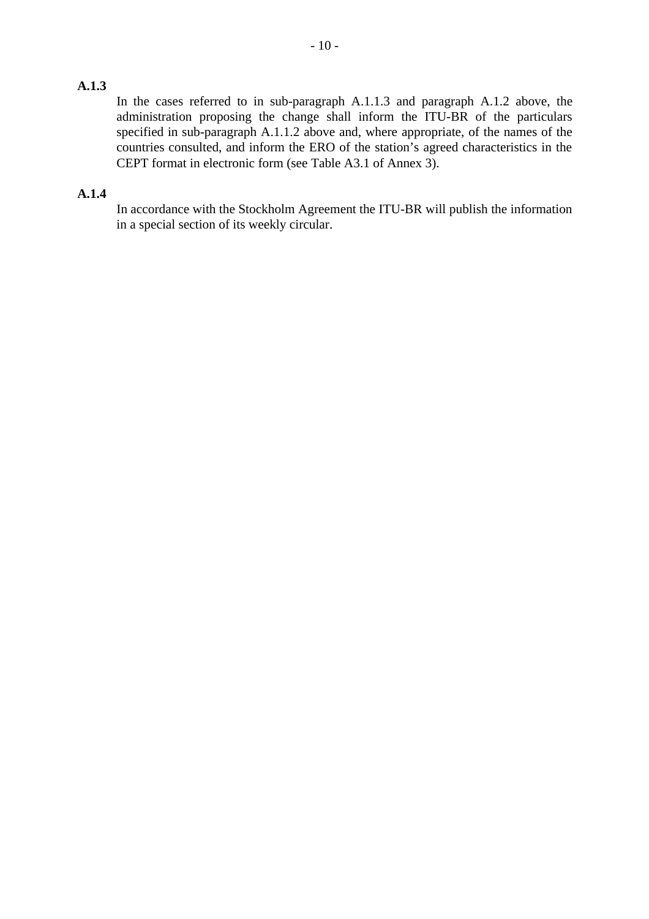**A.1.3**

In the cases referred to in sub-paragraph A.1.1.3 and paragraph A.1.2 above, the administration proposing the change shall inform the ITU-BR of the particulars specified in sub-paragraph A.1.1.2 above and, where appropriate, of the names of the countries consulted, and inform the ERO of the station's agreed characteristics in the CEPT format in electronic form (see Table A3.1 of Annex 3).

**A.1.4**

In accordance with the Stockholm Agreement the ITU-BR will publish the information in a special section of its weekly circular.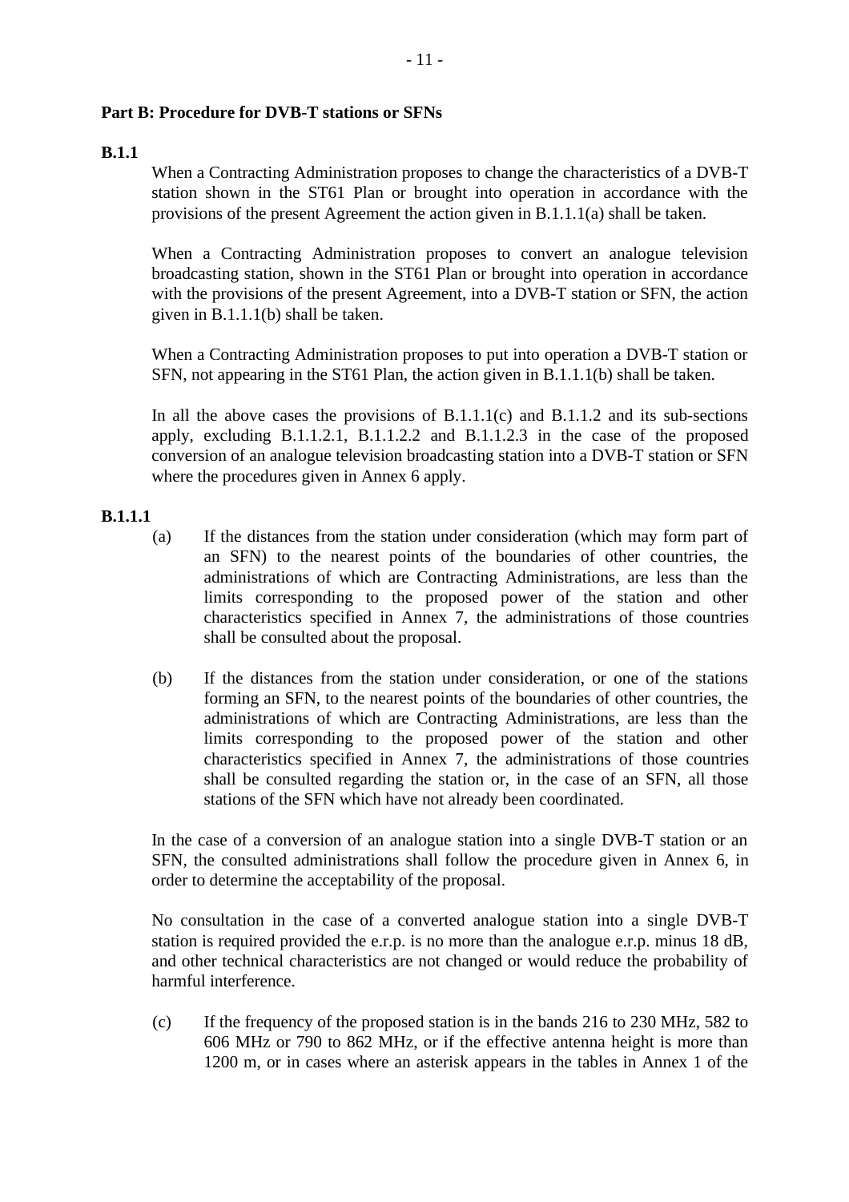**Part B: Procedure for DVB-T stations or SFNs**

**B.1.1**

When a Contracting Administration proposes to change the characteristics of a DVB-T station shown in the ST61 Plan or brought into operation in accordance with the provisions of the present Agreement the action given in B.1.1.1(a) shall be taken.

When a Contracting Administration proposes to convert an analogue television broadcasting station, shown in the ST61 Plan or brought into operation in accordance with the provisions of the present Agreement, into a DVB-T station or SFN, the action given in B.1.1.1(b) shall be taken.

When a Contracting Administration proposes to put into operation a DVB-T station or SFN, not appearing in the ST61 Plan, the action given in B.1.1.1(b) shall be taken.

In all the above cases the provisions of B.1.1.1(c) and B.1.1.2 and its sub-sections apply, excluding B.1.1.2.1, B.1.1.2.2 and B.1.1.2.3 in the case of the proposed conversion of an analogue television broadcasting station into a DVB-T station or SFN where the procedures given in Annex 6 apply.

**B.1.1.1**

(a) If the distances from the station under consideration (which may form part of an SFN) to the nearest points of the boundaries of other countries, the administrations of which are Contracting Administrations, are less than the limits corresponding to the proposed power of the station and other characteristics specified in Annex 7, the administrations of those countries shall be consulted about the proposal.

(b) If the distances from the station under consideration, or one of the stations forming an SFN, to the nearest points of the boundaries of other countries, the administrations of which are Contracting Administrations, are less than the limits corresponding to the proposed power of the station and other characteristics specified in Annex 7, the administrations of those countries shall be consulted regarding the station or, in the case of an SFN, all those stations of the SFN which have not already been coordinated.

In the case of a conversion of an analogue station into a single DVB-T station or an SFN, the consulted administrations shall follow the procedure given in Annex 6, in order to determine the acceptability of the proposal.

No consultation in the case of a converted analogue station into a single DVB-T station is required provided the e.r.p. is no more than the analogue e.r.p. minus 18 dB, and other technical characteristics are not changed or would reduce the probability of harmful interference.

(c) If the frequency of the proposed station is in the bands 216 to 230 MHz, 582 to 606 MHz or 790 to 862 MHz, or if the effective antenna height is more than 1200 m, or in cases where an asterisk appears in the tables in Annex 1 of the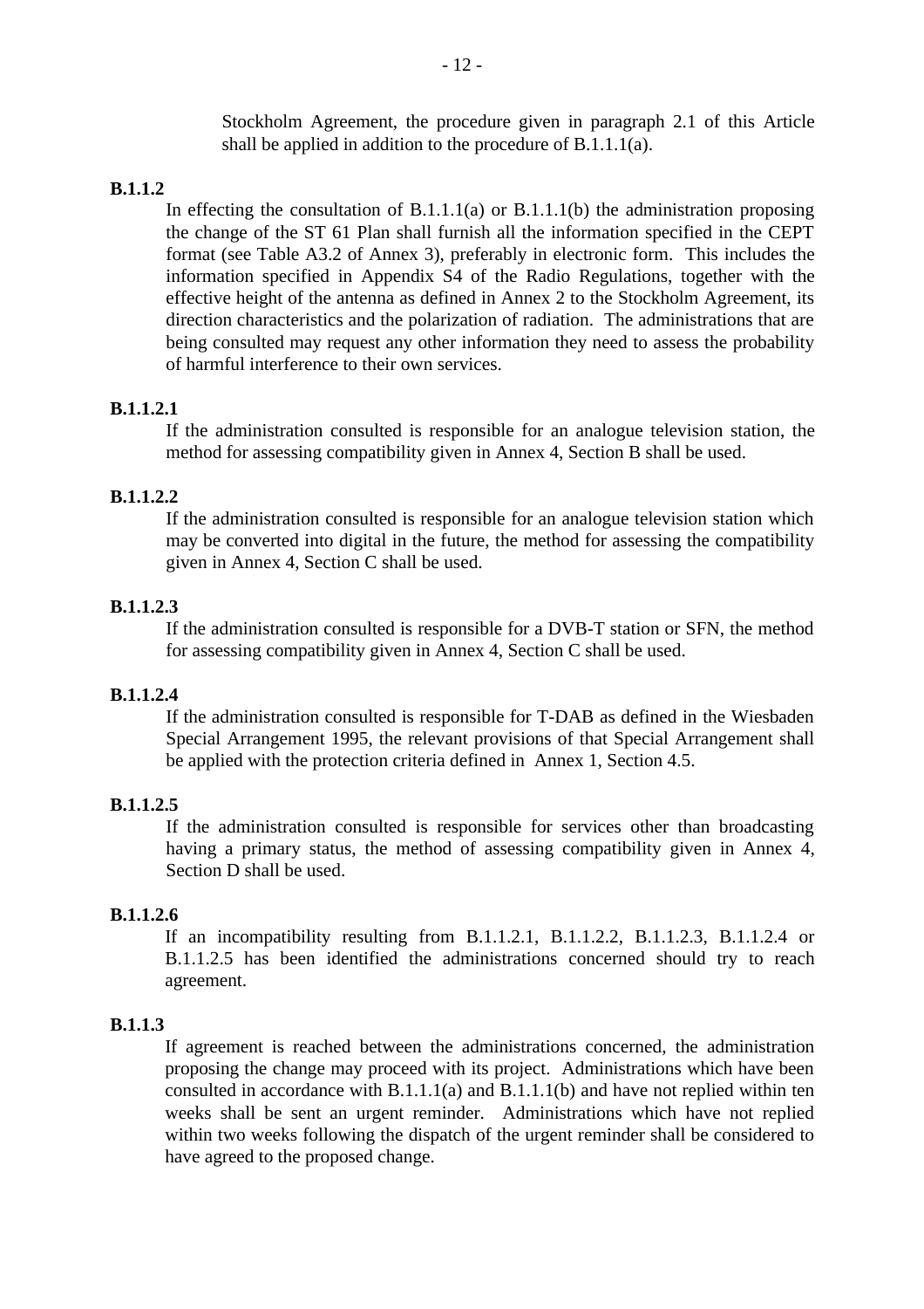Stockholm Agreement, the procedure given in paragraph 2.1 of this Article shall be applied in addition to the procedure of B.1.1.1(a).

**B.1.1.2**

In effecting the consultation of B.1.1.1(a) or B.1.1.1(b) the administration proposing the change of the ST 61 Plan shall furnish all the information specified in the CEPT format (see Table A3.2 of Annex 3), preferably in electronic form. This includes the information specified in Appendix S4 of the Radio Regulations, together with the effective height of the antenna as defined in Annex 2 to the Stockholm Agreement, its direction characteristics and the polarization of radiation. The administrations that are being consulted may request any other information they need to assess the probability of harmful interference to their own services.

**B.1.1.2.1**

If the administration consulted is responsible for an analogue television station, the method for assessing compatibility given in Annex 4, Section B shall be used.

**B.1.1.2.2**

If the administration consulted is responsible for an analogue television station which may be converted into digital in the future, the method for assessing the compatibility given in Annex 4, Section C shall be used.

**B.1.1.2.3**

If the administration consulted is responsible for a DVB-T station or SFN, the method for assessing compatibility given in Annex 4, Section C shall be used.

**B.1.1.2.4**

If the administration consulted is responsible for T-DAB as defined in the Wiesbaden Special Arrangement 1995, the relevant provisions of that Special Arrangement shall be applied with the protection criteria defined in Annex 1, Section 4.5.

**B.1.1.2.5**

If the administration consulted is responsible for services other than broadcasting having a primary status, the method of assessing compatibility given in Annex 4, Section D shall be used.

**B.1.1.2.6**

If an incompatibility resulting from B.1.1.2.1, B.1.1.2.2, B.1.1.2.3, B.1.1.2.4 or B.1.1.2.5 has been identified the administrations concerned should try to reach agreement.

**B.1.1.3**

If agreement is reached between the administrations concerned, the administration proposing the change may proceed with its project. Administrations which have been consulted in accordance with B.1.1.1(a) and B.1.1.1(b) and have not replied within ten weeks shall be sent an urgent reminder. Administrations which have not replied within two weeks following the dispatch of the urgent reminder shall be considered to have agreed to the proposed change.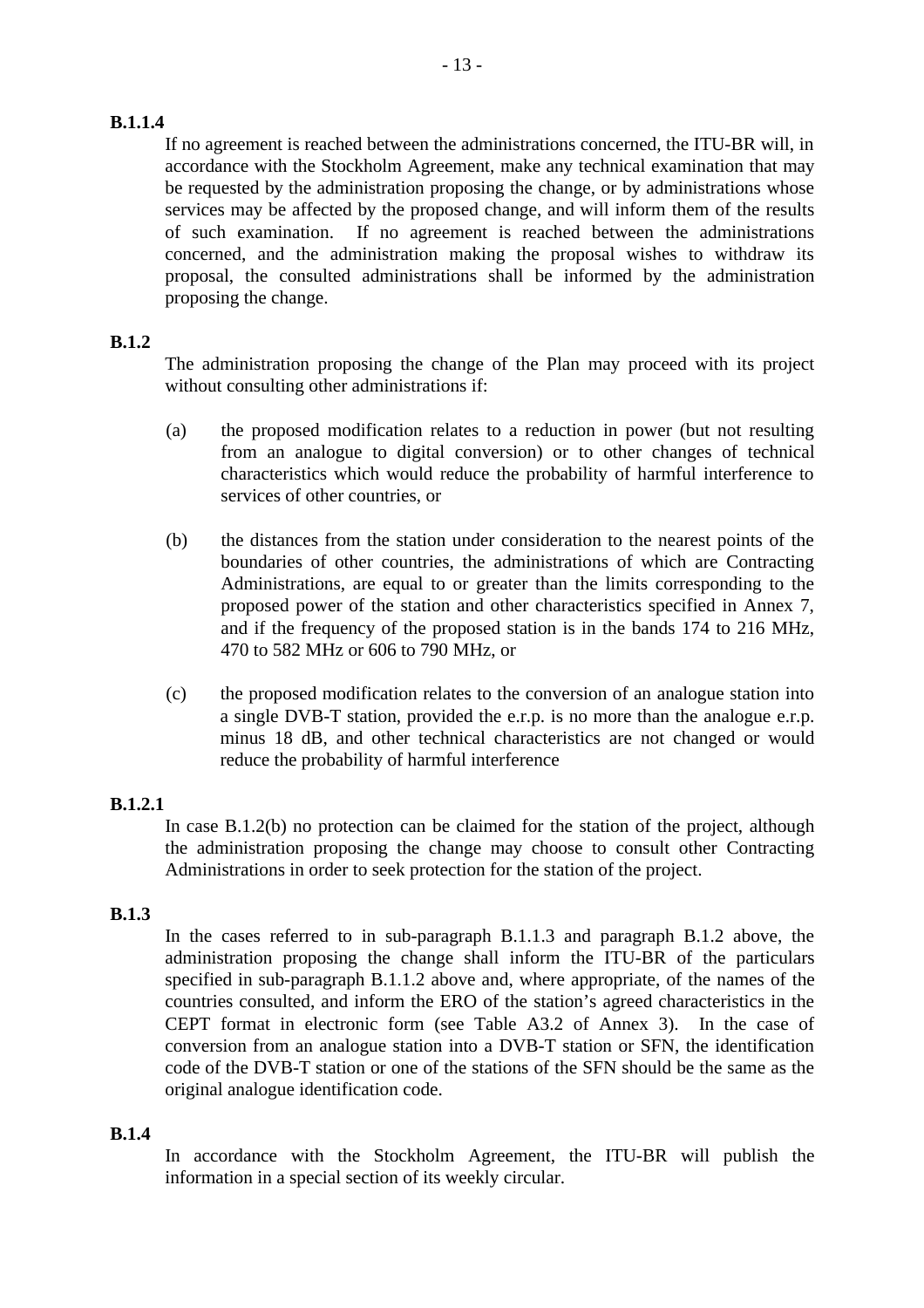**B.1.1.4**

If no agreement is reached between the administrations concerned, the ITU-BR will, in accordance with the Stockholm Agreement, make any technical examination that may be requested by the administration proposing the change, or by administrations whose services may be affected by the proposed change, and will inform them of the results of such examination. If no agreement is reached between the administrations concerned, and the administration making the proposal wishes to withdraw its proposal, the consulted administrations shall be informed by the administration proposing the change.

**B.1.2**

The administration proposing the change of the Plan may proceed with its project without consulting other administrations if:

(a) the proposed modification relates to a reduction in power (but not resulting from an analogue to digital conversion) or to other changes of technical characteristics which would reduce the probability of harmful interference to services of other countries, or

(b) the distances from the station under consideration to the nearest points of the boundaries of other countries, the administrations of which are Contracting Administrations, are equal to or greater than the limits corresponding to the proposed power of the station and other characteristics specified in Annex 7, and if the frequency of the proposed station is in the bands 174 to 216 MHz, 470 to 582 MHz or 606 to 790 MHz, or

(c) the proposed modification relates to the conversion of an analogue station into a single DVB-T station, provided the e.r.p. is no more than the analogue e.r.p. minus 18 dB, and other technical characteristics are not changed or would reduce the probability of harmful interference

**B.1.2.1**

In case B.1.2(b) no protection can be claimed for the station of the project, although the administration proposing the change may choose to consult other Contracting Administrations in order to seek protection for the station of the project.

**B.1.3**

In the cases referred to in sub-paragraph B.1.1.3 and paragraph B.1.2 above, the administration proposing the change shall inform the ITU-BR of the particulars specified in sub-paragraph B.1.1.2 above and, where appropriate, of the names of the countries consulted, and inform the ERO of the station's agreed characteristics in the CEPT format in electronic form (see Table A3.2 of Annex 3). In the case of conversion from an analogue station into a DVB-T station or SFN, the identification code of the DVB-T station or one of the stations of the SFN should be the same as the original analogue identification code.

**B.1.4**

In accordance with the Stockholm Agreement, the ITU-BR will publish the information in a special section of its weekly circular.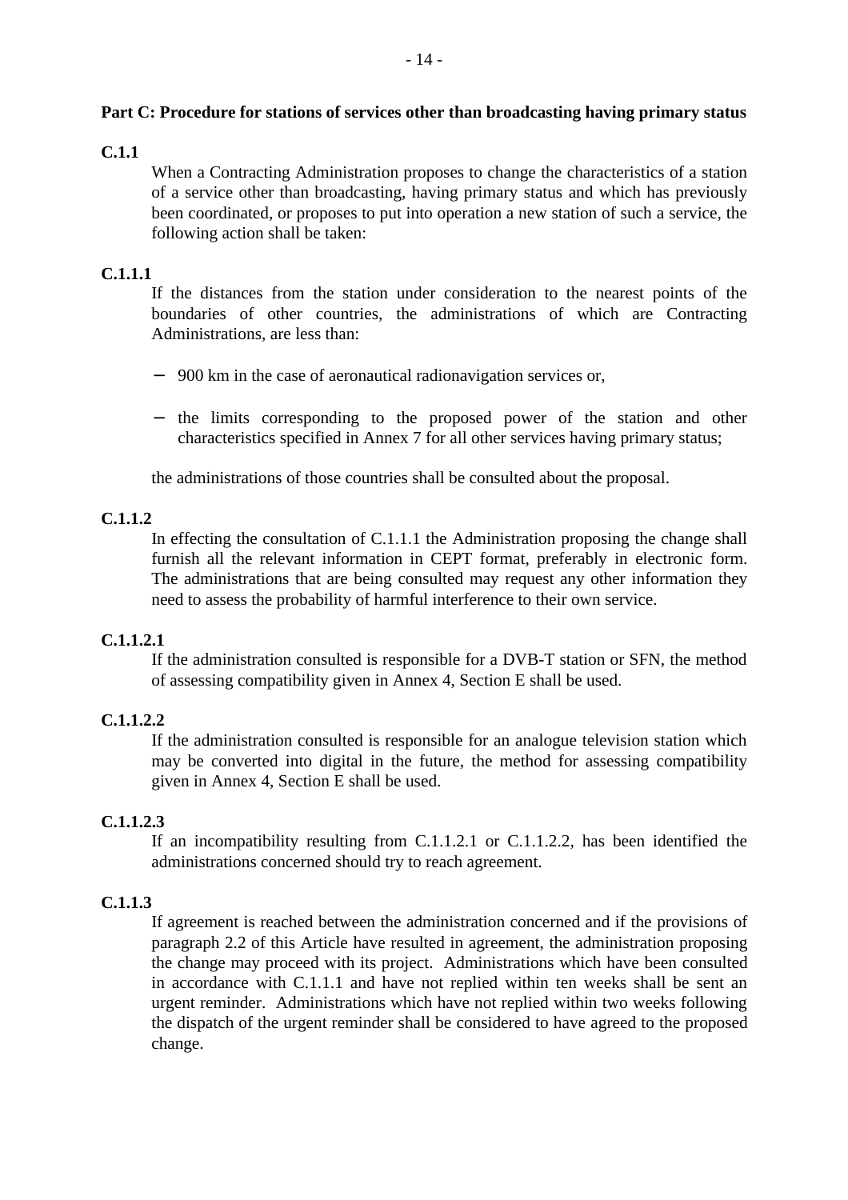**Part C: Procedure for stations of services other than broadcasting having primary status**

**C.1.1**

When a Contracting Administration proposes to change the characteristics of a station of a service other than broadcasting, having primary status and which has previously been coordinated, or proposes to put into operation a new station of such a service, the following action shall be taken:

**C.1.1.1**

If the distances from the station under consideration to the nearest points of the boundaries of other countries, the administrations of which are Contracting Administrations, are less than:

- 900 km in the case of aeronautical radionavigation services or,
- the limits corresponding to the proposed power of the station and other characteristics specified in Annex 7 for all other services having primary status;

the administrations of those countries shall be consulted about the proposal.

**C.1.1.2**

In effecting the consultation of C.1.1.1 the Administration proposing the change shall furnish all the relevant information in CEPT format, preferably in electronic form. The administrations that are being consulted may request any other information they need to assess the probability of harmful interference to their own service.

**C.1.1.2.1**

If the administration consulted is responsible for a DVB-T station or SFN, the method of assessing compatibility given in Annex 4, Section E shall be used.

**C.1.1.2.2**

If the administration consulted is responsible for an analogue television station which may be converted into digital in the future, the method for assessing compatibility given in Annex 4, Section E shall be used.

**C.1.1.2.3**

If an incompatibility resulting from C.1.1.2.1 or C.1.1.2.2, has been identified the administrations concerned should try to reach agreement.

**C.1.1.3**

If agreement is reached between the administration concerned and if the provisions of paragraph 2.2 of this Article have resulted in agreement, the administration proposing the change may proceed with its project. Administrations which have been consulted in accordance with C.1.1.1 and have not replied within ten weeks shall be sent an urgent reminder. Administrations which have not replied within two weeks following the dispatch of the urgent reminder shall be considered to have agreed to the proposed change.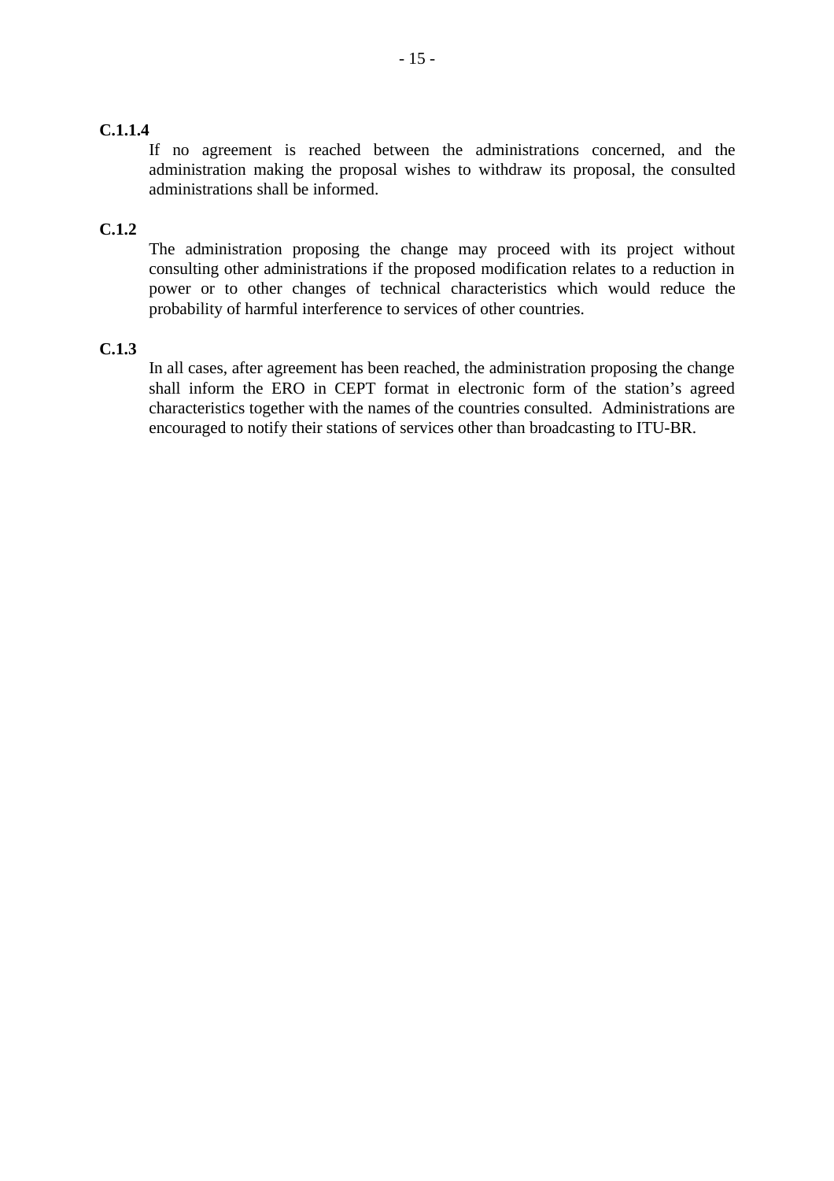**C.1.1.4**

If no agreement is reached between the administrations concerned, and the administration making the proposal wishes to withdraw its proposal, the consulted administrations shall be informed.

**C.1.2**

The administration proposing the change may proceed with its project without consulting other administrations if the proposed modification relates to a reduction in power or to other changes of technical characteristics which would reduce the probability of harmful interference to services of other countries.

**C.1.3**

In all cases, after agreement has been reached, the administration proposing the change shall inform the ERO in CEPT format in electronic form of the station's agreed characteristics together with the names of the countries consulted. Administrations are encouraged to notify their stations of services other than broadcasting to ITU-BR.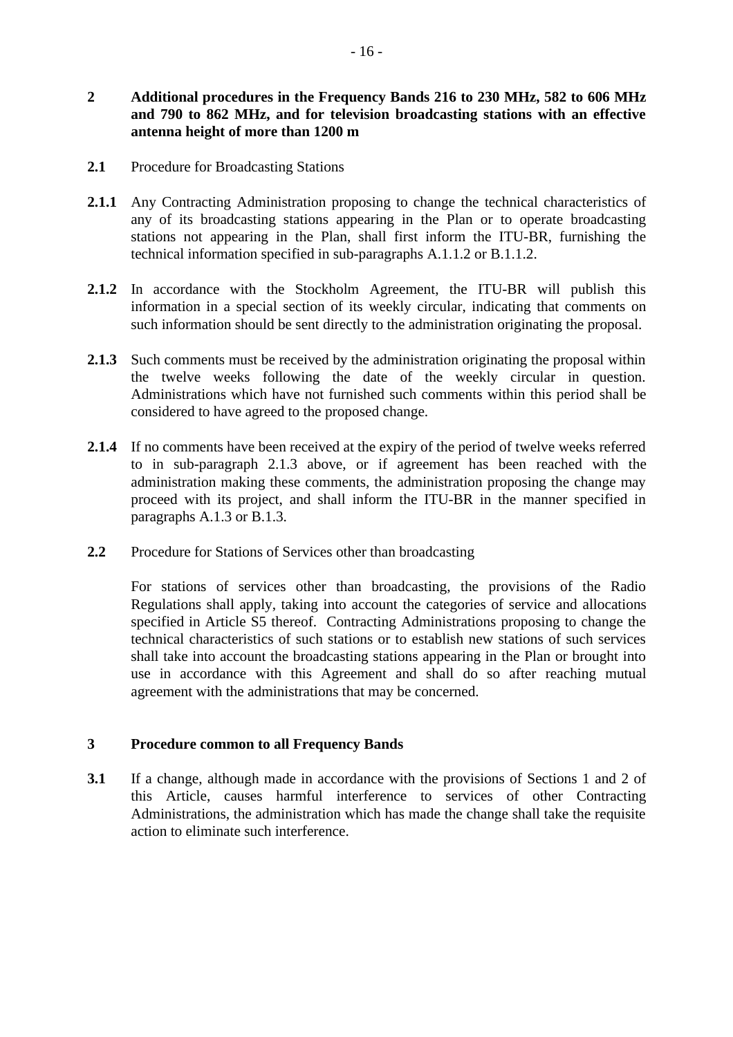## 2 Additional procedures in the Frequency Bands 216 to 230 MHz, 582 to 606 MHz and 790 to 862 MHz, and for television broadcasting stations with an effective antenna height of more than 1200 m

**2.1** Procedure for Broadcasting Stations

**2.1.1** Any Contracting Administration proposing to change the technical characteristics of any of its broadcasting stations appearing in the Plan or to operate broadcasting stations not appearing in the Plan, shall first inform the ITU-BR, furnishing the technical information specified in sub-paragraphs A.1.1.2 or B.1.1.2.

**2.1.2** In accordance with the Stockholm Agreement, the ITU-BR will publish this information in a special section of its weekly circular, indicating that comments on such information should be sent directly to the administration originating the proposal.

**2.1.3** Such comments must be received by the administration originating the proposal within the twelve weeks following the date of the weekly circular in question. Administrations which have not furnished such comments within this period shall be considered to have agreed to the proposed change.

**2.1.4** If no comments have been received at the expiry of the period of twelve weeks referred to in sub-paragraph 2.1.3 above, or if agreement has been reached with the administration making these comments, the administration proposing the change may proceed with its project, and shall inform the ITU-BR in the manner specified in paragraphs A.1.3 or B.1.3.

**2.2** Procedure for Stations of Services other than broadcasting

For stations of services other than broadcasting, the provisions of the Radio Regulations shall apply, taking into account the categories of service and allocations specified in Article S5 thereof. Contracting Administrations proposing to change the technical characteristics of such stations or to establish new stations of such services shall take into account the broadcasting stations appearing in the Plan or brought into use in accordance with this Agreement and shall do so after reaching mutual agreement with the administrations that may be concerned.

## 3 Procedure common to all Frequency Bands

**3.1** If a change, although made in accordance with the provisions of Sections 1 and 2 of this Article, causes harmful interference to services of other Contracting Administrations, the administration which has made the change shall take the requisite action to eliminate such interference.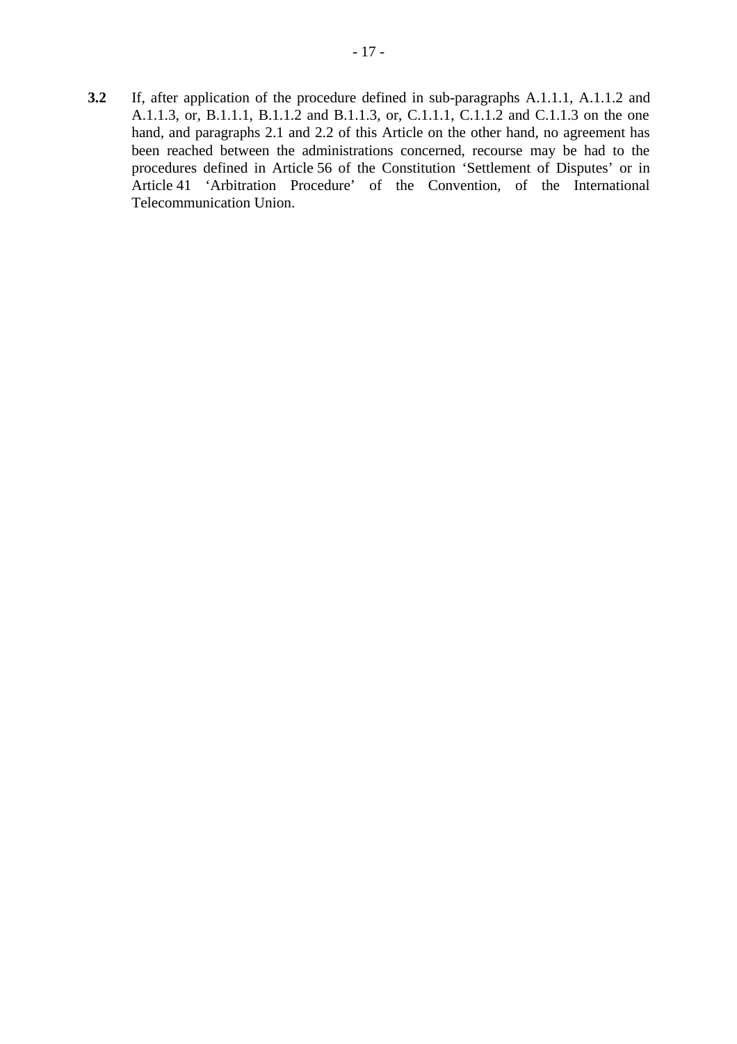**3.2** If, after application of the procedure defined in sub-paragraphs A.1.1.1, A.1.1.2 and A.1.1.3, or, B.1.1.1, B.1.1.2 and B.1.1.3, or, C.1.1.1, C.1.1.2 and C.1.1.3 on the one hand, and paragraphs 2.1 and 2.2 of this Article on the other hand, no agreement has been reached between the administrations concerned, recourse may be had to the procedures defined in Article 56 of the Constitution 'Settlement of Disputes' or in Article 41 'Arbitration Procedure' of the Convention, of the International Telecommunication Union.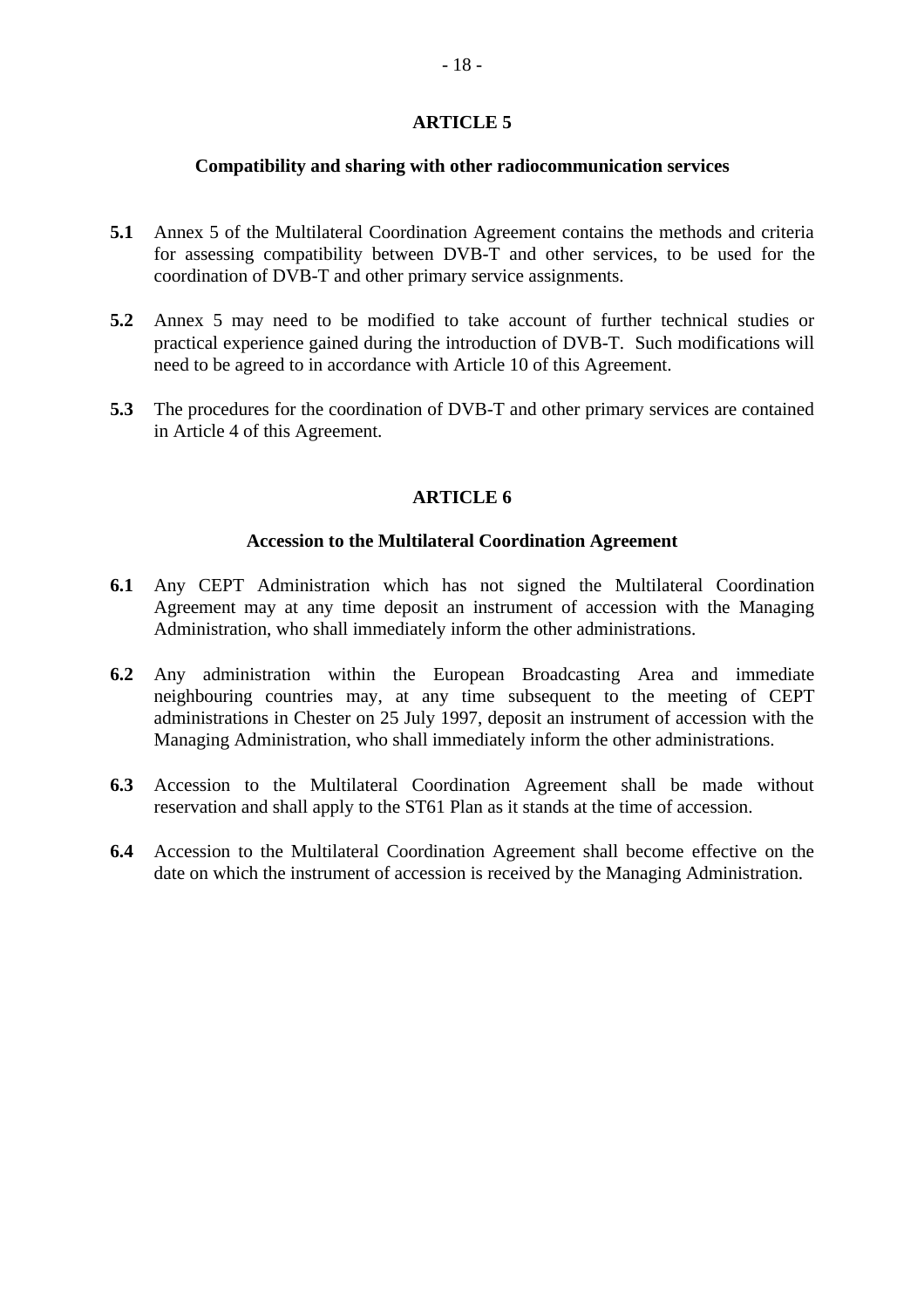## ARTICLE 5

### Compatibility and sharing with other radiocommunication services

**5.1** Annex 5 of the Multilateral Coordination Agreement contains the methods and criteria for assessing compatibility between DVB-T and other services, to be used for the coordination of DVB-T and other primary service assignments.

**5.2** Annex 5 may need to be modified to take account of further technical studies or practical experience gained during the introduction of DVB-T. Such modifications will need to be agreed to in accordance with Article 10 of this Agreement.

**5.3** The procedures for the coordination of DVB-T and other primary services are contained in Article 4 of this Agreement.

## ARTICLE 6

### Accession to the Multilateral Coordination Agreement

**6.1** Any CEPT Administration which has not signed the Multilateral Coordination Agreement may at any time deposit an instrument of accession with the Managing Administration, who shall immediately inform the other administrations.

**6.2** Any administration within the European Broadcasting Area and immediate neighbouring countries may, at any time subsequent to the meeting of CEPT administrations in Chester on 25 July 1997, deposit an instrument of accession with the Managing Administration, who shall immediately inform the other administrations.

**6.3** Accession to the Multilateral Coordination Agreement shall be made without reservation and shall apply to the ST61 Plan as it stands at the time of accession.

**6.4** Accession to the Multilateral Coordination Agreement shall become effective on the date on which the instrument of accession is received by the Managing Administration.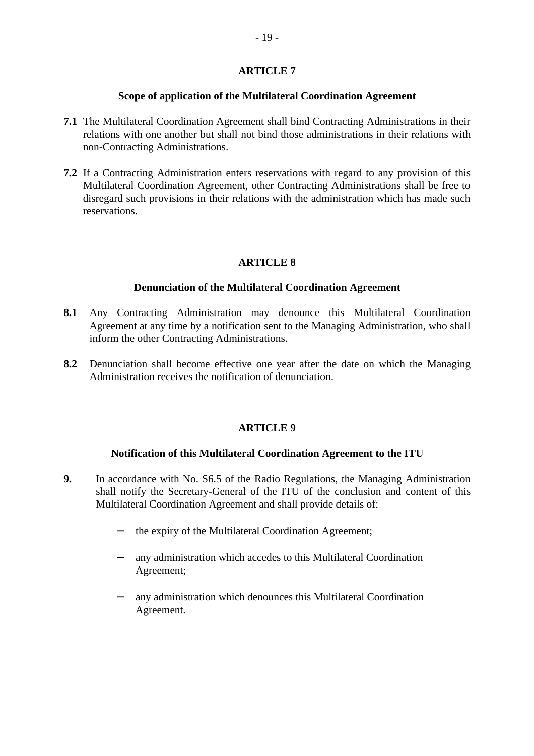## ARTICLE 7

### Scope of application of the Multilateral Coordination Agreement

**7.1** The Multilateral Coordination Agreement shall bind Contracting Administrations in their relations with one another but shall not bind those administrations in their relations with non-Contracting Administrations.

**7.2** If a Contracting Administration enters reservations with regard to any provision of this Multilateral Coordination Agreement, other Contracting Administrations shall be free to disregard such provisions in their relations with the administration which has made such reservations.

## ARTICLE 8

### Denunciation of the Multilateral Coordination Agreement

**8.1** Any Contracting Administration may denounce this Multilateral Coordination Agreement at any time by a notification sent to the Managing Administration, who shall inform the other Contracting Administrations.

**8.2** Denunciation shall become effective one year after the date on which the Managing Administration receives the notification of denunciation.

## ARTICLE 9

### Notification of this Multilateral Coordination Agreement to the ITU

**9.** In accordance with No. S6.5 of the Radio Regulations, the Managing Administration shall notify the Secretary-General of the ITU of the conclusion and content of this Multilateral Coordination Agreement and shall provide details of:

- the expiry of the Multilateral Coordination Agreement;
- any administration which accedes to this Multilateral Coordination Agreement;
- any administration which denounces this Multilateral Coordination Agreement.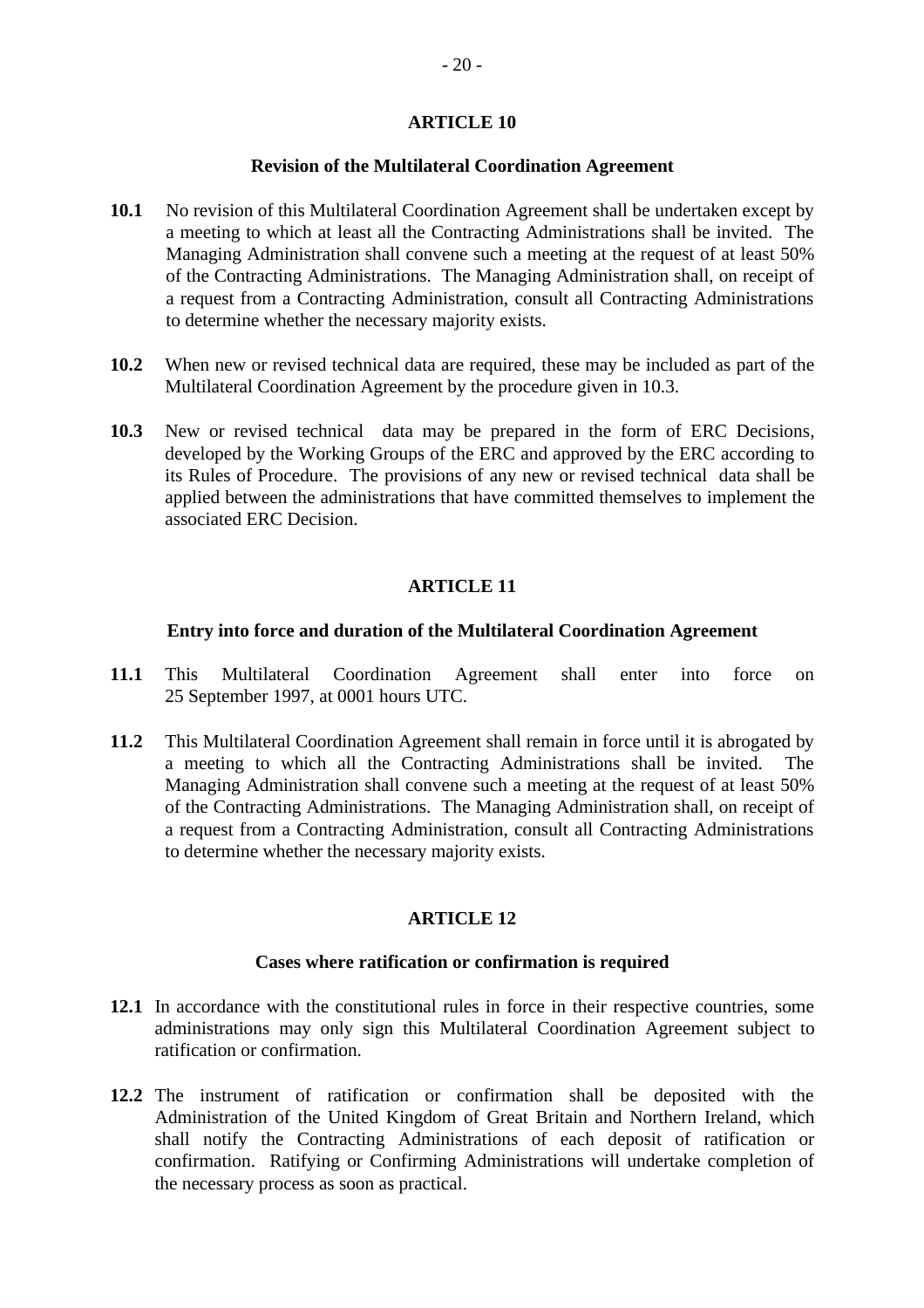## ARTICLE 10

### Revision of the Multilateral Coordination Agreement

**10.1** No revision of this Multilateral Coordination Agreement shall be undertaken except by a meeting to which at least all the Contracting Administrations shall be invited. The Managing Administration shall convene such a meeting at the request of at least 50% of the Contracting Administrations. The Managing Administration shall, on receipt of a request from a Contracting Administration, consult all Contracting Administrations to determine whether the necessary majority exists.

**10.2** When new or revised technical data are required, these may be included as part of the Multilateral Coordination Agreement by the procedure given in 10.3.

**10.3** New or revised technical data may be prepared in the form of ERC Decisions, developed by the Working Groups of the ERC and approved by the ERC according to its Rules of Procedure. The provisions of any new or revised technical data shall be applied between the administrations that have committed themselves to implement the associated ERC Decision.

## ARTICLE 11

### Entry into force and duration of the Multilateral Coordination Agreement

**11.1** This Multilateral Coordination Agreement shall enter into force on 25 September 1997, at 0001 hours UTC.

**11.2** This Multilateral Coordination Agreement shall remain in force until it is abrogated by a meeting to which all the Contracting Administrations shall be invited. The Managing Administration shall convene such a meeting at the request of at least 50% of the Contracting Administrations. The Managing Administration shall, on receipt of a request from a Contracting Administration, consult all Contracting Administrations to determine whether the necessary majority exists.

## ARTICLE 12

### Cases where ratification or confirmation is required

**12.1** In accordance with the constitutional rules in force in their respective countries, some administrations may only sign this Multilateral Coordination Agreement subject to ratification or confirmation.

**12.2** The instrument of ratification or confirmation shall be deposited with the Administration of the United Kingdom of Great Britain and Northern Ireland, which shall notify the Contracting Administrations of each deposit of ratification or confirmation. Ratifying or Confirming Administrations will undertake completion of the necessary process as soon as practical.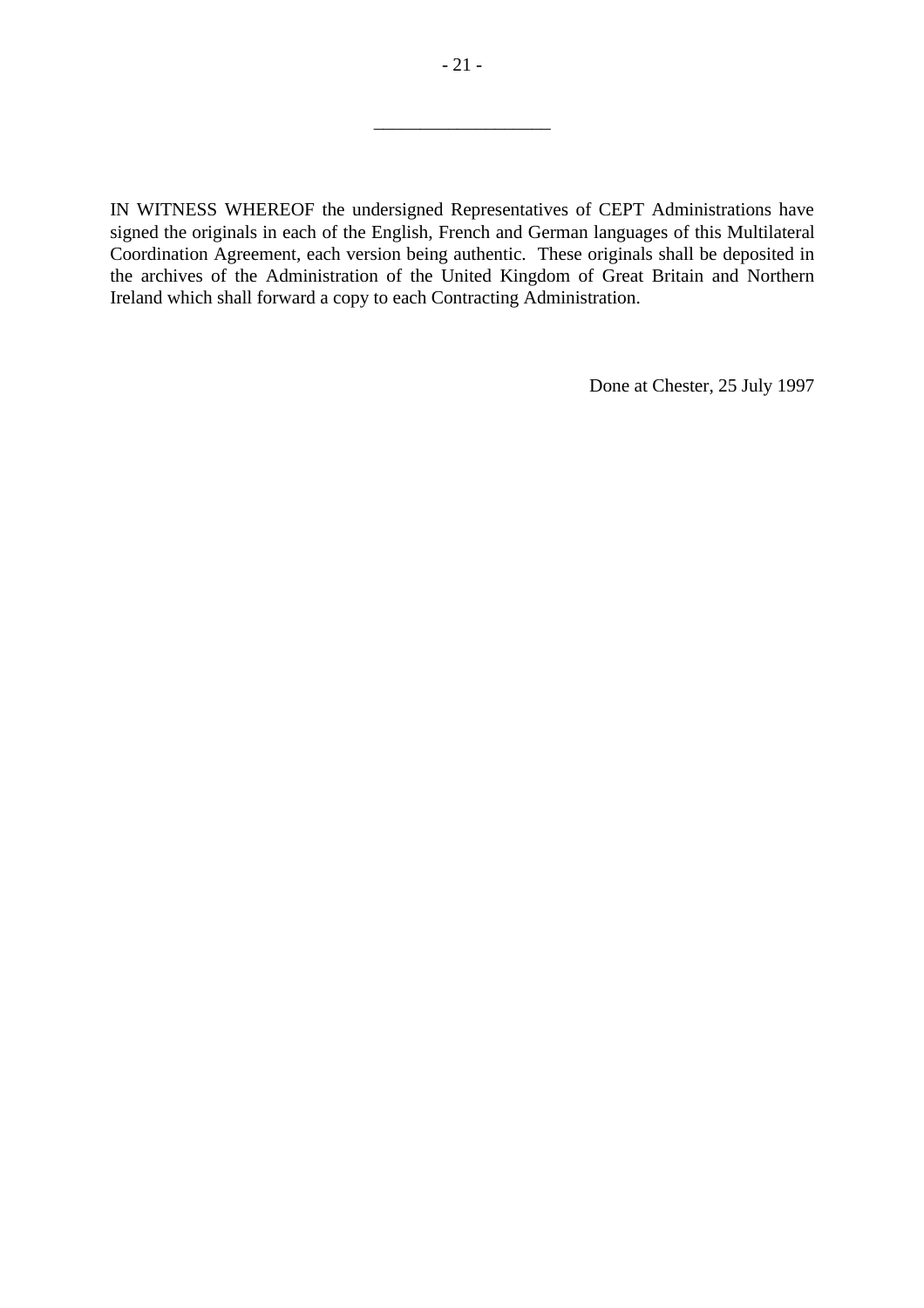---

IN WITNESS WHEREOF the undersigned Representatives of CEPT Administrations have signed the originals in each of the English, French and German languages of this Multilateral Coordination Agreement, each version being authentic. These originals shall be deposited in the archives of the Administration of the United Kingdom of Great Britain and Northern Ireland which shall forward a copy to each Contracting Administration.

Done at Chester, 25 July 1997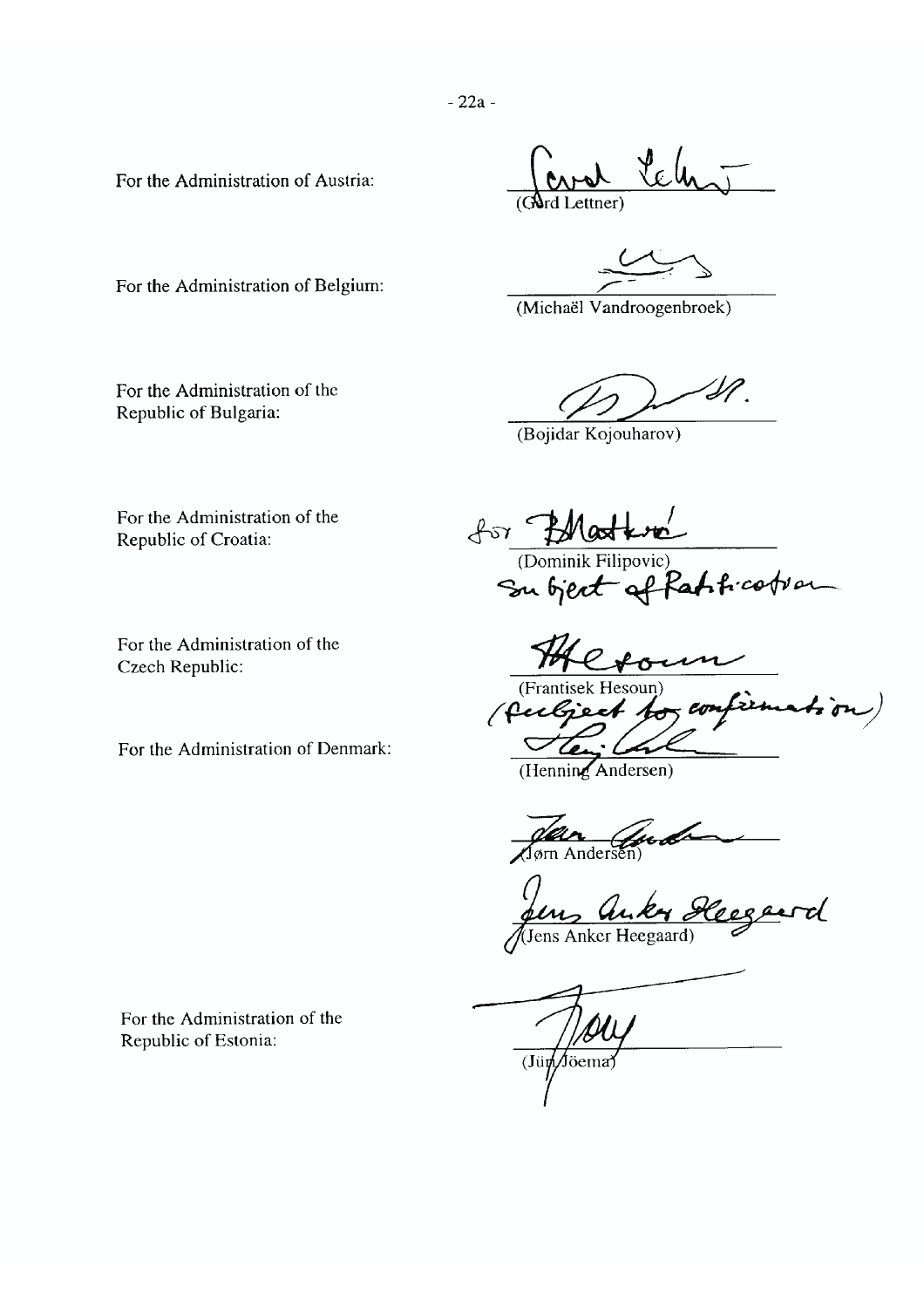- 22a -

For the Administration of Austria: (Gerd Lettner)

For the Administration of Belgium: (Michaël Vandroogenbroek)

For the Administration of the Republic of Bulgaria: (Bojidar Kojouharov)

For the Administration of the Republic of Croatia: (Dominik Filipovic)

Subject of Ratification

For the Administration of the Czech Republic: (Frantisek Hesoun)

(subject to confirmation)

For the Administration of Denmark: (Henning Andersen)

(Jørn Andersen)

(Jens Anker Heegaard)

For the Administration of the Republic of Estonia: (Jüri Jõema)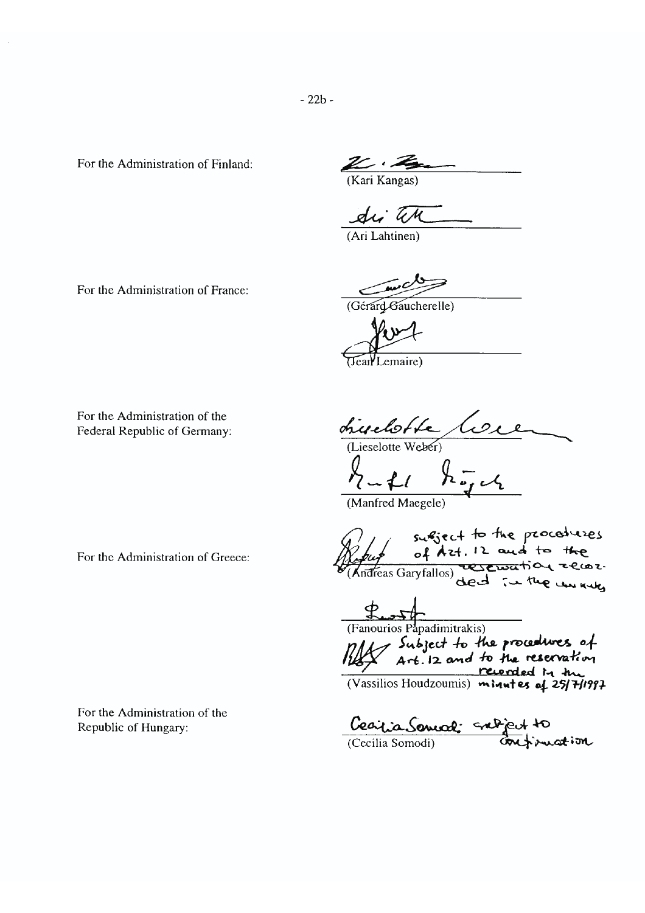For the Administration of Finland:

(Kari Kangas)

(Ari Lahtinen)

For the Administration of France:

(Gérard Gaucherelle)

(Jean Lemaire)

For the Administration of the Federal Republic of Germany:

(Lieselotte Weber)

(Manfred Maegele)

For the Administration of Greece:

subject to the procedures of Art. 12 and to the reservation recorded in the minutes

(Andreas Garyfallos)

(Fanourios Papadimitrakis)

Subject to the procedures of Art. 12 and to the reservation recorded in the minutes of 25/7/1997

(Vassilios Houdzoumis)

For the Administration of the Republic of Hungary:

subject to confirmation

(Cecilia Somodi)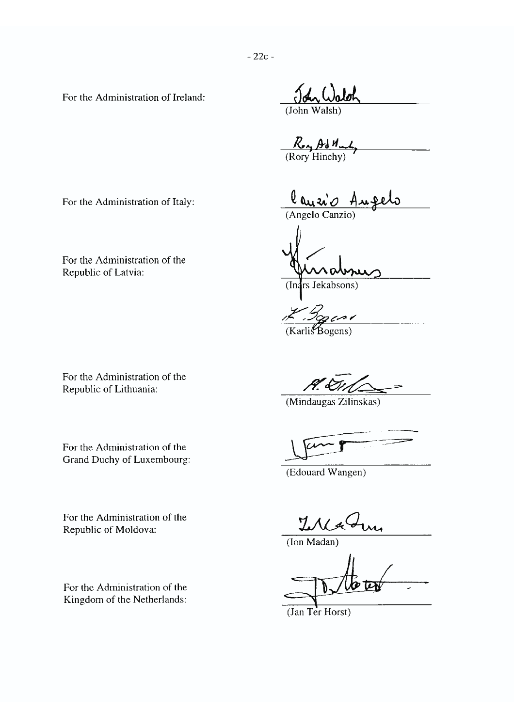For the Administration of Ireland:

(John Walsh)

(Rory Hinchy)

For the Administration of Italy:

(Angelo Canzio)

For the Administration of the Republic of Latvia:

(Inārs Jekabsons)

(Karlis Bogens)

For the Administration of the Republic of Lithuania:

(Mindaugas Zilinskas)

For the Administration of the Grand Duchy of Luxembourg:

(Edouard Wangen)

For the Administration of the Republic of Moldova:

(Ion Madan)

For the Administration of the Kingdom of the Netherlands:

(Jan Ter Horst)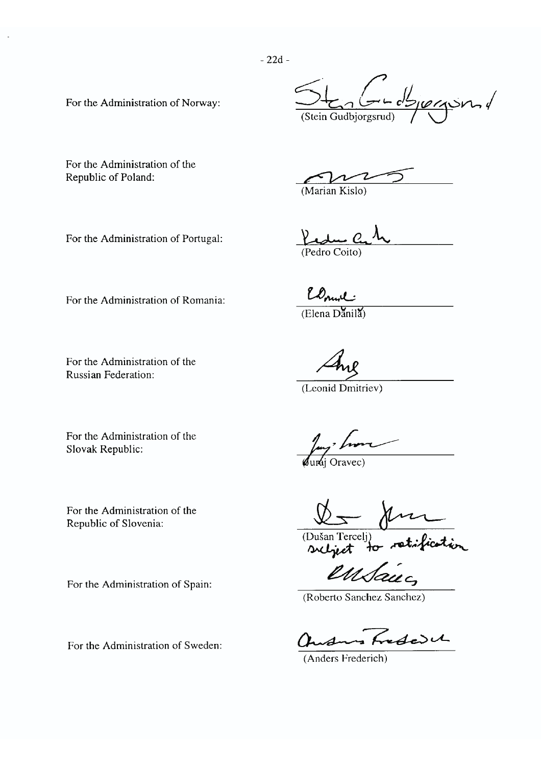For the Administration of Norway: (Stein Gudbjorgsrud)

For the Administration of the Republic of Poland: (Marian Kislo)

For the Administration of Portugal: (Pedro Coito)

For the Administration of Romania: (Elena Dănilă)

For the Administration of the Russian Federation: (Leonid Dmitriev)

For the Administration of the Slovak Republic: (Juraj Oravec)

For the Administration of the Republic of Slovenia: (Dušan Tercelj) subject to ratification

For the Administration of Spain: (Roberto Sanchez Sanchez)

For the Administration of Sweden: (Anders Frederich)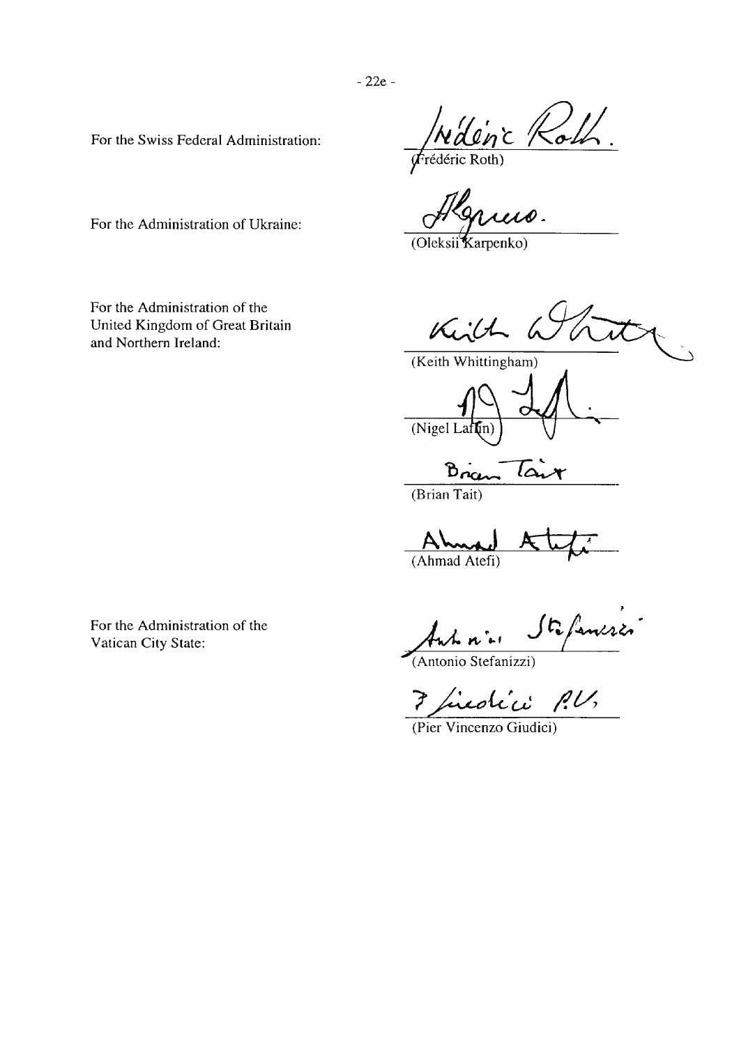- 22e -

For the Swiss Federal Administration: (Frédéric Roth)

For the Administration of Ukraine: (Oleksii Karpenko)

For the Administration of the United Kingdom of Great Britain and Northern Ireland:

(Keith Whittingham)

(Nigel Laflin)

(Brian Tait)

(Ahmad Atefi)

For the Administration of the Vatican City State:

(Antonio Stefanizzi)

(Pier Vincenzo Giudici)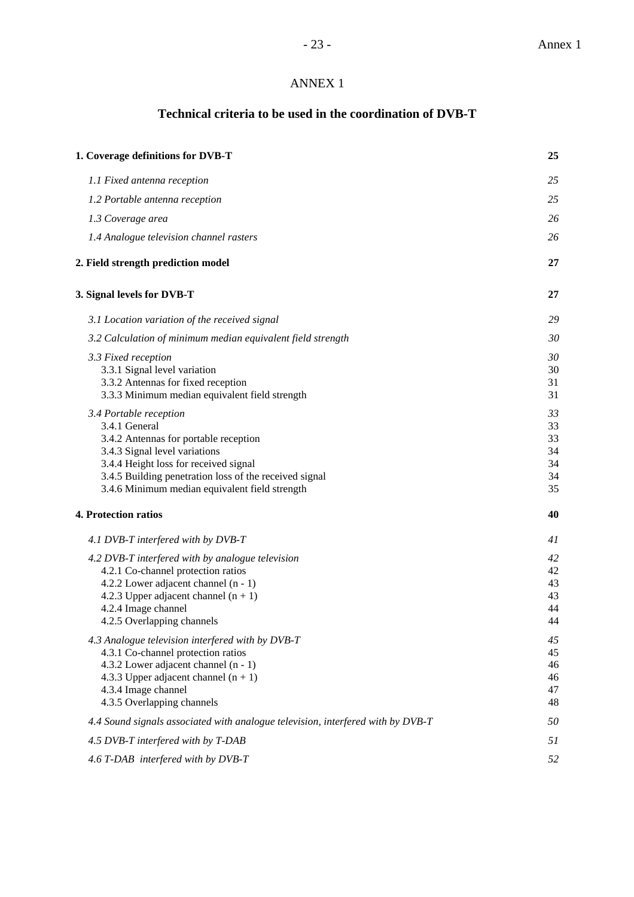# ANNEX 1

## Technical criteria to be used in the coordination of DVB-T

| | |
|---|---|
| **1. Coverage definitions for DVB-T** | **25** |
| *1.1 Fixed antenna reception* | *25* |
| *1.2 Portable antenna reception* | *25* |
| *1.3 Coverage area* | *26* |
| *1.4 Analogue television channel rasters* | *26* |
| **2. Field strength prediction model** | **27** |
| **3. Signal levels for DVB-T** | **27** |
| *3.1 Location variation of the received signal* | *29* |
| *3.2 Calculation of minimum median equivalent field strength* | *30* |
| *3.3 Fixed reception* | *30* |
| 3.3.1 Signal level variation | 30 |
| 3.3.2 Antennas for fixed reception | 31 |
| 3.3.3 Minimum median equivalent field strength | 31 |
| *3.4 Portable reception* | *33* |
| 3.4.1 General | 33 |
| 3.4.2 Antennas for portable reception | 33 |
| 3.4.3 Signal level variations | 34 |
| 3.4.4 Height loss for received signal | 34 |
| 3.4.5 Building penetration loss of the received signal | 34 |
| 3.4.6 Minimum median equivalent field strength | 35 |
| **4. Protection ratios** | **40** |
| *4.1 DVB-T interfered with by DVB-T* | *41* |
| *4.2 DVB-T interfered with by analogue television* | *42* |
| 4.2.1 Co-channel protection ratios | 42 |
| 4.2.2 Lower adjacent channel (n - 1) | 43 |
| 4.2.3 Upper adjacent channel (n + 1) | 43 |
| 4.2.4 Image channel | 44 |
| 4.2.5 Overlapping channels | 44 |
| *4.3 Analogue television interfered with by DVB-T* | *45* |
| 4.3.1 Co-channel protection ratios | 45 |
| 4.3.2 Lower adjacent channel (n - 1) | 46 |
| 4.3.3 Upper adjacent channel (n + 1) | 46 |
| 4.3.4 Image channel | 47 |
| 4.3.5 Overlapping channels | 48 |
| *4.4 Sound signals associated with analogue television, interfered with by DVB-T* | *50* |
| *4.5 DVB-T interfered with by T-DAB* | *51* |
| *4.6 T-DAB interfered with by DVB-T* | *52* |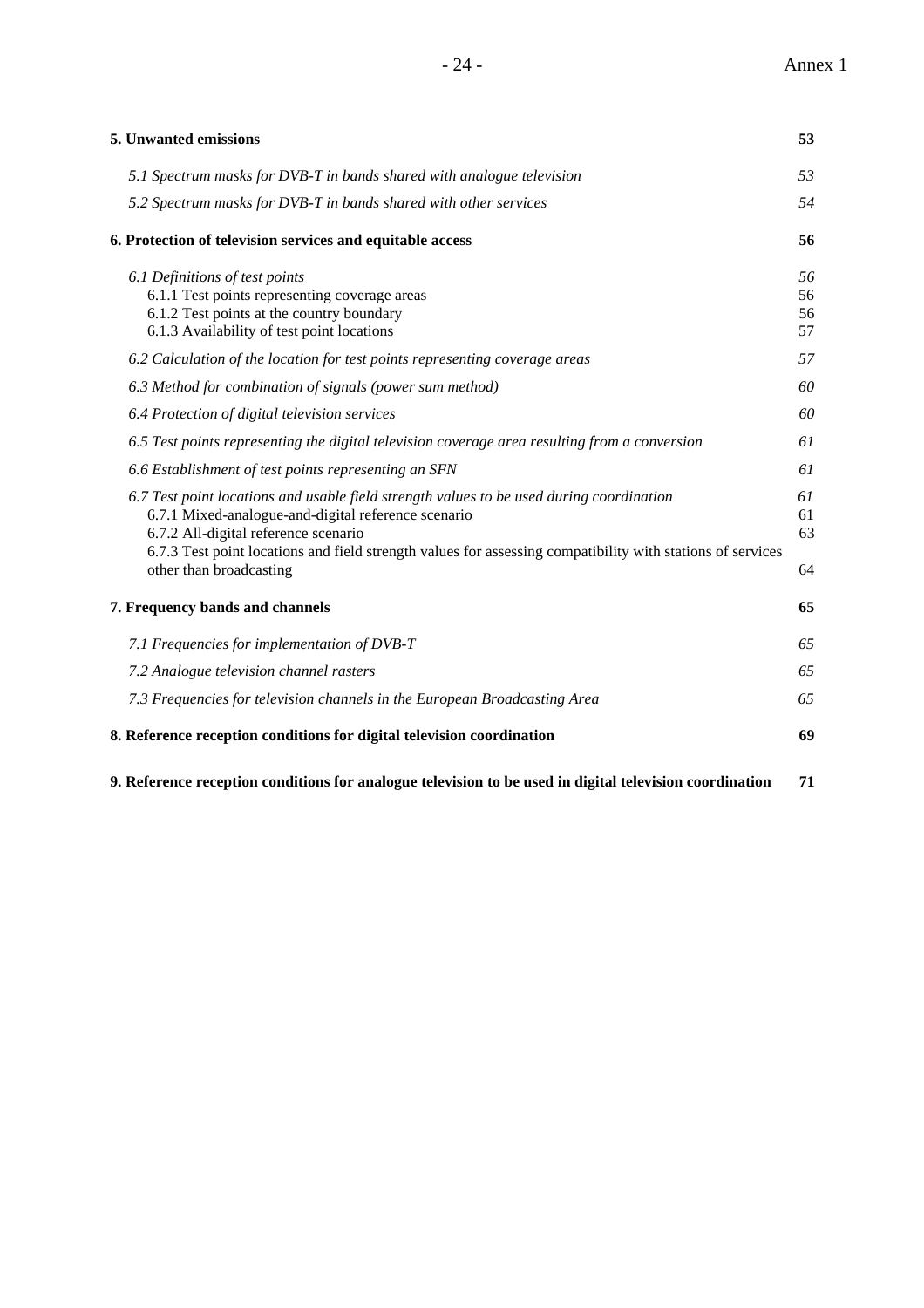| | |
|---|---|
| **5. Unwanted emissions** | **53** |
| *5.1 Spectrum masks for DVB-T in bands shared with analogue television* | *53* |
| *5.2 Spectrum masks for DVB-T in bands shared with other services* | *54* |
| **6. Protection of television services and equitable access** | **56** |
| *6.1 Definitions of test points* | *56* |
| 6.1.1 Test points representing coverage areas | 56 |
| 6.1.2 Test points at the country boundary | 56 |
| 6.1.3 Availability of test point locations | 57 |
| *6.2 Calculation of the location for test points representing coverage areas* | *57* |
| *6.3 Method for combination of signals (power sum method)* | *60* |
| *6.4 Protection of digital television services* | *60* |
| *6.5 Test points representing the digital television coverage area resulting from a conversion* | *61* |
| *6.6 Establishment of test points representing an SFN* | *61* |
| *6.7 Test point locations and usable field strength values to be used during coordination* | *61* |
| 6.7.1 Mixed-analogue-and-digital reference scenario | 61 |
| 6.7.2 All-digital reference scenario | 63 |
| 6.7.3 Test point locations and field strength values for assessing compatibility with stations of services other than broadcasting | 64 |
| **7. Frequency bands and channels** | **65** |
| *7.1 Frequencies for implementation of DVB-T* | *65* |
| *7.2 Analogue television channel rasters* | *65* |
| *7.3 Frequencies for television channels in the European Broadcasting Area* | *65* |
| **8. Reference reception conditions for digital television coordination** | **69** |
| **9. Reference reception conditions for analogue television to be used in digital television coordination** | **71** |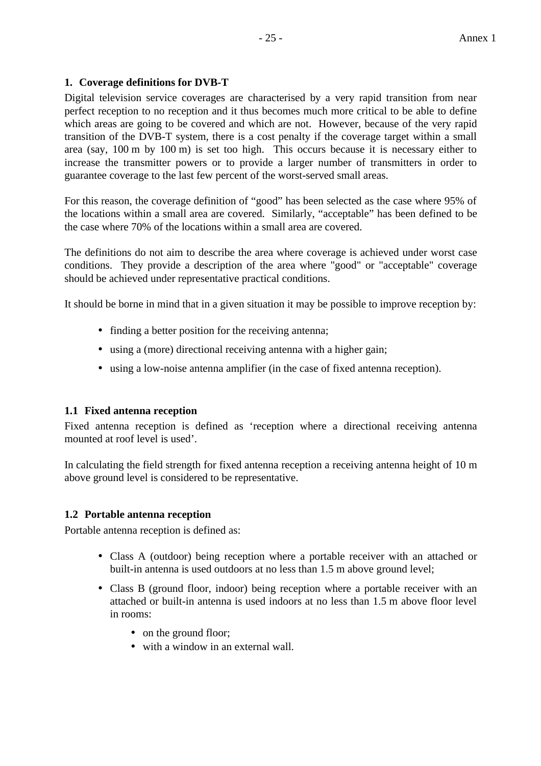## 1. Coverage definitions for DVB-T

Digital television service coverages are characterised by a very rapid transition from near perfect reception to no reception and it thus becomes much more critical to be able to define which areas are going to be covered and which are not. However, because of the very rapid transition of the DVB-T system, there is a cost penalty if the coverage target within a small area (say, 100 m by 100 m) is set too high. This occurs because it is necessary either to increase the transmitter powers or to provide a larger number of transmitters in order to guarantee coverage to the last few percent of the worst-served small areas.

For this reason, the coverage definition of "good" has been selected as the case where 95% of the locations within a small area are covered. Similarly, "acceptable" has been defined to be the case where 70% of the locations within a small area are covered.

The definitions do not aim to describe the area where coverage is achieved under worst case conditions. They provide a description of the area where "good" or "acceptable" coverage should be achieved under representative practical conditions.

It should be borne in mind that in a given situation it may be possible to improve reception by:

- finding a better position for the receiving antenna;
- using a (more) directional receiving antenna with a higher gain;
- using a low-noise antenna amplifier (in the case of fixed antenna reception).

### 1.1 Fixed antenna reception

Fixed antenna reception is defined as 'reception where a directional receiving antenna mounted at roof level is used'.

In calculating the field strength for fixed antenna reception a receiving antenna height of 10 m above ground level is considered to be representative.

### 1.2 Portable antenna reception

Portable antenna reception is defined as:

- Class A (outdoor) being reception where a portable receiver with an attached or built-in antenna is used outdoors at no less than 1.5 m above ground level;
- Class B (ground floor, indoor) being reception where a portable receiver with an attached or built-in antenna is used indoors at no less than 1.5 m above floor level in rooms:
    - on the ground floor;
    - with a window in an external wall.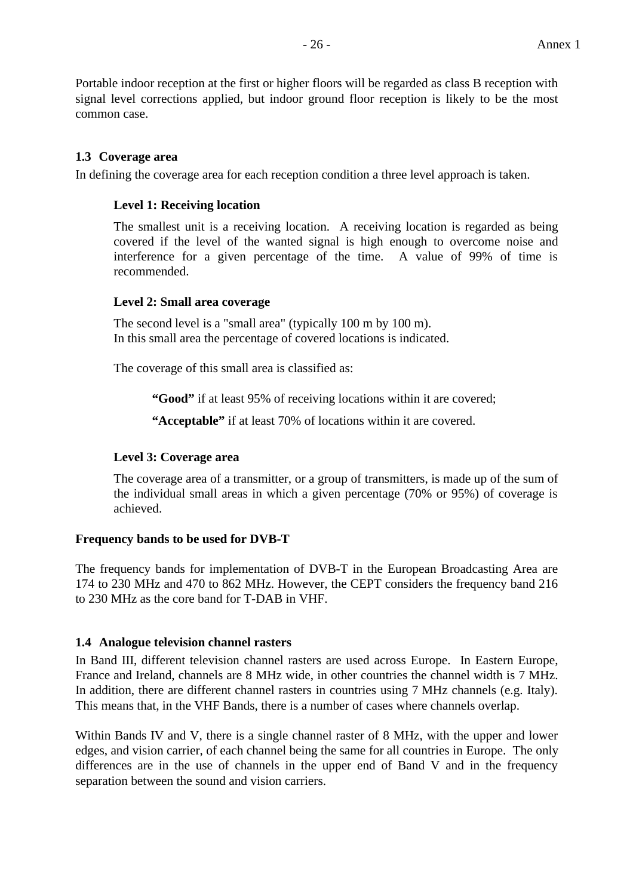Portable indoor reception at the first or higher floors will be regarded as class B reception with signal level corrections applied, but indoor ground floor reception is likely to be the most common case.

### 1.3 Coverage area

In defining the coverage area for each reception condition a three level approach is taken.

#### Level 1: Receiving location

The smallest unit is a receiving location. A receiving location is regarded as being covered if the level of the wanted signal is high enough to overcome noise and interference for a given percentage of the time. A value of 99% of time is recommended.

#### Level 2: Small area coverage

The second level is a "small area" (typically 100 m by 100 m).
In this small area the percentage of covered locations is indicated.

The coverage of this small area is classified as:

**"Good"** if at least 95% of receiving locations within it are covered;

**"Acceptable"** if at least 70% of locations within it are covered.

#### Level 3: Coverage area

The coverage area of a transmitter, or a group of transmitters, is made up of the sum of the individual small areas in which a given percentage (70% or 95%) of coverage is achieved.

**Frequency bands to be used for DVB-T**

The frequency bands for implementation of DVB-T in the European Broadcasting Area are 174 to 230 MHz and 470 to 862 MHz. However, the CEPT considers the frequency band 216 to 230 MHz as the core band for T-DAB in VHF.

### 1.4 Analogue television channel rasters

In Band III, different television channel rasters are used across Europe. In Eastern Europe, France and Ireland, channels are 8 MHz wide, in other countries the channel width is 7 MHz. In addition, there are different channel rasters in countries using 7 MHz channels (e.g. Italy). This means that, in the VHF Bands, there is a number of cases where channels overlap.

Within Bands IV and V, there is a single channel raster of 8 MHz, with the upper and lower edges, and vision carrier, of each channel being the same for all countries in Europe. The only differences are in the use of channels in the upper end of Band V and in the frequency separation between the sound and vision carriers.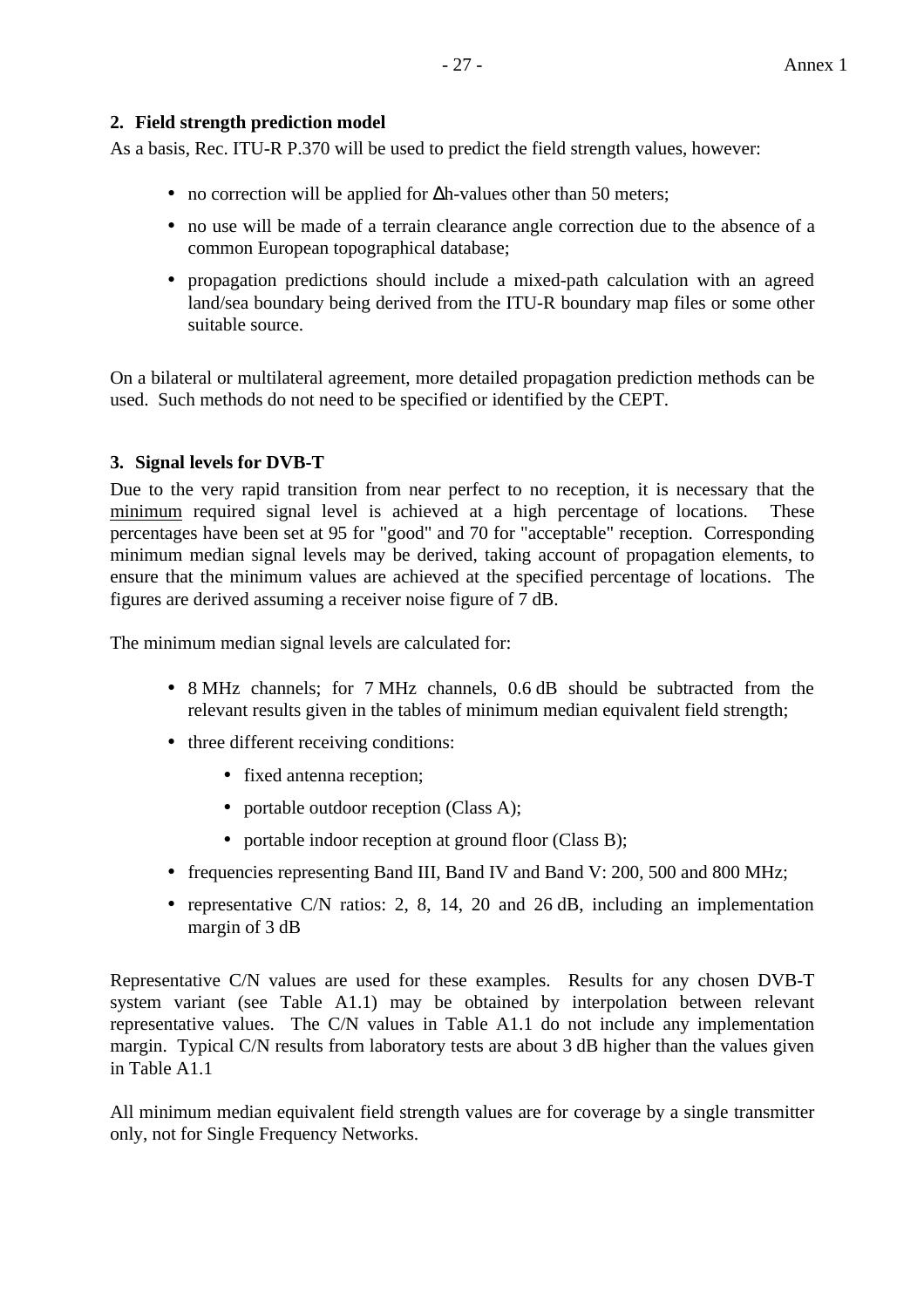## 2. Field strength prediction model

As a basis, Rec. ITU-R P.370 will be used to predict the field strength values, however:

- no correction will be applied for $\Delta$h-values other than 50 meters;
- no use will be made of a terrain clearance angle correction due to the absence of a common European topographical database;
- propagation predictions should include a mixed-path calculation with an agreed land/sea boundary being derived from the ITU-R boundary map files or some other suitable source.

On a bilateral or multilateral agreement, more detailed propagation prediction methods can be used. Such methods do not need to be specified or identified by the CEPT.

## 3. Signal levels for DVB-T

Due to the very rapid transition from near perfect to no reception, it is necessary that the minimum required signal level is achieved at a high percentage of locations. These percentages have been set at 95 for "good" and 70 for "acceptable" reception. Corresponding minimum median signal levels may be derived, taking account of propagation elements, to ensure that the minimum values are achieved at the specified percentage of locations. The figures are derived assuming a receiver noise figure of 7 dB.

The minimum median signal levels are calculated for:

- 8 MHz channels; for 7 MHz channels, 0.6 dB should be subtracted from the relevant results given in the tables of minimum median equivalent field strength;
- three different receiving conditions:
  - fixed antenna reception;
  - portable outdoor reception (Class A);
  - portable indoor reception at ground floor (Class B);
- frequencies representing Band III, Band IV and Band V: 200, 500 and 800 MHz;
- representative C/N ratios: 2, 8, 14, 20 and 26 dB, including an implementation margin of 3 dB

Representative C/N values are used for these examples. Results for any chosen DVB-T system variant (see Table A1.1) may be obtained by interpolation between relevant representative values. The C/N values in Table A1.1 do not include any implementation margin. Typical C/N results from laboratory tests are about 3 dB higher than the values given in Table A1.1

All minimum median equivalent field strength values are for coverage by a single transmitter only, not for Single Frequency Networks.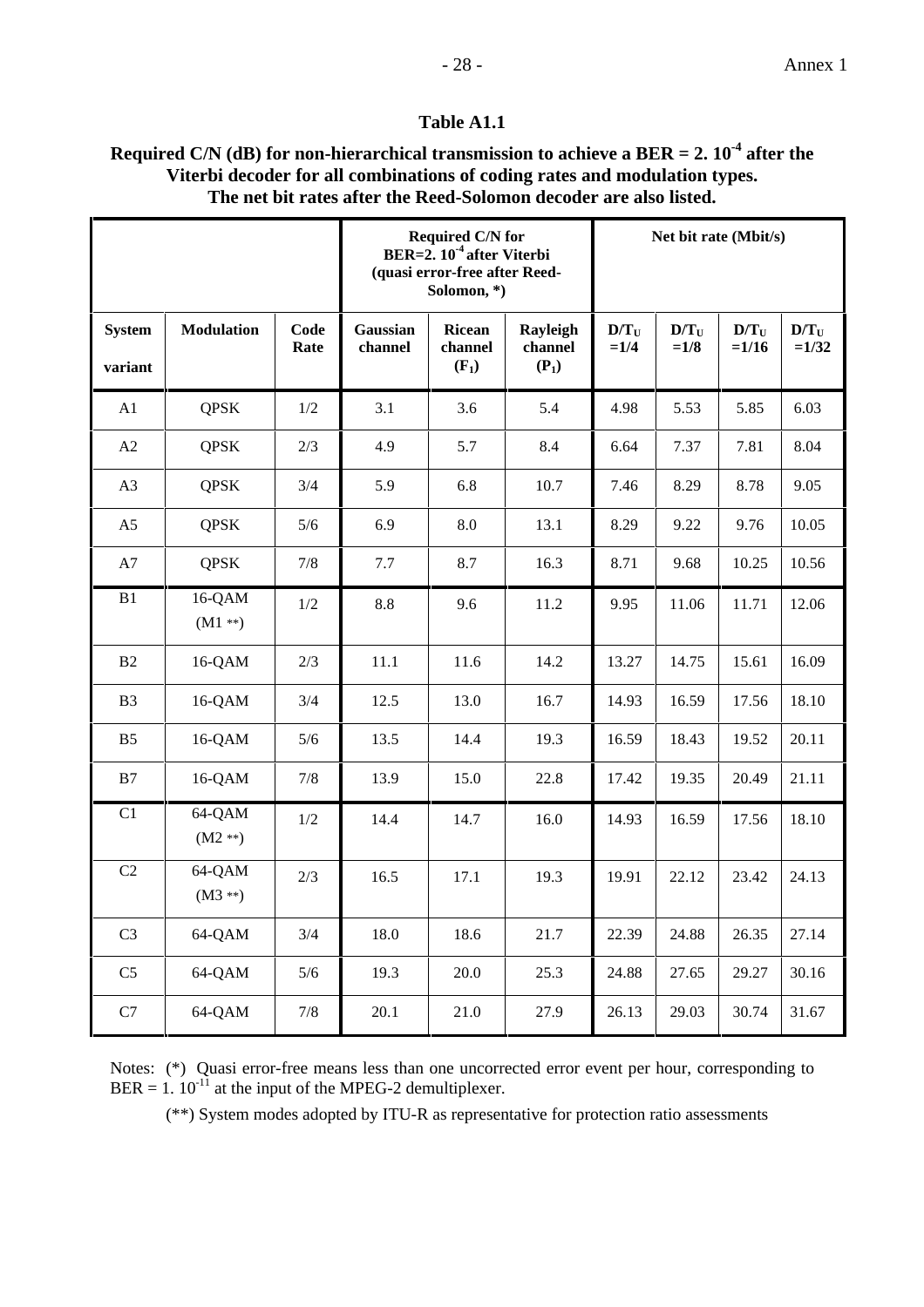**Table A1.1**

**Required C/N (dB) for non-hierarchical transmission to achieve a BER = 2. $10^{-4}$ after the Viterbi decoder for all combinations of coding rates and modulation types. The net bit rates after the Reed-Solomon decoder are also listed.**

| | | | Required C/N for BER=2. $10^{-4}$ after Viterbi (quasi error-free after Reed-Solomon, *) | | | Net bit rate (Mbit/s) | | | |
|---|---|---|---|---|---|---|---|---|---|
| System variant | Modulation | Code Rate | Gaussian channel | Ricean channel ($F_1$) | Rayleigh channel ($P_1$) | $D/T_U$ =1/4 | $D/T_U$ =1/8 | $D/T_U$ =1/16 | $D/T_U$ =1/32 |
| A1 | QPSK | 1/2 | 3.1 | 3.6 | 5.4 | 4.98 | 5.53 | 5.85 | 6.03 |
| A2 | QPSK | 2/3 | 4.9 | 5.7 | 8.4 | 6.64 | 7.37 | 7.81 | 8.04 |
| A3 | QPSK | 3/4 | 5.9 | 6.8 | 10.7 | 7.46 | 8.29 | 8.78 | 9.05 |
| A5 | QPSK | 5/6 | 6.9 | 8.0 | 13.1 | 8.29 | 9.22 | 9.76 | 10.05 |
| A7 | QPSK | 7/8 | 7.7 | 8.7 | 16.3 | 8.71 | 9.68 | 10.25 | 10.56 |
| B1 | 16-QAM (M1 **) | 1/2 | 8.8 | 9.6 | 11.2 | 9.95 | 11.06 | 11.71 | 12.06 |
| B2 | 16-QAM | 2/3 | 11.1 | 11.6 | 14.2 | 13.27 | 14.75 | 15.61 | 16.09 |
| B3 | 16-QAM | 3/4 | 12.5 | 13.0 | 16.7 | 14.93 | 16.59 | 17.56 | 18.10 |
| B5 | 16-QAM | 5/6 | 13.5 | 14.4 | 19.3 | 16.59 | 18.43 | 19.52 | 20.11 |
| B7 | 16-QAM | 7/8 | 13.9 | 15.0 | 22.8 | 17.42 | 19.35 | 20.49 | 21.11 |
| C1 | 64-QAM (M2 **) | 1/2 | 14.4 | 14.7 | 16.0 | 14.93 | 16.59 | 17.56 | 18.10 |
| C2 | 64-QAM (M3 **) | 2/3 | 16.5 | 17.1 | 19.3 | 19.91 | 22.12 | 23.42 | 24.13 |
| C3 | 64-QAM | 3/4 | 18.0 | 18.6 | 21.7 | 22.39 | 24.88 | 26.35 | 27.14 |
| C5 | 64-QAM | 5/6 | 19.3 | 20.0 | 25.3 | 24.88 | 27.65 | 29.27 | 30.16 |
| C7 | 64-QAM | 7/8 | 20.1 | 21.0 | 27.9 | 26.13 | 29.03 | 30.74 | 31.67 |

Notes: (*) Quasi error-free means less than one uncorrected error event per hour, corresponding to BER = 1. $10^{-11}$ at the input of the MPEG-2 demultiplexer.

(**) System modes adopted by ITU-R as representative for protection ratio assessments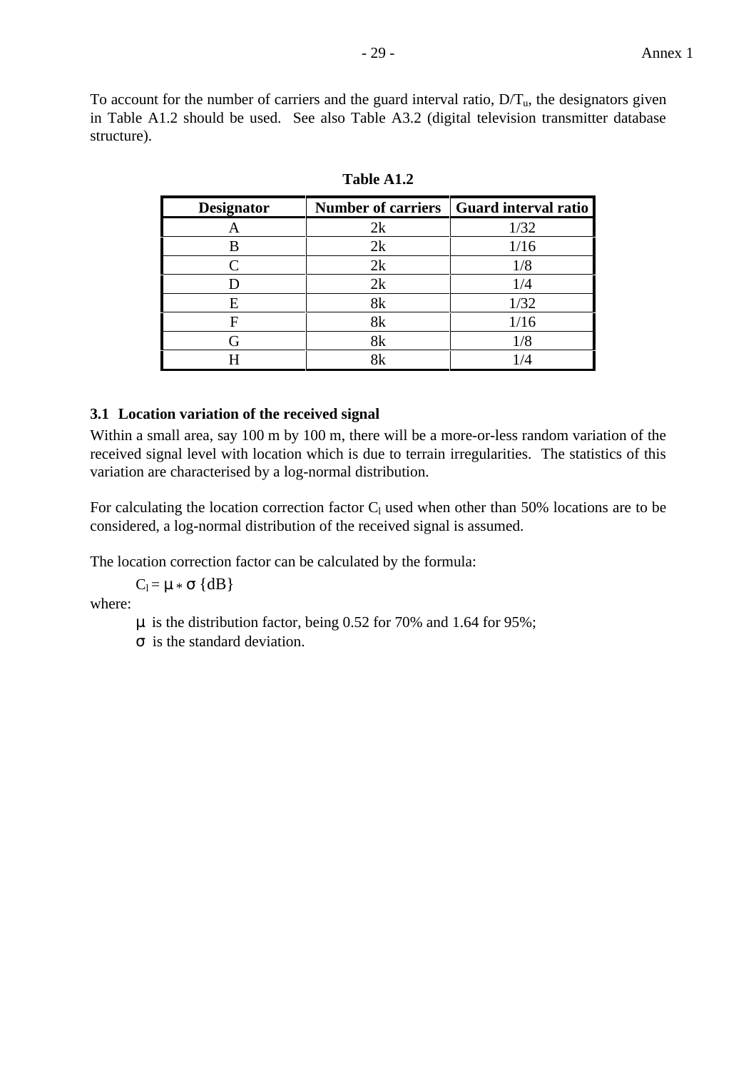To account for the number of carriers and the guard interval ratio, $D/T_u$, the designators given in Table A1.2 should be used. See also Table A3.2 (digital television transmitter database structure).

**Table A1.2**

| Designator | Number of carriers | Guard interval ratio |
|---|---|---|
| A | 2k | 1/32 |
| B | 2k | 1/16 |
| C | 2k | 1/8 |
| D | 2k | 1/4 |
| E | 8k | 1/32 |
| F | 8k | 1/16 |
| G | 8k | 1/8 |
| H | 8k | 1/4 |

### 3.1 Location variation of the received signal

Within a small area, say 100 m by 100 m, there will be a more-or-less random variation of the received signal level with location which is due to terrain irregularities. The statistics of this variation are characterised by a log-normal distribution.

For calculating the location correction factor $C_l$ used when other than 50% locations are to be considered, a log-normal distribution of the received signal is assumed.

The location correction factor can be calculated by the formula:

$C_l = \mu * \sigma$ {dB}

where:

$\mu$ is the distribution factor, being 0.52 for 70% and 1.64 for 95%;

$\sigma$ is the standard deviation.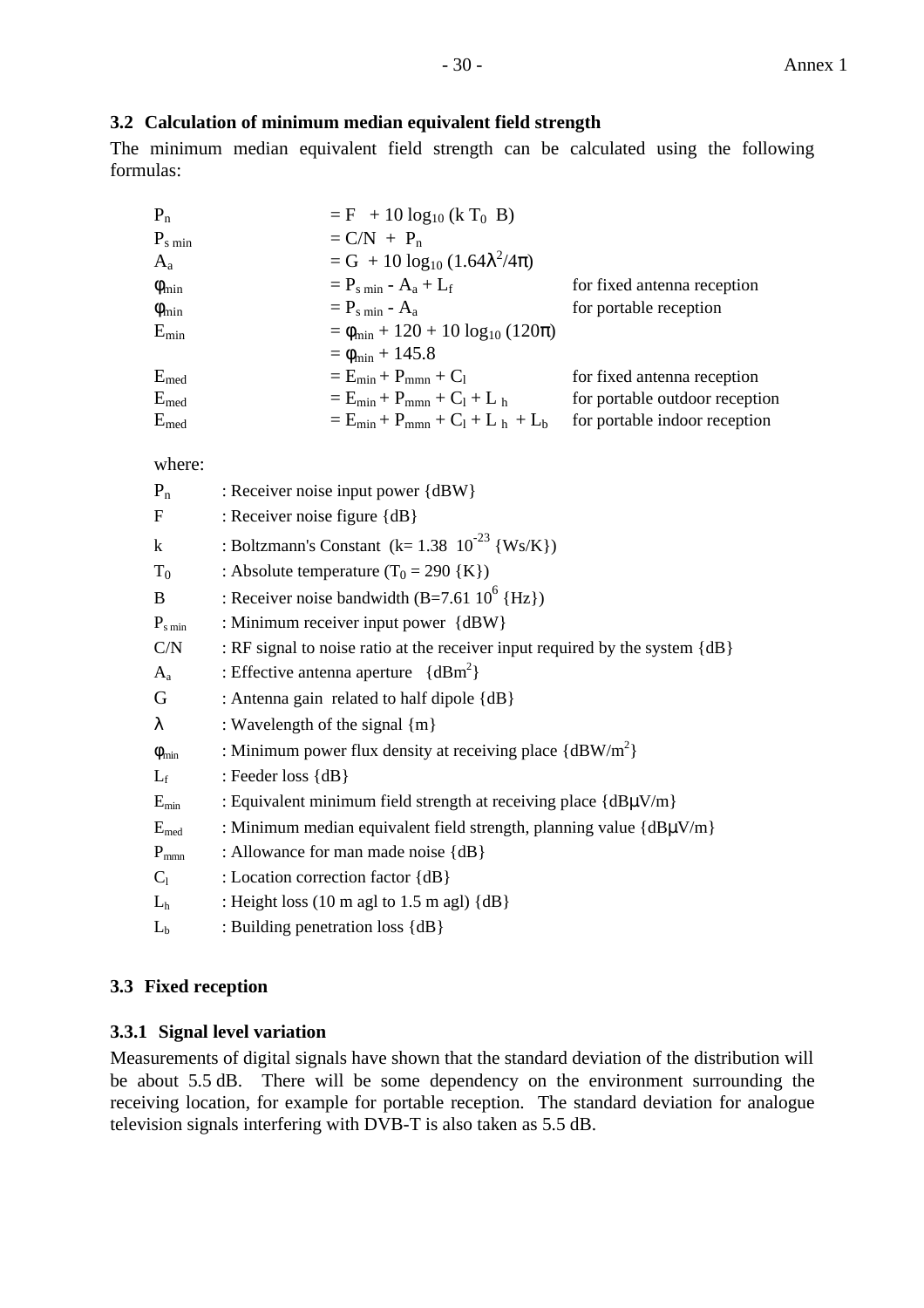### 3.2 Calculation of minimum median equivalent field strength

The minimum median equivalent field strength can be calculated using the following formulas:

| | | |
|---|---|---|
| $P_n$ | $= F + 10 \log_{10} (k\ T_0\ B)$ | |
| $P_{s\ min}$ | $= C/N + P_n$ | |
| $A_a$ | $= G + 10 \log_{10} (1.64\lambda^2/4\pi)$ | |
| $\varphi_{min}$ | $= P_{s\ min} - A_a + L_f$ | for fixed antenna reception |
| $\varphi_{min}$ | $= P_{s\ min} - A_a$ | for portable reception |
| $E_{min}$ | $= \varphi_{min} + 120 + 10 \log_{10} (120\pi)$ | |
| | $= \varphi_{min} + 145.8$ | |
| $E_{med}$ | $= E_{min} + P_{mmn} + C_l$ | for fixed antenna reception |
| $E_{med}$ | $= E_{min} + P_{mmn} + C_l + L_h$ | for portable outdoor reception |
| $E_{med}$ | $= E_{min} + P_{mmn} + C_l + L_h + L_b$ | for portable indoor reception |

where:

| | |
|---|---|
| $P_n$ | : Receiver noise input power {dBW} |
| $F$ | : Receiver noise figure {dB} |
| $k$ | : Boltzmann's Constant ($k = 1.38\ 10^{-23}$ {Ws/K}) |
| $T_0$ | : Absolute temperature ($T_0 = 290$ {K}) |
| $B$ | : Receiver noise bandwidth ($B = 7.61\ 10^{6}$ {Hz}) |
| $P_{s\ min}$ | : Minimum receiver input power {dBW} |
| $C/N$ | : RF signal to noise ratio at the receiver input required by the system {dB} |
| $A_a$ | : Effective antenna aperture {dBm$^2$} |
| $G$ | : Antenna gain related to half dipole {dB} |
| $\lambda$ | : Wavelength of the signal {m} |
| $\varphi_{min}$ | : Minimum power flux density at receiving place {dBW/m$^2$} |
| $L_f$ | : Feeder loss {dB} |
| $E_{min}$ | : Equivalent minimum field strength at receiving place {dBμV/m} |
| $E_{med}$ | : Minimum median equivalent field strength, planning value {dBμV/m} |
| $P_{mmn}$ | : Allowance for man made noise {dB} |
| $C_l$ | : Location correction factor {dB} |
| $L_h$ | : Height loss (10 m agl to 1.5 m agl) {dB} |
| $L_b$ | : Building penetration loss {dB} |

### 3.3 Fixed reception

#### 3.3.1 Signal level variation

Measurements of digital signals have shown that the standard deviation of the distribution will be about 5.5 dB. There will be some dependency on the environment surrounding the receiving location, for example for portable reception. The standard deviation for analogue television signals interfering with DVB-T is also taken as 5.5 dB.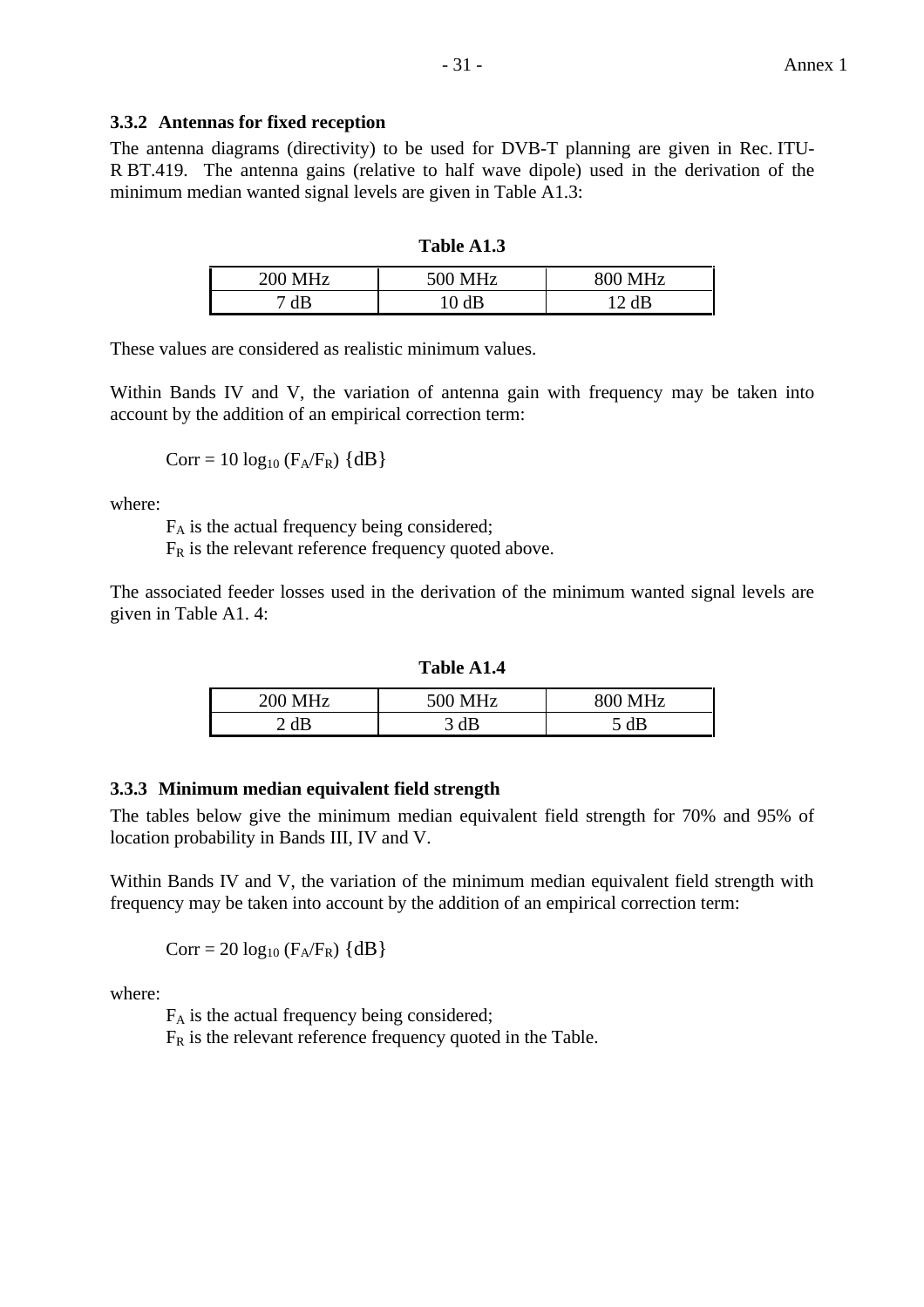### 3.3.2 Antennas for fixed reception

The antenna diagrams (directivity) to be used for DVB-T planning are given in Rec. ITU-R BT.419. The antenna gains (relative to half wave dipole) used in the derivation of the minimum median wanted signal levels are given in Table A1.3:

**Table A1.3**

| 200 MHz | 500 MHz | 800 MHz |
|---|---|---|
| 7 dB | 10 dB | 12 dB |

These values are considered as realistic minimum values.

Within Bands IV and V, the variation of antenna gain with frequency may be taken into account by the addition of an empirical correction term:

$$\text{Corr} = 10 \log_{10} (F_A/F_R) \text{ \{dB\}}$$

where:

$F_A$ is the actual frequency being considered;
$F_R$ is the relevant reference frequency quoted above.

The associated feeder losses used in the derivation of the minimum wanted signal levels are given in Table A1. 4:

**Table A1.4**

| 200 MHz | 500 MHz | 800 MHz |
|---|---|---|
| 2 dB | 3 dB | 5 dB |

### 3.3.3 Minimum median equivalent field strength

The tables below give the minimum median equivalent field strength for 70% and 95% of location probability in Bands III, IV and V.

Within Bands IV and V, the variation of the minimum median equivalent field strength with frequency may be taken into account by the addition of an empirical correction term:

$$\text{Corr} = 20 \log_{10} (F_A/F_R) \text{ \{dB\}}$$

where:

$F_A$ is the actual frequency being considered;
$F_R$ is the relevant reference frequency quoted in the Table.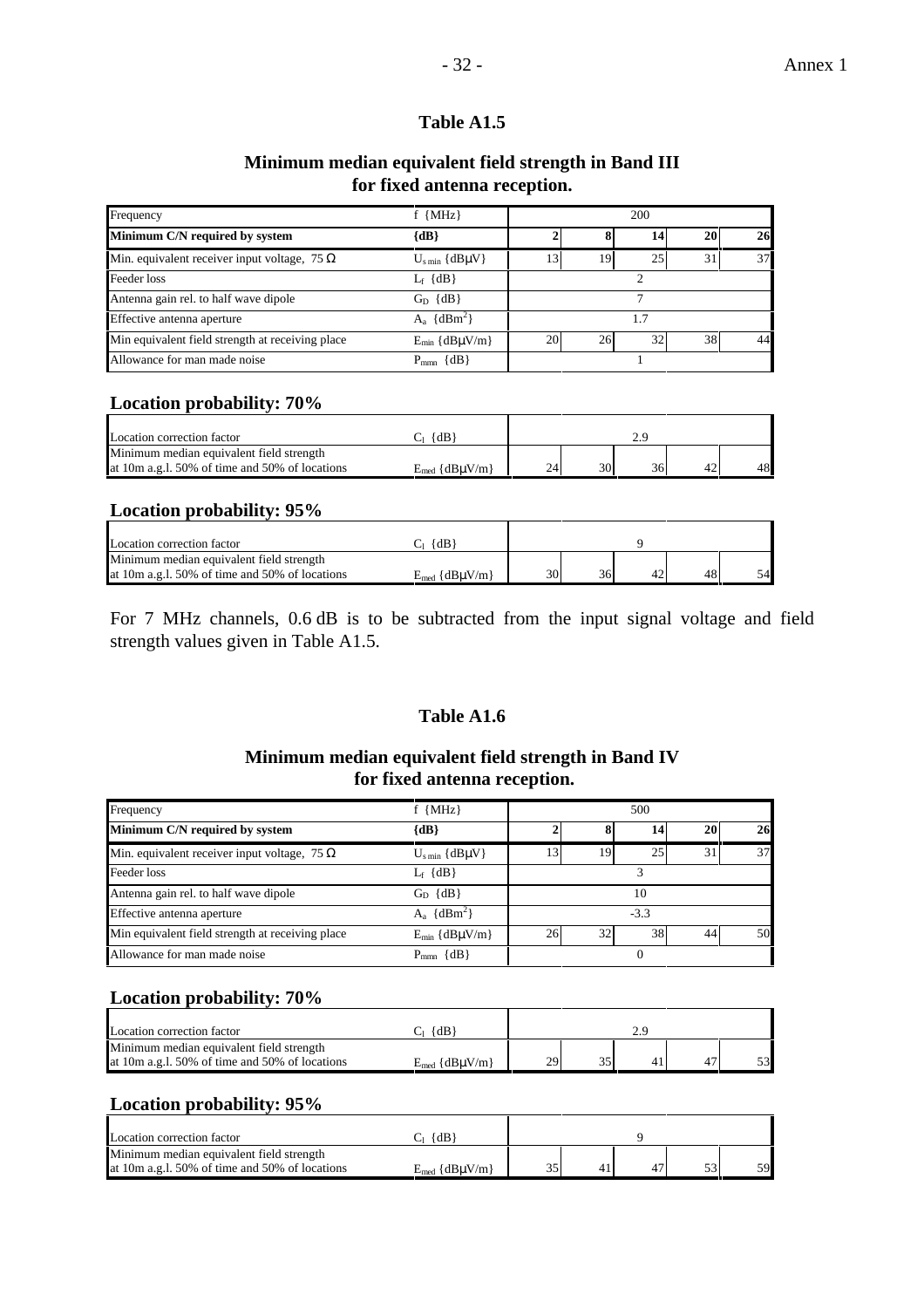## Table A1.5

### Minimum median equivalent field strength in Band III for fixed antenna reception.

| Frequency | f {MHz} | 200 | | | | |
|---|---|---|---|---|---|---|
| **Minimum C/N required by system** | **{dB}** | **2** | **8** | **14** | **20** | **26** |
| Min. equivalent receiver input voltage, 75 Ω | $U_{s\,min}$ {dBμV} | 13 | 19 | 25 | 31 | 37 |
| Feeder loss | $L_f$ {dB} | 2 | | | | |
| Antenna gain rel. to half wave dipole | $G_D$ {dB} | 7 | | | | |
| Effective antenna aperture | $A_a$ {dBm$^2$} | 1.7 | | | | |
| Min equivalent field strength at receiving place | $E_{min}$ {dBμV/m} | 20 | 26 | 32 | 38 | 44 |
| Allowance for man made noise | $P_{mmn}$ {dB} | 1 | | | | |

### Location probability: 70%

| Location correction factor | $C_l$ {dB} | 2.9 | | | | |
|---|---|---|---|---|---|---|
| Minimum median equivalent field strength at 10m a.g.l. 50% of time and 50% of locations | $E_{med}$ {dBμV/m} | 24 | 30 | 36 | 42 | 48 |

### Location probability: 95%

| Location correction factor | $C_l$ {dB} | 9 | | | | |
|---|---|---|---|---|---|---|
| Minimum median equivalent field strength at 10m a.g.l. 50% of time and 50% of locations | $E_{med}$ {dBμV/m} | 30 | 36 | 42 | 48 | 54 |

For 7 MHz channels, 0.6 dB is to be subtracted from the input signal voltage and field strength values given in Table A1.5.

## Table A1.6

### Minimum median equivalent field strength in Band IV for fixed antenna reception.

| Frequency | f {MHz} | 500 | | | | |
|---|---|---|---|---|---|---|
| **Minimum C/N required by system** | **{dB}** | **2** | **8** | **14** | **20** | **26** |
| Min. equivalent receiver input voltage, 75 Ω | $U_{s\,min}$ {dBμV} | 13 | 19 | 25 | 31 | 37 |
| Feeder loss | $L_f$ {dB} | 3 | | | | |
| Antenna gain rel. to half wave dipole | $G_D$ {dB} | 10 | | | | |
| Effective antenna aperture | $A_a$ {dBm$^2$} | -3.3 | | | | |
| Min equivalent field strength at receiving place | $E_{min}$ {dBμV/m} | 26 | 32 | 38 | 44 | 50 |
| Allowance for man made noise | $P_{mmn}$ {dB} | 0 | | | | |

### Location probability: 70%

| Location correction factor | $C_l$ {dB} | 2.9 | | | | |
|---|---|---|---|---|---|---|
| Minimum median equivalent field strength at 10m a.g.l. 50% of time and 50% of locations | $E_{med}$ {dBμV/m} | 29 | 35 | 41 | 47 | 53 |

### Location probability: 95%

| Location correction factor | $C_l$ {dB} | 9 | | | | |
|---|---|---|---|---|---|---|
| Minimum median equivalent field strength at 10m a.g.l. 50% of time and 50% of locations | $E_{med}$ {dBμV/m} | 35 | 41 | 47 | 53 | 59 |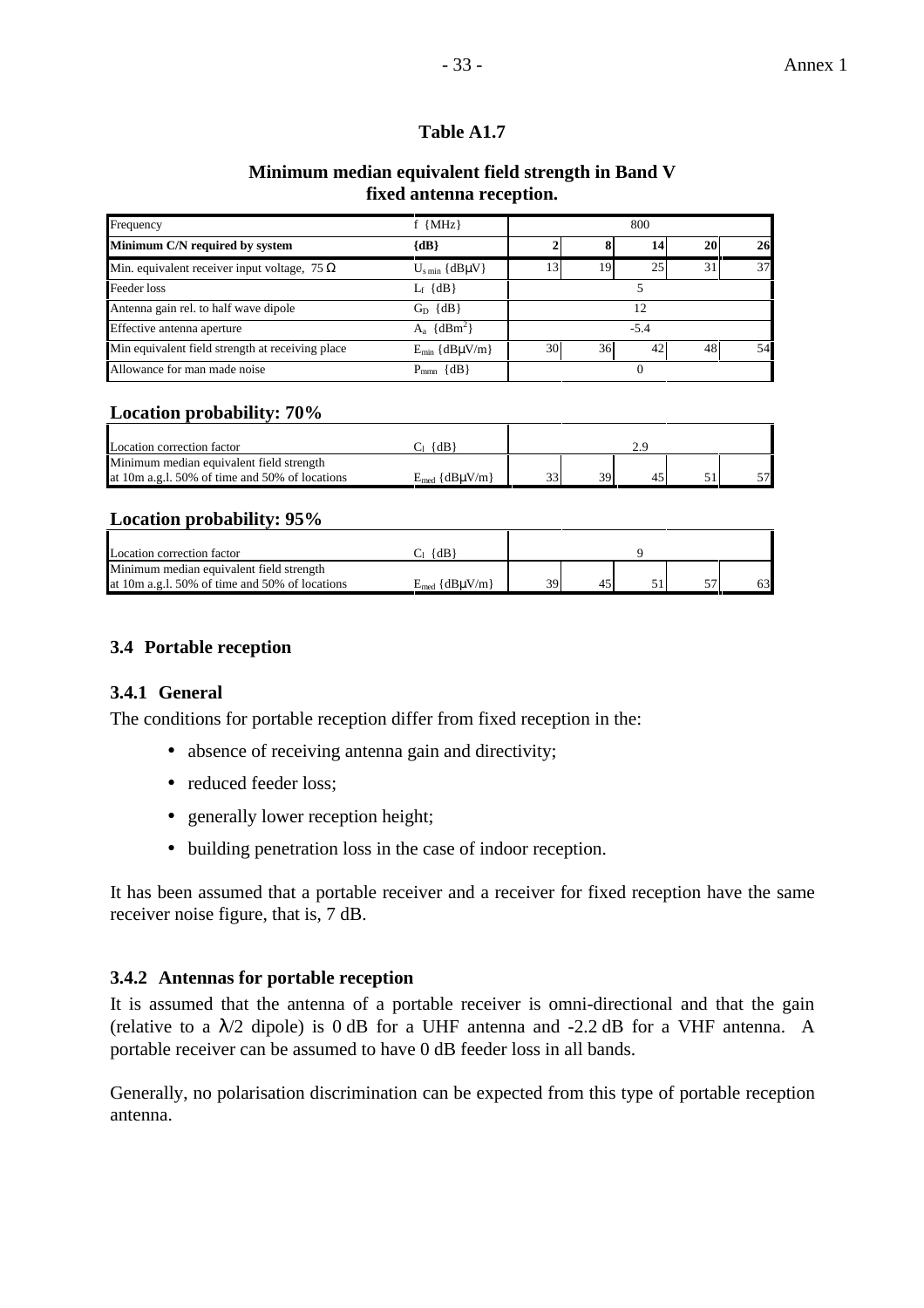**Table A1.7**

**Minimum median equivalent field strength in Band V fixed antenna reception.**

| Frequency | f {MHz} | 800 | | | | |
|---|---|---|---|---|---|---|
| **Minimum C/N required by system** | **{dB}** | **2** | **8** | **14** | **20** | **26** |
| Min. equivalent receiver input voltage, 75 Ω | $U_{s\,min}$ {dBμV} | 13 | 19 | 25 | 31 | 37 |
| Feeder loss | $L_f$ {dB} | 5 | | | | |
| Antenna gain rel. to half wave dipole | $G_D$ {dB} | 12 | | | | |
| Effective antenna aperture | $A_a$ {dBm$^2$} | -5.4 | | | | |
| Min equivalent field strength at receiving place | $E_{min}$ {dBμV/m} | 30 | 36 | 42 | 48 | 54 |
| Allowance for man made noise | $P_{mmn}$ {dB} | 0 | | | | |

**Location probability: 70%**

| Location correction factor | $C_l$ {dB} | 2.9 | | | | |
|---|---|---|---|---|---|---|
| Minimum median equivalent field strength at 10m a.g.l. 50% of time and 50% of locations | $E_{med}$ {dBμV/m} | 33 | 39 | 45 | 51 | 57 |

**Location probability: 95%**

| Location correction factor | $C_l$ {dB} | 9 | | | | |
|---|---|---|---|---|---|---|
| Minimum median equivalent field strength at 10m a.g.l. 50% of time and 50% of locations | $E_{med}$ {dBμV/m} | 39 | 45 | 51 | 57 | 63 |

### 3.4 Portable reception

#### 3.4.1 General

The conditions for portable reception differ from fixed reception in the:

- absence of receiving antenna gain and directivity;
- reduced feeder loss;
- generally lower reception height;
- building penetration loss in the case of indoor reception.

It has been assumed that a portable receiver and a receiver for fixed reception have the same receiver noise figure, that is, 7 dB.

#### 3.4.2 Antennas for portable reception

It is assumed that the antenna of a portable receiver is omni-directional and that the gain (relative to a $\lambda/2$ dipole) is 0 dB for a UHF antenna and -2.2 dB for a VHF antenna. A portable receiver can be assumed to have 0 dB feeder loss in all bands.

Generally, no polarisation discrimination can be expected from this type of portable reception antenna.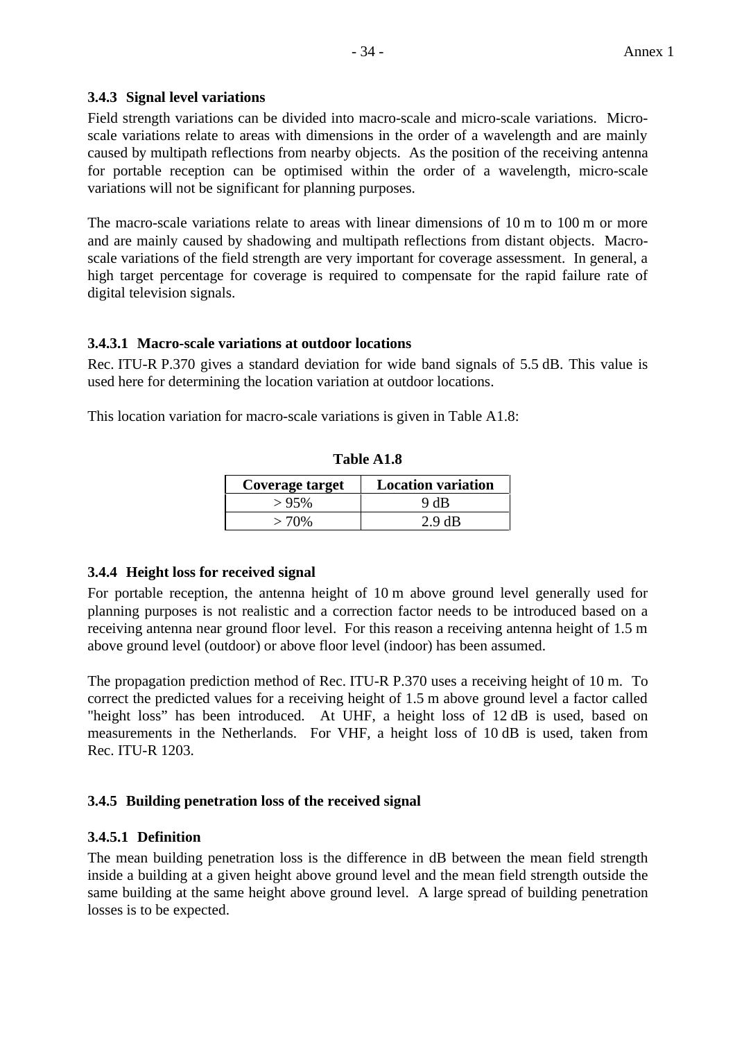### 3.4.3 Signal level variations

Field strength variations can be divided into macro-scale and micro-scale variations. Micro-scale variations relate to areas with dimensions in the order of a wavelength and are mainly caused by multipath reflections from nearby objects. As the position of the receiving antenna for portable reception can be optimised within the order of a wavelength, micro-scale variations will not be significant for planning purposes.

The macro-scale variations relate to areas with linear dimensions of 10 m to 100 m or more and are mainly caused by shadowing and multipath reflections from distant objects. Macro-scale variations of the field strength are very important for coverage assessment. In general, a high target percentage for coverage is required to compensate for the rapid failure rate of digital television signals.

#### 3.4.3.1 Macro-scale variations at outdoor locations

Rec. ITU-R P.370 gives a standard deviation for wide band signals of 5.5 dB. This value is used here for determining the location variation at outdoor locations.

This location variation for macro-scale variations is given in Table A1.8:

**Table A1.8**

| Coverage target | Location variation |
|---|---|
| > 95% | 9 dB |
| > 70% | 2.9 dB |

### 3.4.4 Height loss for received signal

For portable reception, the antenna height of 10 m above ground level generally used for planning purposes is not realistic and a correction factor needs to be introduced based on a receiving antenna near ground floor level. For this reason a receiving antenna height of 1.5 m above ground level (outdoor) or above floor level (indoor) has been assumed.

The propagation prediction method of Rec. ITU-R P.370 uses a receiving height of 10 m. To correct the predicted values for a receiving height of 1.5 m above ground level a factor called "height loss" has been introduced. At UHF, a height loss of 12 dB is used, based on measurements in the Netherlands. For VHF, a height loss of 10 dB is used, taken from Rec. ITU-R 1203.

### 3.4.5 Building penetration loss of the received signal

#### 3.4.5.1 Definition

The mean building penetration loss is the difference in dB between the mean field strength inside a building at a given height above ground level and the mean field strength outside the same building at the same height above ground level. A large spread of building penetration losses is to be expected.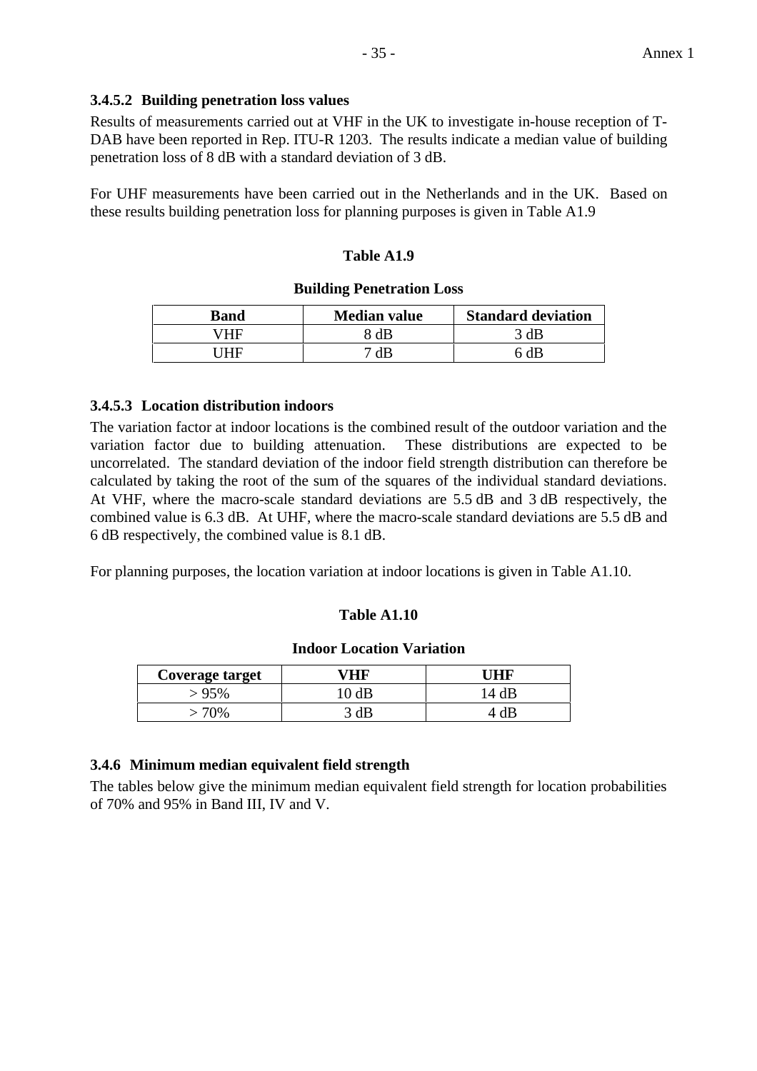#### 3.4.5.2 Building penetration loss values

Results of measurements carried out at VHF in the UK to investigate in-house reception of T-DAB have been reported in Rep. ITU-R 1203. The results indicate a median value of building penetration loss of 8 dB with a standard deviation of 3 dB.

For UHF measurements have been carried out in the Netherlands and in the UK. Based on these results building penetration loss for planning purposes is given in Table A1.9

**Table A1.9**

**Building Penetration Loss**

| Band | Median value | Standard deviation |
|---|---|---|
| VHF | 8 dB | 3 dB |
| UHF | 7 dB | 6 dB |

#### 3.4.5.3 Location distribution indoors

The variation factor at indoor locations is the combined result of the outdoor variation and the variation factor due to building attenuation. These distributions are expected to be uncorrelated. The standard deviation of the indoor field strength distribution can therefore be calculated by taking the root of the sum of the squares of the individual standard deviations. At VHF, where the macro-scale standard deviations are 5.5 dB and 3 dB respectively, the combined value is 6.3 dB. At UHF, where the macro-scale standard deviations are 5.5 dB and 6 dB respectively, the combined value is 8.1 dB.

For planning purposes, the location variation at indoor locations is given in Table A1.10.

**Table A1.10**

**Indoor Location Variation**

| Coverage target | VHF | UHF |
|---|---|---|
| > 95% | 10 dB | 14 dB |
| > 70% | 3 dB | 4 dB |

### 3.4.6 Minimum median equivalent field strength

The tables below give the minimum median equivalent field strength for location probabilities of 70% and 95% in Band III, IV and V.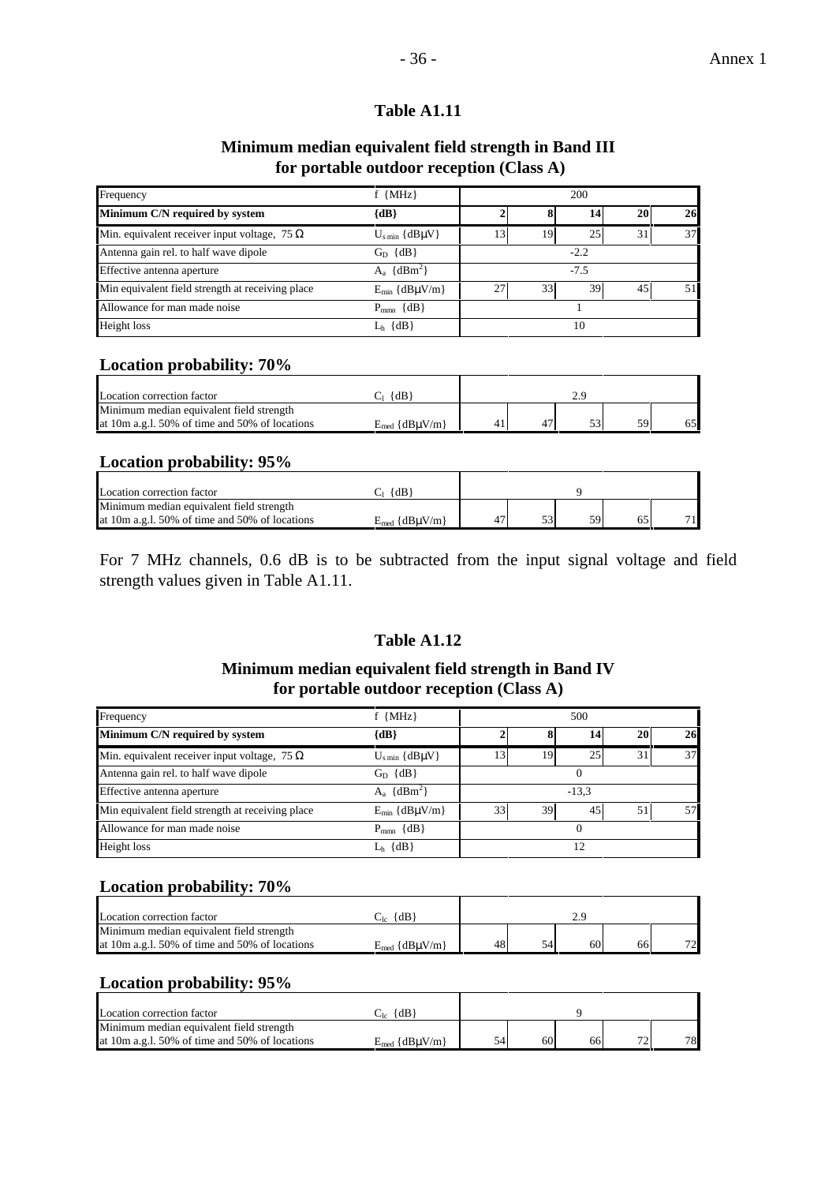### Table A1.11

**Minimum median equivalent field strength in Band III for portable outdoor reception (Class A)**

| Frequency | f {MHz} | 200 | | | | |
|---|---|---|---|---|---|---|
| **Minimum C/N required by system** | **{dB}** | **2** | **8** | **14** | **20** | **26** |
| Min. equivalent receiver input voltage, 75 Ω | $U_{s\,min}$ {dBμV} | 13 | 19 | 25 | 31 | 37 |
| Antenna gain rel. to half wave dipole | $G_D$ {dB} | -2.2 | | | | |
| Effective antenna aperture | $A_a$ {dBm$^2$} | -7.5 | | | | |
| Min equivalent field strength at receiving place | $E_{min}$ {dBμV/m} | 27 | 33 | 39 | 45 | 51 |
| Allowance for man made noise | $P_{mmn}$ {dB} | 1 | | | | |
| Height loss | $L_h$ {dB} | 10 | | | | |

**Location probability: 70%**

| Location correction factor | $C_l$ {dB} | 2.9 | | | | |
|---|---|---|---|---|---|---|
| Minimum median equivalent field strength at 10m a.g.l. 50% of time and 50% of locations | $E_{med}$ {dBμV/m} | 41 | 47 | 53 | 59 | 65 |

**Location probability: 95%**

| Location correction factor | $C_l$ {dB} | 9 | | | | |
|---|---|---|---|---|---|---|
| Minimum median equivalent field strength at 10m a.g.l. 50% of time and 50% of locations | $E_{med}$ {dBμV/m} | 47 | 53 | 59 | 65 | 71 |

For 7 MHz channels, 0.6 dB is to be subtracted from the input signal voltage and field strength values given in Table A1.11.

### Table A1.12

**Minimum median equivalent field strength in Band IV for portable outdoor reception (Class A)**

| Frequency | f {MHz} | 500 | | | | |
|---|---|---|---|---|---|---|
| **Minimum C/N required by system** | **{dB}** | **2** | **8** | **14** | **20** | **26** |
| Min. equivalent receiver input voltage, 75 Ω | $U_{s\,min}$ {dBμV} | 13 | 19 | 25 | 31 | 37 |
| Antenna gain rel. to half wave dipole | $G_D$ {dB} | 0 | | | | |
| Effective antenna aperture | $A_a$ {dBm$^2$} | -13,3 | | | | |
| Min equivalent field strength at receiving place | $E_{min}$ {dBμV/m} | 33 | 39 | 45 | 51 | 57 |
| Allowance for man made noise | $P_{mmn}$ {dB} | 0 | | | | |
| Height loss | $L_h$ {dB} | 12 | | | | |

**Location probability: 70%**

| Location correction factor | $C_{lc}$ {dB} | 2.9 | | | | |
|---|---|---|---|---|---|---|
| Minimum median equivalent field strength at 10m a.g.l. 50% of time and 50% of locations | $E_{med}$ {dBμV/m} | 48 | 54 | 60 | 66 | 72 |

**Location probability: 95%**

| Location correction factor | $C_{lc}$ {dB} | 9 | | | | |
|---|---|---|---|---|---|---|
| Minimum median equivalent field strength at 10m a.g.l. 50% of time and 50% of locations | $E_{med}$ {dBμV/m} | 54 | 60 | 66 | 72 | 78 |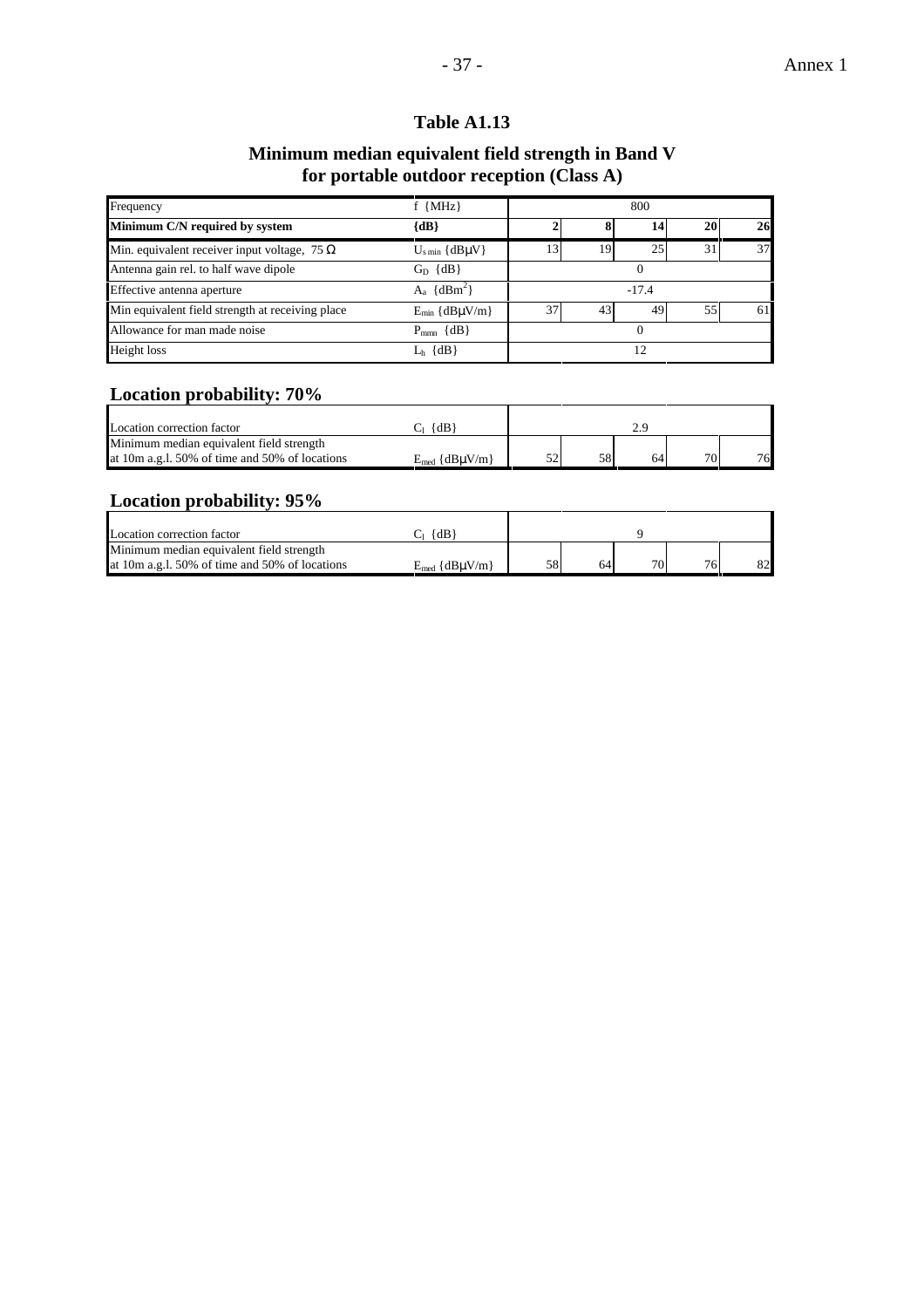**Table A1.13**

**Minimum median equivalent field strength in Band V for portable outdoor reception (Class A)**

| Frequency | f {MHz} | 800 | | | | |
|---|---|---|---|---|---|---|
| **Minimum C/N required by system** | **{dB}** | **2** | **8** | **14** | **20** | **26** |
| Min. equivalent receiver input voltage, 75 Ω | $U_{s\,min}$ {dBμV} | 13 | 19 | 25 | 31 | 37 |
| Antenna gain rel. to half wave dipole | $G_D$ {dB} | 0 | | | | |
| Effective antenna aperture | $A_a$ {dBm$^2$} | -17.4 | | | | |
| Min equivalent field strength at receiving place | $E_{min}$ {dBμV/m} | 37 | 43 | 49 | 55 | 61 |
| Allowance for man made noise | $P_{mmn}$ {dB} | 0 | | | | |
| Height loss | $L_h$ {dB} | 12 | | | | |

## Location probability: 70%

| | | | | | | |
|---|---|---|---|---|---|---|
| Location correction factor | $C_l$ {dB} | 2.9 | | | | |
| Minimum median equivalent field strength at 10m a.g.l. 50% of time and 50% of locations | $E_{med}$ {dBμV/m} | 52 | 58 | 64 | 70 | 76 |

## Location probability: 95%

| | | | | | | |
|---|---|---|---|---|---|---|
| Location correction factor | $C_l$ {dB} | 9 | | | | |
| Minimum median equivalent field strength at 10m a.g.l. 50% of time and 50% of locations | $E_{med}$ {dBμV/m} | 58 | 64 | 70 | 76 | 82 |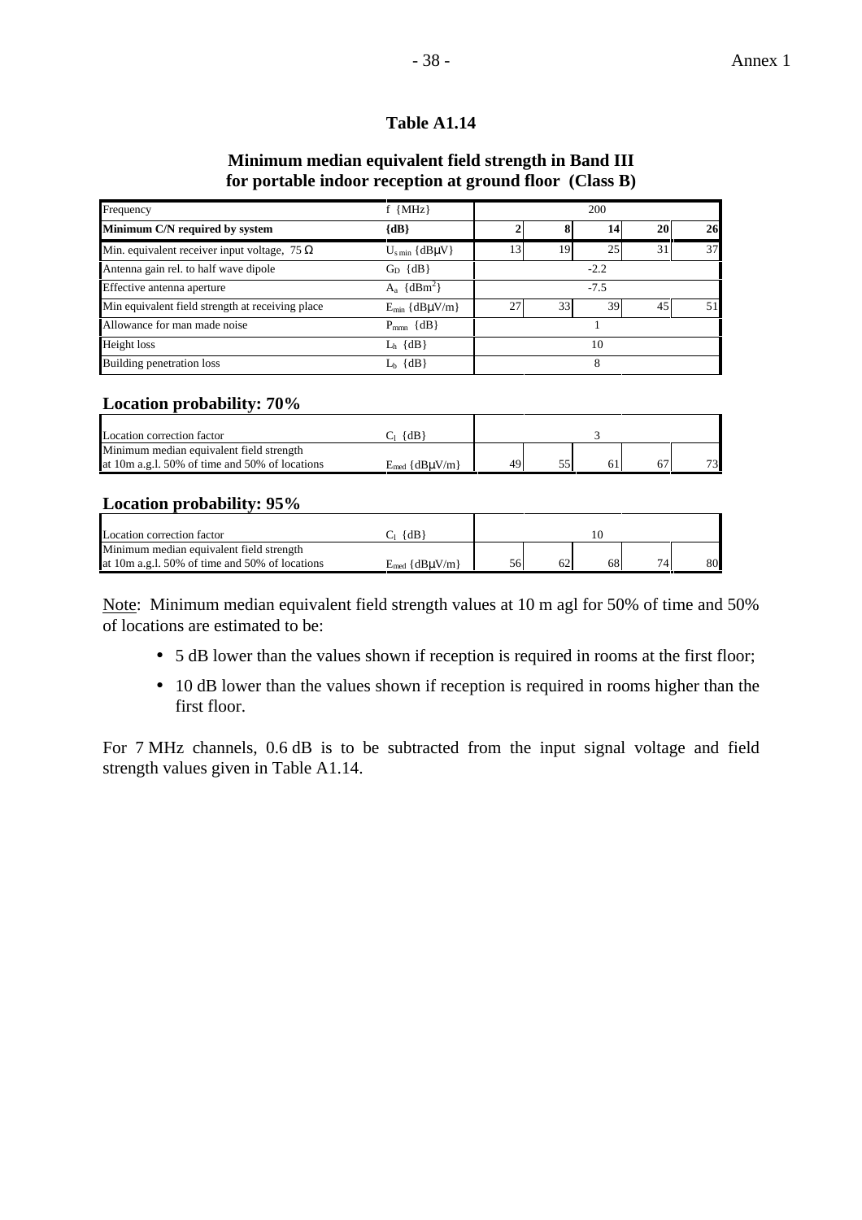**Table A1.14**

**Minimum median equivalent field strength in Band III for portable indoor reception at ground floor (Class B)**

| Frequency | f {MHz} | 200 | | | | |
|---|---|---|---|---|---|---|
| **Minimum C/N required by system** | **{dB}** | **2** | **8** | **14** | **20** | **26** |
| Min. equivalent receiver input voltage, 75 Ω | $U_{s\,min}$ {dBμV} | 13 | 19 | 25 | 31 | 37 |
| Antenna gain rel. to half wave dipole | $G_D$ {dB} | -2.2 | | | | |
| Effective antenna aperture | $A_a$ {dBm$^2$} | -7.5 | | | | |
| Min equivalent field strength at receiving place | $E_{min}$ {dBμV/m} | 27 | 33 | 39 | 45 | 51 |
| Allowance for man made noise | $P_{mmn}$ {dB} | 1 | | | | |
| Height loss | $L_h$ {dB} | 10 | | | | |
| Building penetration loss | $L_b$ {dB} | 8 | | | | |

**Location probability: 70%**

| | | | | | | |
|---|---|---|---|---|---|---|
| Location correction factor | $C_l$ {dB} | 3 | | | | |
| Minimum median equivalent field strength at 10m a.g.l. 50% of time and 50% of locations | $E_{med}$ {dBμV/m} | 49 | 55 | 61 | 67 | 73 |

**Location probability: 95%**

| | | | | | | |
|---|---|---|---|---|---|---|
| Location correction factor | $C_l$ {dB} | 10 | | | | |
| Minimum median equivalent field strength at 10m a.g.l. 50% of time and 50% of locations | $E_{med}$ {dBμV/m} | 56 | 62 | 68 | 74 | 80 |

Note: Minimum median equivalent field strength values at 10 m agl for 50% of time and 50% of locations are estimated to be:

- 5 dB lower than the values shown if reception is required in rooms at the first floor;
- 10 dB lower than the values shown if reception is required in rooms higher than the first floor.

For 7 MHz channels, 0.6 dB is to be subtracted from the input signal voltage and field strength values given in Table A1.14.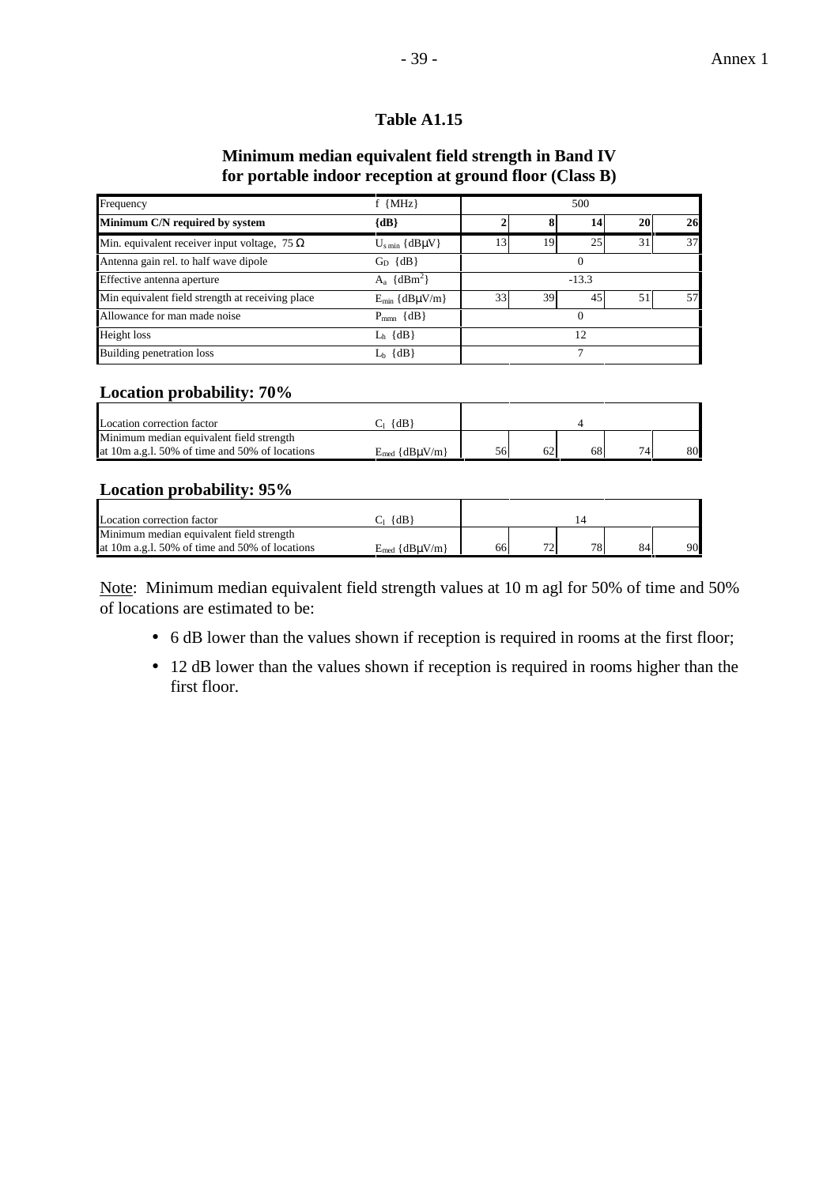**Table A1.15**

**Minimum median equivalent field strength in Band IV for portable indoor reception at ground floor (Class B)**

| Frequency | f {MHz} | 500 | | | | |
|---|---|---|---|---|---|---|
| **Minimum C/N required by system** | **{dB}** | **2** | **8** | **14** | **20** | **26** |
| Min. equivalent receiver input voltage, 75 Ω | $U_{s\,min}$ {dBμV} | 13 | 19 | 25 | 31 | 37 |
| Antenna gain rel. to half wave dipole | $G_D$ {dB} | 0 | | | | |
| Effective antenna aperture | $A_a$ {dBm$^2$} | -13.3 | | | | |
| Min equivalent field strength at receiving place | $E_{min}$ {dBμV/m} | 33 | 39 | 45 | 51 | 57 |
| Allowance for man made noise | $P_{mmn}$ {dB} | 0 | | | | |
| Height loss | $L_h$ {dB} | 12 | | | | |
| Building penetration loss | $L_b$ {dB} | 7 | | | | |

**Location probability: 70%**

| | | | | | | |
|---|---|---|---|---|---|---|
| Location correction factor | $C_l$ {dB} | 4 | | | | |
| Minimum median equivalent field strength at 10m a.g.l. 50% of time and 50% of locations | $E_{med}$ {dBμV/m} | 56 | 62 | 68 | 74 | 80 |

**Location probability: 95%**

| | | | | | | |
|---|---|---|---|---|---|---|
| Location correction factor | $C_l$ {dB} | 14 | | | | |
| Minimum median equivalent field strength at 10m a.g.l. 50% of time and 50% of locations | $E_{med}$ {dBμV/m} | 66 | 72 | 78 | 84 | 90 |

Note: Minimum median equivalent field strength values at 10 m agl for 50% of time and 50% of locations are estimated to be:

- 6 dB lower than the values shown if reception is required in rooms at the first floor;
- 12 dB lower than the values shown if reception is required in rooms higher than the first floor.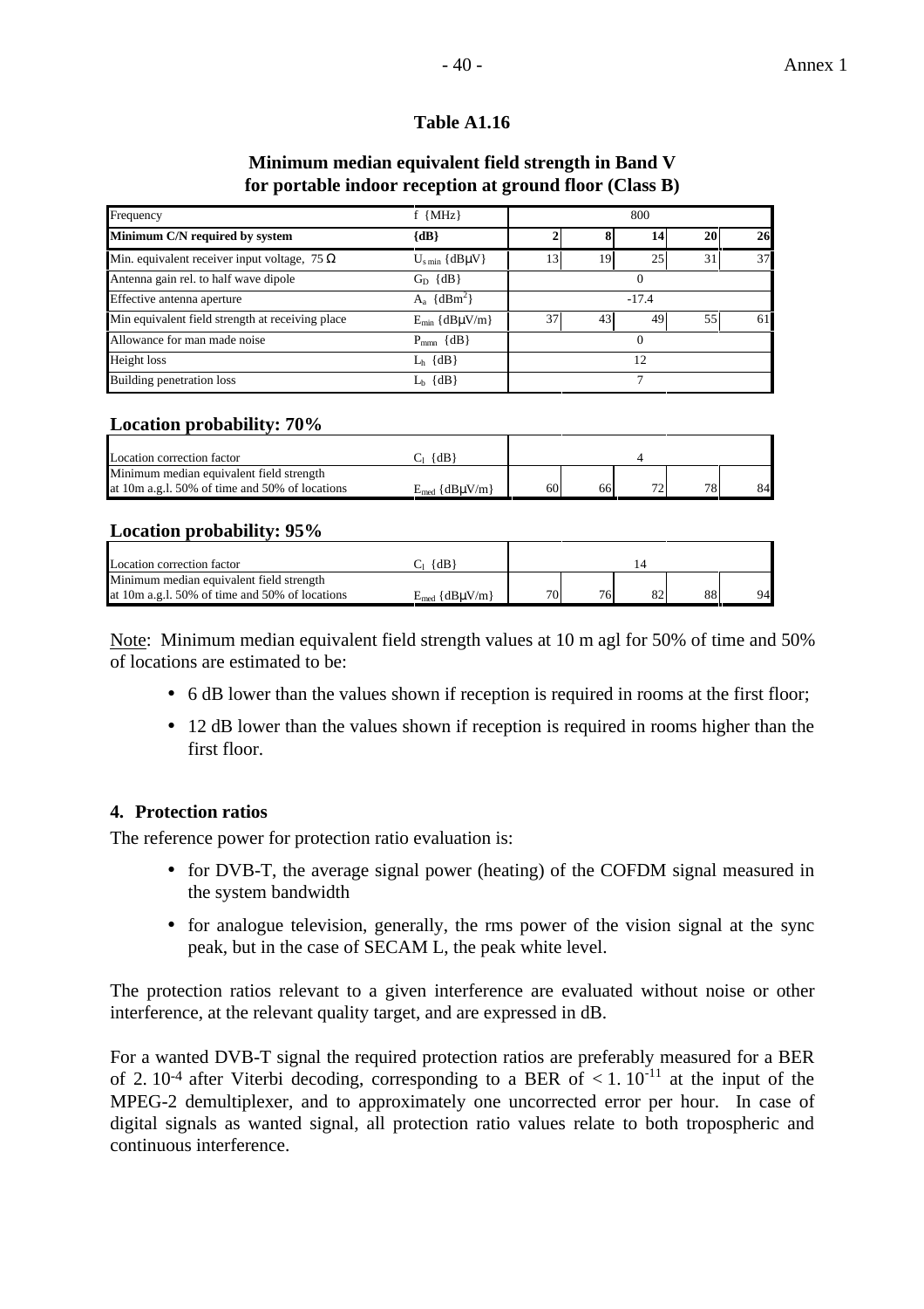**Table A1.16**

**Minimum median equivalent field strength in Band V for portable indoor reception at ground floor (Class B)**

| Frequency | f {MHz} | 800 | | | | |
|---|---|---|---|---|---|---|
| **Minimum C/N required by system** | **{dB}** | **2** | **8** | **14** | **20** | **26** |
| Min. equivalent receiver input voltage, 75 Ω | $U_{s\,min}$ {dBμV} | 13 | 19 | 25 | 31 | 37 |
| Antenna gain rel. to half wave dipole | $G_D$ {dB} | 0 | | | | |
| Effective antenna aperture | $A_a$ {dBm$^2$} | -17.4 | | | | |
| Min equivalent field strength at receiving place | $E_{min}$ {dBμV/m} | 37 | 43 | 49 | 55 | 61 |
| Allowance for man made noise | $P_{mmn}$ {dB} | 0 | | | | |
| Height loss | $L_h$ {dB} | 12 | | | | |
| Building penetration loss | $L_b$ {dB} | 7 | | | | |

**Location probability: 70%**

| | | | | | | |
|---|---|---|---|---|---|---|
| Location correction factor | $C_l$ {dB} | 4 | | | | |
| Minimum median equivalent field strength at 10m a.g.l. 50% of time and 50% of locations | $E_{med}$ {dBμV/m} | 60 | 66 | 72 | 78 | 84 |

**Location probability: 95%**

| | | | | | | |
|---|---|---|---|---|---|---|
| Location correction factor | $C_l$ {dB} | 14 | | | | |
| Minimum median equivalent field strength at 10m a.g.l. 50% of time and 50% of locations | $E_{med}$ {dBμV/m} | 70 | 76 | 82 | 88 | 94 |

Note: Minimum median equivalent field strength values at 10 m agl for 50% of time and 50% of locations are estimated to be:

- 6 dB lower than the values shown if reception is required in rooms at the first floor;
- 12 dB lower than the values shown if reception is required in rooms higher than the first floor.

## 4. Protection ratios

The reference power for protection ratio evaluation is:

- for DVB-T, the average signal power (heating) of the COFDM signal measured in the system bandwidth
- for analogue television, generally, the rms power of the vision signal at the sync peak, but in the case of SECAM L, the peak white level.

The protection ratios relevant to a given interference are evaluated without noise or other interference, at the relevant quality target, and are expressed in dB.

For a wanted DVB-T signal the required protection ratios are preferably measured for a BER of $2.\,10^{-4}$ after Viterbi decoding, corresponding to a BER of $< 1.\,10^{-11}$ at the input of the MPEG-2 demultiplexer, and to approximately one uncorrected error per hour. In case of digital signals as wanted signal, all protection ratio values relate to both tropospheric and continuous interference.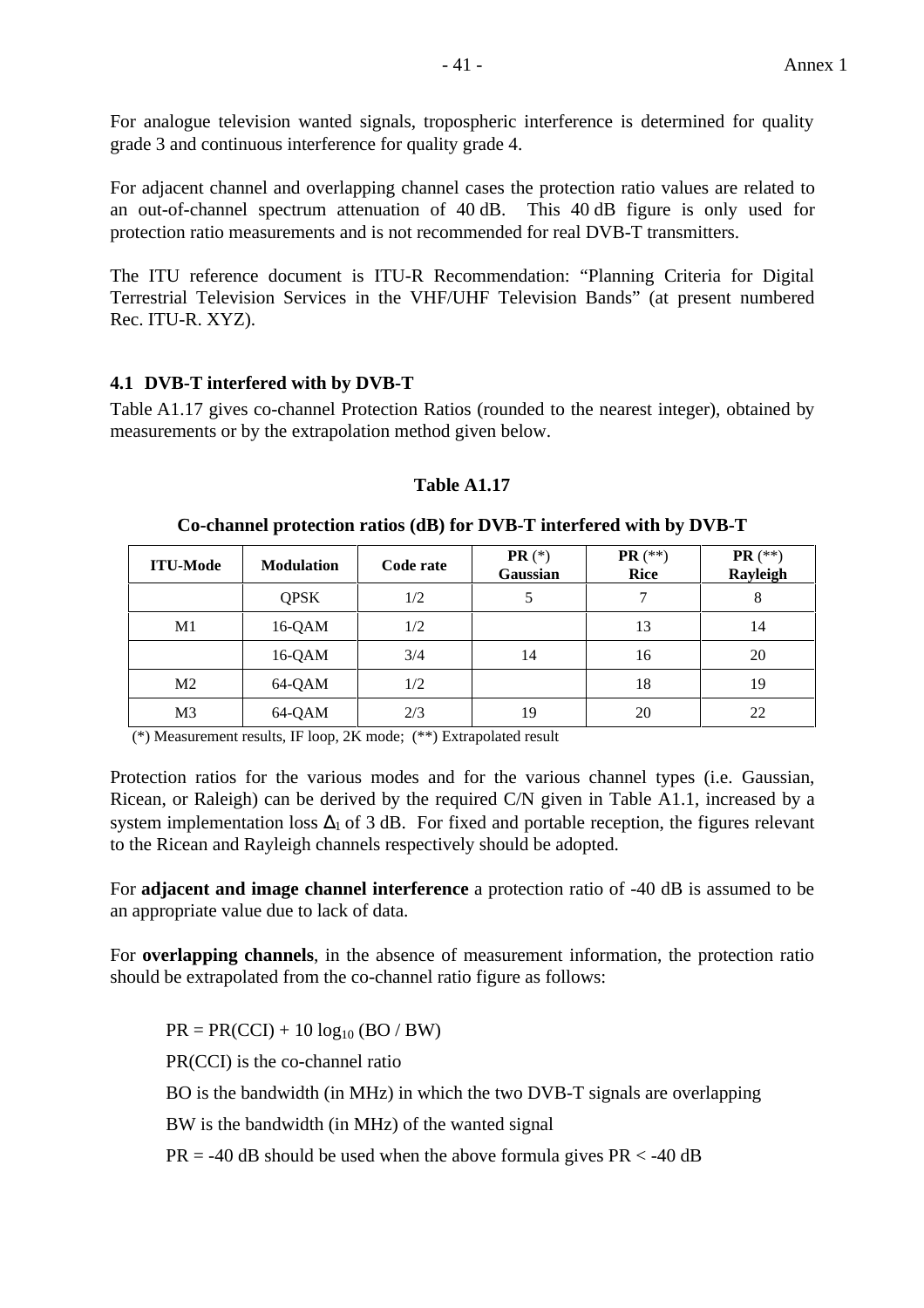For analogue television wanted signals, tropospheric interference is determined for quality grade 3 and continuous interference for quality grade 4.

For adjacent channel and overlapping channel cases the protection ratio values are related to an out-of-channel spectrum attenuation of 40 dB. This 40 dB figure is only used for protection ratio measurements and is not recommended for real DVB-T transmitters.

The ITU reference document is ITU-R Recommendation: "Planning Criteria for Digital Terrestrial Television Services in the VHF/UHF Television Bands" (at present numbered Rec. ITU-R. XYZ).

### 4.1 DVB-T interfered with by DVB-T

Table A1.17 gives co-channel Protection Ratios (rounded to the nearest integer), obtained by measurements or by the extrapolation method given below.

**Table A1.17**

**Co-channel protection ratios (dB) for DVB-T interfered with by DVB-T**

| ITU-Mode | Modulation | Code rate | PR (*) Gaussian | PR (**) Rice | PR (**) Rayleigh |
|---|---|---|---|---|---|
| | QPSK | 1/2 | 5 | 7 | 8 |
| M1 | 16-QAM | 1/2 | | 13 | 14 |
| | 16-QAM | 3/4 | 14 | 16 | 20 |
| M2 | 64-QAM | 1/2 | | 18 | 19 |
| M3 | 64-QAM | 2/3 | 19 | 20 | 22 |

(*) Measurement results, IF loop, 2K mode; (**) Extrapolated result

Protection ratios for the various modes and for the various channel types (i.e. Gaussian, Ricean, or Raleigh) can be derived by the required C/N given in Table A1.1, increased by a system implementation loss $\Delta_1$ of 3 dB. For fixed and portable reception, the figures relevant to the Ricean and Rayleigh channels respectively should be adopted.

For **adjacent and image channel interference** a protection ratio of -40 dB is assumed to be an appropriate value due to lack of data.

For **overlapping channels**, in the absence of measurement information, the protection ratio should be extrapolated from the co-channel ratio figure as follows:

$PR = PR(CCI) + 10 \log_{10} (BO / BW)$

PR(CCI) is the co-channel ratio

BO is the bandwidth (in MHz) in which the two DVB-T signals are overlapping

BW is the bandwidth (in MHz) of the wanted signal

PR = -40 dB should be used when the above formula gives PR < -40 dB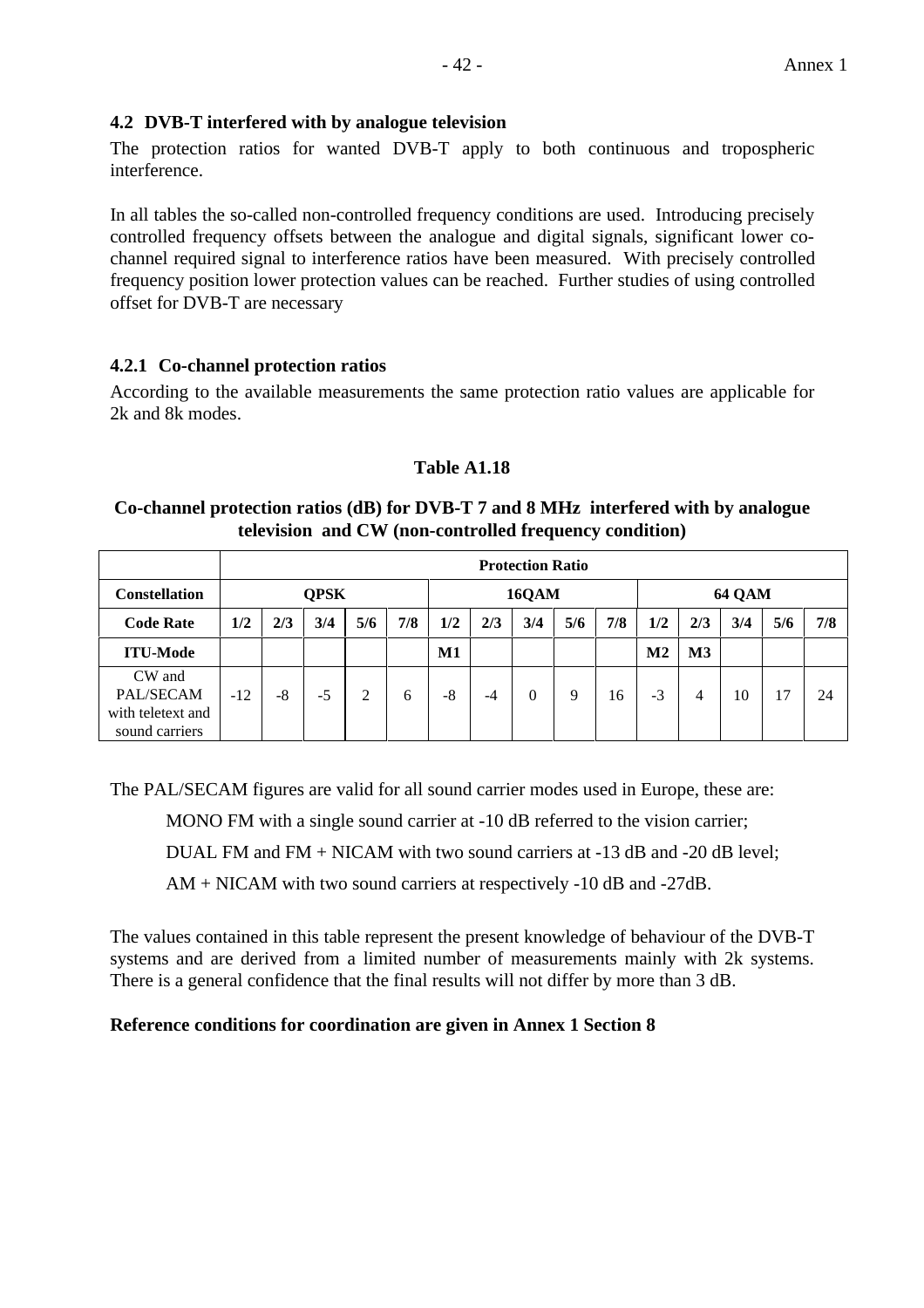### 4.2 DVB-T interfered with by analogue television

The protection ratios for wanted DVB-T apply to both continuous and tropospheric interference.

In all tables the so-called non-controlled frequency conditions are used. Introducing precisely controlled frequency offsets between the analogue and digital signals, significant lower co-channel required signal to interference ratios have been measured. With precisely controlled frequency position lower protection values can be reached. Further studies of using controlled offset for DVB-T are necessary

#### 4.2.1 Co-channel protection ratios

According to the available measurements the same protection ratio values are applicable for 2k and 8k modes.

**Table A1.18**

**Co-channel protection ratios (dB) for DVB-T 7 and 8 MHz interfered with by analogue television and CW (non-controlled frequency condition)**

| | Protection Ratio | | | | | | | | | | | | | | |
|---|---|---|---|---|---|---|---|---|---|---|---|---|---|---|---|
| **Constellation** | **QPSK** | | | | | **16QAM** | | | | | **64 QAM** | | | | |
| **Code Rate** | **1/2** | **2/3** | **3/4** | **5/6** | **7/8** | **1/2** | **2/3** | **3/4** | **5/6** | **7/8** | **1/2** | **2/3** | **3/4** | **5/6** | **7/8** |
| **ITU-Mode** | | | | | | **M1** | | | | | **M2** | **M3** | | | |
| CW and PAL/SECAM with teletext and sound carriers | -12 | -8 | -5 | 2 | 6 | -8 | -4 | 0 | 9 | 16 | -3 | 4 | 10 | 17 | 24 |

The PAL/SECAM figures are valid for all sound carrier modes used in Europe, these are:

MONO FM with a single sound carrier at -10 dB referred to the vision carrier;

DUAL FM and FM + NICAM with two sound carriers at -13 dB and -20 dB level;

AM + NICAM with two sound carriers at respectively -10 dB and -27dB.

The values contained in this table represent the present knowledge of behaviour of the DVB-T systems and are derived from a limited number of measurements mainly with 2k systems. There is a general confidence that the final results will not differ by more than 3 dB.

**Reference conditions for coordination are given in Annex 1 Section 8**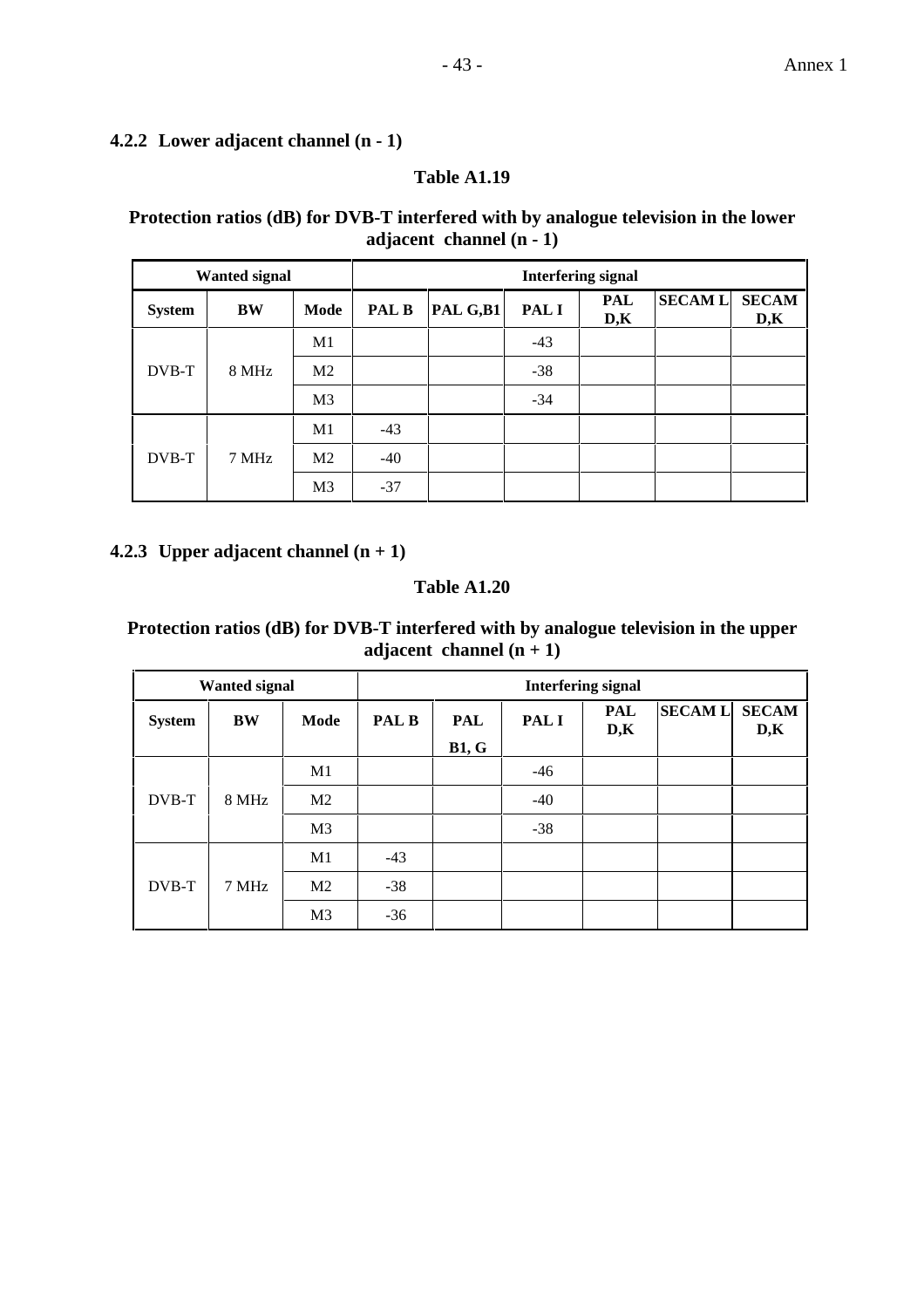#### 4.2.2 Lower adjacent channel (n - 1)

**Table A1.19**

**Protection ratios (dB) for DVB-T interfered with by analogue television in the lower adjacent channel (n - 1)**

| Wanted signal | | | Interfering signal | | | | | |
|---|---|---|---|---|---|---|---|---|
| **System** | **BW** | **Mode** | **PAL B** | **PAL G,B1** | **PAL I** | **PAL D,K** | **SECAM L** | **SECAM D,K** |
| DVB-T | 8 MHz | M1 | | | -43 | | | |
| | | M2 | | | -38 | | | |
| | | M3 | | | -34 | | | |
| DVB-T | 7 MHz | M1 | -43 | | | | | |
| | | M2 | -40 | | | | | |
| | | M3 | -37 | | | | | |

#### 4.2.3 Upper adjacent channel (n + 1)

**Table A1.20**

**Protection ratios (dB) for DVB-T interfered with by analogue television in the upper adjacent channel (n + 1)**

| Wanted signal | | | Interfering signal | | | | | |
|---|---|---|---|---|---|---|---|---|
| **System** | **BW** | **Mode** | **PAL B** | **PAL B1, G** | **PAL I** | **PAL D,K** | **SECAM L** | **SECAM D,K** |
| DVB-T | 8 MHz | M1 | | | -46 | | | |
| | | M2 | | | -40 | | | |
| | | M3 | | | -38 | | | |
| DVB-T | 7 MHz | M1 | -43 | | | | | |
| | | M2 | -38 | | | | | |
| | | M3 | -36 | | | | | |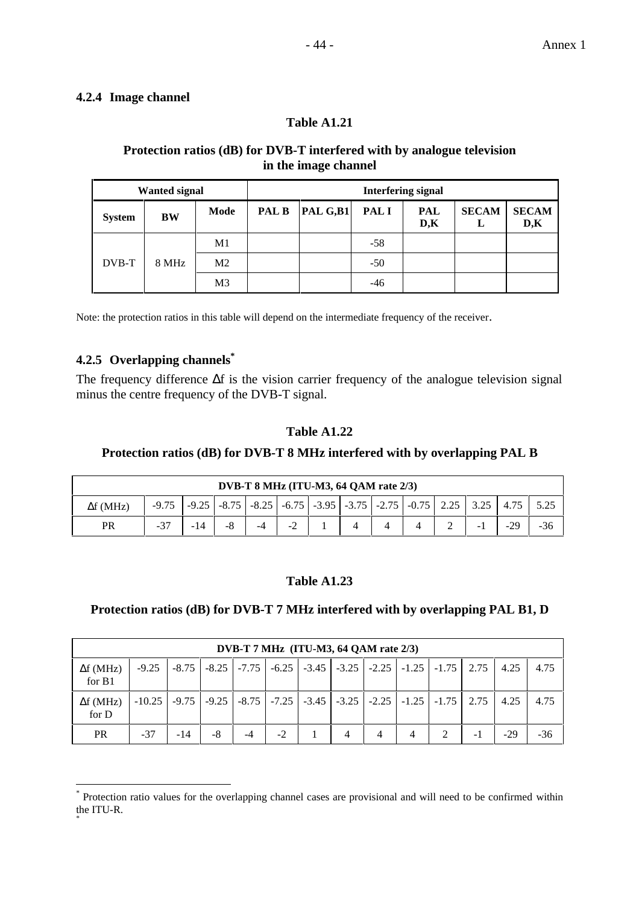#### 4.2.4 Image channel

**Table A1.21**

**Protection ratios (dB) for DVB-T interfered with by analogue television in the image channel**

| Wanted signal | | | Interfering signal | | | | | |
|---|---|---|---|---|---|---|---|---|
| System | BW | Mode | PAL B | PAL G,B1 | PAL I | PAL D,K | SECAM L | SECAM D,K |
| DVB-T | 8 MHz | M1 | | | -58 | | | |
| | | M2 | | | -50 | | | |
| | | M3 | | | -46 | | | |

Note: the protection ratios in this table will depend on the intermediate frequency of the receiver.

#### 4.2.5 Overlapping channels*

The frequency difference Δf is the vision carrier frequency of the analogue television signal minus the centre frequency of the DVB-T signal.

**Table A1.22**

**Protection ratios (dB) for DVB-T 8 MHz interfered with by overlapping PAL B**

| DVB-T 8 MHz (ITU-M3, 64 QAM rate 2/3) | | | | | | | | | | | | | |
|---|---|---|---|---|---|---|---|---|---|---|---|---|---|
| Δf (MHz) | -9.75 | -9.25 | -8.75 | -8.25 | -6.75 | -3.95 | -3.75 | -2.75 | -0.75 | 2.25 | 3.25 | 4.75 | 5.25 |
| PR | -37 | -14 | -8 | -4 | -2 | 1 | 4 | 4 | 4 | 2 | -1 | -29 | -36 |

**Table A1.23**

**Protection ratios (dB) for DVB-T 7 MHz interfered with by overlapping PAL B1, D**

| DVB-T 7 MHz (ITU-M3, 64 QAM rate 2/3) | | | | | | | | | | | | | |
|---|---|---|---|---|---|---|---|---|---|---|---|---|---|
| Δf (MHz) for B1 | -9.25 | -8.75 | -8.25 | -7.75 | -6.25 | -3.45 | -3.25 | -2.25 | -1.25 | -1.75 | 2.75 | 4.25 | 4.75 |
| Δf (MHz) for D | -10.25 | -9.75 | -9.25 | -8.75 | -7.25 | -3.45 | -3.25 | -2.25 | -1.25 | -1.75 | 2.75 | 4.25 | 4.75 |
| PR | -37 | -14 | -8 | -4 | -2 | 1 | 4 | 4 | 4 | 2 | -1 | -29 | -36 |

* Protection ratio values for the overlapping channel cases are provisional and will need to be confirmed within the ITU-R.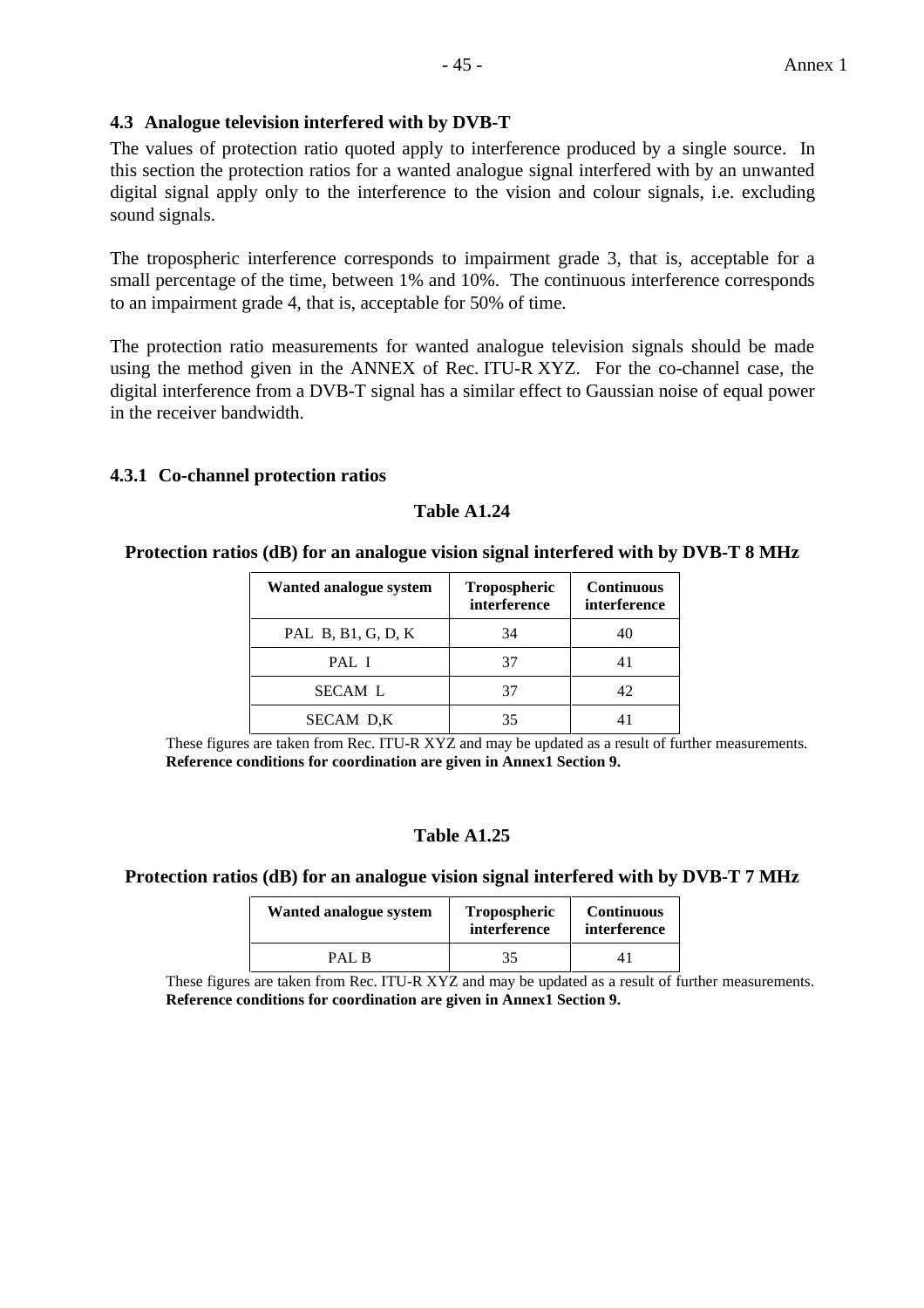### 4.3 Analogue television interfered with by DVB-T

The values of protection ratio quoted apply to interference produced by a single source. In this section the protection ratios for a wanted analogue signal interfered with by an unwanted digital signal apply only to the interference to the vision and colour signals, i.e. excluding sound signals.

The tropospheric interference corresponds to impairment grade 3, that is, acceptable for a small percentage of the time, between 1% and 10%. The continuous interference corresponds to an impairment grade 4, that is, acceptable for 50% of time.

The protection ratio measurements for wanted analogue television signals should be made using the method given in the ANNEX of Rec. ITU-R XYZ. For the co-channel case, the digital interference from a DVB-T signal has a similar effect to Gaussian noise of equal power in the receiver bandwidth.

#### 4.3.1 Co-channel protection ratios

**Table A1.24**

**Protection ratios (dB) for an analogue vision signal interfered with by DVB-T 8 MHz**

| Wanted analogue system | Tropospheric interference | Continuous interference |
|---|---|---|
| PAL B, B1, G, D, K | 34 | 40 |
| PAL I | 37 | 41 |
| SECAM L | 37 | 42 |
| SECAM D,K | 35 | 41 |

These figures are taken from Rec. ITU-R XYZ and may be updated as a result of further measurements.
**Reference conditions for coordination are given in Annex1 Section 9.**

**Table A1.25**

**Protection ratios (dB) for an analogue vision signal interfered with by DVB-T 7 MHz**

| Wanted analogue system | Tropospheric interference | Continuous interference |
|---|---|---|
| PAL B | 35 | 41 |

These figures are taken from Rec. ITU-R XYZ and may be updated as a result of further measurements.
**Reference conditions for coordination are given in Annex1 Section 9.**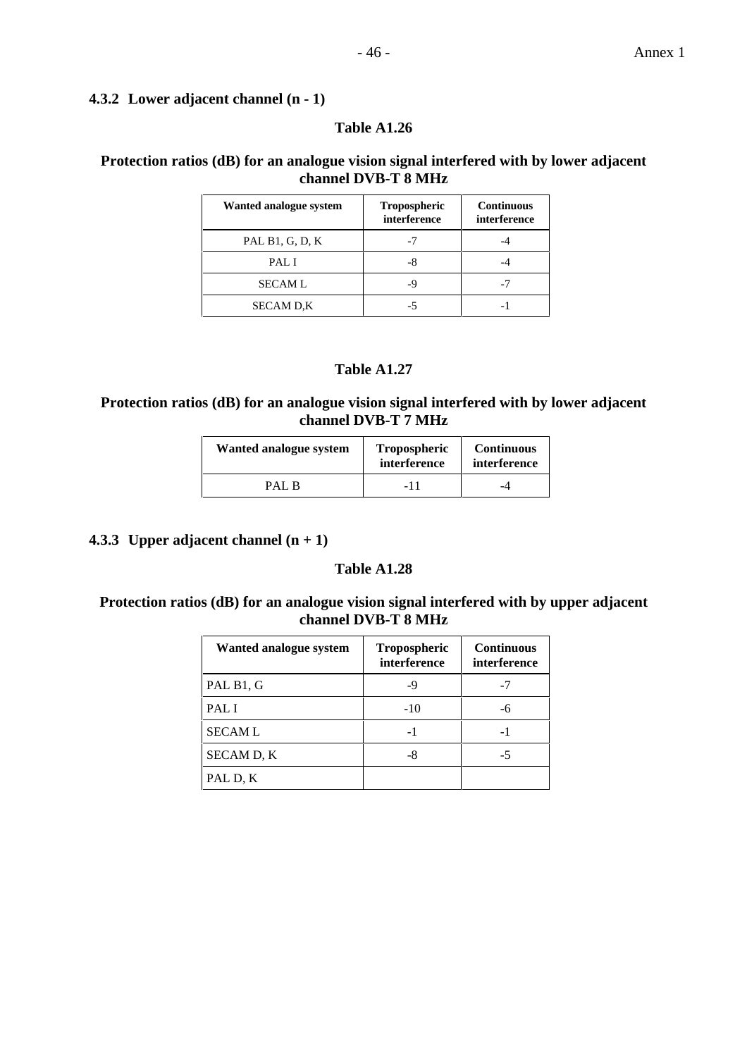### 4.3.2 Lower adjacent channel (n - 1)

**Table A1.26**

**Protection ratios (dB) for an analogue vision signal interfered with by lower adjacent channel DVB-T 8 MHz**

| Wanted analogue system | Tropospheric interference | Continuous interference |
|---|---|---|
| PAL B1, G, D, K | -7 | -4 |
| PAL I | -8 | -4 |
| SECAM L | -9 | -7 |
| SECAM D,K | -5 | -1 |

**Table A1.27**

**Protection ratios (dB) for an analogue vision signal interfered with by lower adjacent channel DVB-T 7 MHz**

| Wanted analogue system | Tropospheric interference | Continuous interference |
|---|---|---|
| PAL B | -11 | -4 |

### 4.3.3 Upper adjacent channel (n + 1)

**Table A1.28**

**Protection ratios (dB) for an analogue vision signal interfered with by upper adjacent channel DVB-T 8 MHz**

| Wanted analogue system | Tropospheric interference | Continuous interference |
|---|---|---|
| PAL B1, G | -9 | -7 |
| PAL I | -10 | -6 |
| SECAM L | -1 | -1 |
| SECAM D, K | -8 | -5 |
| PAL D, K | | |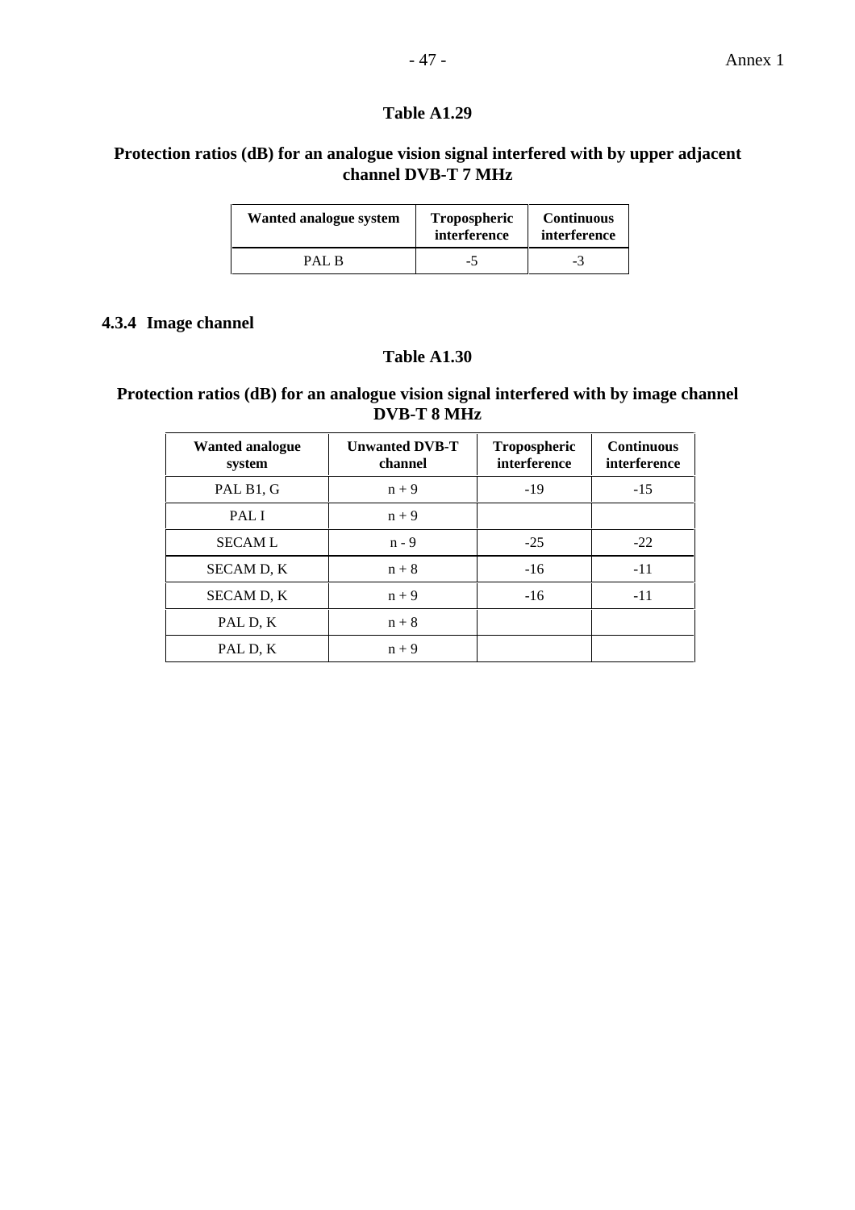**Table A1.29**

**Protection ratios (dB) for an analogue vision signal interfered with by upper adjacent channel DVB-T 7 MHz**

| Wanted analogue system | Tropospheric interference | Continuous interference |
|---|---|---|
| PAL B | -5 | -3 |

#### 4.3.4 Image channel

**Table A1.30**

**Protection ratios (dB) for an analogue vision signal interfered with by image channel DVB-T 8 MHz**

| Wanted analogue system | Unwanted DVB-T channel | Tropospheric interference | Continuous interference |
|---|---|---|---|
| PAL B1, G | n + 9 | -19 | -15 |
| PAL I | n + 9 | | |
| SECAM L | n - 9 | -25 | -22 |
| SECAM D, K | n + 8 | -16 | -11 |
| SECAM D, K | n + 9 | -16 | -11 |
| PAL D, K | n + 8 | | |
| PAL D, K | n + 9 | | |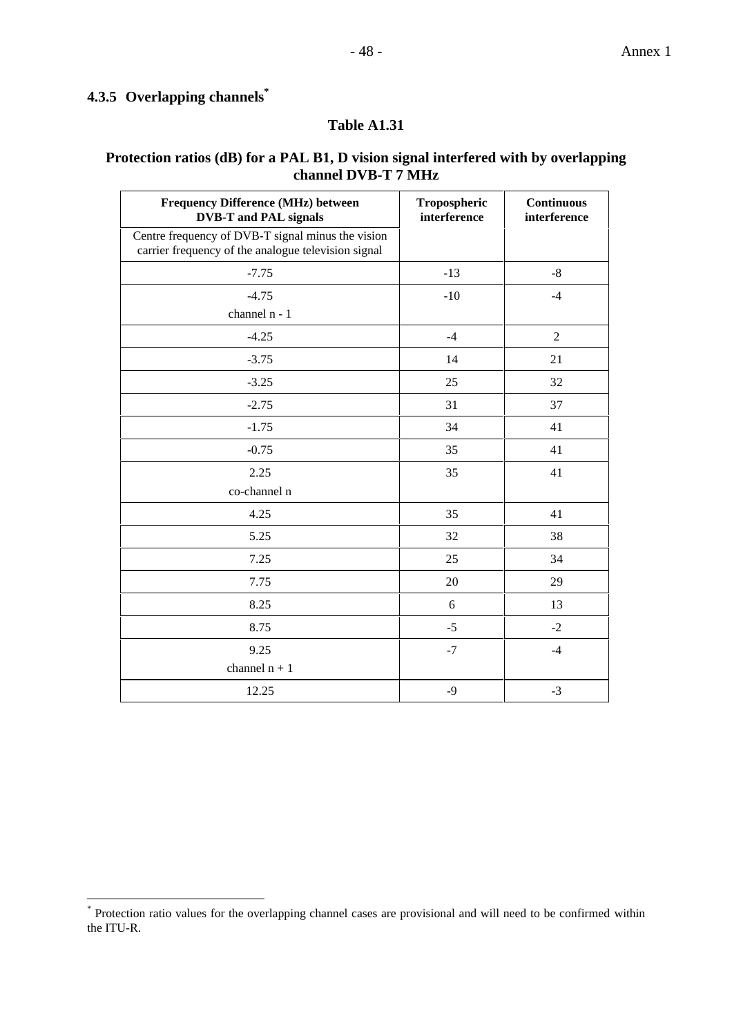### 4.3.5 Overlapping channels*

**Table A1.31**

**Protection ratios (dB) for a PAL B1, D vision signal interfered with by overlapping channel DVB-T 7 MHz**

| **Frequency Difference (MHz) between DVB-T and PAL signals** | **Tropospheric interference** | **Continuous interference** |
|---|---|---|
| Centre frequency of DVB-T signal minus the vision carrier frequency of the analogue television signal | | |
| -7.75 | -13 | -8 |
| -4.75<br>channel n - 1 | -10 | -4 |
| -4.25 | -4 | 2 |
| -3.75 | 14 | 21 |
| -3.25 | 25 | 32 |
| -2.75 | 31 | 37 |
| -1.75 | 34 | 41 |
| -0.75 | 35 | 41 |
| 2.25<br>co-channel n | 35 | 41 |
| 4.25 | 35 | 41 |
| 5.25 | 32 | 38 |
| 7.25 | 25 | 34 |
| 7.75 | 20 | 29 |
| 8.25 | 6 | 13 |
| 8.75 | -5 | -2 |
| 9.25<br>channel n + 1 | -7 | -4 |
| 12.25 | -9 | -3 |

---

* Protection ratio values for the overlapping channel cases are provisional and will need to be confirmed within the ITU-R.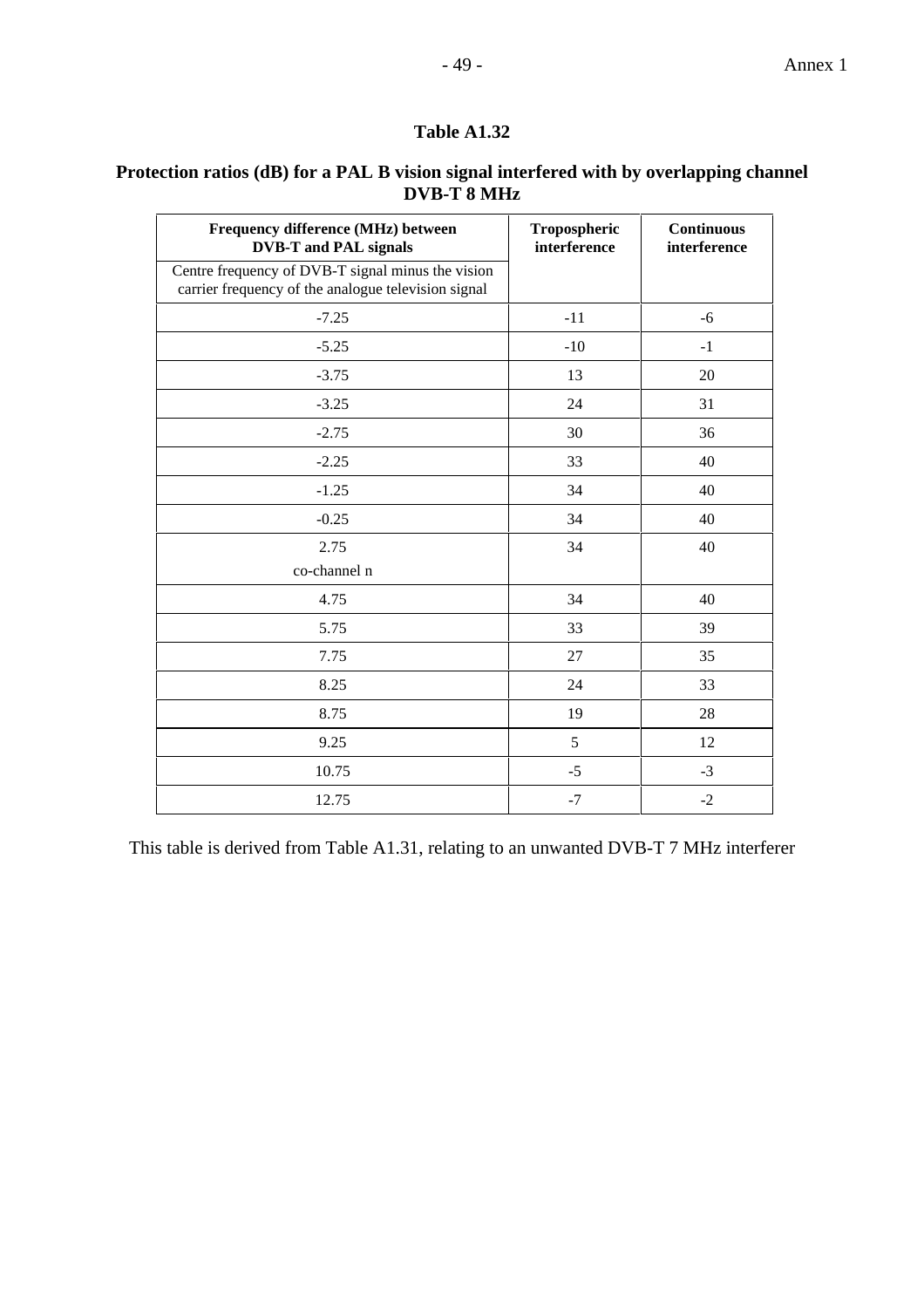**Table A1.32**

**Protection ratios (dB) for a PAL B vision signal interfered with by overlapping channel DVB-T 8 MHz**

| **Frequency difference (MHz) between DVB-T and PAL signals** <br> Centre frequency of DVB-T signal minus the vision carrier frequency of the analogue television signal | **Tropospheric interference** | **Continuous interference** |
|---|---|---|
| -7.25 | -11 | -6 |
| -5.25 | -10 | -1 |
| -3.75 | 13 | 20 |
| -3.25 | 24 | 31 |
| -2.75 | 30 | 36 |
| -2.25 | 33 | 40 |
| -1.25 | 34 | 40 |
| -0.25 | 34 | 40 |
| 2.75 <br> co-channel n | 34 | 40 |
| 4.75 | 34 | 40 |
| 5.75 | 33 | 39 |
| 7.75 | 27 | 35 |
| 8.25 | 24 | 33 |
| 8.75 | 19 | 28 |
| 9.25 | 5 | 12 |
| 10.75 | -5 | -3 |
| 12.75 | -7 | -2 |

This table is derived from Table A1.31, relating to an unwanted DVB-T 7 MHz interferer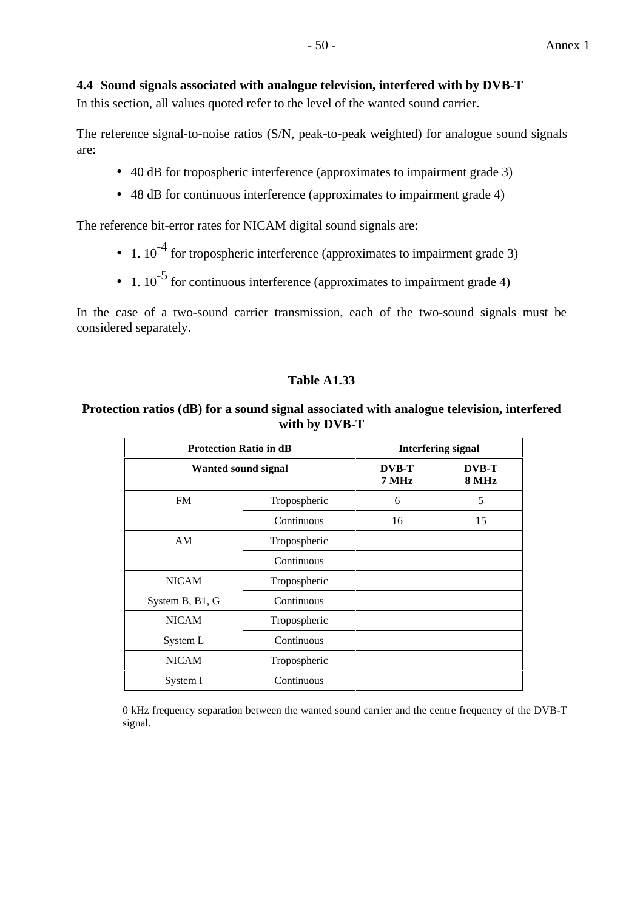### 4.4 Sound signals associated with analogue television, interfered with by DVB-T

In this section, all values quoted refer to the level of the wanted sound carrier.

The reference signal-to-noise ratios (S/N, peak-to-peak weighted) for analogue sound signals are:

- 40 dB for tropospheric interference (approximates to impairment grade 3)
- 48 dB for continuous interference (approximates to impairment grade 4)

The reference bit-error rates for NICAM digital sound signals are:

- $1. 10^{-4}$ for tropospheric interference (approximates to impairment grade 3)
- $1. 10^{-5}$ for continuous interference (approximates to impairment grade 4)

In the case of a two-sound carrier transmission, each of the two-sound signals must be considered separately.

**Table A1.33**

**Protection ratios (dB) for a sound signal associated with analogue television, interfered with by DVB-T**

| Protection Ratio in dB | | Interfering signal | |
|---|---|---|---|
| Wanted sound signal | | DVB-T 7 MHz | DVB-T 8 MHz |
| FM | Tropospheric | 6 | 5 |
| | Continuous | 16 | 15 |
| AM | Tropospheric | | |
| | Continuous | | |
| NICAM | Tropospheric | | |
| System B, B1, G | Continuous | | |
| NICAM | Tropospheric | | |
| System L | Continuous | | |
| NICAM | Tropospheric | | |
| System I | Continuous | | |

0 kHz frequency separation between the wanted sound carrier and the centre frequency of the DVB-T signal.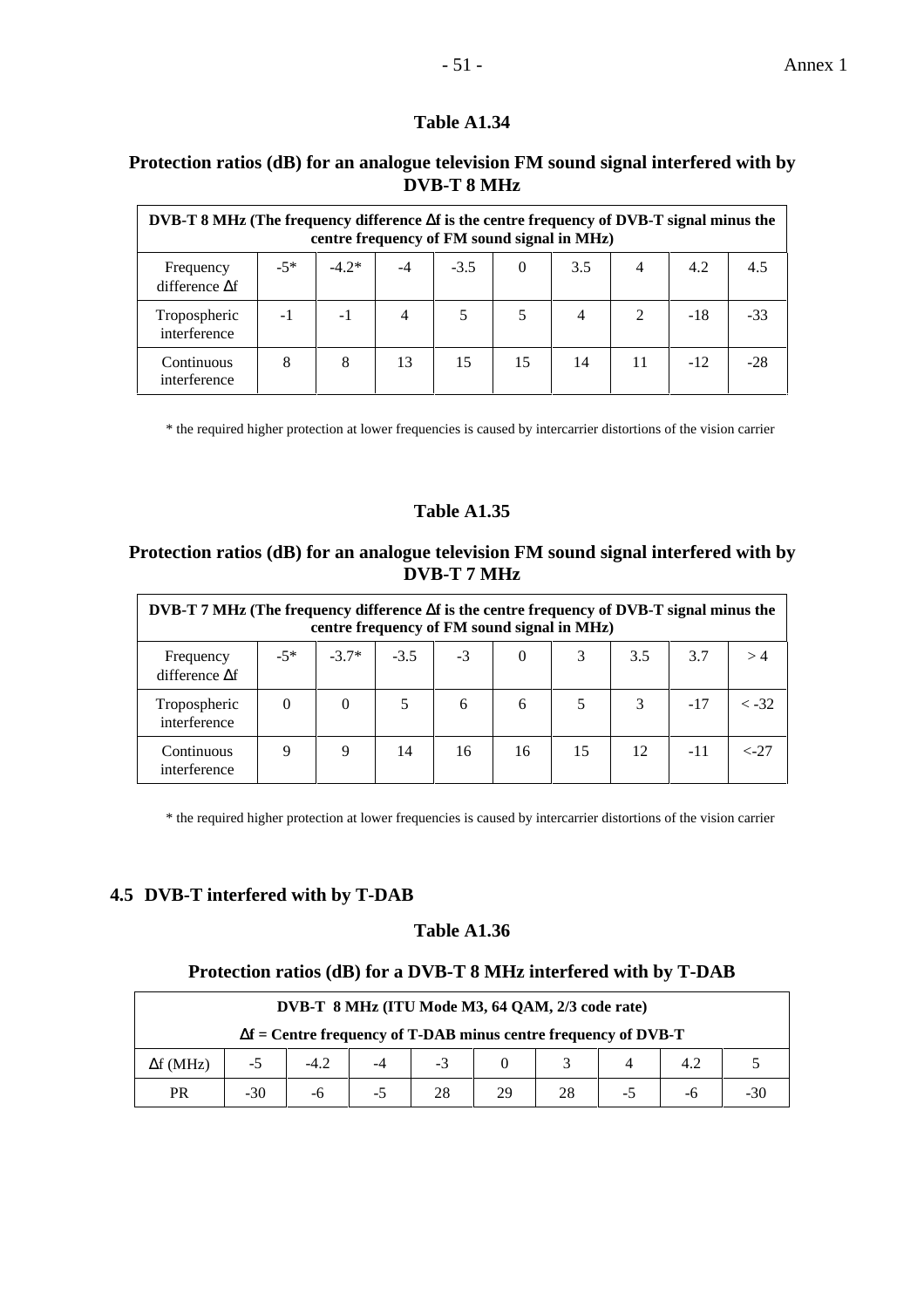**Table A1.34**

**Protection ratios (dB) for an analogue television FM sound signal interfered with by DVB-T 8 MHz**

| **DVB-T 8 MHz (The frequency difference Δf is the centre frequency of DVB-T signal minus the centre frequency of FM sound signal in MHz)** | | | | | | | | | |
|---|---|---|---|---|---|---|---|---|---|
| Frequency difference Δf | -5* | -4.2* | -4 | -3.5 | 0 | 3.5 | 4 | 4.2 | 4.5 |
| Tropospheric interference | -1 | -1 | 4 | 5 | 5 | 4 | 2 | -18 | -33 |
| Continuous interference | 8 | 8 | 13 | 15 | 15 | 14 | 11 | -12 | -28 |

\* the required higher protection at lower frequencies is caused by intercarrier distortions of the vision carrier

**Table A1.35**

**Protection ratios (dB) for an analogue television FM sound signal interfered with by DVB-T 7 MHz**

| **DVB-T 7 MHz (The frequency difference Δf is the centre frequency of DVB-T signal minus the centre frequency of FM sound signal in MHz)** | | | | | | | | | |
|---|---|---|---|---|---|---|---|---|---|
| Frequency difference Δf | -5* | -3.7* | -3.5 | -3 | 0 | 3 | 3.5 | 3.7 | > 4 |
| Tropospheric interference | 0 | 0 | 5 | 6 | 6 | 5 | 3 | -17 | < -32 |
| Continuous interference | 9 | 9 | 14 | 16 | 16 | 15 | 12 | -11 | <-27 |

\* the required higher protection at lower frequencies is caused by intercarrier distortions of the vision carrier

### 4.5 DVB-T interfered with by T-DAB

**Table A1.36**

**Protection ratios (dB) for a DVB-T 8 MHz interfered with by T-DAB**

| **DVB-T 8 MHz (ITU Mode M3, 64 QAM, 2/3 code rate)**<br>**Δf = Centre frequency of T-DAB minus centre frequency of DVB-T** | | | | | | | | | |
|---|---|---|---|---|---|---|---|---|---|
| Δf (MHz) | -5 | -4.2 | -4 | -3 | 0 | 3 | 4 | 4.2 | 5 |
| PR | -30 | -6 | -5 | 28 | 29 | 28 | -5 | -6 | -30 |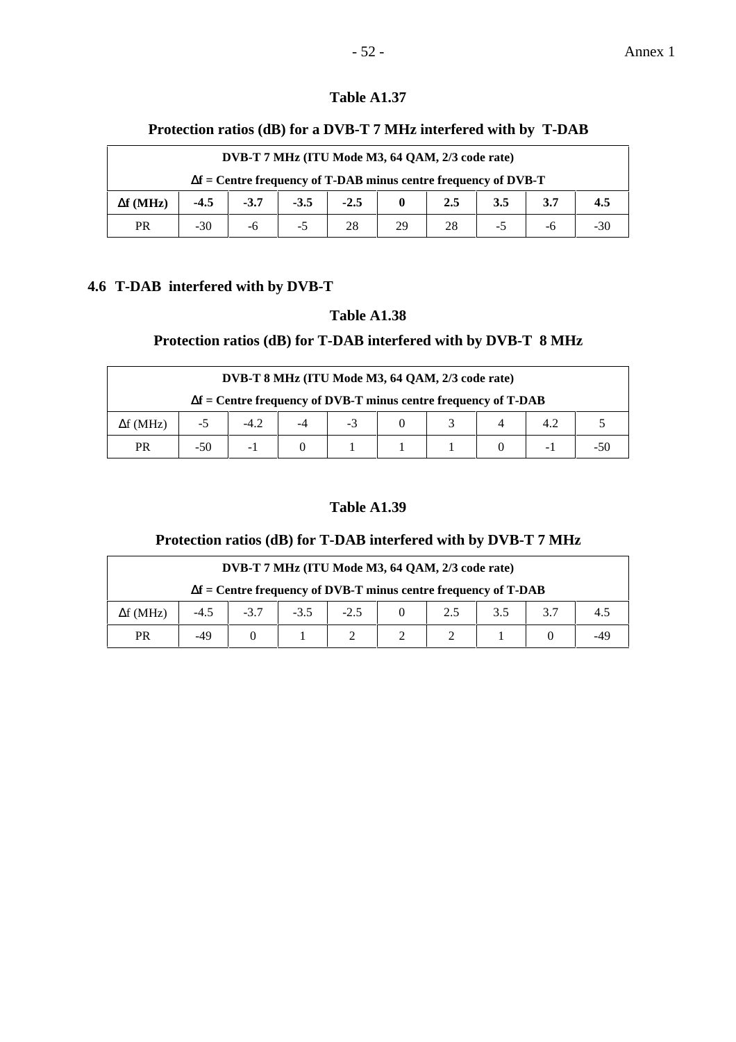**Table A1.37**

**Protection ratios (dB) for a DVB-T 7 MHz interfered with by T-DAB**

| **DVB-T 7 MHz (ITU Mode M3, 64 QAM, 2/3 code rate)**<br>**Δf = Centre frequency of T-DAB minus centre frequency of DVB-T** | | | | | | | | | |
|---|---|---|---|---|---|---|---|---|---|
| **Δf (MHz)** | **-4.5** | **-3.7** | **-3.5** | **-2.5** | **0** | **2.5** | **3.5** | **3.7** | **4.5** |
| PR | -30 | -6 | -5 | 28 | 29 | 28 | -5 | -6 | -30 |

## 4.6 T-DAB interfered with by DVB-T

**Table A1.38**

**Protection ratios (dB) for T-DAB interfered with by DVB-T 8 MHz**

| **DVB-T 8 MHz (ITU Mode M3, 64 QAM, 2/3 code rate)**<br>**Δf = Centre frequency of DVB-T minus centre frequency of T-DAB** | | | | | | | | | |
|---|---|---|---|---|---|---|---|---|---|
| Δf (MHz) | -5 | -4.2 | -4 | -3 | 0 | 3 | 4 | 4.2 | 5 |
| PR | -50 | -1 | 0 | 1 | 1 | 1 | 0 | -1 | -50 |

**Table A1.39**

**Protection ratios (dB) for T-DAB interfered with by DVB-T 7 MHz**

| **DVB-T 7 MHz (ITU Mode M3, 64 QAM, 2/3 code rate)**<br>**Δf = Centre frequency of DVB-T minus centre frequency of T-DAB** | | | | | | | | | |
|---|---|---|---|---|---|---|---|---|---|
| Δf (MHz) | -4.5 | -3.7 | -3.5 | -2.5 | 0 | 2.5 | 3.5 | 3.7 | 4.5 |
| PR | -49 | 0 | 1 | 2 | 2 | 2 | 1 | 0 | -49 |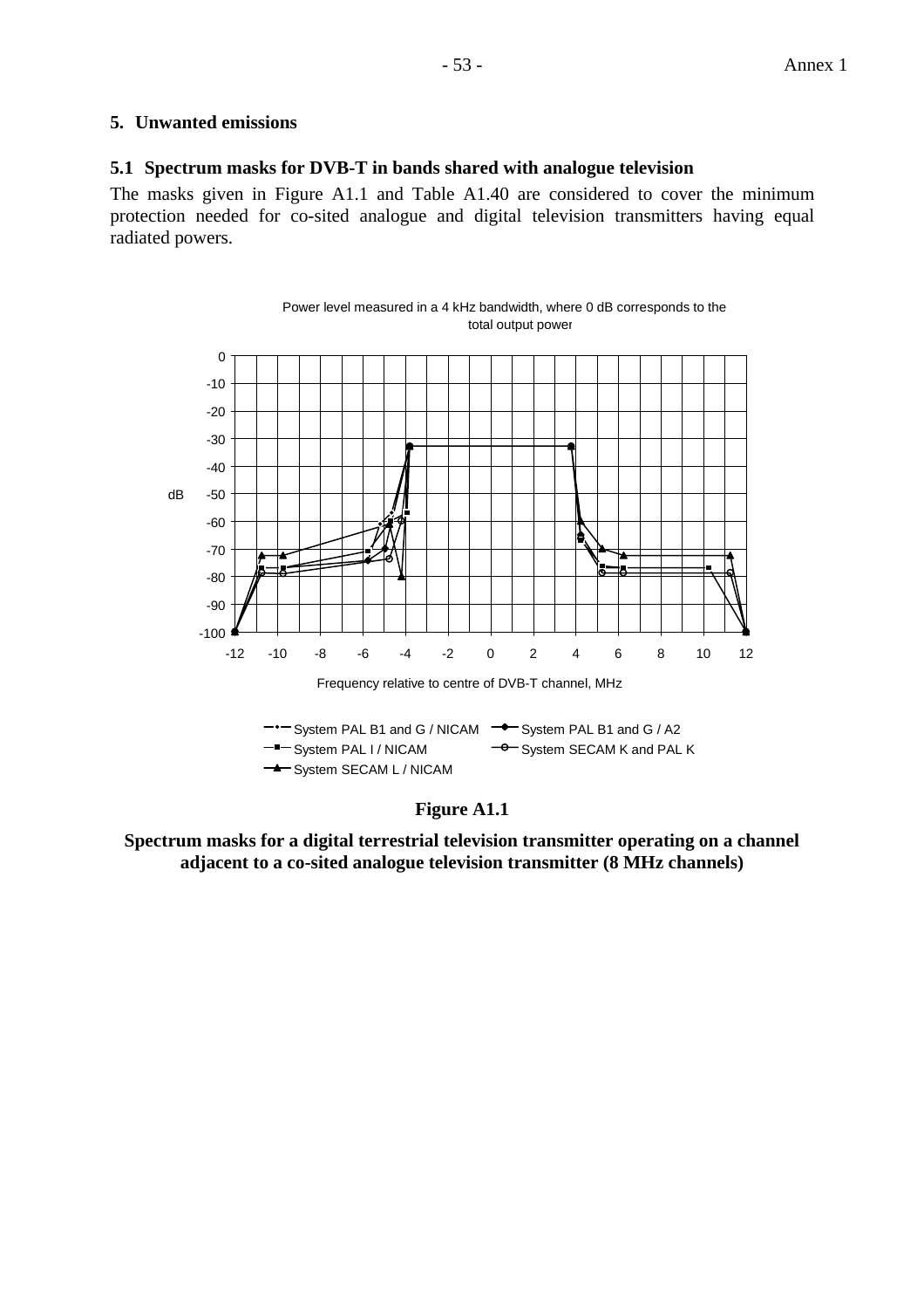## 5. Unwanted emissions

### 5.1 Spectrum masks for DVB-T in bands shared with analogue television

The masks given in Figure A1.1 and Table A1.40 are considered to cover the minimum protection needed for co-sited analogue and digital television transmitters having equal radiated powers.

**Figure A1.1**

**Spectrum masks for a digital terrestrial television transmitter operating on a channel adjacent to a co-sited analogue television transmitter (8 MHz channels)**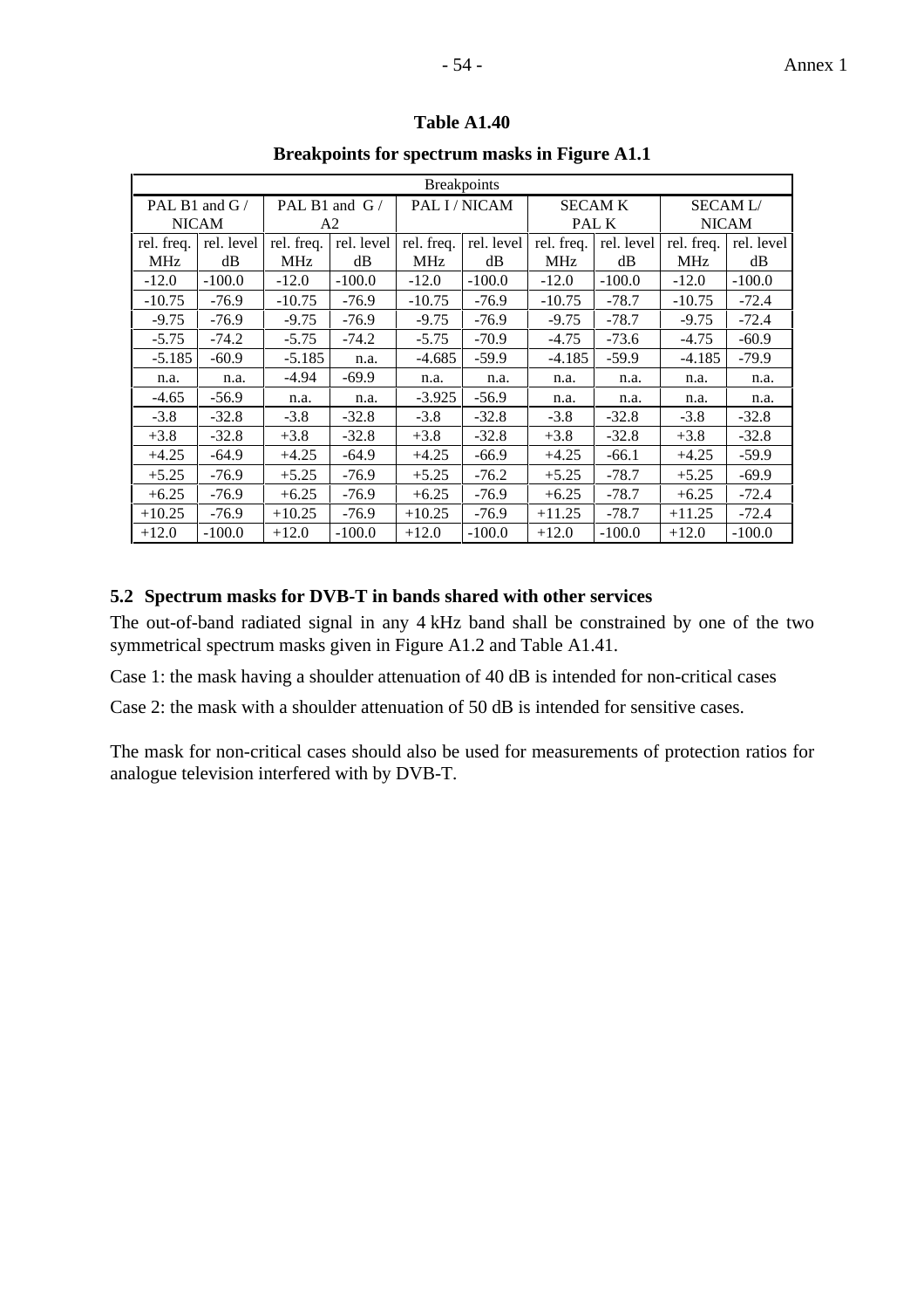**Table A1.40**

**Breakpoints for spectrum masks in Figure A1.1**

| Breakpoints | | | | | | | | | |
|---|---|---|---|---|---|---|---|---|---|
| PAL B1 and G / NICAM | | PAL B1 and G / A2 | | PAL I / NICAM | | SECAM K PAL K | | SECAM L/ NICAM | |
| rel. freq. MHz | rel. level dB | rel. freq. MHz | rel. level dB | rel. freq. MHz | rel. level dB | rel. freq. MHz | rel. level dB | rel. freq. MHz | rel. level dB |
| -12.0 | -100.0 | -12.0 | -100.0 | -12.0 | -100.0 | -12.0 | -100.0 | -12.0 | -100.0 |
| -10.75 | -76.9 | -10.75 | -76.9 | -10.75 | -76.9 | -10.75 | -78.7 | -10.75 | -72.4 |
| -9.75 | -76.9 | -9.75 | -76.9 | -9.75 | -76.9 | -9.75 | -78.7 | -9.75 | -72.4 |
| -5.75 | -74.2 | -5.75 | -74.2 | -5.75 | -70.9 | -4.75 | -73.6 | -4.75 | -60.9 |
| -5.185 | -60.9 | -5.185 | n.a. | -4.685 | -59.9 | -4.185 | -59.9 | -4.185 | -79.9 |
| n.a. | n.a. | -4.94 | -69.9 | n.a. | n.a. | n.a. | n.a. | n.a. | n.a. |
| -4.65 | -56.9 | n.a. | n.a. | -3.925 | -56.9 | n.a. | n.a. | n.a. | n.a. |
| -3.8 | -32.8 | -3.8 | -32.8 | -3.8 | -32.8 | -3.8 | -32.8 | -3.8 | -32.8 |
| +3.8 | -32.8 | +3.8 | -32.8 | +3.8 | -32.8 | +3.8 | -32.8 | +3.8 | -32.8 |
| +4.25 | -64.9 | +4.25 | -64.9 | +4.25 | -66.9 | +4.25 | -66.1 | +4.25 | -59.9 |
| +5.25 | -76.9 | +5.25 | -76.9 | +5.25 | -76.2 | +5.25 | -78.7 | +5.25 | -69.9 |
| +6.25 | -76.9 | +6.25 | -76.9 | +6.25 | -76.9 | +6.25 | -78.7 | +6.25 | -72.4 |
| +10.25 | -76.9 | +10.25 | -76.9 | +10.25 | -76.9 | +11.25 | -78.7 | +11.25 | -72.4 |
| +12.0 | -100.0 | +12.0 | -100.0 | +12.0 | -100.0 | +12.0 | -100.0 | +12.0 | -100.0 |

### 5.2 Spectrum masks for DVB-T in bands shared with other services

The out-of-band radiated signal in any 4 kHz band shall be constrained by one of the two symmetrical spectrum masks given in Figure A1.2 and Table A1.41.

Case 1: the mask having a shoulder attenuation of 40 dB is intended for non-critical cases

Case 2: the mask with a shoulder attenuation of 50 dB is intended for sensitive cases.

The mask for non-critical cases should also be used for measurements of protection ratios for analogue television interfered with by DVB-T.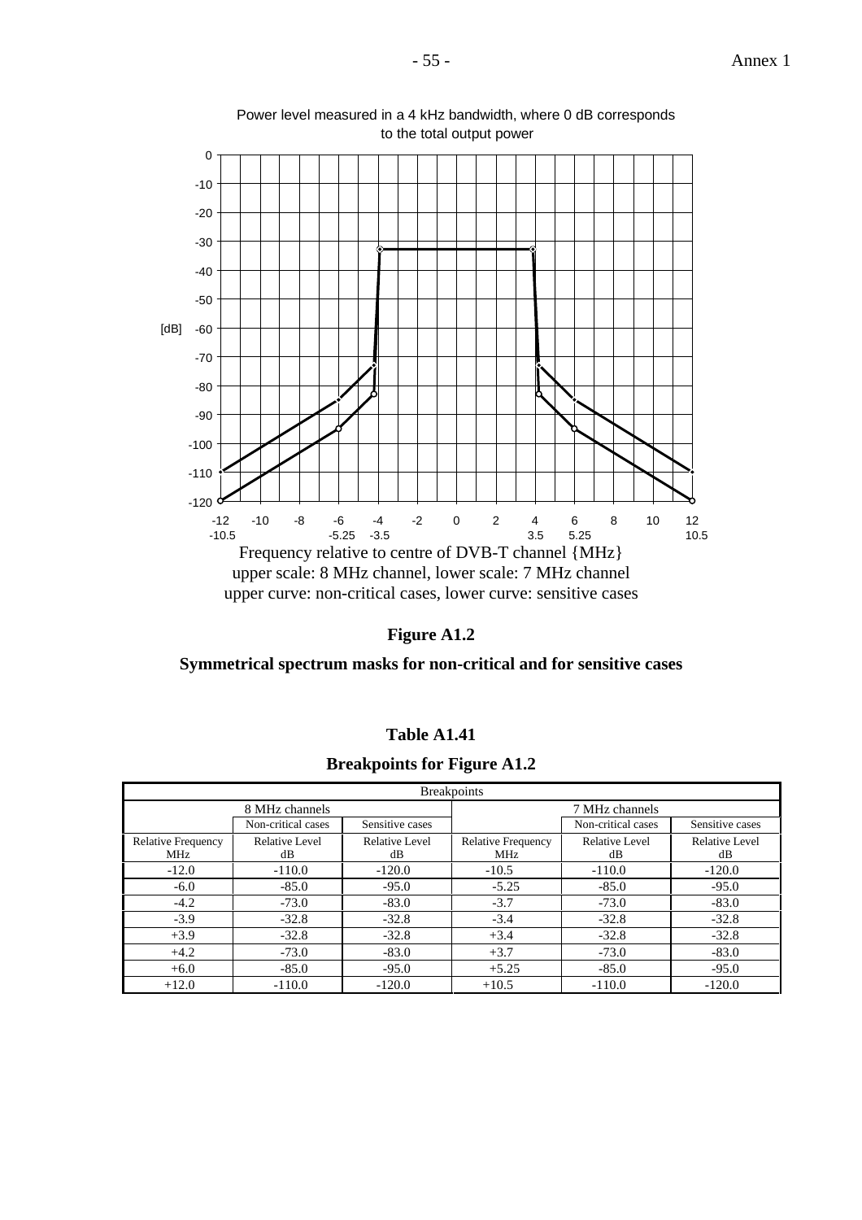Power level measured in a 4 kHz bandwidth, where 0 dB corresponds to the total output power

Frequency relative to centre of DVB-T channel {MHz}
upper scale: 8 MHz channel, lower scale: 7 MHz channel
upper curve: non-critical cases, lower curve: sensitive cases

**Figure A1.2**

**Symmetrical spectrum masks for non-critical and for sensitive cases**

**Table A1.41**

**Breakpoints for Figure A1.2**

| Breakpoints | | | | | |
|---|---|---|---|---|---|
| 8 MHz channels | | | 7 MHz channels | | |
| | Non-critical cases | Sensitive cases | | Non-critical cases | Sensitive cases |
| Relative Frequency MHz | Relative Level dB | Relative Level dB | Relative Frequency MHz | Relative Level dB | Relative Level dB |
| -12.0 | -110.0 | -120.0 | -10.5 | -110.0 | -120.0 |
| -6.0 | -85.0 | -95.0 | -5.25 | -85.0 | -95.0 |
| -4.2 | -73.0 | -83.0 | -3.7 | -73.0 | -83.0 |
| -3.9 | -32.8 | -32.8 | -3.4 | -32.8 | -32.8 |
| +3.9 | -32.8 | -32.8 | +3.4 | -32.8 | -32.8 |
| +4.2 | -73.0 | -83.0 | +3.7 | -73.0 | -83.0 |
| +6.0 | -85.0 | -95.0 | +5.25 | -85.0 | -95.0 |
| +12.0 | -110.0 | -120.0 | +10.5 | -110.0 | -120.0 |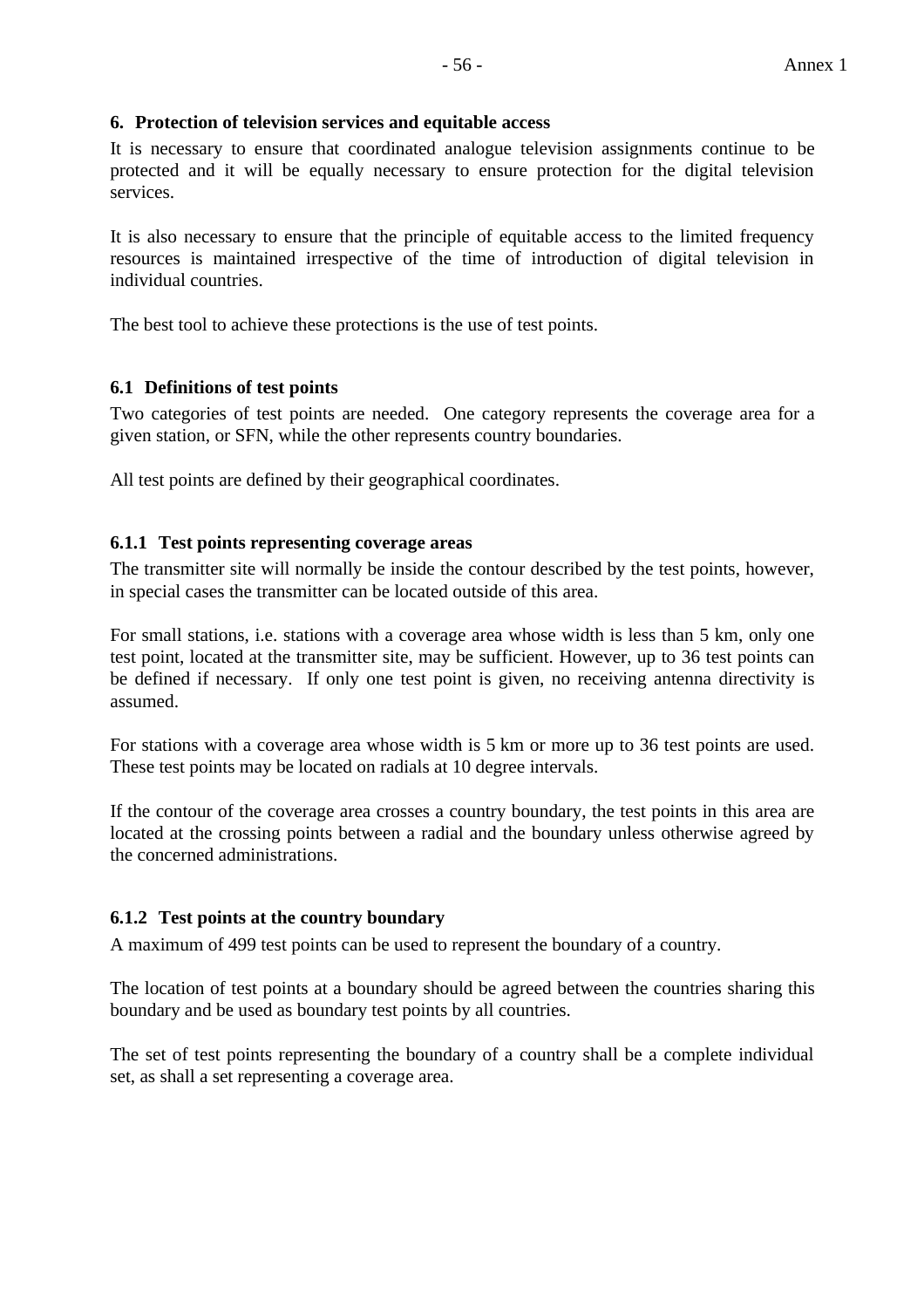## 6. Protection of television services and equitable access

It is necessary to ensure that coordinated analogue television assignments continue to be protected and it will be equally necessary to ensure protection for the digital television services.

It is also necessary to ensure that the principle of equitable access to the limited frequency resources is maintained irrespective of the time of introduction of digital television in individual countries.

The best tool to achieve these protections is the use of test points.

### 6.1 Definitions of test points

Two categories of test points are needed. One category represents the coverage area for a given station, or SFN, while the other represents country boundaries.

All test points are defined by their geographical coordinates.

#### 6.1.1 Test points representing coverage areas

The transmitter site will normally be inside the contour described by the test points, however, in special cases the transmitter can be located outside of this area.

For small stations, i.e. stations with a coverage area whose width is less than 5 km, only one test point, located at the transmitter site, may be sufficient. However, up to 36 test points can be defined if necessary. If only one test point is given, no receiving antenna directivity is assumed.

For stations with a coverage area whose width is 5 km or more up to 36 test points are used. These test points may be located on radials at 10 degree intervals.

If the contour of the coverage area crosses a country boundary, the test points in this area are located at the crossing points between a radial and the boundary unless otherwise agreed by the concerned administrations.

#### 6.1.2 Test points at the country boundary

A maximum of 499 test points can be used to represent the boundary of a country.

The location of test points at a boundary should be agreed between the countries sharing this boundary and be used as boundary test points by all countries.

The set of test points representing the boundary of a country shall be a complete individual set, as shall a set representing a coverage area.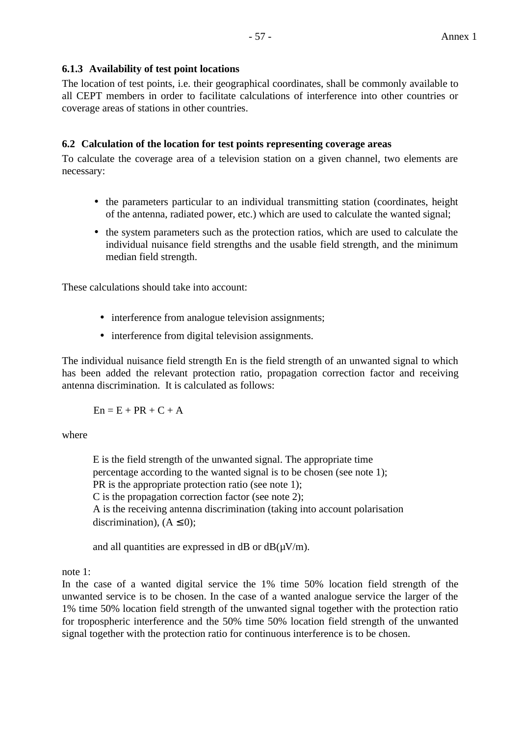### 6.1.3 Availability of test point locations

The location of test points, i.e. their geographical coordinates, shall be commonly available to all CEPT members in order to facilitate calculations of interference into other countries or coverage areas of stations in other countries.

### 6.2 Calculation of the location for test points representing coverage areas

To calculate the coverage area of a television station on a given channel, two elements are necessary:

- the parameters particular to an individual transmitting station (coordinates, height of the antenna, radiated power, etc.) which are used to calculate the wanted signal;
- the system parameters such as the protection ratios, which are used to calculate the individual nuisance field strengths and the usable field strength, and the minimum median field strength.

These calculations should take into account:

- interference from analogue television assignments;
- interference from digital television assignments.

The individual nuisance field strength En is the field strength of an unwanted signal to which has been added the relevant protection ratio, propagation correction factor and receiving antenna discrimination. It is calculated as follows:

$$En = E + PR + C + A$$

where

E is the field strength of the unwanted signal. The appropriate time percentage according to the wanted signal is to be chosen (see note 1);
PR is the appropriate protection ratio (see note 1);
C is the propagation correction factor (see note 2);
A is the receiving antenna discrimination (taking into account polarisation discrimination), ($A \leq 0$);

and all quantities are expressed in dB or dB(μV/m).

note 1:
In the case of a wanted digital service the 1% time 50% location field strength of the unwanted service is to be chosen. In the case of a wanted analogue service the larger of the 1% time 50% location field strength of the unwanted signal together with the protection ratio for tropospheric interference and the 50% time 50% location field strength of the unwanted signal together with the protection ratio for continuous interference is to be chosen.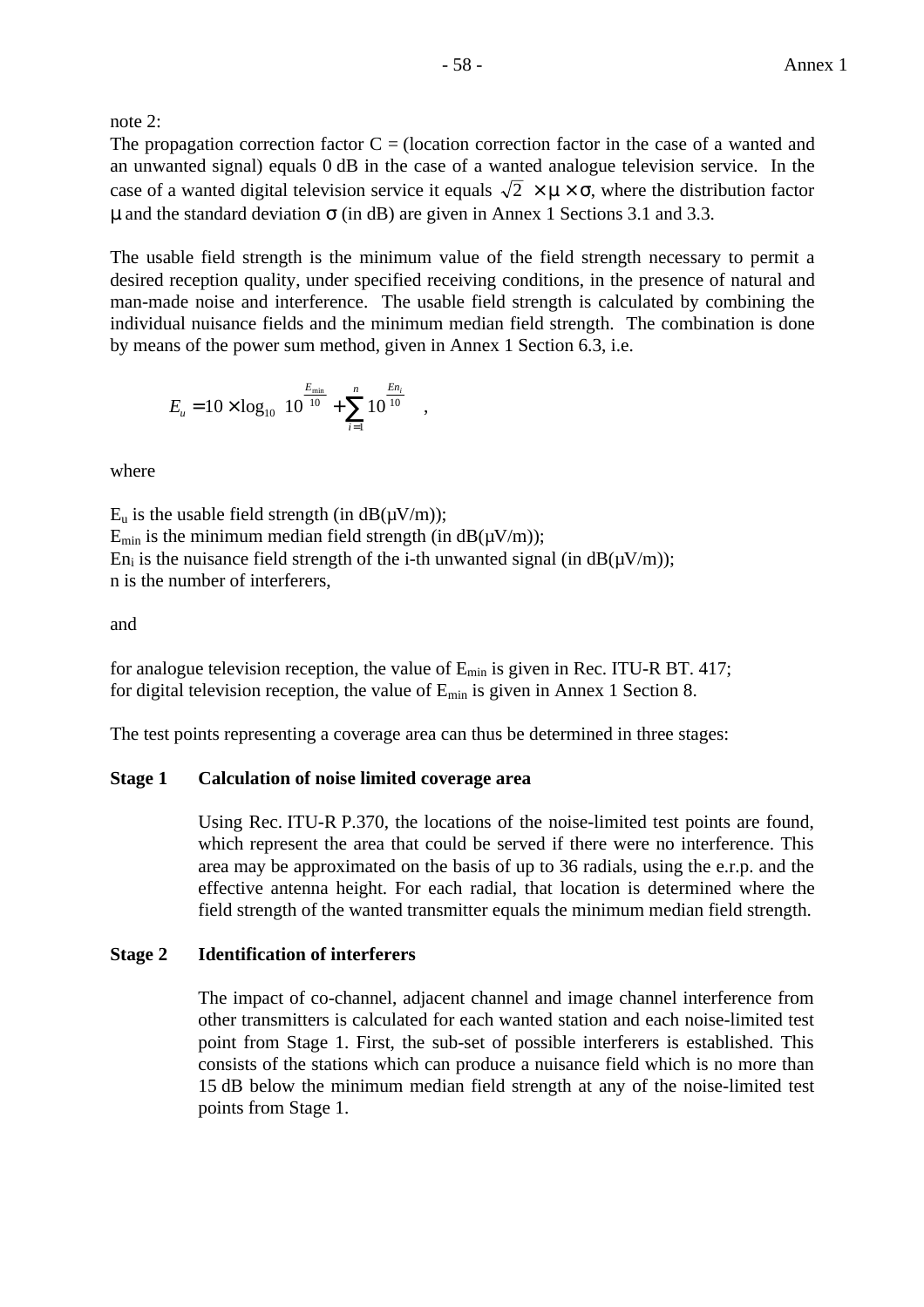note 2:

The propagation correction factor C = (location correction factor in the case of a wanted and an unwanted signal) equals 0 dB in the case of a wanted analogue television service. In the case of a wanted digital television service it equals $\sqrt{2} \times \mu \times \sigma$, where the distribution factor $\mu$ and the standard deviation $\sigma$ (in dB) are given in Annex 1 Sections 3.1 and 3.3.

The usable field strength is the minimum value of the field strength necessary to permit a desired reception quality, under specified receiving conditions, in the presence of natural and man-made noise and interference. The usable field strength is calculated by combining the individual nuisance fields and the minimum median field strength. The combination is done by means of the power sum method, given in Annex 1 Section 6.3, i.e.

$$E_u = 10 \times \log_{10}\left(10^{\frac{E_{min}}{10}} + \sum_{i=1}^{n} 10^{\frac{En_i}{10}}\right),$$

where

$E_u$ is the usable field strength (in dB(μV/m));
$E_{min}$ is the minimum median field strength (in dB(μV/m));
$En_i$ is the nuisance field strength of the i-th unwanted signal (in dB(μV/m));
n is the number of interferers,

and

for analogue television reception, the value of $E_{min}$ is given in Rec. ITU-R BT. 417;
for digital television reception, the value of $E_{min}$ is given in Annex 1 Section 8.

The test points representing a coverage area can thus be determined in three stages:

**Stage 1 Calculation of noise limited coverage area**

Using Rec. ITU-R P.370, the locations of the noise-limited test points are found, which represent the area that could be served if there were no interference. This area may be approximated on the basis of up to 36 radials, using the e.r.p. and the effective antenna height. For each radial, that location is determined where the field strength of the wanted transmitter equals the minimum median field strength.

**Stage 2 Identification of interferers**

The impact of co-channel, adjacent channel and image channel interference from other transmitters is calculated for each wanted station and each noise-limited test point from Stage 1. First, the sub-set of possible interferers is established. This consists of the stations which can produce a nuisance field which is no more than 15 dB below the minimum median field strength at any of the noise-limited test points from Stage 1.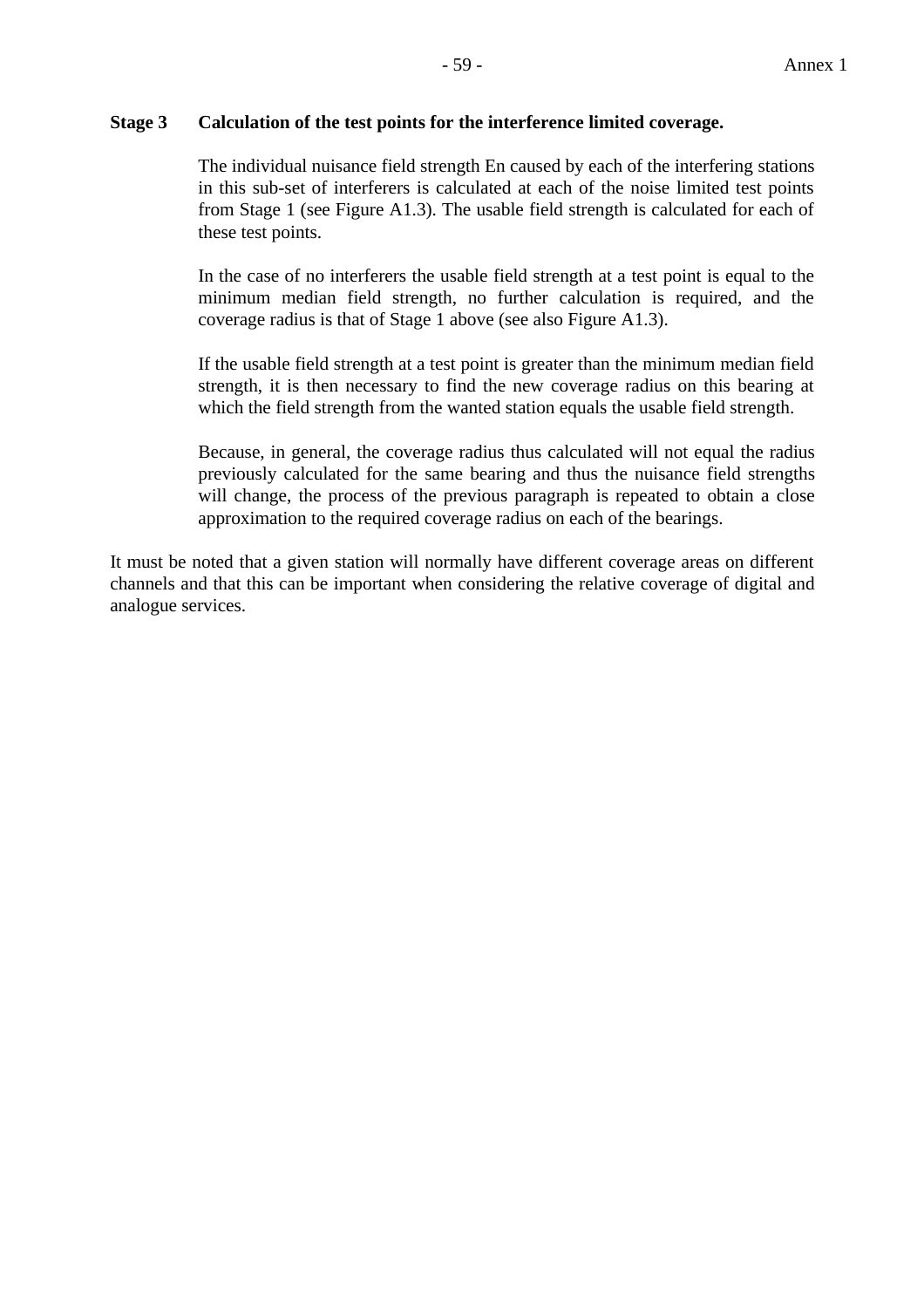**Stage 3 Calculation of the test points for the interference limited coverage.**

The individual nuisance field strength En caused by each of the interfering stations in this sub-set of interferers is calculated at each of the noise limited test points from Stage 1 (see Figure A1.3). The usable field strength is calculated for each of these test points.

In the case of no interferers the usable field strength at a test point is equal to the minimum median field strength, no further calculation is required, and the coverage radius is that of Stage 1 above (see also Figure A1.3).

If the usable field strength at a test point is greater than the minimum median field strength, it is then necessary to find the new coverage radius on this bearing at which the field strength from the wanted station equals the usable field strength.

Because, in general, the coverage radius thus calculated will not equal the radius previously calculated for the same bearing and thus the nuisance field strengths will change, the process of the previous paragraph is repeated to obtain a close approximation to the required coverage radius on each of the bearings.

It must be noted that a given station will normally have different coverage areas on different channels and that this can be important when considering the relative coverage of digital and analogue services.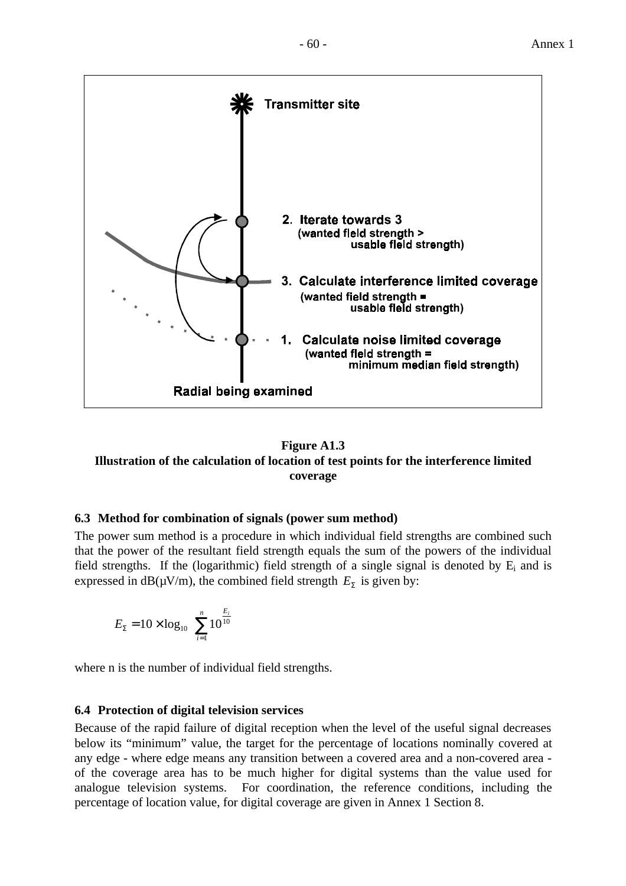Figure A1.3
**Illustration of the calculation of location of test points for the interference limited coverage**

### 6.3 Method for combination of signals (power sum method)

The power sum method is a procedure in which individual field strengths are combined such that the power of the resultant field strength equals the sum of the powers of the individual field strengths. If the (logarithmic) field strength of a single signal is denoted by $E_i$ and is expressed in dB(µV/m), the combined field strength $E_\Sigma$ is given by:

$$E_\Sigma = 10 \times \log_{10} \sum_{i=1}^{n} 10^{\frac{E_i}{10}}$$

where n is the number of individual field strengths.

### 6.4 Protection of digital television services

Because of the rapid failure of digital reception when the level of the useful signal decreases below its "minimum" value, the target for the percentage of locations nominally covered at any edge - where edge means any transition between a covered area and a non-covered area - of the coverage area has to be much higher for digital systems than the value used for analogue television systems. For coordination, the reference conditions, including the percentage of location value, for digital coverage are given in Annex 1 Section 8.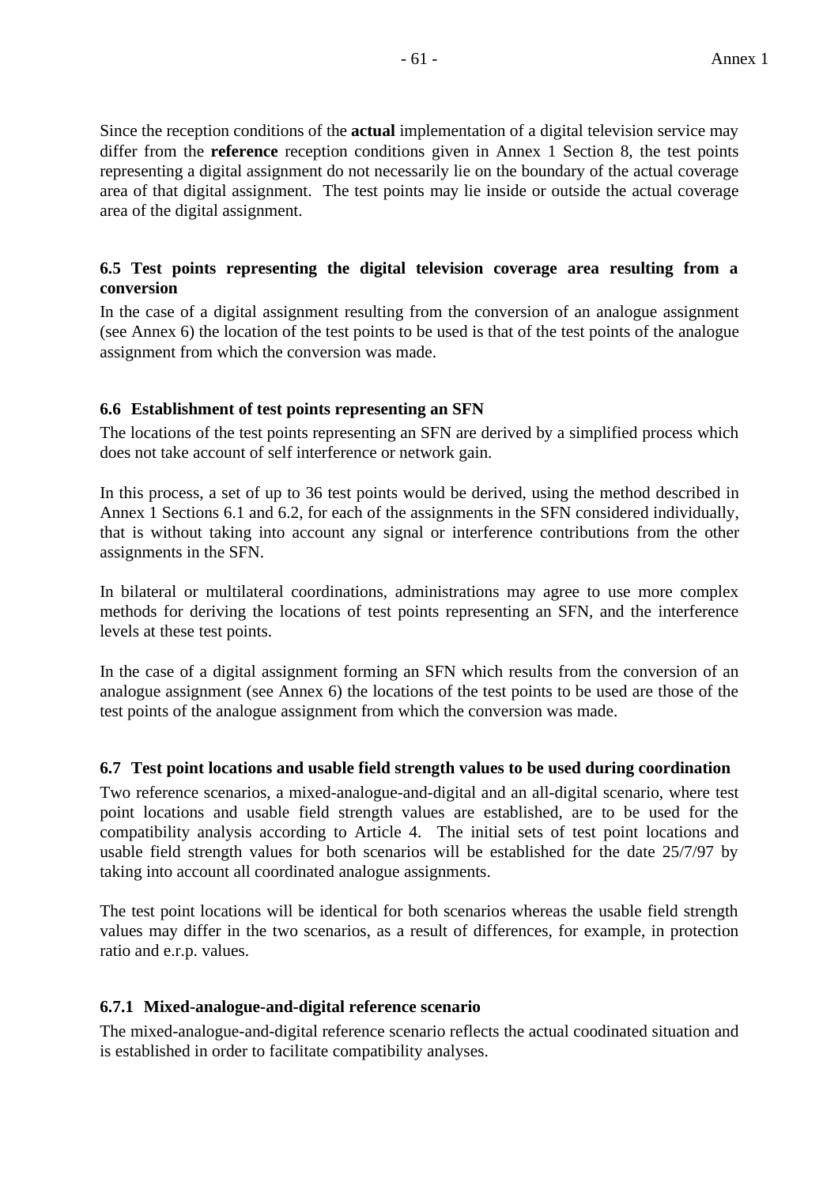Since the reception conditions of the **actual** implementation of a digital television service may differ from the **reference** reception conditions given in Annex 1 Section 8, the test points representing a digital assignment do not necessarily lie on the boundary of the actual coverage area of that digital assignment. The test points may lie inside or outside the actual coverage area of the digital assignment.

### 6.5 Test points representing the digital television coverage area resulting from a conversion

In the case of a digital assignment resulting from the conversion of an analogue assignment (see Annex 6) the location of the test points to be used is that of the test points of the analogue assignment from which the conversion was made.

### 6.6 Establishment of test points representing an SFN

The locations of the test points representing an SFN are derived by a simplified process which does not take account of self interference or network gain.

In this process, a set of up to 36 test points would be derived, using the method described in Annex 1 Sections 6.1 and 6.2, for each of the assignments in the SFN considered individually, that is without taking into account any signal or interference contributions from the other assignments in the SFN.

In bilateral or multilateral coordinations, administrations may agree to use more complex methods for deriving the locations of test points representing an SFN, and the interference levels at these test points.

In the case of a digital assignment forming an SFN which results from the conversion of an analogue assignment (see Annex 6) the locations of the test points to be used are those of the test points of the analogue assignment from which the conversion was made.

### 6.7 Test point locations and usable field strength values to be used during coordination

Two reference scenarios, a mixed-analogue-and-digital and an all-digital scenario, where test point locations and usable field strength values are established, are to be used for the compatibility analysis according to Article 4. The initial sets of test point locations and usable field strength values for both scenarios will be established for the date 25/7/97 by taking into account all coordinated analogue assignments.

The test point locations will be identical for both scenarios whereas the usable field strength values may differ in the two scenarios, as a result of differences, for example, in protection ratio and e.r.p. values.

#### 6.7.1 Mixed-analogue-and-digital reference scenario

The mixed-analogue-and-digital reference scenario reflects the actual coodinated situation and is established in order to facilitate compatibility analyses.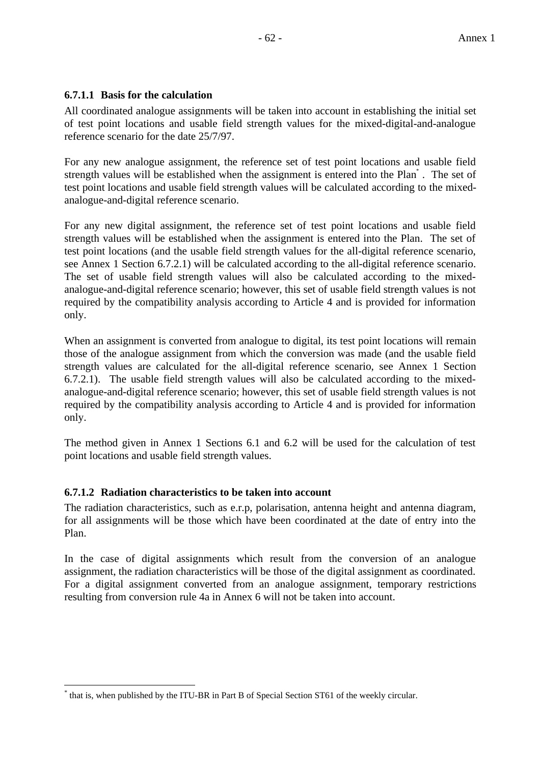#### 6.7.1.1 Basis for the calculation

All coordinated analogue assignments will be taken into account in establishing the initial set of test point locations and usable field strength values for the mixed-digital-and-analogue reference scenario for the date 25/7/97.

For any new analogue assignment, the reference set of test point locations and usable field strength values will be established when the assignment is entered into the Plan*. The set of test point locations and usable field strength values will be calculated according to the mixed-analogue-and-digital reference scenario.

For any new digital assignment, the reference set of test point locations and usable field strength values will be established when the assignment is entered into the Plan. The set of test point locations (and the usable field strength values for the all-digital reference scenario, see Annex 1 Section 6.7.2.1) will be calculated according to the all-digital reference scenario. The set of usable field strength values will also be calculated according to the mixed-analogue-and-digital reference scenario; however, this set of usable field strength values is not required by the compatibility analysis according to Article 4 and is provided for information only.

When an assignment is converted from analogue to digital, its test point locations will remain those of the analogue assignment from which the conversion was made (and the usable field strength values are calculated for the all-digital reference scenario, see Annex 1 Section 6.7.2.1). The usable field strength values will also be calculated according to the mixed-analogue-and-digital reference scenario; however, this set of usable field strength values is not required by the compatibility analysis according to Article 4 and is provided for information only.

The method given in Annex 1 Sections 6.1 and 6.2 will be used for the calculation of test point locations and usable field strength values.

#### 6.7.1.2 Radiation characteristics to be taken into account

The radiation characteristics, such as e.r.p, polarisation, antenna height and antenna diagram, for all assignments will be those which have been coordinated at the date of entry into the Plan.

In the case of digital assignments which result from the conversion of an analogue assignment, the radiation characteristics will be those of the digital assignment as coordinated. For a digital assignment converted from an analogue assignment, temporary restrictions resulting from conversion rule 4a in Annex 6 will not be taken into account.

---

* that is, when published by the ITU-BR in Part B of Special Section ST61 of the weekly circular.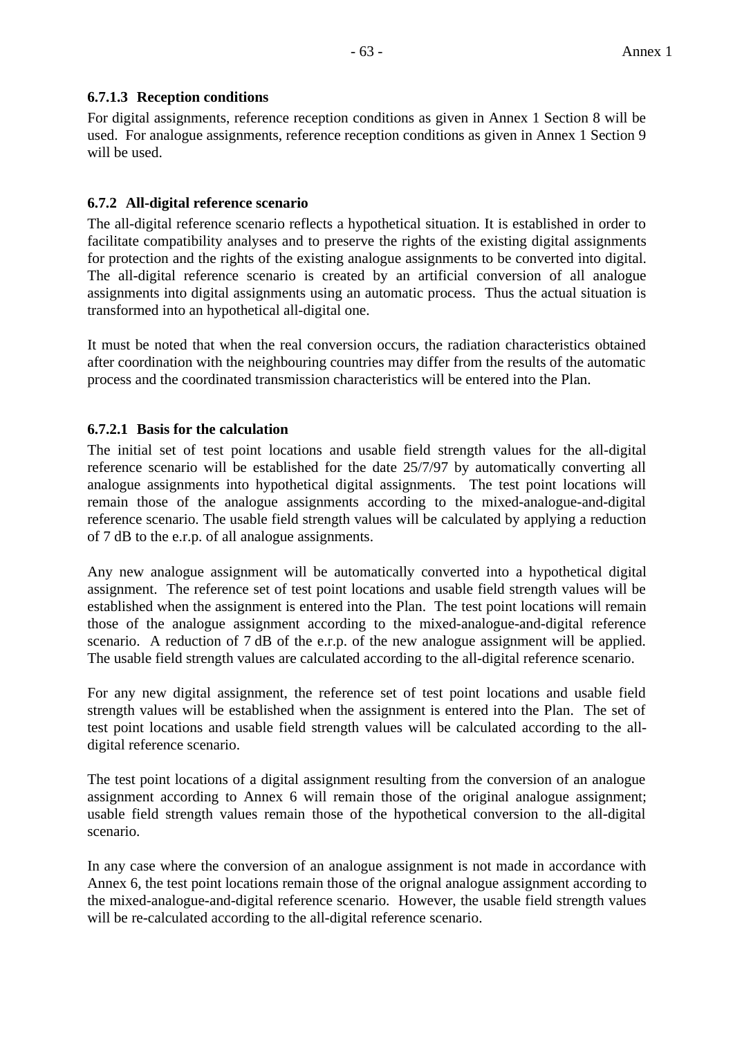#### 6.7.1.3 Reception conditions

For digital assignments, reference reception conditions as given in Annex 1 Section 8 will be used. For analogue assignments, reference reception conditions as given in Annex 1 Section 9 will be used.

### 6.7.2 All-digital reference scenario

The all-digital reference scenario reflects a hypothetical situation. It is established in order to facilitate compatibility analyses and to preserve the rights of the existing digital assignments for protection and the rights of the existing analogue assignments to be converted into digital. The all-digital reference scenario is created by an artificial conversion of all analogue assignments into digital assignments using an automatic process. Thus the actual situation is transformed into an hypothetical all-digital one.

It must be noted that when the real conversion occurs, the radiation characteristics obtained after coordination with the neighbouring countries may differ from the results of the automatic process and the coordinated transmission characteristics will be entered into the Plan.

#### 6.7.2.1 Basis for the calculation

The initial set of test point locations and usable field strength values for the all-digital reference scenario will be established for the date 25/7/97 by automatically converting all analogue assignments into hypothetical digital assignments. The test point locations will remain those of the analogue assignments according to the mixed-analogue-and-digital reference scenario. The usable field strength values will be calculated by applying a reduction of 7 dB to the e.r.p. of all analogue assignments.

Any new analogue assignment will be automatically converted into a hypothetical digital assignment. The reference set of test point locations and usable field strength values will be established when the assignment is entered into the Plan. The test point locations will remain those of the analogue assignment according to the mixed-analogue-and-digital reference scenario. A reduction of 7 dB of the e.r.p. of the new analogue assignment will be applied. The usable field strength values are calculated according to the all-digital reference scenario.

For any new digital assignment, the reference set of test point locations and usable field strength values will be established when the assignment is entered into the Plan. The set of test point locations and usable field strength values will be calculated according to the all-digital reference scenario.

The test point locations of a digital assignment resulting from the conversion of an analogue assignment according to Annex 6 will remain those of the original analogue assignment; usable field strength values remain those of the hypothetical conversion to the all-digital scenario.

In any case where the conversion of an analogue assignment is not made in accordance with Annex 6, the test point locations remain those of the orignal analogue assignment according to the mixed-analogue-and-digital reference scenario. However, the usable field strength values will be re-calculated according to the all-digital reference scenario.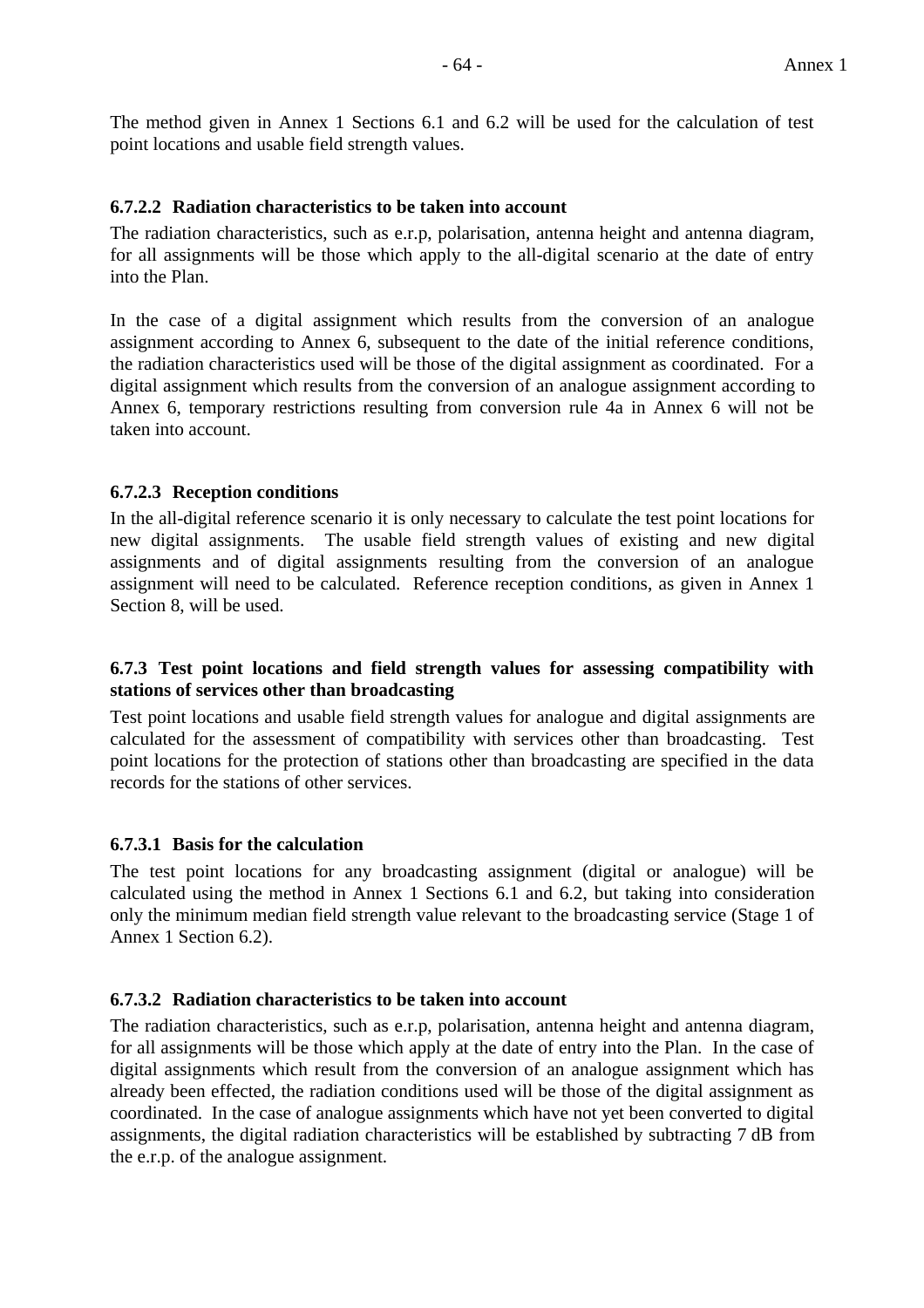The method given in Annex 1 Sections 6.1 and 6.2 will be used for the calculation of test point locations and usable field strength values.

#### 6.7.2.2 Radiation characteristics to be taken into account

The radiation characteristics, such as e.r.p, polarisation, antenna height and antenna diagram, for all assignments will be those which apply to the all-digital scenario at the date of entry into the Plan.

In the case of a digital assignment which results from the conversion of an analogue assignment according to Annex 6, subsequent to the date of the initial reference conditions, the radiation characteristics used will be those of the digital assignment as coordinated. For a digital assignment which results from the conversion of an analogue assignment according to Annex 6, temporary restrictions resulting from conversion rule 4a in Annex 6 will not be taken into account.

#### 6.7.2.3 Reception conditions

In the all-digital reference scenario it is only necessary to calculate the test point locations for new digital assignments. The usable field strength values of existing and new digital assignments and of digital assignments resulting from the conversion of an analogue assignment will need to be calculated. Reference reception conditions, as given in Annex 1 Section 8, will be used.

### 6.7.3 Test point locations and field strength values for assessing compatibility with stations of services other than broadcasting

Test point locations and usable field strength values for analogue and digital assignments are calculated for the assessment of compatibility with services other than broadcasting. Test point locations for the protection of stations other than broadcasting are specified in the data records for the stations of other services.

#### 6.7.3.1 Basis for the calculation

The test point locations for any broadcasting assignment (digital or analogue) will be calculated using the method in Annex 1 Sections 6.1 and 6.2, but taking into consideration only the minimum median field strength value relevant to the broadcasting service (Stage 1 of Annex 1 Section 6.2).

#### 6.7.3.2 Radiation characteristics to be taken into account

The radiation characteristics, such as e.r.p, polarisation, antenna height and antenna diagram, for all assignments will be those which apply at the date of entry into the Plan. In the case of digital assignments which result from the conversion of an analogue assignment which has already been effected, the radiation conditions used will be those of the digital assignment as coordinated. In the case of analogue assignments which have not yet been converted to digital assignments, the digital radiation characteristics will be established by subtracting 7 dB from the e.r.p. of the analogue assignment.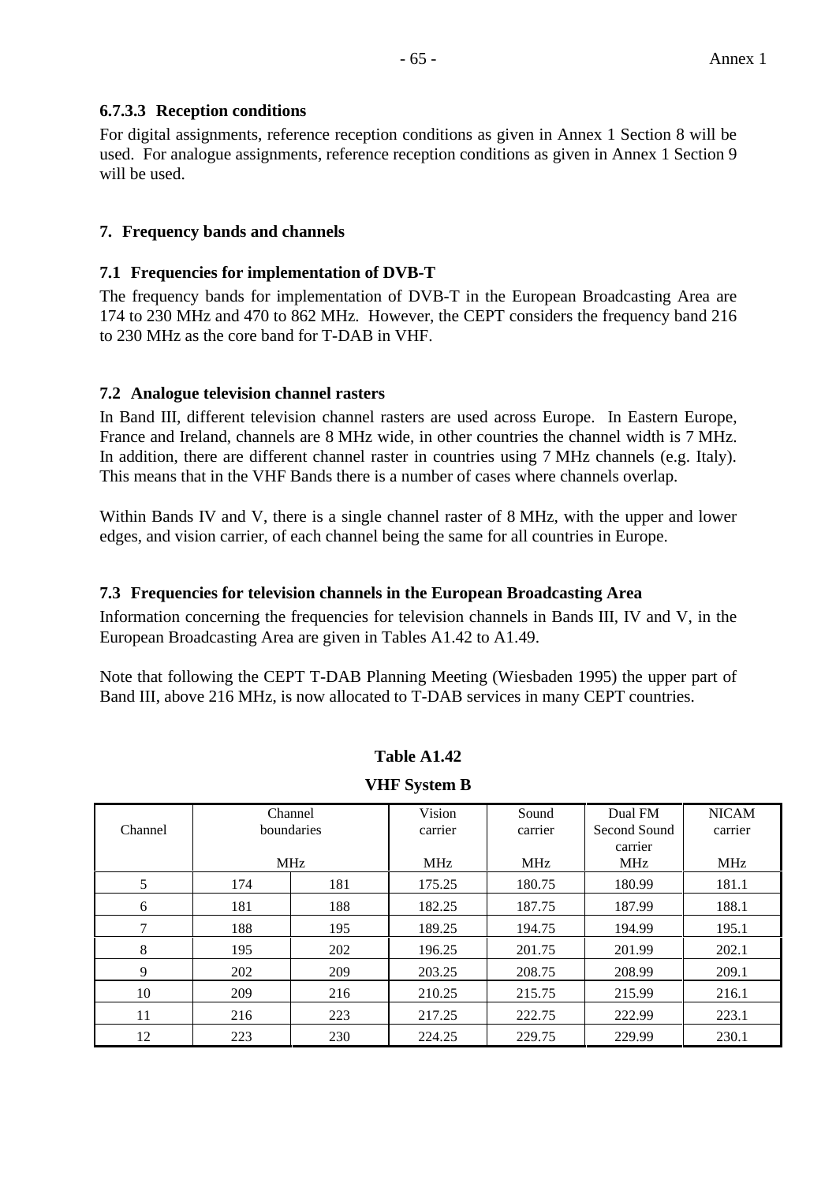### 6.7.3.3 Reception conditions

For digital assignments, reference reception conditions as given in Annex 1 Section 8 will be used. For analogue assignments, reference reception conditions as given in Annex 1 Section 9 will be used.

## 7. Frequency bands and channels

### 7.1 Frequencies for implementation of DVB-T

The frequency bands for implementation of DVB-T in the European Broadcasting Area are 174 to 230 MHz and 470 to 862 MHz. However, the CEPT considers the frequency band 216 to 230 MHz as the core band for T-DAB in VHF.

### 7.2 Analogue television channel rasters

In Band III, different television channel rasters are used across Europe. In Eastern Europe, France and Ireland, channels are 8 MHz wide, in other countries the channel width is 7 MHz. In addition, there are different channel raster in countries using 7 MHz channels (e.g. Italy). This means that in the VHF Bands there is a number of cases where channels overlap.

Within Bands IV and V, there is a single channel raster of 8 MHz, with the upper and lower edges, and vision carrier, of each channel being the same for all countries in Europe.

### 7.3 Frequencies for television channels in the European Broadcasting Area

Information concerning the frequencies for television channels in Bands III, IV and V, in the European Broadcasting Area are given in Tables A1.42 to A1.49.

Note that following the CEPT T-DAB Planning Meeting (Wiesbaden 1995) the upper part of Band III, above 216 MHz, is now allocated to T-DAB services in many CEPT countries.

**Table A1.42**

**VHF System B**

| Channel | Channel boundaries MHz | | Vision carrier MHz | Sound carrier MHz | Dual FM Second Sound carrier MHz | NICAM carrier MHz |
|---|---|---|---|---|---|---|
| 5 | 174 | 181 | 175.25 | 180.75 | 180.99 | 181.1 |
| 6 | 181 | 188 | 182.25 | 187.75 | 187.99 | 188.1 |
| 7 | 188 | 195 | 189.25 | 194.75 | 194.99 | 195.1 |
| 8 | 195 | 202 | 196.25 | 201.75 | 201.99 | 202.1 |
| 9 | 202 | 209 | 203.25 | 208.75 | 208.99 | 209.1 |
| 10 | 209 | 216 | 210.25 | 215.75 | 215.99 | 216.1 |
| 11 | 216 | 223 | 217.25 | 222.75 | 222.99 | 223.1 |
| 12 | 223 | 230 | 224.25 | 229.75 | 229.99 | 230.1 |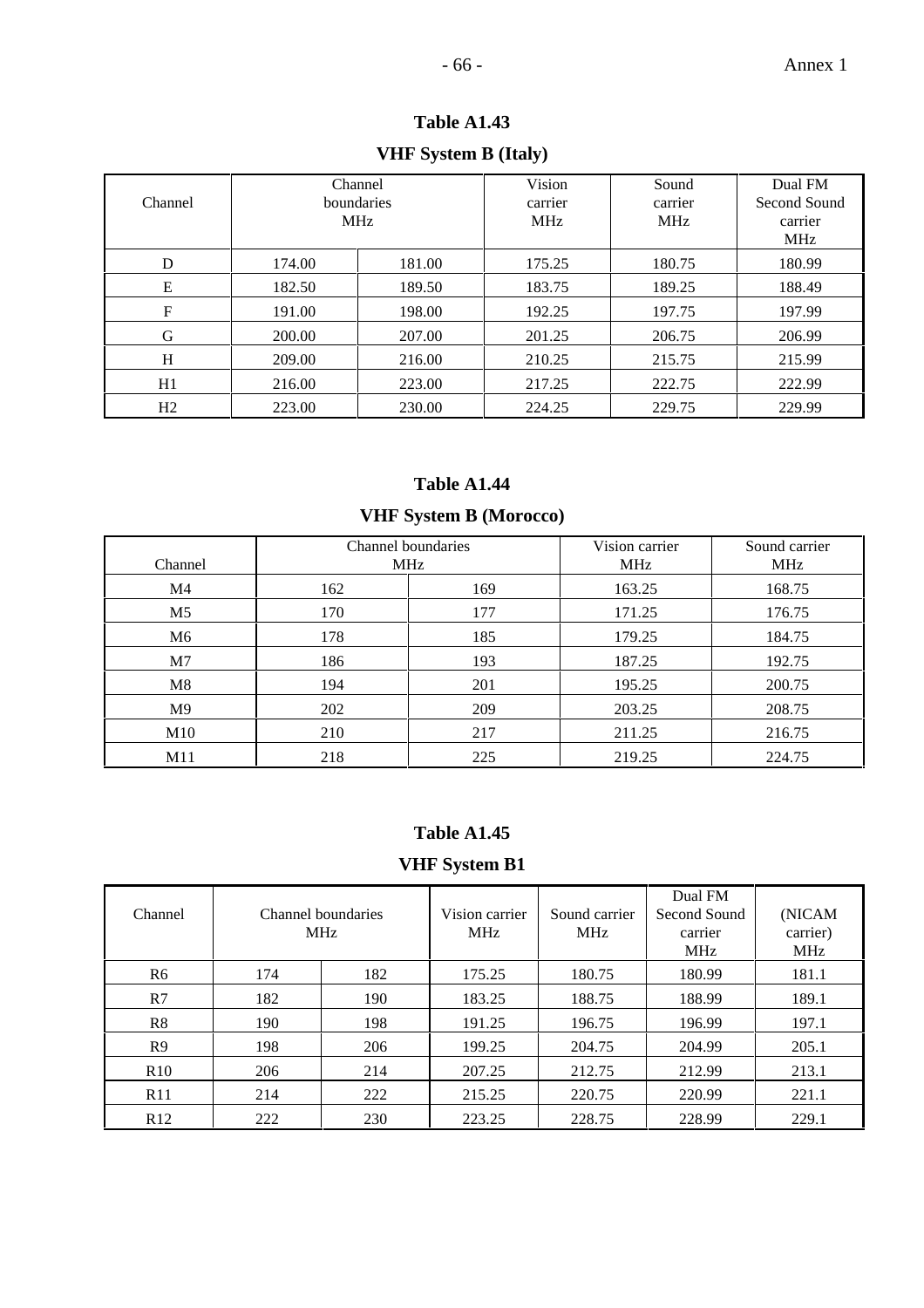**Table A1.43**

**VHF System B (Italy)**

| Channel | Channel boundaries MHz | | Vision carrier MHz | Sound carrier MHz | Dual FM Second Sound carrier MHz |
|---|---|---|---|---|---|
| D | 174.00 | 181.00 | 175.25 | 180.75 | 180.99 |
| E | 182.50 | 189.50 | 183.75 | 189.25 | 188.49 |
| F | 191.00 | 198.00 | 192.25 | 197.75 | 197.99 |
| G | 200.00 | 207.00 | 201.25 | 206.75 | 206.99 |
| H | 209.00 | 216.00 | 210.25 | 215.75 | 215.99 |
| H1 | 216.00 | 223.00 | 217.25 | 222.75 | 222.99 |
| H2 | 223.00 | 230.00 | 224.25 | 229.75 | 229.99 |

**Table A1.44**

**VHF System B (Morocco)**

| Channel | Channel boundaries MHz | | Vision carrier MHz | Sound carrier MHz |
|---|---|---|---|---|
| M4 | 162 | 169 | 163.25 | 168.75 |
| M5 | 170 | 177 | 171.25 | 176.75 |
| M6 | 178 | 185 | 179.25 | 184.75 |
| M7 | 186 | 193 | 187.25 | 192.75 |
| M8 | 194 | 201 | 195.25 | 200.75 |
| M9 | 202 | 209 | 203.25 | 208.75 |
| M10 | 210 | 217 | 211.25 | 216.75 |
| M11 | 218 | 225 | 219.25 | 224.75 |

**Table A1.45**

**VHF System B1**

| Channel | Channel boundaries MHz | | Vision carrier MHz | Sound carrier MHz | Dual FM Second Sound carrier MHz | (NICAM carrier) MHz |
|---|---|---|---|---|---|---|
| R6 | 174 | 182 | 175.25 | 180.75 | 180.99 | 181.1 |
| R7 | 182 | 190 | 183.25 | 188.75 | 188.99 | 189.1 |
| R8 | 190 | 198 | 191.25 | 196.75 | 196.99 | 197.1 |
| R9 | 198 | 206 | 199.25 | 204.75 | 204.99 | 205.1 |
| R10 | 206 | 214 | 207.25 | 212.75 | 212.99 | 213.1 |
| R11 | 214 | 222 | 215.25 | 220.75 | 220.99 | 221.1 |
| R12 | 222 | 230 | 223.25 | 228.75 | 228.99 | 229.1 |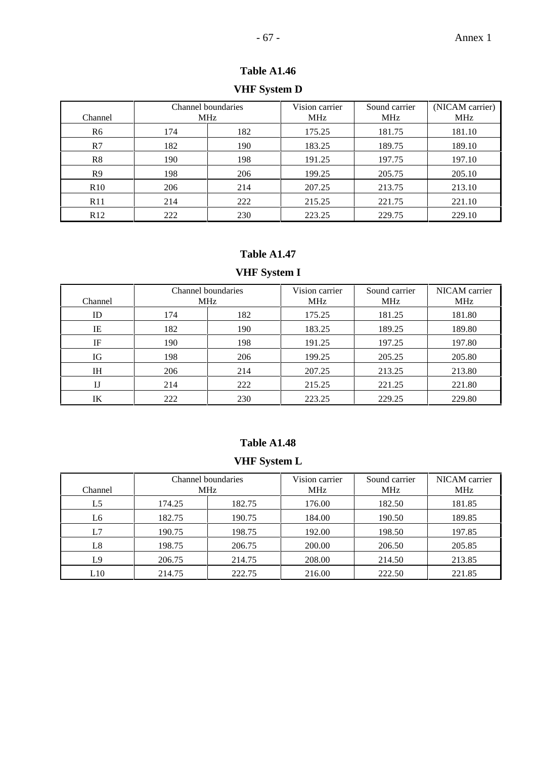**Table A1.46**

**VHF System D**

| Channel | Channel boundaries MHz | | Vision carrier MHz | Sound carrier MHz | (NICAM carrier) MHz |
|---|---|---|---|---|---|
| R6 | 174 | 182 | 175.25 | 181.75 | 181.10 |
| R7 | 182 | 190 | 183.25 | 189.75 | 189.10 |
| R8 | 190 | 198 | 191.25 | 197.75 | 197.10 |
| R9 | 198 | 206 | 199.25 | 205.75 | 205.10 |
| R10 | 206 | 214 | 207.25 | 213.75 | 213.10 |
| R11 | 214 | 222 | 215.25 | 221.75 | 221.10 |
| R12 | 222 | 230 | 223.25 | 229.75 | 229.10 |

**Table A1.47**

**VHF System I**

| Channel | Channel boundaries MHz | | Vision carrier MHz | Sound carrier MHz | NICAM carrier MHz |
|---|---|---|---|---|---|
| ID | 174 | 182 | 175.25 | 181.25 | 181.80 |
| IE | 182 | 190 | 183.25 | 189.25 | 189.80 |
| IF | 190 | 198 | 191.25 | 197.25 | 197.80 |
| IG | 198 | 206 | 199.25 | 205.25 | 205.80 |
| IH | 206 | 214 | 207.25 | 213.25 | 213.80 |
| IJ | 214 | 222 | 215.25 | 221.25 | 221.80 |
| IK | 222 | 230 | 223.25 | 229.25 | 229.80 |

**Table A1.48**

**VHF System L**

| Channel | Channel boundaries MHz | | Vision carrier MHz | Sound carrier MHz | NICAM carrier MHz |
|---|---|---|---|---|---|
| L5 | 174.25 | 182.75 | 176.00 | 182.50 | 181.85 |
| L6 | 182.75 | 190.75 | 184.00 | 190.50 | 189.85 |
| L7 | 190.75 | 198.75 | 192.00 | 198.50 | 197.85 |
| L8 | 198.75 | 206.75 | 200.00 | 206.50 | 205.85 |
| L9 | 206.75 | 214.75 | 208.00 | 214.50 | 213.85 |
| L10 | 214.75 | 222.75 | 216.00 | 222.50 | 221.85 |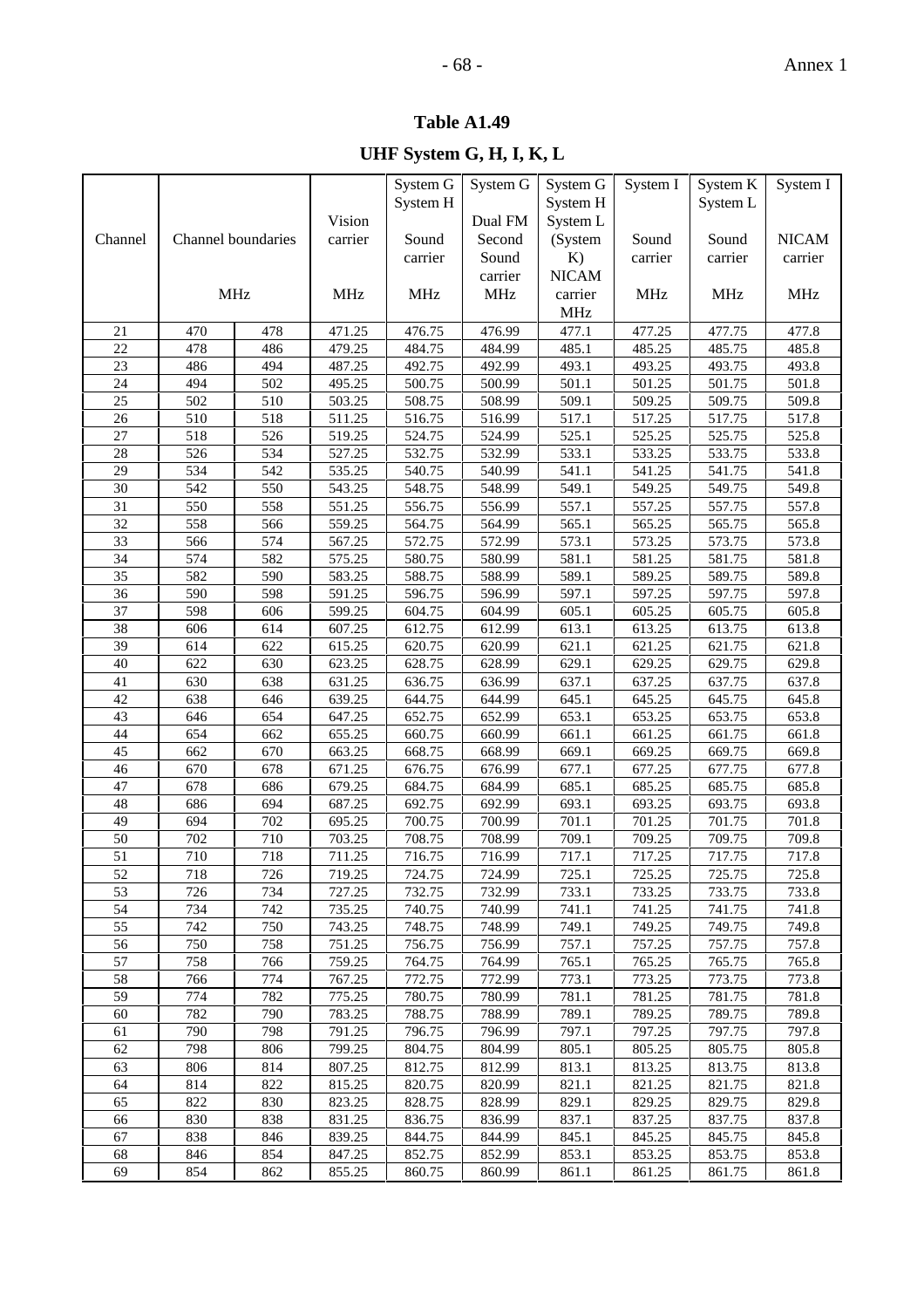**Table A1.49**

**UHF System G, H, I, K, L**

| Channel | Channel boundaries MHz | | Vision carrier MHz | System G System H Sound carrier MHz | System G Dual FM Second Sound carrier MHz | System G System H System L (System K) NICAM carrier MHz | System I Sound carrier MHz | System K System L Sound carrier MHz | System I NICAM carrier MHz |
|---|---|---|---|---|---|---|---|---|---|
| 21 | 470 | 478 | 471.25 | 476.75 | 476.99 | 477.1 | 477.25 | 477.75 | 477.8 |
| 22 | 478 | 486 | 479.25 | 484.75 | 484.99 | 485.1 | 485.25 | 485.75 | 485.8 |
| 23 | 486 | 494 | 487.25 | 492.75 | 492.99 | 493.1 | 493.25 | 493.75 | 493.8 |
| 24 | 494 | 502 | 495.25 | 500.75 | 500.99 | 501.1 | 501.25 | 501.75 | 501.8 |
| 25 | 502 | 510 | 503.25 | 508.75 | 508.99 | 509.1 | 509.25 | 509.75 | 509.8 |
| 26 | 510 | 518 | 511.25 | 516.75 | 516.99 | 517.1 | 517.25 | 517.75 | 517.8 |
| 27 | 518 | 526 | 519.25 | 524.75 | 524.99 | 525.1 | 525.25 | 525.75 | 525.8 |
| 28 | 526 | 534 | 527.25 | 532.75 | 532.99 | 533.1 | 533.25 | 533.75 | 533.8 |
| 29 | 534 | 542 | 535.25 | 540.75 | 540.99 | 541.1 | 541.25 | 541.75 | 541.8 |
| 30 | 542 | 550 | 543.25 | 548.75 | 548.99 | 549.1 | 549.25 | 549.75 | 549.8 |
| 31 | 550 | 558 | 551.25 | 556.75 | 556.99 | 557.1 | 557.25 | 557.75 | 557.8 |
| 32 | 558 | 566 | 559.25 | 564.75 | 564.99 | 565.1 | 565.25 | 565.75 | 565.8 |
| 33 | 566 | 574 | 567.25 | 572.75 | 572.99 | 573.1 | 573.25 | 573.75 | 573.8 |
| 34 | 574 | 582 | 575.25 | 580.75 | 580.99 | 581.1 | 581.25 | 581.75 | 581.8 |
| 35 | 582 | 590 | 583.25 | 588.75 | 588.99 | 589.1 | 589.25 | 589.75 | 589.8 |
| 36 | 590 | 598 | 591.25 | 596.75 | 596.99 | 597.1 | 597.25 | 597.75 | 597.8 |
| 37 | 598 | 606 | 599.25 | 604.75 | 604.99 | 605.1 | 605.25 | 605.75 | 605.8 |
| 38 | 606 | 614 | 607.25 | 612.75 | 612.99 | 613.1 | 613.25 | 613.75 | 613.8 |
| 39 | 614 | 622 | 615.25 | 620.75 | 620.99 | 621.1 | 621.25 | 621.75 | 621.8 |
| 40 | 622 | 630 | 623.25 | 628.75 | 628.99 | 629.1 | 629.25 | 629.75 | 629.8 |
| 41 | 630 | 638 | 631.25 | 636.75 | 636.99 | 637.1 | 637.25 | 637.75 | 637.8 |
| 42 | 638 | 646 | 639.25 | 644.75 | 644.99 | 645.1 | 645.25 | 645.75 | 645.8 |
| 43 | 646 | 654 | 647.25 | 652.75 | 652.99 | 653.1 | 653.25 | 653.75 | 653.8 |
| 44 | 654 | 662 | 655.25 | 660.75 | 660.99 | 661.1 | 661.25 | 661.75 | 661.8 |
| 45 | 662 | 670 | 663.25 | 668.75 | 668.99 | 669.1 | 669.25 | 669.75 | 669.8 |
| 46 | 670 | 678 | 671.25 | 676.75 | 676.99 | 677.1 | 677.25 | 677.75 | 677.8 |
| 47 | 678 | 686 | 679.25 | 684.75 | 684.99 | 685.1 | 685.25 | 685.75 | 685.8 |
| 48 | 686 | 694 | 687.25 | 692.75 | 692.99 | 693.1 | 693.25 | 693.75 | 693.8 |
| 49 | 694 | 702 | 695.25 | 700.75 | 700.99 | 701.1 | 701.25 | 701.75 | 701.8 |
| 50 | 702 | 710 | 703.25 | 708.75 | 708.99 | 709.1 | 709.25 | 709.75 | 709.8 |
| 51 | 710 | 718 | 711.25 | 716.75 | 716.99 | 717.1 | 717.25 | 717.75 | 717.8 |
| 52 | 718 | 726 | 719.25 | 724.75 | 724.99 | 725.1 | 725.25 | 725.75 | 725.8 |
| 53 | 726 | 734 | 727.25 | 732.75 | 732.99 | 733.1 | 733.25 | 733.75 | 733.8 |
| 54 | 734 | 742 | 735.25 | 740.75 | 740.99 | 741.1 | 741.25 | 741.75 | 741.8 |
| 55 | 742 | 750 | 743.25 | 748.75 | 748.99 | 749.1 | 749.25 | 749.75 | 749.8 |
| 56 | 750 | 758 | 751.25 | 756.75 | 756.99 | 757.1 | 757.25 | 757.75 | 757.8 |
| 57 | 758 | 766 | 759.25 | 764.75 | 764.99 | 765.1 | 765.25 | 765.75 | 765.8 |
| 58 | 766 | 774 | 767.25 | 772.75 | 772.99 | 773.1 | 773.25 | 773.75 | 773.8 |
| 59 | 774 | 782 | 775.25 | 780.75 | 780.99 | 781.1 | 781.25 | 781.75 | 781.8 |
| 60 | 782 | 790 | 783.25 | 788.75 | 788.99 | 789.1 | 789.25 | 789.75 | 789.8 |
| 61 | 790 | 798 | 791.25 | 796.75 | 796.99 | 797.1 | 797.25 | 797.75 | 797.8 |
| 62 | 798 | 806 | 799.25 | 804.75 | 804.99 | 805.1 | 805.25 | 805.75 | 805.8 |
| 63 | 806 | 814 | 807.25 | 812.75 | 812.99 | 813.1 | 813.25 | 813.75 | 813.8 |
| 64 | 814 | 822 | 815.25 | 820.75 | 820.99 | 821.1 | 821.25 | 821.75 | 821.8 |
| 65 | 822 | 830 | 823.25 | 828.75 | 828.99 | 829.1 | 829.25 | 829.75 | 829.8 |
| 66 | 830 | 838 | 831.25 | 836.75 | 836.99 | 837.1 | 837.25 | 837.75 | 837.8 |
| 67 | 838 | 846 | 839.25 | 844.75 | 844.99 | 845.1 | 845.25 | 845.75 | 845.8 |
| 68 | 846 | 854 | 847.25 | 852.75 | 852.99 | 853.1 | 853.25 | 853.75 | 853.8 |
| 69 | 854 | 862 | 855.25 | 860.75 | 860.99 | 861.1 | 861.25 | 861.75 | 861.8 |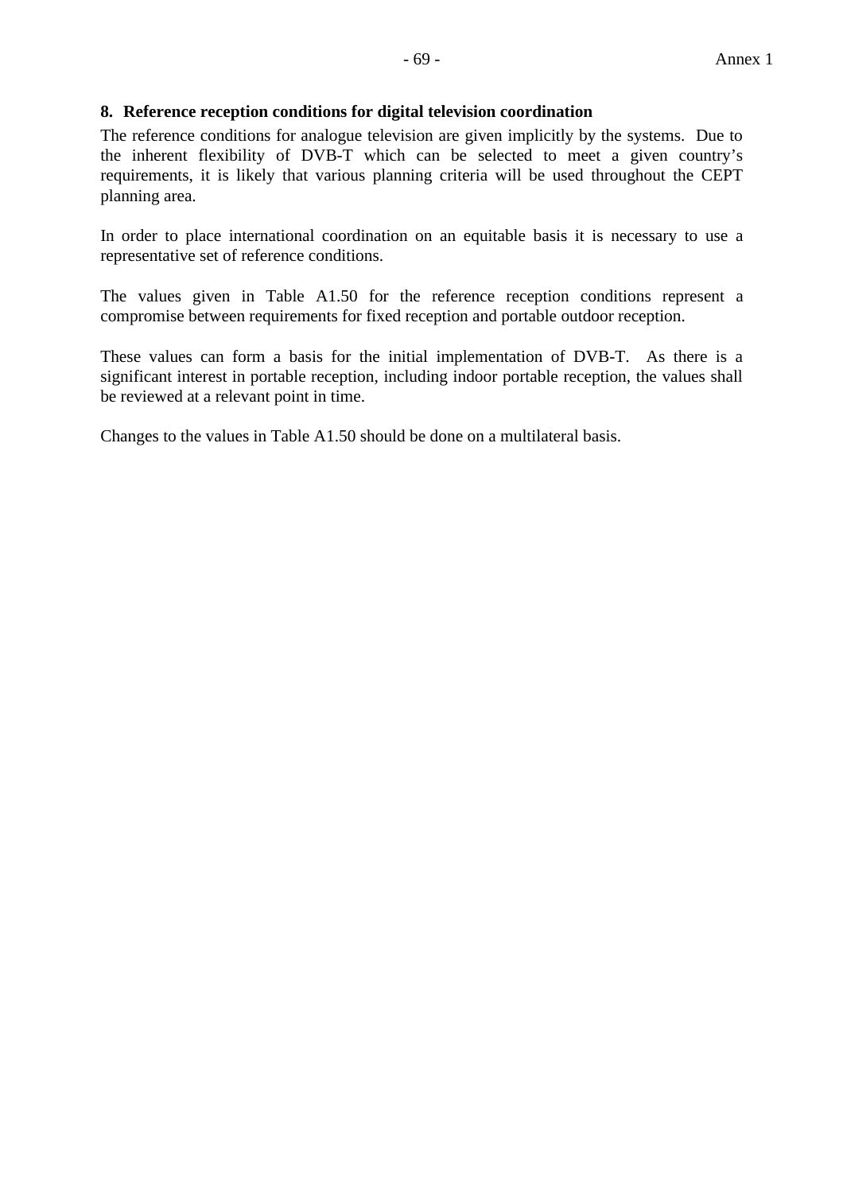## 8. Reference reception conditions for digital television coordination

The reference conditions for analogue television are given implicitly by the systems. Due to the inherent flexibility of DVB-T which can be selected to meet a given country's requirements, it is likely that various planning criteria will be used throughout the CEPT planning area.

In order to place international coordination on an equitable basis it is necessary to use a representative set of reference conditions.

The values given in Table A1.50 for the reference reception conditions represent a compromise between requirements for fixed reception and portable outdoor reception.

These values can form a basis for the initial implementation of DVB-T. As there is a significant interest in portable reception, including indoor portable reception, the values shall be reviewed at a relevant point in time.

Changes to the values in Table A1.50 should be done on a multilateral basis.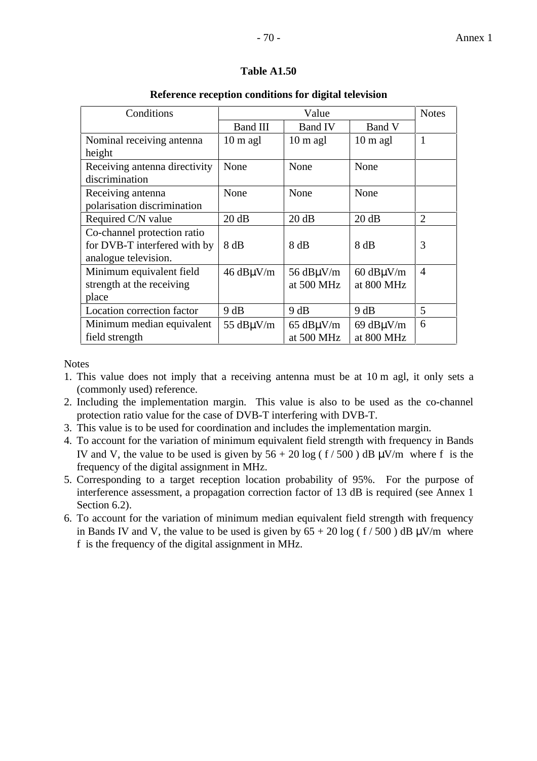**Table A1.50**

**Reference reception conditions for digital television**

| Conditions | Value | | | Notes |
|---|---|---|---|---|
| | Band III | Band IV | Band V | |
| Nominal receiving antenna height | 10 m agl | 10 m agl | 10 m agl | 1 |
| Receiving antenna directivity discrimination | None | None | None | |
| Receiving antenna polarisation discrimination | None | None | None | |
| Required C/N value | 20 dB | 20 dB | 20 dB | 2 |
| Co-channel protection ratio for DVB-T interfered with by analogue television. | 8 dB | 8 dB | 8 dB | 3 |
| Minimum equivalent field strength at the receiving place | 46 dBμV/m | 56 dBμV/m at 500 MHz | 60 dBμV/m at 800 MHz | 4 |
| Location correction factor | 9 dB | 9 dB | 9 dB | 5 |
| Minimum median equivalent field strength | 55 dBμV/m | 65 dBμV/m at 500 MHz | 69 dBμV/m at 800 MHz | 6 |

Notes

1. This value does not imply that a receiving antenna must be at 10 m agl, it only sets a (commonly used) reference.
2. Including the implementation margin. This value is also to be used as the co-channel protection ratio value for the case of DVB-T interfering with DVB-T.
3. This value is to be used for coordination and includes the implementation margin.
4. To account for the variation of minimum equivalent field strength with frequency in Bands IV and V, the value to be used is given by $56 + 20 \log ( f / 500 )$ dB μV/m where $f$ is the frequency of the digital assignment in MHz.
5. Corresponding to a target reception location probability of 95%. For the purpose of interference assessment, a propagation correction factor of 13 dB is required (see Annex 1 Section 6.2).
6. To account for the variation of minimum median equivalent field strength with frequency in Bands IV and V, the value to be used is given by $65 + 20 \log ( f / 500 )$ dB μV/m where $f$ is the frequency of the digital assignment in MHz.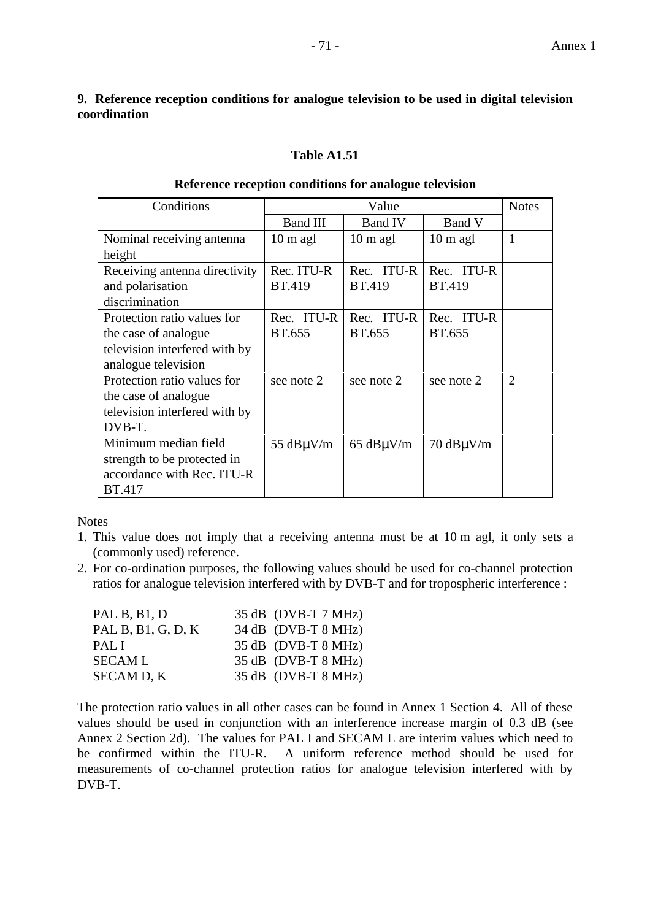## 9. Reference reception conditions for analogue television to be used in digital television coordination

**Table A1.51**

**Reference reception conditions for analogue television**

| Conditions | Value | | | Notes |
|---|---|---|---|---|
| | Band III | Band IV | Band V | |
| Nominal receiving antenna height | 10 m agl | 10 m agl | 10 m agl | 1 |
| Receiving antenna directivity and polarisation discrimination | Rec. ITU-R BT.419 | Rec. ITU-R BT.419 | Rec. ITU-R BT.419 | |
| Protection ratio values for the case of analogue television interfered with by analogue television | Rec. ITU-R BT.655 | Rec. ITU-R BT.655 | Rec. ITU-R BT.655 | |
| Protection ratio values for the case of analogue television interfered with by DVB-T. | see note 2 | see note 2 | see note 2 | 2 |
| Minimum median field strength to be protected in accordance with Rec. ITU-R BT.417 | 55 dBμV/m | 65 dBμV/m | 70 dBμV/m | |

Notes

1. This value does not imply that a receiving antenna must be at 10 m agl, it only sets a (commonly used) reference.
2. For co-ordination purposes, the following values should be used for co-channel protection ratios for analogue television interfered with by DVB-T and for tropospheric interference :

| | |
|---|---|
| PAL B, B1, D | 35 dB (DVB-T 7 MHz) |
| PAL B, B1, G, D, K | 34 dB (DVB-T 8 MHz) |
| PAL I | 35 dB (DVB-T 8 MHz) |
| SECAM L | 35 dB (DVB-T 8 MHz) |
| SECAM D, K | 35 dB (DVB-T 8 MHz) |

The protection ratio values in all other cases can be found in Annex 1 Section 4. All of these values should be used in conjunction with an interference increase margin of 0.3 dB (see Annex 2 Section 2d). The values for PAL I and SECAM L are interim values which need to be confirmed within the ITU-R. A uniform reference method should be used for measurements of co-channel protection ratios for analogue television interfered with by DVB-T.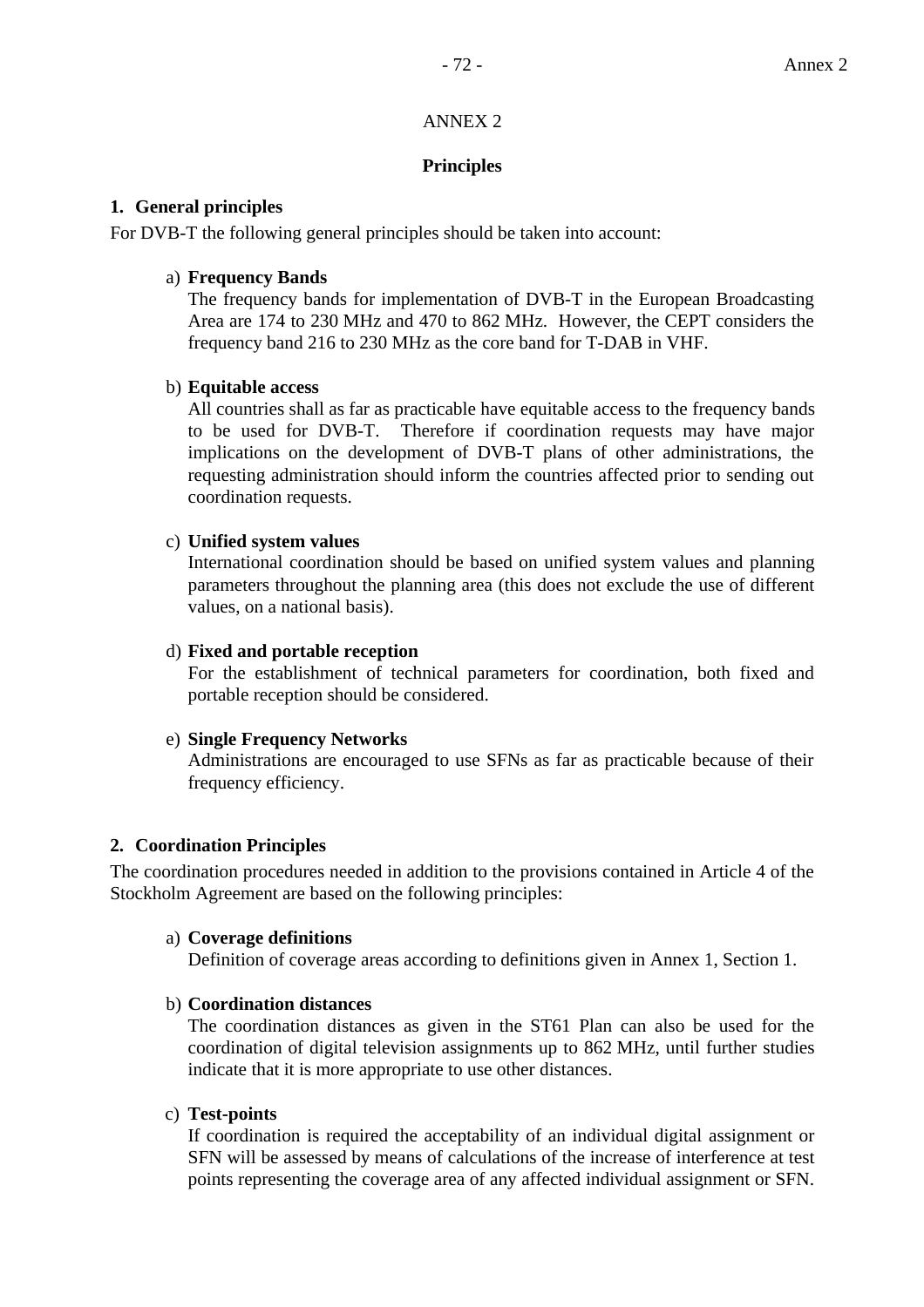# ANNEX 2

## Principles

### 1. General principles

For DVB-T the following general principles should be taken into account:

a) **Frequency Bands**
The frequency bands for implementation of DVB-T in the European Broadcasting Area are 174 to 230 MHz and 470 to 862 MHz. However, the CEPT considers the frequency band 216 to 230 MHz as the core band for T-DAB in VHF.

b) **Equitable access**
All countries shall as far as practicable have equitable access to the frequency bands to be used for DVB-T. Therefore if coordination requests may have major implications on the development of DVB-T plans of other administrations, the requesting administration should inform the countries affected prior to sending out coordination requests.

c) **Unified system values**
International coordination should be based on unified system values and planning parameters throughout the planning area (this does not exclude the use of different values, on a national basis).

d) **Fixed and portable reception**
For the establishment of technical parameters for coordination, both fixed and portable reception should be considered.

e) **Single Frequency Networks**
Administrations are encouraged to use SFNs as far as practicable because of their frequency efficiency.

### 2. Coordination Principles

The coordination procedures needed in addition to the provisions contained in Article 4 of the Stockholm Agreement are based on the following principles:

a) **Coverage definitions**
Definition of coverage areas according to definitions given in Annex 1, Section 1.

b) **Coordination distances**
The coordination distances as given in the ST61 Plan can also be used for the coordination of digital television assignments up to 862 MHz, until further studies indicate that it is more appropriate to use other distances.

c) **Test-points**
If coordination is required the acceptability of an individual digital assignment or SFN will be assessed by means of calculations of the increase of interference at test points representing the coverage area of any affected individual assignment or SFN.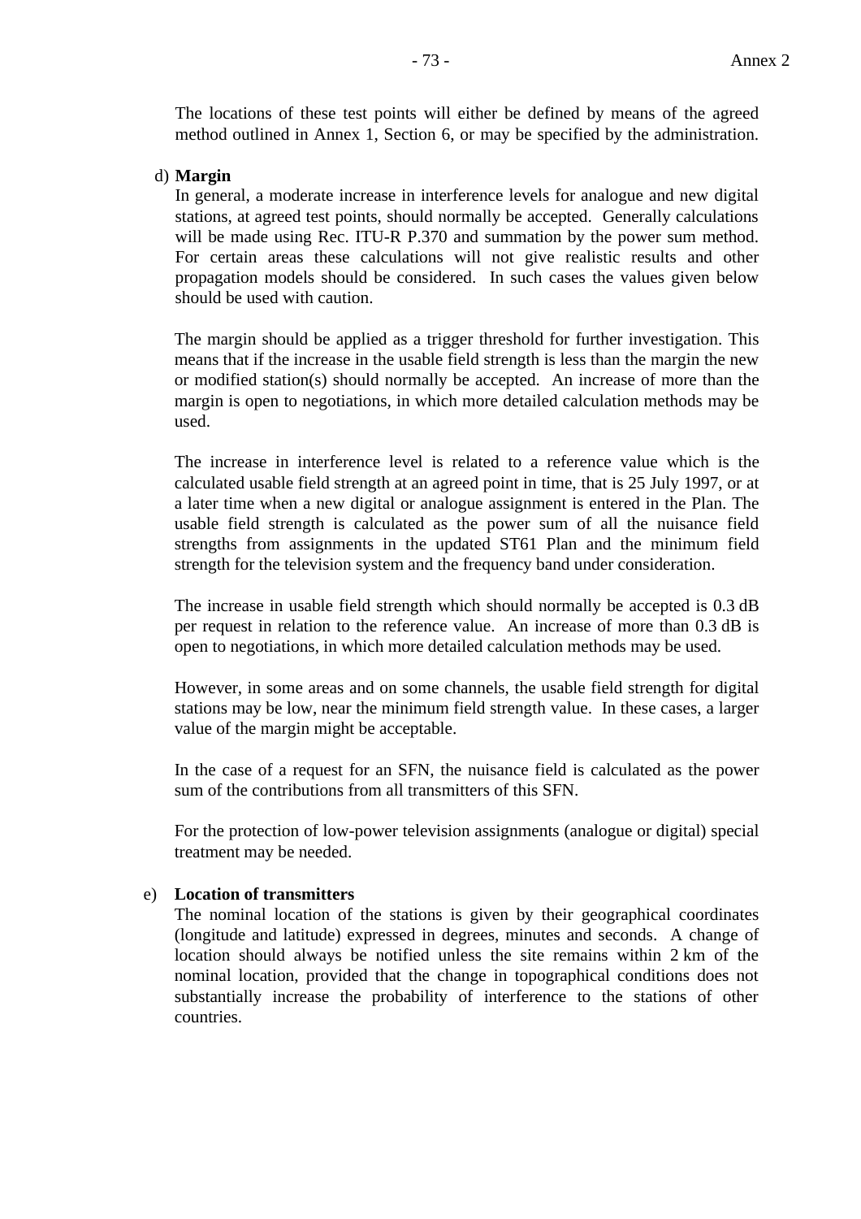The locations of these test points will either be defined by means of the agreed method outlined in Annex 1, Section 6, or may be specified by the administration.

d) **Margin**

In general, a moderate increase in interference levels for analogue and new digital stations, at agreed test points, should normally be accepted. Generally calculations will be made using Rec. ITU-R P.370 and summation by the power sum method. For certain areas these calculations will not give realistic results and other propagation models should be considered. In such cases the values given below should be used with caution.

The margin should be applied as a trigger threshold for further investigation. This means that if the increase in the usable field strength is less than the margin the new or modified station(s) should normally be accepted. An increase of more than the margin is open to negotiations, in which more detailed calculation methods may be used.

The increase in interference level is related to a reference value which is the calculated usable field strength at an agreed point in time, that is 25 July 1997, or at a later time when a new digital or analogue assignment is entered in the Plan. The usable field strength is calculated as the power sum of all the nuisance field strengths from assignments in the updated ST61 Plan and the minimum field strength for the television system and the frequency band under consideration.

The increase in usable field strength which should normally be accepted is 0.3 dB per request in relation to the reference value. An increase of more than 0.3 dB is open to negotiations, in which more detailed calculation methods may be used.

However, in some areas and on some channels, the usable field strength for digital stations may be low, near the minimum field strength value. In these cases, a larger value of the margin might be acceptable.

In the case of a request for an SFN, the nuisance field is calculated as the power sum of the contributions from all transmitters of this SFN.

For the protection of low-power television assignments (analogue or digital) special treatment may be needed.

e) **Location of transmitters**

The nominal location of the stations is given by their geographical coordinates (longitude and latitude) expressed in degrees, minutes and seconds. A change of location should always be notified unless the site remains within 2 km of the nominal location, provided that the change in topographical conditions does not substantially increase the probability of interference to the stations of other countries.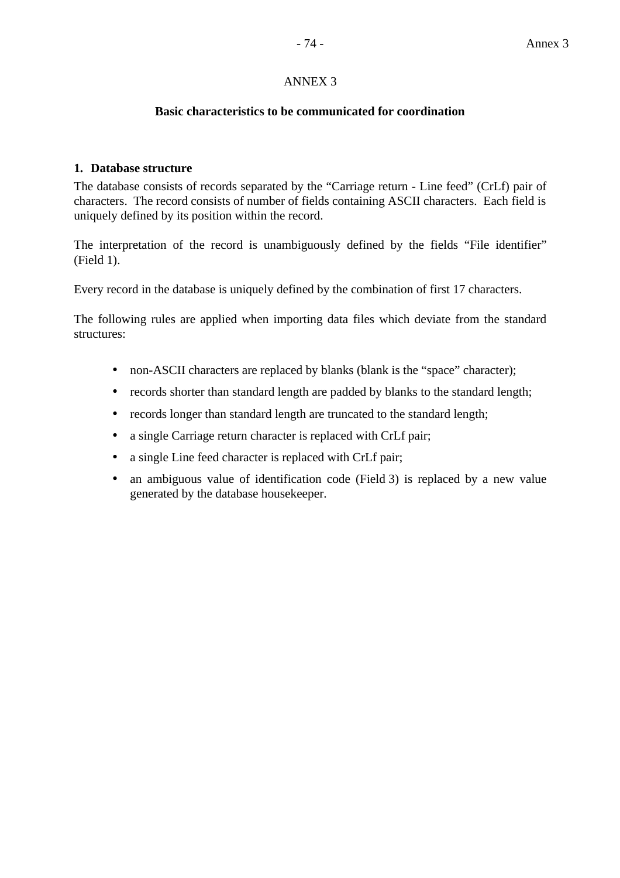# ANNEX 3

## Basic characteristics to be communicated for coordination

### 1. Database structure

The database consists of records separated by the “Carriage return - Line feed” (CrLf) pair of characters. The record consists of number of fields containing ASCII characters. Each field is uniquely defined by its position within the record.

The interpretation of the record is unambiguously defined by the fields “File identifier” (Field 1).

Every record in the database is uniquely defined by the combination of first 17 characters.

The following rules are applied when importing data files which deviate from the standard structures:

- non-ASCII characters are replaced by blanks (blank is the “space” character);
- records shorter than standard length are padded by blanks to the standard length;
- records longer than standard length are truncated to the standard length;
- a single Carriage return character is replaced with CrLf pair;
- a single Line feed character is replaced with CrLf pair;
- an ambiguous value of identification code (Field 3) is replaced by a new value generated by the database housekeeper.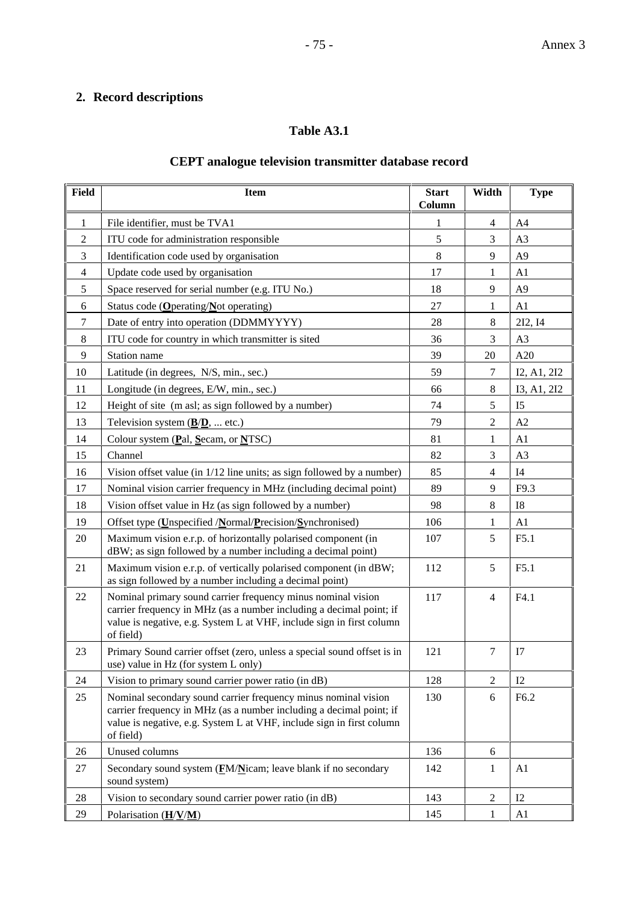## 2. Record descriptions

### Table A3.1

### CEPT analogue television transmitter database record

| Field | Item | Start Column | Width | Type |
|---|---|---|---|---|
| 1 | File identifier, must be TVA1 | 1 | 4 | A4 |
| 2 | ITU code for administration responsible | 5 | 3 | A3 |
| 3 | Identification code used by organisation | 8 | 9 | A9 |
| 4 | Update code used by organisation | 17 | 1 | A1 |
| 5 | Space reserved for serial number (e.g. ITU No.) | 18 | 9 | A9 |
| 6 | Status code (**O**perating/**N**ot operating) | 27 | 1 | A1 |
| 7 | Date of entry into operation (DDMMYYYY) | 28 | 8 | 2I2, I4 |
| 8 | ITU code for country in which transmitter is sited | 36 | 3 | A3 |
| 9 | Station name | 39 | 20 | A20 |
| 10 | Latitude (in degrees, N/S, min., sec.) | 59 | 7 | I2, A1, 2I2 |
| 11 | Longitude (in degrees, E/W, min., sec.) | 66 | 8 | I3, A1, 2I2 |
| 12 | Height of site (m asl; as sign followed by a number) | 74 | 5 | I5 |
| 13 | Television system (**B**/**D**, ... etc.) | 79 | 2 | A2 |
| 14 | Colour system (**P**al, **S**ecam, or **N**TSC) | 81 | 1 | A1 |
| 15 | Channel | 82 | 3 | A3 |
| 16 | Vision offset value (in 1/12 line units; as sign followed by a number) | 85 | 4 | I4 |
| 17 | Nominal vision carrier frequency in MHz (including decimal point) | 89 | 9 | F9.3 |
| 18 | Vision offset value in Hz (as sign followed by a number) | 98 | 8 | I8 |
| 19 | Offset type (**U**nspecified /**N**ormal/**P**recision/**S**ynchronised) | 106 | 1 | A1 |
| 20 | Maximum vision e.r.p. of horizontally polarised component (in dBW; as sign followed by a number including a decimal point) | 107 | 5 | F5.1 |
| 21 | Maximum vision e.r.p. of vertically polarised component (in dBW; as sign followed by a number including a decimal point) | 112 | 5 | F5.1 |
| 22 | Nominal primary sound carrier frequency minus nominal vision carrier frequency in MHz (as a number including a decimal point; if value is negative, e.g. System L at VHF, include sign in first column of field) | 117 | 4 | F4.1 |
| 23 | Primary Sound carrier offset (zero, unless a special sound offset is in use) value in Hz (for system L only) | 121 | 7 | I7 |
| 24 | Vision to primary sound carrier power ratio (in dB) | 128 | 2 | I2 |
| 25 | Nominal secondary sound carrier frequency minus nominal vision carrier frequency in MHz (as a number including a decimal point; if value is negative, e.g. System L at VHF, include sign in first column of field) | 130 | 6 | F6.2 |
| 26 | Unused columns | 136 | 6 | |
| 27 | Secondary sound system (**F**M/**N**icam; leave blank if no secondary sound system) | 142 | 1 | A1 |
| 28 | Vision to secondary sound carrier power ratio (in dB) | 143 | 2 | I2 |
| 29 | Polarisation (**H**/**V**/**M**) | 145 | 1 | A1 |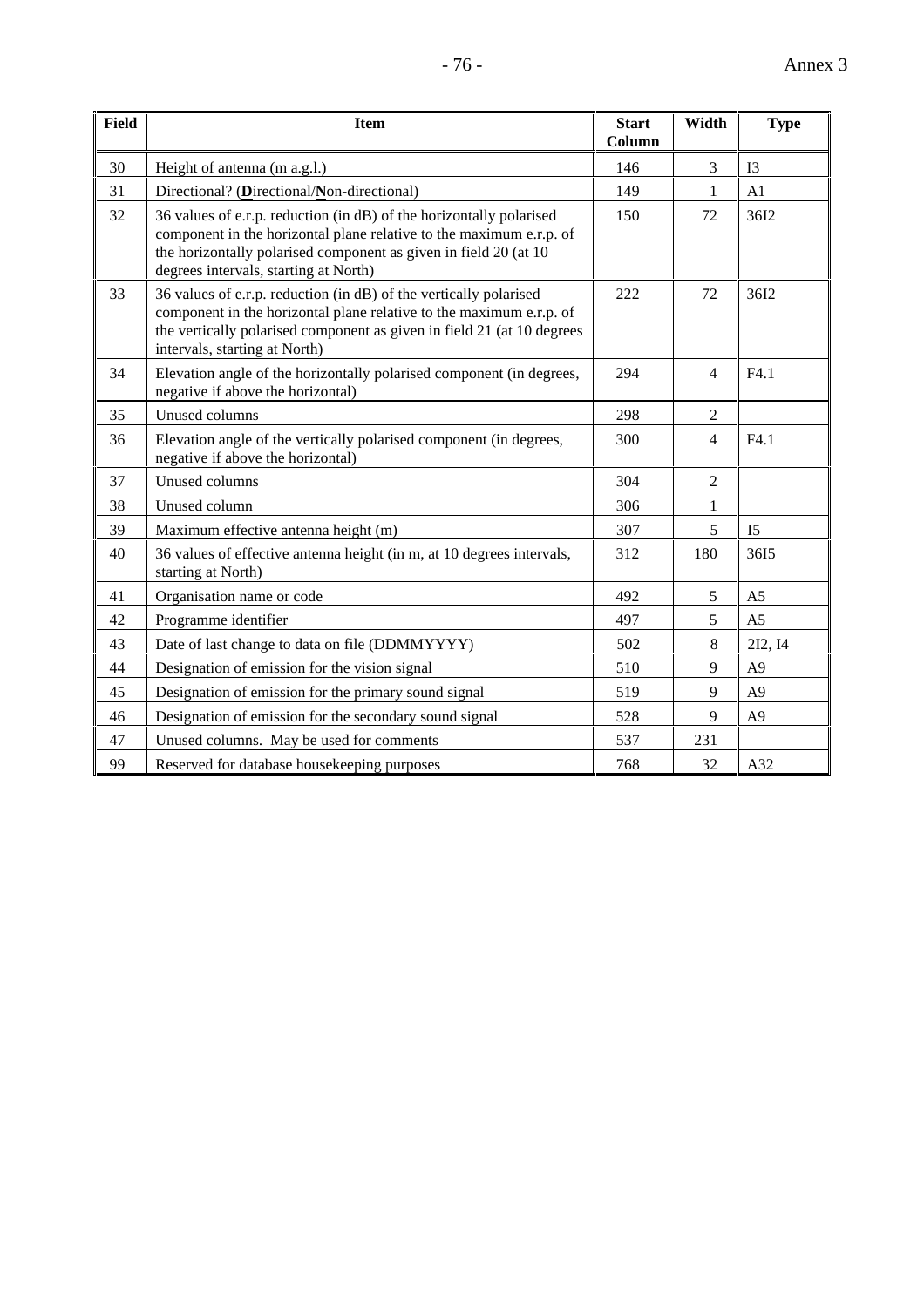| Field | Item | Start Column | Width | Type |
|---|---|---|---|---|
| 30 | Height of antenna (m a.g.l.) | 146 | 3 | I3 |
| 31 | Directional? (**D**irectional/**N**on-directional) | 149 | 1 | A1 |
| 32 | 36 values of e.r.p. reduction (in dB) of the horizontally polarised component in the horizontal plane relative to the maximum e.r.p. of the horizontally polarised component as given in field 20 (at 10 degrees intervals, starting at North) | 150 | 72 | 36I2 |
| 33 | 36 values of e.r.p. reduction (in dB) of the vertically polarised component in the horizontal plane relative to the maximum e.r.p. of the vertically polarised component as given in field 21 (at 10 degrees intervals, starting at North) | 222 | 72 | 36I2 |
| 34 | Elevation angle of the horizontally polarised component (in degrees, negative if above the horizontal) | 294 | 4 | F4.1 |
| 35 | Unused columns | 298 | 2 | |
| 36 | Elevation angle of the vertically polarised component (in degrees, negative if above the horizontal) | 300 | 4 | F4.1 |
| 37 | Unused columns | 304 | 2 | |
| 38 | Unused column | 306 | 1 | |
| 39 | Maximum effective antenna height (m) | 307 | 5 | I5 |
| 40 | 36 values of effective antenna height (in m, at 10 degrees intervals, starting at North) | 312 | 180 | 36I5 |
| 41 | Organisation name or code | 492 | 5 | A5 |
| 42 | Programme identifier | 497 | 5 | A5 |
| 43 | Date of last change to data on file (DDMMYYYY) | 502 | 8 | 2I2, I4 |
| 44 | Designation of emission for the vision signal | 510 | 9 | A9 |
| 45 | Designation of emission for the primary sound signal | 519 | 9 | A9 |
| 46 | Designation of emission for the secondary sound signal | 528 | 9 | A9 |
| 47 | Unused columns. May be used for comments | 537 | 231 | |
| 99 | Reserved for database housekeeping purposes | 768 | 32 | A32 |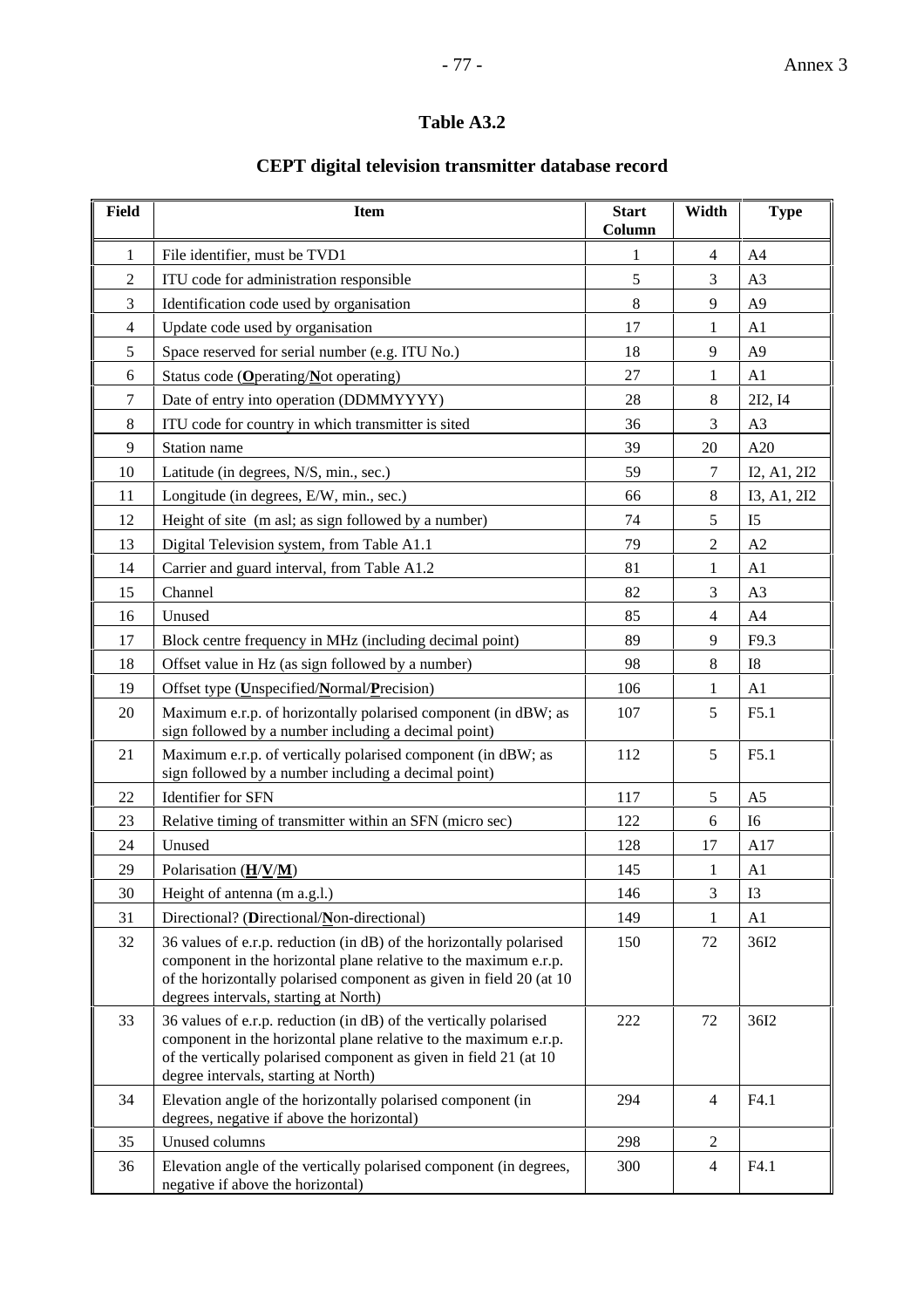## Table A3.2

## CEPT digital television transmitter database record

| Field | Item | Start Column | Width | Type |
|---|---|---|---|---|
| 1 | File identifier, must be TVD1 | 1 | 4 | A4 |
| 2 | ITU code for administration responsible | 5 | 3 | A3 |
| 3 | Identification code used by organisation | 8 | 9 | A9 |
| 4 | Update code used by organisation | 17 | 1 | A1 |
| 5 | Space reserved for serial number (e.g. ITU No.) | 18 | 9 | A9 |
| 6 | Status code (**O**perating/**N**ot operating) | 27 | 1 | A1 |
| 7 | Date of entry into operation (DDMMYYYY) | 28 | 8 | 2I2, I4 |
| 8 | ITU code for country in which transmitter is sited | 36 | 3 | A3 |
| 9 | Station name | 39 | 20 | A20 |
| 10 | Latitude (in degrees, N/S, min., sec.) | 59 | 7 | I2, A1, 2I2 |
| 11 | Longitude (in degrees, E/W, min., sec.) | 66 | 8 | I3, A1, 2I2 |
| 12 | Height of site (m asl; as sign followed by a number) | 74 | 5 | I5 |
| 13 | Digital Television system, from Table A1.1 | 79 | 2 | A2 |
| 14 | Carrier and guard interval, from Table A1.2 | 81 | 1 | A1 |
| 15 | Channel | 82 | 3 | A3 |
| 16 | Unused | 85 | 4 | A4 |
| 17 | Block centre frequency in MHz (including decimal point) | 89 | 9 | F9.3 |
| 18 | Offset value in Hz (as sign followed by a number) | 98 | 8 | I8 |
| 19 | Offset type (**U**nspecified/**N**ormal/**P**recision) | 106 | 1 | A1 |
| 20 | Maximum e.r.p. of horizontally polarised component (in dBW; as sign followed by a number including a decimal point) | 107 | 5 | F5.1 |
| 21 | Maximum e.r.p. of vertically polarised component (in dBW; as sign followed by a number including a decimal point) | 112 | 5 | F5.1 |
| 22 | Identifier for SFN | 117 | 5 | A5 |
| 23 | Relative timing of transmitter within an SFN (micro sec) | 122 | 6 | I6 |
| 24 | Unused | 128 | 17 | A17 |
| 29 | Polarisation (**H**/**V**/**M**) | 145 | 1 | A1 |
| 30 | Height of antenna (m a.g.l.) | 146 | 3 | I3 |
| 31 | Directional? (**D**irectional/**N**on-directional) | 149 | 1 | A1 |
| 32 | 36 values of e.r.p. reduction (in dB) of the horizontally polarised component in the horizontal plane relative to the maximum e.r.p. of the horizontally polarised component as given in field 20 (at 10 degrees intervals, starting at North) | 150 | 72 | 36I2 |
| 33 | 36 values of e.r.p. reduction (in dB) of the vertically polarised component in the horizontal plane relative to the maximum e.r.p. of the vertically polarised component as given in field 21 (at 10 degree intervals, starting at North) | 222 | 72 | 36I2 |
| 34 | Elevation angle of the horizontally polarised component (in degrees, negative if above the horizontal) | 294 | 4 | F4.1 |
| 35 | Unused columns | 298 | 2 | |
| 36 | Elevation angle of the vertically polarised component (in degrees, negative if above the horizontal) | 300 | 4 | F4.1 |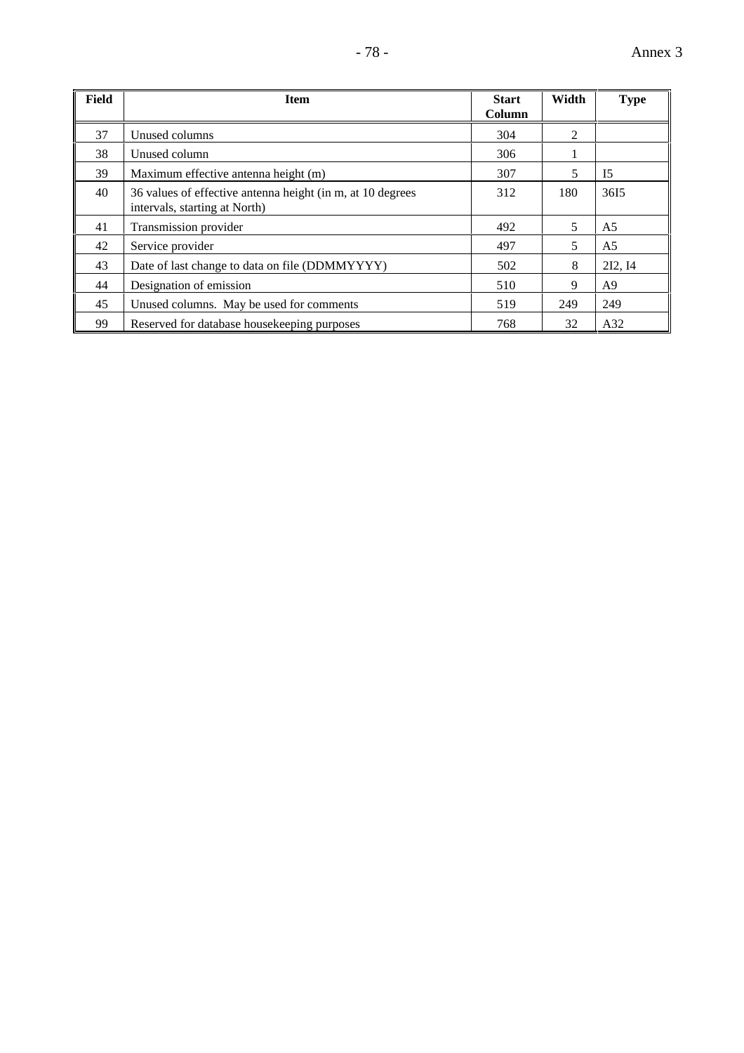| Field | Item | Start Column | Width | Type |
|---|---|---|---|---|
| 37 | Unused columns | 304 | 2 | |
| 38 | Unused column | 306 | 1 | |
| 39 | Maximum effective antenna height (m) | 307 | 5 | I5 |
| 40 | 36 values of effective antenna height (in m, at 10 degrees intervals, starting at North) | 312 | 180 | 36I5 |
| 41 | Transmission provider | 492 | 5 | A5 |
| 42 | Service provider | 497 | 5 | A5 |
| 43 | Date of last change to data on file (DDMMYYYY) | 502 | 8 | 2I2, I4 |
| 44 | Designation of emission | 510 | 9 | A9 |
| 45 | Unused columns. May be used for comments | 519 | 249 | 249 |
| 99 | Reserved for database housekeeping purposes | 768 | 32 | A32 |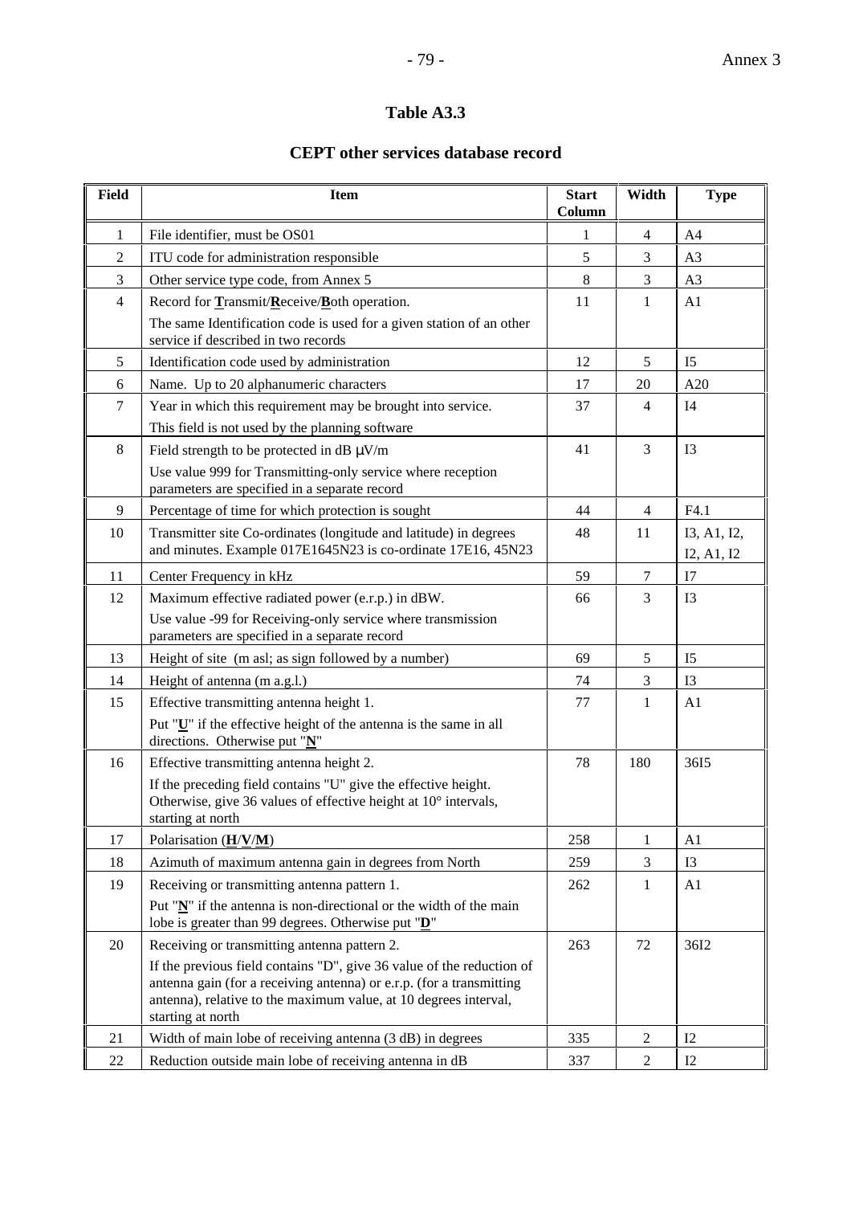**Table A3.3**

**CEPT other services database record**

| Field | Item | Start Column | Width | Type |
|---|---|---|---|---|
| 1 | File identifier, must be OS01 | 1 | 4 | A4 |
| 2 | ITU code for administration responsible | 5 | 3 | A3 |
| 3 | Other service type code, from Annex 5 | 8 | 3 | A3 |
| 4 | Record for **T**ransmit/**R**eceive/**B**oth operation. The same Identification code is used for a given station of an other service if described in two records | 11 | 1 | A1 |
| 5 | Identification code used by administration | 12 | 5 | I5 |
| 6 | Name. Up to 20 alphanumeric characters | 17 | 20 | A20 |
| 7 | Year in which this requirement may be brought into service. This field is not used by the planning software | 37 | 4 | I4 |
| 8 | Field strength to be protected in dB μV/m. Use value 999 for Transmitting-only service where reception parameters are specified in a separate record | 41 | 3 | I3 |
| 9 | Percentage of time for which protection is sought | 44 | 4 | F4.1 |
| 10 | Transmitter site Co-ordinates (longitude and latitude) in degrees and minutes. Example 017E1645N23 is co-ordinate 17E16, 45N23 | 48 | 11 | I3, A1, I2, I2, A1, I2 |
| 11 | Center Frequency in kHz | 59 | 7 | I7 |
| 12 | Maximum effective radiated power (e.r.p.) in dBW. Use value -99 for Receiving-only service where transmission parameters are specified in a separate record | 66 | 3 | I3 |
| 13 | Height of site (m asl; as sign followed by a number) | 69 | 5 | I5 |
| 14 | Height of antenna (m a.g.l.) | 74 | 3 | I3 |
| 15 | Effective transmitting antenna height 1. Put "**U**" if the effective height of the antenna is the same in all directions. Otherwise put "**N**" | 77 | 1 | A1 |
| 16 | Effective transmitting antenna height 2. If the preceding field contains "U" give the effective height. Otherwise, give 36 values of effective height at 10° intervals, starting at north | 78 | 180 | 36I5 |
| 17 | Polarisation (**H**/**V**/**M**) | 258 | 1 | A1 |
| 18 | Azimuth of maximum antenna gain in degrees from North | 259 | 3 | I3 |
| 19 | Receiving or transmitting antenna pattern 1. Put "**N**" if the antenna is non-directional or the width of the main lobe is greater than 99 degrees. Otherwise put "**D**" | 262 | 1 | A1 |
| 20 | Receiving or transmitting antenna pattern 2. If the previous field contains "D", give 36 value of the reduction of antenna gain (for a receiving antenna) or e.r.p. (for a transmitting antenna), relative to the maximum value, at 10 degrees interval, starting at north | 263 | 72 | 36I2 |
| 21 | Width of main lobe of receiving antenna (3 dB) in degrees | 335 | 2 | I2 |
| 22 | Reduction outside main lobe of receiving antenna in dB | 337 | 2 | I2 |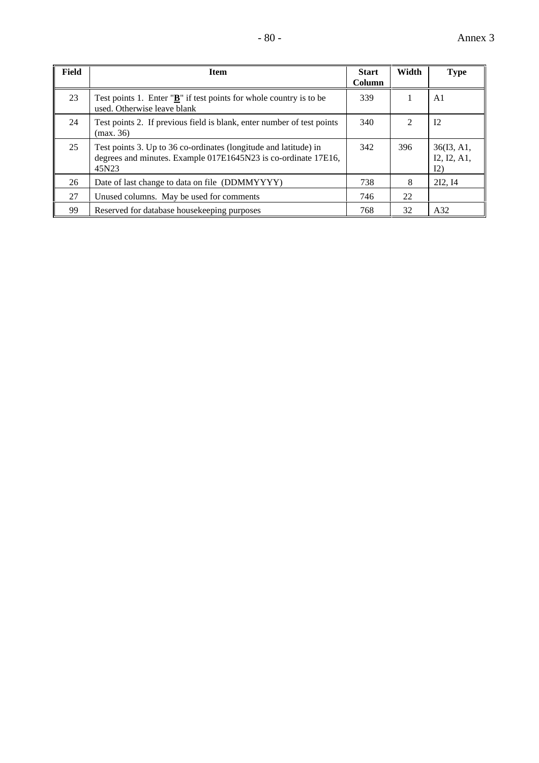| Field | Item | Start Column | Width | Type |
|---|---|---|---|---|
| 23 | Test points 1. Enter "**B**" if test points for whole country is to be used. Otherwise leave blank | 339 | 1 | A1 |
| 24 | Test points 2. If previous field is blank, enter number of test points (max. 36) | 340 | 2 | I2 |
| 25 | Test points 3. Up to 36 co-ordinates (longitude and latitude) in degrees and minutes. Example 017E1645N23 is co-ordinate 17E16, 45N23 | 342 | 396 | 36(I3, A1, I2, I2, A1, I2) |
| 26 | Date of last change to data on file (DDMMYYYY) | 738 | 8 | 2I2, I4 |
| 27 | Unused columns. May be used for comments | 746 | 22 | |
| 99 | Reserved for database housekeeping purposes | 768 | 32 | A32 |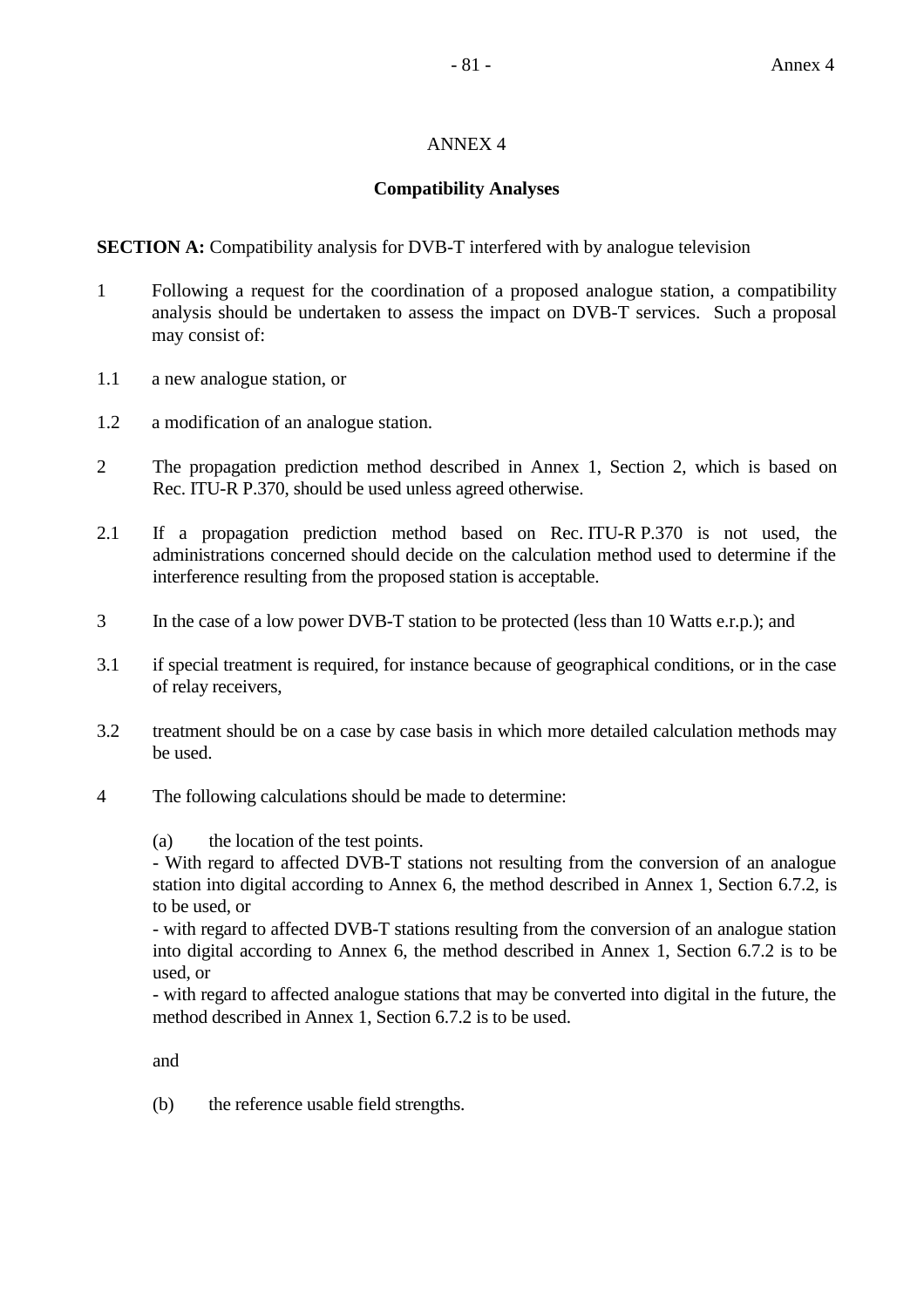# ANNEX 4

## Compatibility Analyses

**SECTION A:** Compatibility analysis for DVB-T interfered with by analogue television

1 Following a request for the coordination of a proposed analogue station, a compatibility analysis should be undertaken to assess the impact on DVB-T services. Such a proposal may consist of:

1.1 a new analogue station, or

1.2 a modification of an analogue station.

2 The propagation prediction method described in Annex 1, Section 2, which is based on Rec. ITU-R P.370, should be used unless agreed otherwise.

2.1 If a propagation prediction method based on Rec. ITU-R P.370 is not used, the administrations concerned should decide on the calculation method used to determine if the interference resulting from the proposed station is acceptable.

3 In the case of a low power DVB-T station to be protected (less than 10 Watts e.r.p.); and

3.1 if special treatment is required, for instance because of geographical conditions, or in the case of relay receivers,

3.2 treatment should be on a case by case basis in which more detailed calculation methods may be used.

4 The following calculations should be made to determine:

(a) the location of the test points.
- With regard to affected DVB-T stations not resulting from the conversion of an analogue station into digital according to Annex 6, the method described in Annex 1, Section 6.7.2, is to be used, or
- with regard to affected DVB-T stations resulting from the conversion of an analogue station into digital according to Annex 6, the method described in Annex 1, Section 6.7.2 is to be used, or
- with regard to affected analogue stations that may be converted into digital in the future, the method described in Annex 1, Section 6.7.2 is to be used.

and

(b) the reference usable field strengths.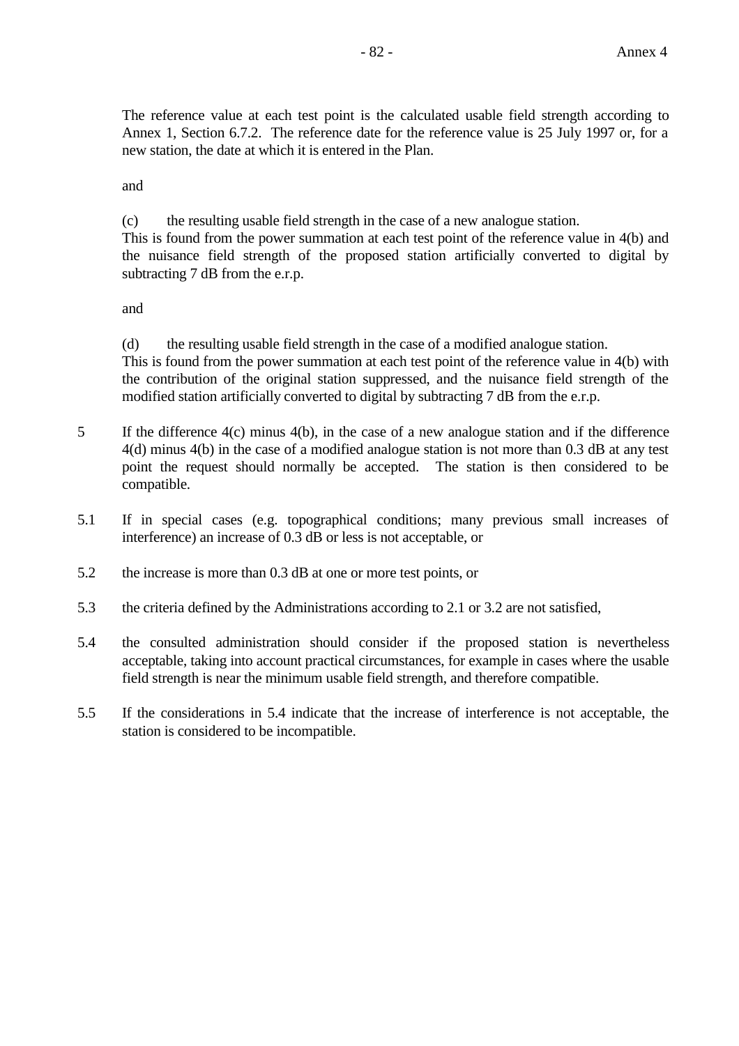The reference value at each test point is the calculated usable field strength according to Annex 1, Section 6.7.2. The reference date for the reference value is 25 July 1997 or, for a new station, the date at which it is entered in the Plan.

and

(c) the resulting usable field strength in the case of a new analogue station.
This is found from the power summation at each test point of the reference value in 4(b) and the nuisance field strength of the proposed station artificially converted to digital by subtracting 7 dB from the e.r.p.

and

(d) the resulting usable field strength in the case of a modified analogue station.
This is found from the power summation at each test point of the reference value in 4(b) with the contribution of the original station suppressed, and the nuisance field strength of the modified station artificially converted to digital by subtracting 7 dB from the e.r.p.

5 If the difference 4(c) minus 4(b), in the case of a new analogue station and if the difference 4(d) minus 4(b) in the case of a modified analogue station is not more than 0.3 dB at any test point the request should normally be accepted. The station is then considered to be compatible.

5.1 If in special cases (e.g. topographical conditions; many previous small increases of interference) an increase of 0.3 dB or less is not acceptable, or

5.2 the increase is more than 0.3 dB at one or more test points, or

5.3 the criteria defined by the Administrations according to 2.1 or 3.2 are not satisfied,

5.4 the consulted administration should consider if the proposed station is nevertheless acceptable, taking into account practical circumstances, for example in cases where the usable field strength is near the minimum usable field strength, and therefore compatible.

5.5 If the considerations in 5.4 indicate that the increase of interference is not acceptable, the station is considered to be incompatible.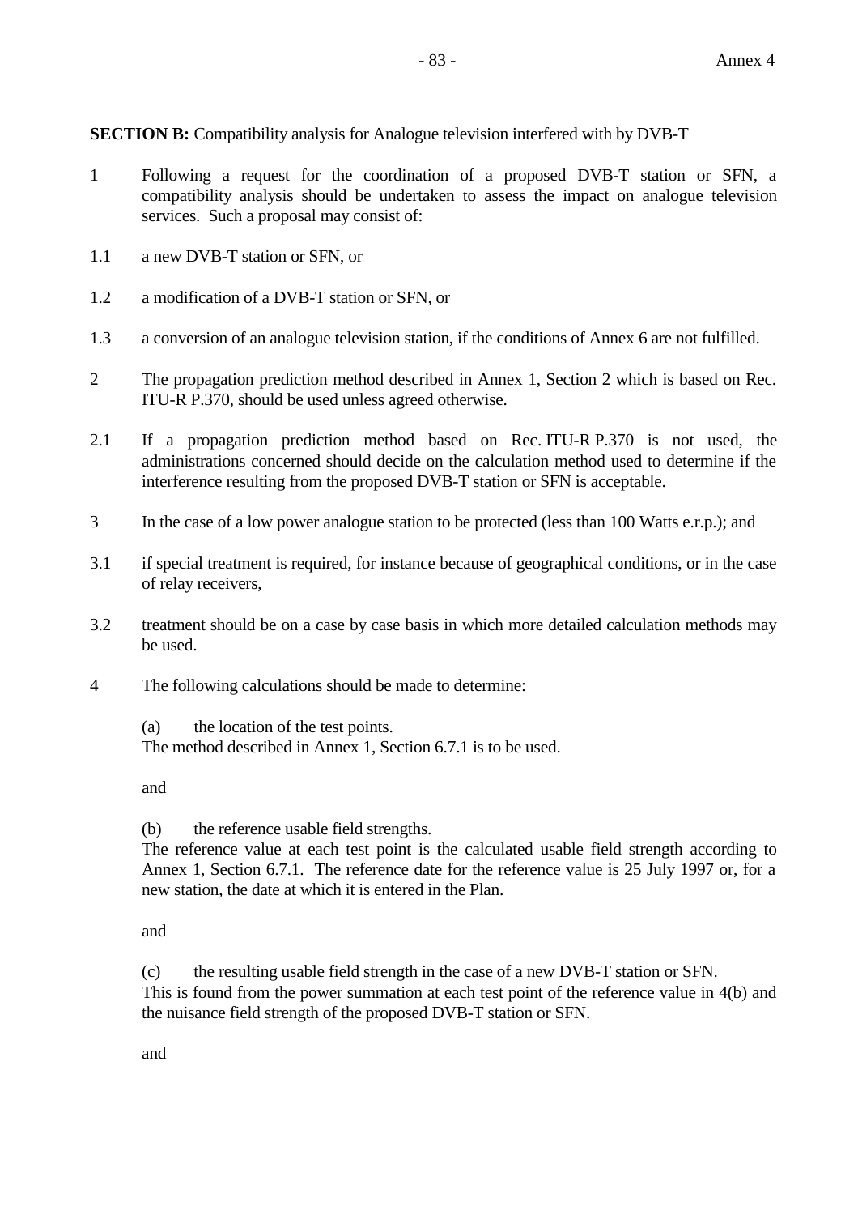**SECTION B:** Compatibility analysis for Analogue television interfered with by DVB-T

1 Following a request for the coordination of a proposed DVB-T station or SFN, a compatibility analysis should be undertaken to assess the impact on analogue television services. Such a proposal may consist of:

1.1 a new DVB-T station or SFN, or

1.2 a modification of a DVB-T station or SFN, or

1.3 a conversion of an analogue television station, if the conditions of Annex 6 are not fulfilled.

2 The propagation prediction method described in Annex 1, Section 2 which is based on Rec. ITU-R P.370, should be used unless agreed otherwise.

2.1 If a propagation prediction method based on Rec. ITU-R P.370 is not used, the administrations concerned should decide on the calculation method used to determine if the interference resulting from the proposed DVB-T station or SFN is acceptable.

3 In the case of a low power analogue station to be protected (less than 100 Watts e.r.p.); and

3.1 if special treatment is required, for instance because of geographical conditions, or in the case of relay receivers,

3.2 treatment should be on a case by case basis in which more detailed calculation methods may be used.

4 The following calculations should be made to determine:

(a) the location of the test points.
The method described in Annex 1, Section 6.7.1 is to be used.

and

(b) the reference usable field strengths.
The reference value at each test point is the calculated usable field strength according to Annex 1, Section 6.7.1. The reference date for the reference value is 25 July 1997 or, for a new station, the date at which it is entered in the Plan.

and

(c) the resulting usable field strength in the case of a new DVB-T station or SFN.
This is found from the power summation at each test point of the reference value in 4(b) and the nuisance field strength of the proposed DVB-T station or SFN.

and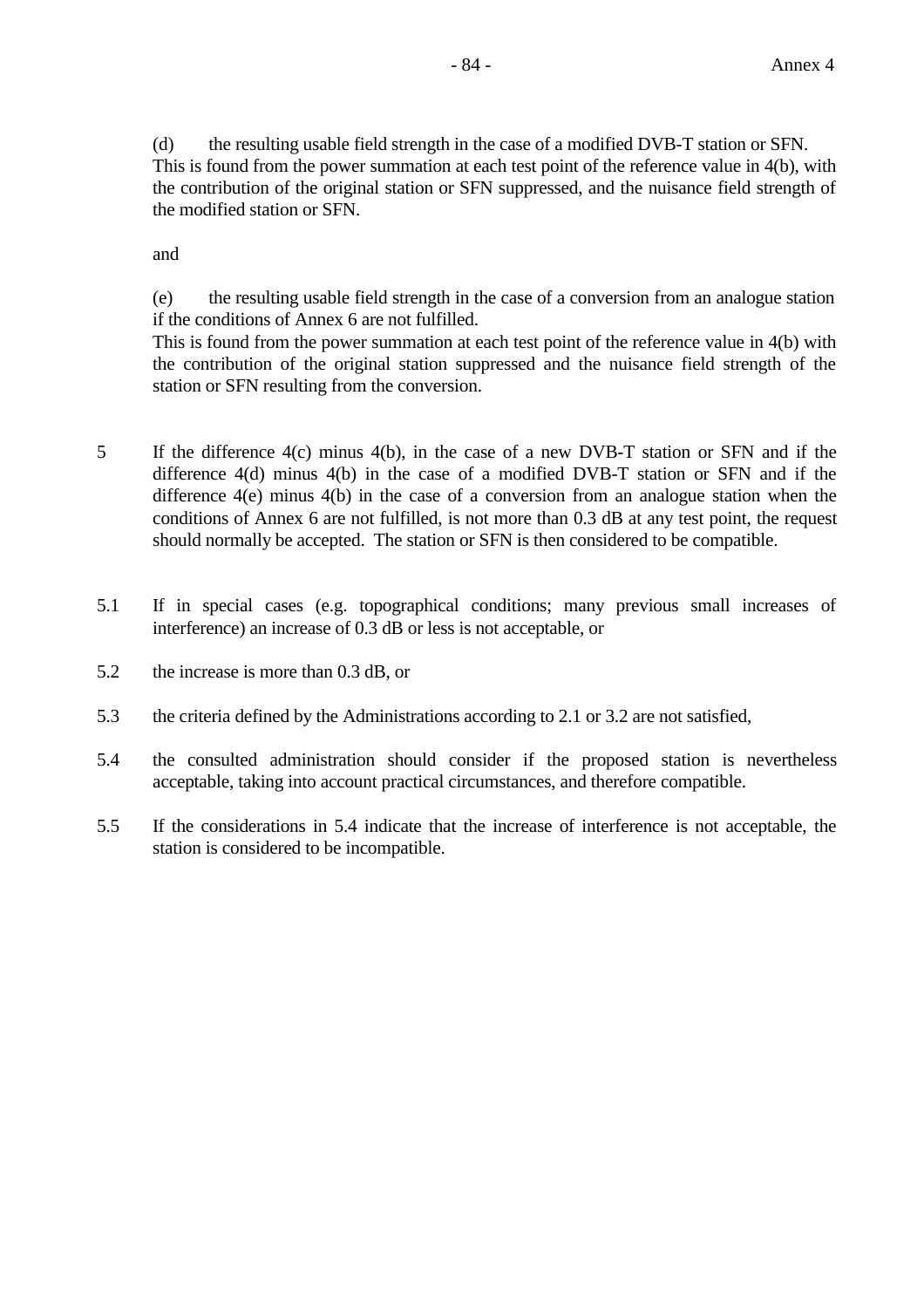(d) the resulting usable field strength in the case of a modified DVB-T station or SFN.
This is found from the power summation at each test point of the reference value in 4(b), with the contribution of the original station or SFN suppressed, and the nuisance field strength of the modified station or SFN.

and

(e) the resulting usable field strength in the case of a conversion from an analogue station if the conditions of Annex 6 are not fulfilled.
This is found from the power summation at each test point of the reference value in 4(b) with the contribution of the original station suppressed and the nuisance field strength of the station or SFN resulting from the conversion.

5 If the difference 4(c) minus 4(b), in the case of a new DVB-T station or SFN and if the difference 4(d) minus 4(b) in the case of a modified DVB-T station or SFN and if the difference 4(e) minus 4(b) in the case of a conversion from an analogue station when the conditions of Annex 6 are not fulfilled, is not more than 0.3 dB at any test point, the request should normally be accepted. The station or SFN is then considered to be compatible.

5.1 If in special cases (e.g. topographical conditions; many previous small increases of interference) an increase of 0.3 dB or less is not acceptable, or

5.2 the increase is more than 0.3 dB, or

5.3 the criteria defined by the Administrations according to 2.1 or 3.2 are not satisfied,

5.4 the consulted administration should consider if the proposed station is nevertheless acceptable, taking into account practical circumstances, and therefore compatible.

5.5 If the considerations in 5.4 indicate that the increase of interference is not acceptable, the station is considered to be incompatible.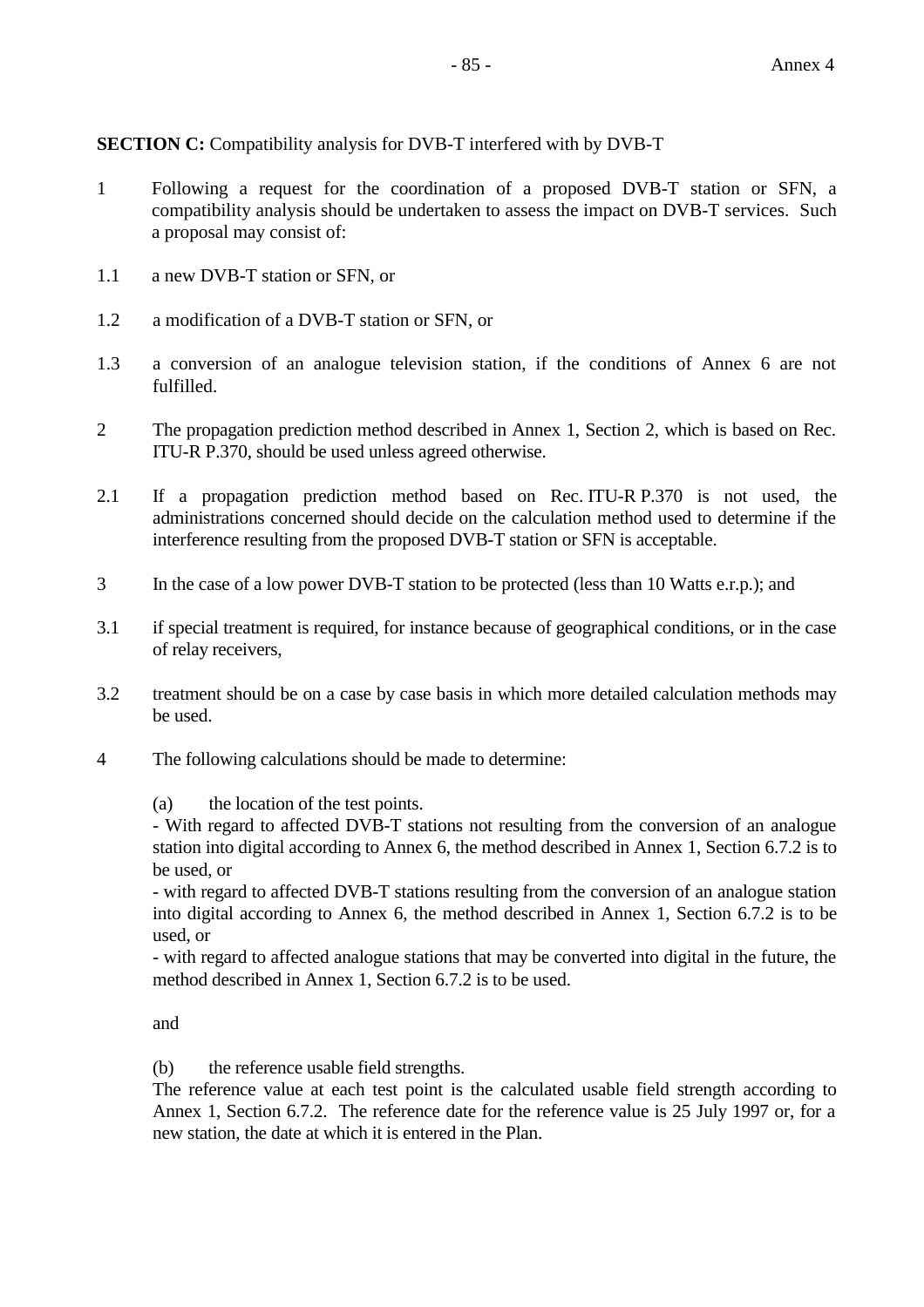**SECTION C:** Compatibility analysis for DVB-T interfered with by DVB-T

1 Following a request for the coordination of a proposed DVB-T station or SFN, a compatibility analysis should be undertaken to assess the impact on DVB-T services. Such a proposal may consist of:

1.1 a new DVB-T station or SFN, or

1.2 a modification of a DVB-T station or SFN, or

1.3 a conversion of an analogue television station, if the conditions of Annex 6 are not fulfilled.

2 The propagation prediction method described in Annex 1, Section 2, which is based on Rec. ITU-R P.370, should be used unless agreed otherwise.

2.1 If a propagation prediction method based on Rec. ITU-R P.370 is not used, the administrations concerned should decide on the calculation method used to determine if the interference resulting from the proposed DVB-T station or SFN is acceptable.

3 In the case of a low power DVB-T station to be protected (less than 10 Watts e.r.p.); and

3.1 if special treatment is required, for instance because of geographical conditions, or in the case of relay receivers,

3.2 treatment should be on a case by case basis in which more detailed calculation methods may be used.

4 The following calculations should be made to determine:

(a) the location of the test points.
- With regard to affected DVB-T stations not resulting from the conversion of an analogue station into digital according to Annex 6, the method described in Annex 1, Section 6.7.2 is to be used, or
- with regard to affected DVB-T stations resulting from the conversion of an analogue station into digital according to Annex 6, the method described in Annex 1, Section 6.7.2 is to be used, or
- with regard to affected analogue stations that may be converted into digital in the future, the method described in Annex 1, Section 6.7.2 is to be used.

and

(b) the reference usable field strengths.
The reference value at each test point is the calculated usable field strength according to Annex 1, Section 6.7.2. The reference date for the reference value is 25 July 1997 or, for a new station, the date at which it is entered in the Plan.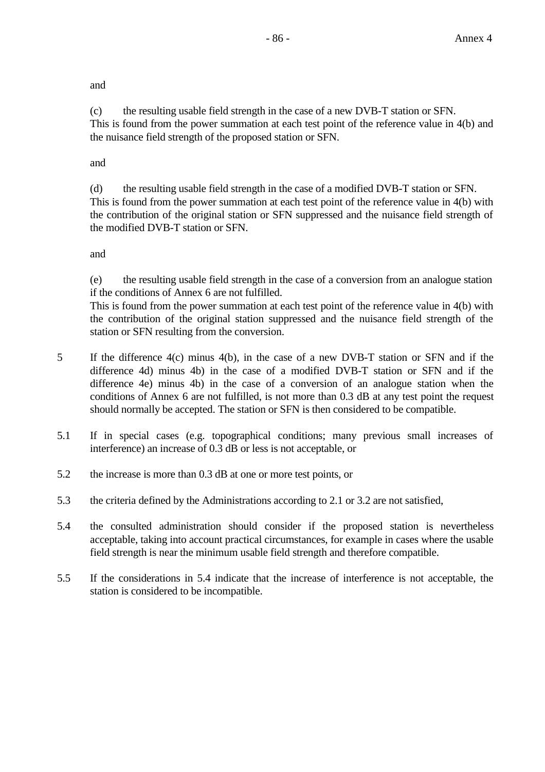and

(c) the resulting usable field strength in the case of a new DVB-T station or SFN.
This is found from the power summation at each test point of the reference value in 4(b) and the nuisance field strength of the proposed station or SFN.

and

(d) the resulting usable field strength in the case of a modified DVB-T station or SFN.
This is found from the power summation at each test point of the reference value in 4(b) with the contribution of the original station or SFN suppressed and the nuisance field strength of the modified DVB-T station or SFN.

and

(e) the resulting usable field strength in the case of a conversion from an analogue station if the conditions of Annex 6 are not fulfilled.
This is found from the power summation at each test point of the reference value in 4(b) with the contribution of the original station suppressed and the nuisance field strength of the station or SFN resulting from the conversion.

5 If the difference 4(c) minus 4(b), in the case of a new DVB-T station or SFN and if the difference 4d) minus 4b) in the case of a modified DVB-T station or SFN and if the difference 4e) minus 4b) in the case of a conversion of an analogue station when the conditions of Annex 6 are not fulfilled, is not more than 0.3 dB at any test point the request should normally be accepted. The station or SFN is then considered to be compatible.

5.1 If in special cases (e.g. topographical conditions; many previous small increases of interference) an increase of 0.3 dB or less is not acceptable, or

5.2 the increase is more than 0.3 dB at one or more test points, or

5.3 the criteria defined by the Administrations according to 2.1 or 3.2 are not satisfied,

5.4 the consulted administration should consider if the proposed station is nevertheless acceptable, taking into account practical circumstances, for example in cases where the usable field strength is near the minimum usable field strength and therefore compatible.

5.5 If the considerations in 5.4 indicate that the increase of interference is not acceptable, the station is considered to be incompatible.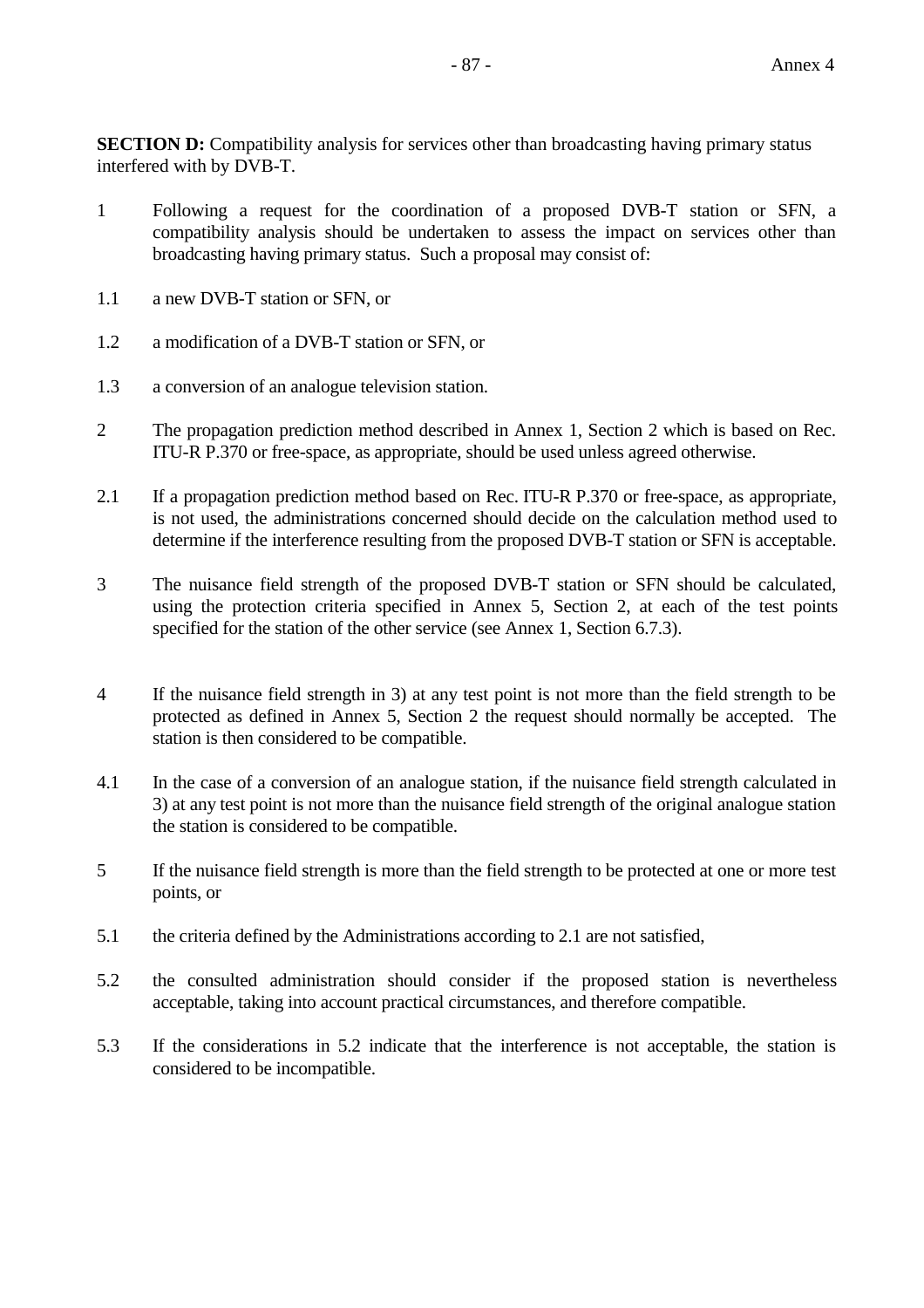**SECTION D:** Compatibility analysis for services other than broadcasting having primary status interfered with by DVB-T.

1 Following a request for the coordination of a proposed DVB-T station or SFN, a compatibility analysis should be undertaken to assess the impact on services other than broadcasting having primary status. Such a proposal may consist of:

1.1 a new DVB-T station or SFN, or

1.2 a modification of a DVB-T station or SFN, or

1.3 a conversion of an analogue television station.

2 The propagation prediction method described in Annex 1, Section 2 which is based on Rec. ITU-R P.370 or free-space, as appropriate, should be used unless agreed otherwise.

2.1 If a propagation prediction method based on Rec. ITU-R P.370 or free-space, as appropriate, is not used, the administrations concerned should decide on the calculation method used to determine if the interference resulting from the proposed DVB-T station or SFN is acceptable.

3 The nuisance field strength of the proposed DVB-T station or SFN should be calculated, using the protection criteria specified in Annex 5, Section 2, at each of the test points specified for the station of the other service (see Annex 1, Section 6.7.3).

4 If the nuisance field strength in 3) at any test point is not more than the field strength to be protected as defined in Annex 5, Section 2 the request should normally be accepted. The station is then considered to be compatible.

4.1 In the case of a conversion of an analogue station, if the nuisance field strength calculated in 3) at any test point is not more than the nuisance field strength of the original analogue station the station is considered to be compatible.

5 If the nuisance field strength is more than the field strength to be protected at one or more test points, or

5.1 the criteria defined by the Administrations according to 2.1 are not satisfied,

5.2 the consulted administration should consider if the proposed station is nevertheless acceptable, taking into account practical circumstances, and therefore compatible.

5.3 If the considerations in 5.2 indicate that the interference is not acceptable, the station is considered to be incompatible.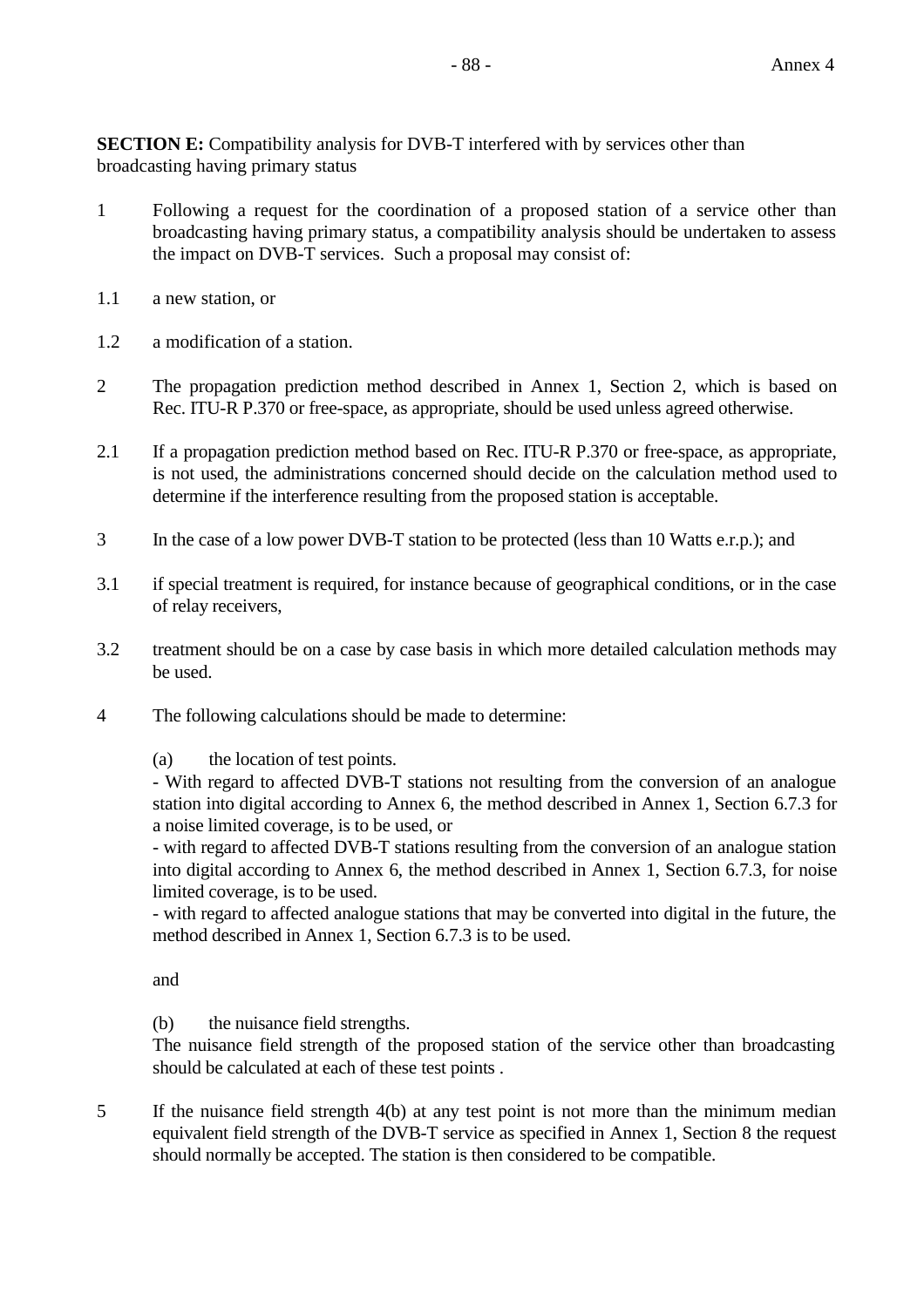**SECTION E:** Compatibility analysis for DVB-T interfered with by services other than broadcasting having primary status

1 Following a request for the coordination of a proposed station of a service other than broadcasting having primary status, a compatibility analysis should be undertaken to assess the impact on DVB-T services. Such a proposal may consist of:

1.1 a new station, or

1.2 a modification of a station.

2 The propagation prediction method described in Annex 1, Section 2, which is based on Rec. ITU-R P.370 or free-space, as appropriate, should be used unless agreed otherwise.

2.1 If a propagation prediction method based on Rec. ITU-R P.370 or free-space, as appropriate, is not used, the administrations concerned should decide on the calculation method used to determine if the interference resulting from the proposed station is acceptable.

3 In the case of a low power DVB-T station to be protected (less than 10 Watts e.r.p.); and

3.1 if special treatment is required, for instance because of geographical conditions, or in the case of relay receivers,

3.2 treatment should be on a case by case basis in which more detailed calculation methods may be used.

4 The following calculations should be made to determine:

(a) the location of test points.
- With regard to affected DVB-T stations not resulting from the conversion of an analogue station into digital according to Annex 6, the method described in Annex 1, Section 6.7.3 for a noise limited coverage, is to be used, or
- with regard to affected DVB-T stations resulting from the conversion of an analogue station into digital according to Annex 6, the method described in Annex 1, Section 6.7.3, for noise limited coverage, is to be used.
- with regard to affected analogue stations that may be converted into digital in the future, the method described in Annex 1, Section 6.7.3 is to be used.

and

(b) the nuisance field strengths.
The nuisance field strength of the proposed station of the service other than broadcasting should be calculated at each of these test points .

5 If the nuisance field strength 4(b) at any test point is not more than the minimum median equivalent field strength of the DVB-T service as specified in Annex 1, Section 8 the request should normally be accepted. The station is then considered to be compatible.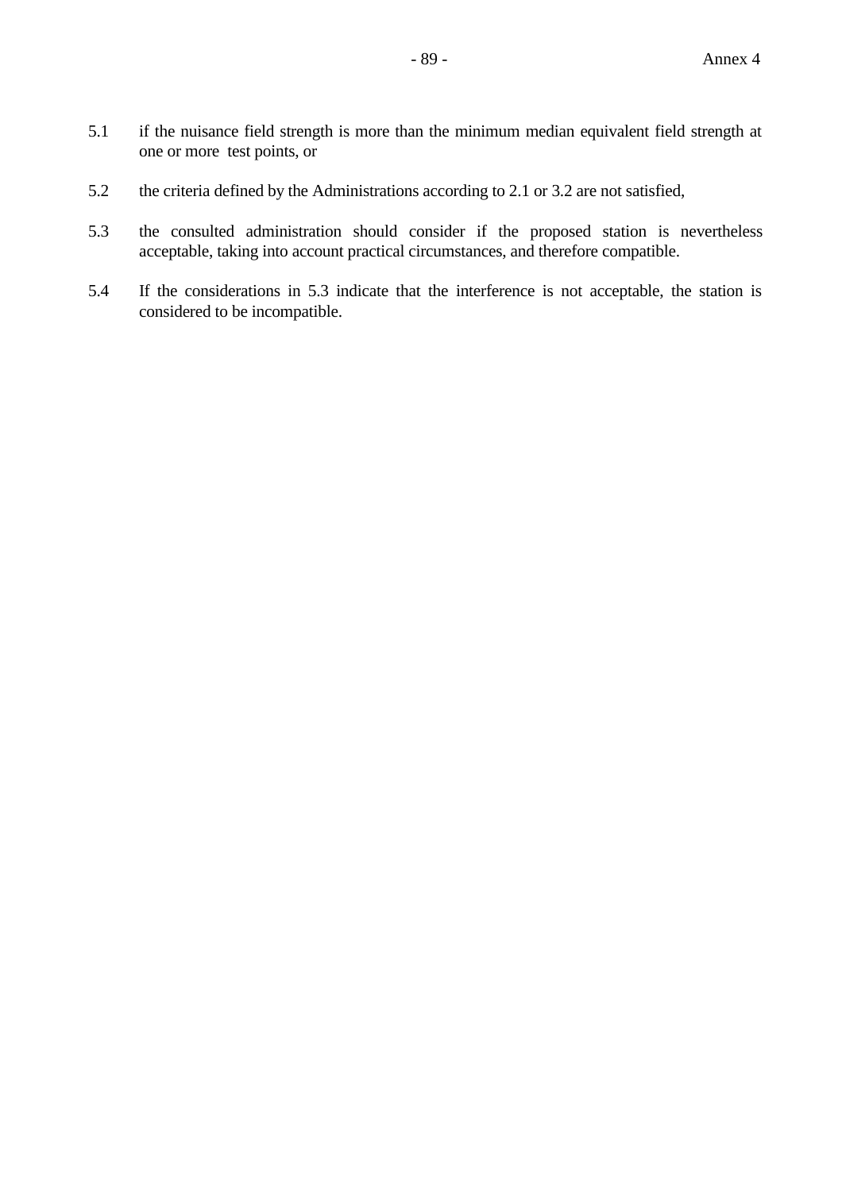5.1 if the nuisance field strength is more than the minimum median equivalent field strength at one or more test points, or

5.2 the criteria defined by the Administrations according to 2.1 or 3.2 are not satisfied,

5.3 the consulted administration should consider if the proposed station is nevertheless acceptable, taking into account practical circumstances, and therefore compatible.

5.4 If the considerations in 5.3 indicate that the interference is not acceptable, the station is considered to be incompatible.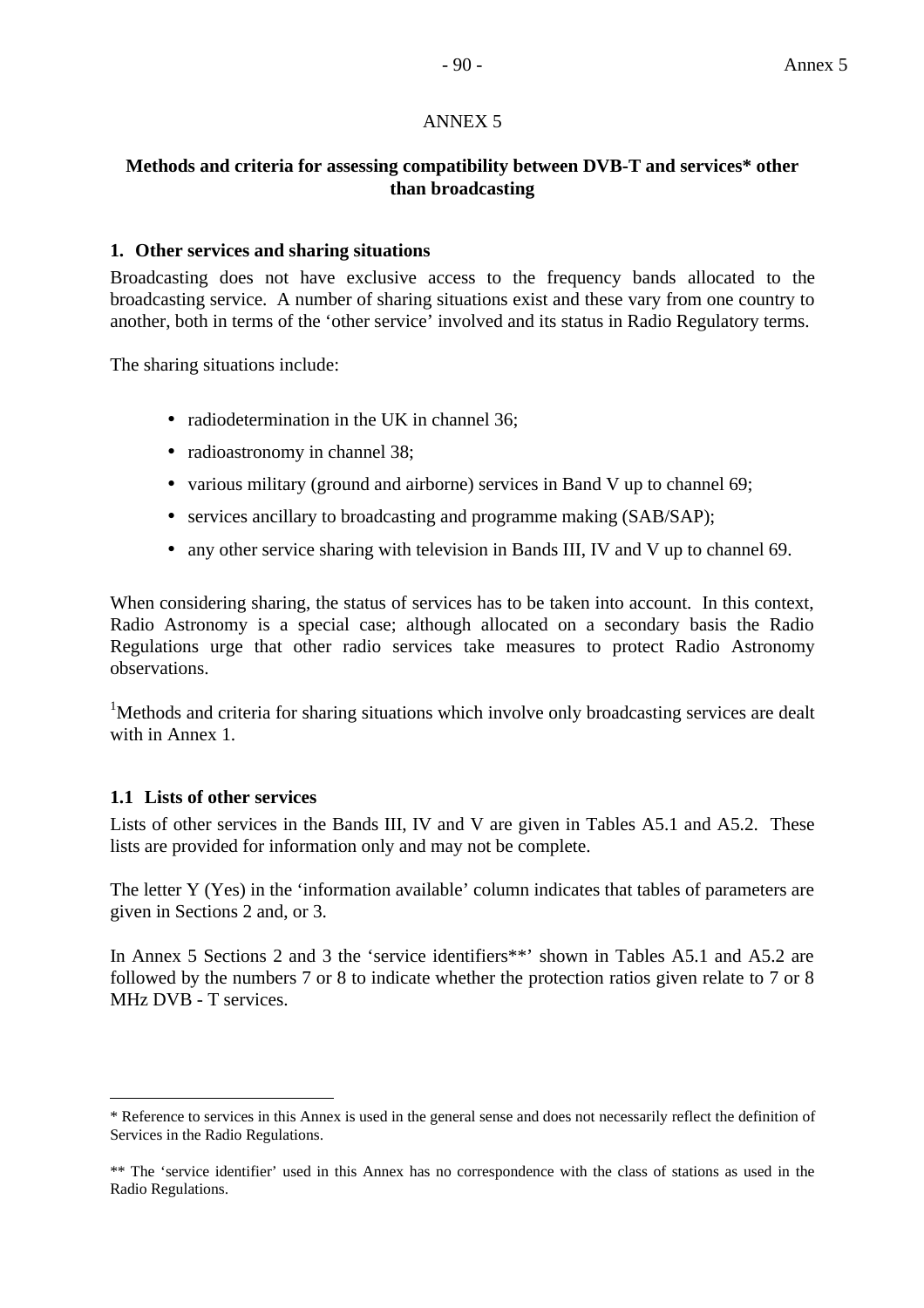# ANNEX 5

## Methods and criteria for assessing compatibility between DVB-T and services* other than broadcasting

### 1. Other services and sharing situations

Broadcasting does not have exclusive access to the frequency bands allocated to the broadcasting service. A number of sharing situations exist and these vary from one country to another, both in terms of the 'other service' involved and its status in Radio Regulatory terms.

The sharing situations include:

- radiodetermination in the UK in channel 36;
- radioastronomy in channel 38;
- various military (ground and airborne) services in Band V up to channel 69;
- services ancillary to broadcasting and programme making (SAB/SAP);
- any other service sharing with television in Bands III, IV and V up to channel 69.

When considering sharing, the status of services has to be taken into account. In this context, Radio Astronomy is a special case; although allocated on a secondary basis the Radio Regulations urge that other radio services take measures to protect Radio Astronomy observations.

[1]Methods and criteria for sharing situations which involve only broadcasting services are dealt with in Annex 1.

### 1.1 Lists of other services

Lists of other services in the Bands III, IV and V are given in Tables A5.1 and A5.2. These lists are provided for information only and may not be complete.

The letter Y (Yes) in the 'information available' column indicates that tables of parameters are given in Sections 2 and, or 3.

In Annex 5 Sections 2 and 3 the 'service identifiers**' shown in Tables A5.1 and A5.2 are followed by the numbers 7 or 8 to indicate whether the protection ratios given relate to 7 or 8 MHz DVB - T services.

---

* Reference to services in this Annex is used in the general sense and does not necessarily reflect the definition of Services in the Radio Regulations.

** The 'service identifier' used in this Annex has no correspondence with the class of stations as used in the Radio Regulations.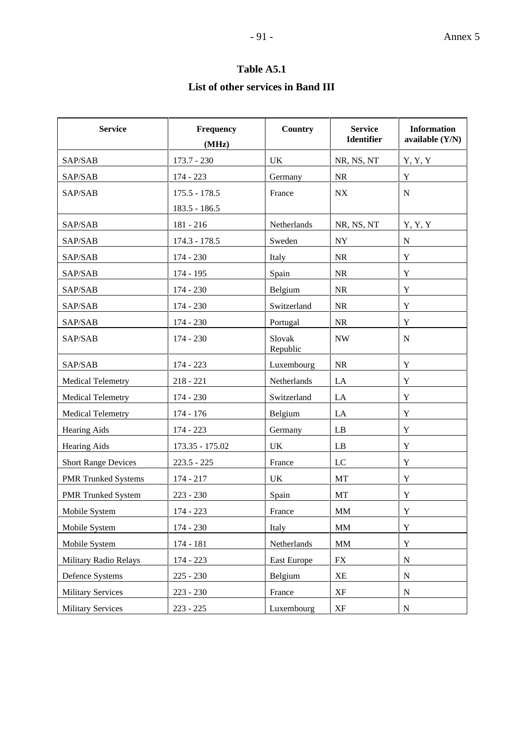**Table A5.1**

**List of other services in Band III**

| Service | Frequency (MHz) | Country | Service Identifier | Information available (Y/N) |
|---|---|---|---|---|
| SAP/SAB | 173.7 - 230 | UK | NR, NS, NT | Y, Y, Y |
| SAP/SAB | 174 - 223 | Germany | NR | Y |
| SAP/SAB | 175.5 - 178.5<br>183.5 - 186.5 | France | NX | N |
| SAP/SAB | 181 - 216 | Netherlands | NR, NS, NT | Y, Y, Y |
| SAP/SAB | 174.3 - 178.5 | Sweden | NY | N |
| SAP/SAB | 174 - 230 | Italy | NR | Y |
| SAP/SAB | 174 - 195 | Spain | NR | Y |
| SAP/SAB | 174 - 230 | Belgium | NR | Y |
| SAP/SAB | 174 - 230 | Switzerland | NR | Y |
| SAP/SAB | 174 - 230 | Portugal | NR | Y |
| SAP/SAB | 174 - 230 | Slovak Republic | NW | N |
| SAP/SAB | 174 - 223 | Luxembourg | NR | Y |
| Medical Telemetry | 218 - 221 | Netherlands | LA | Y |
| Medical Telemetry | 174 - 230 | Switzerland | LA | Y |
| Medical Telemetry | 174 - 176 | Belgium | LA | Y |
| Hearing Aids | 174 - 223 | Germany | LB | Y |
| Hearing Aids | 173.35 - 175.02 | UK | LB | Y |
| Short Range Devices | 223.5 - 225 | France | LC | Y |
| PMR Trunked Systems | 174 - 217 | UK | MT | Y |
| PMR Trunked System | 223 - 230 | Spain | MT | Y |
| Mobile System | 174 - 223 | France | MM | Y |
| Mobile System | 174 - 230 | Italy | MM | Y |
| Mobile System | 174 - 181 | Netherlands | MM | Y |
| Military Radio Relays | 174 - 223 | East Europe | FX | N |
| Defence Systems | 225 - 230 | Belgium | XE | N |
| Military Services | 223 - 230 | France | XF | N |
| Military Services | 223 - 225 | Luxembourg | XF | N |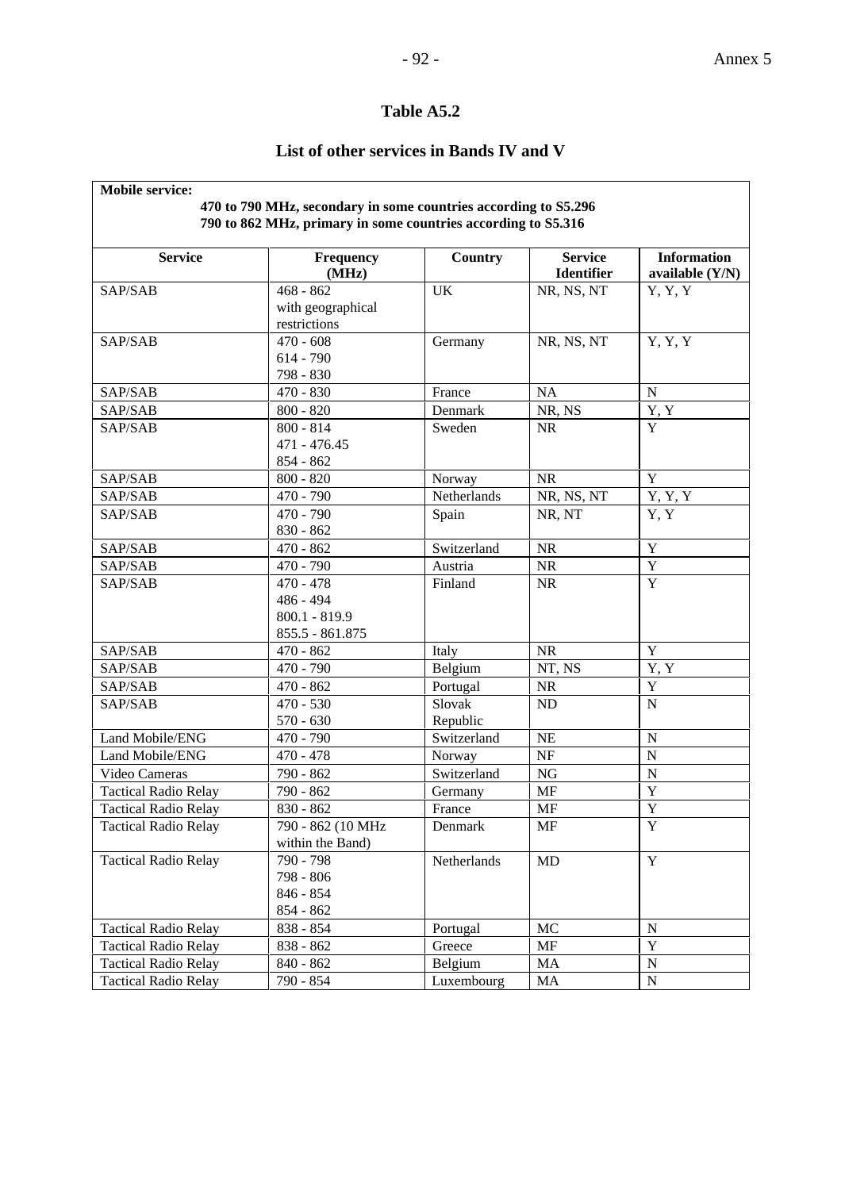### Table A5.2

### List of other services in Bands IV and V

**Mobile service:**
**470 to 790 MHz, secondary in some countries according to S5.296**
**790 to 862 MHz, primary in some countries according to S5.316**

| Service | Frequency (MHz) | Country | Service Identifier | Information available (Y/N) |
|---|---|---|---|---|
| SAP/SAB | 468 - 862 with geographical restrictions | UK | NR, NS, NT | Y, Y, Y |
| SAP/SAB | 470 - 608<br>614 - 790<br>798 - 830 | Germany | NR, NS, NT | Y, Y, Y |
| SAP/SAB | 470 - 830 | France | NA | N |
| SAP/SAB | 800 - 820 | Denmark | NR, NS | Y, Y |
| SAP/SAB | 800 - 814<br>471 - 476.45<br>854 - 862 | Sweden | NR | Y |
| SAP/SAB | 800 - 820 | Norway | NR | Y |
| SAP/SAB | 470 - 790 | Netherlands | NR, NS, NT | Y, Y, Y |
| SAP/SAB | 470 - 790<br>830 - 862 | Spain | NR, NT | Y, Y |
| SAP/SAB | 470 - 862 | Switzerland | NR | Y |
| SAP/SAB | 470 - 790 | Austria | NR | Y |
| SAP/SAB | 470 - 478<br>486 - 494<br>800.1 - 819.9<br>855.5 - 861.875 | Finland | NR | Y |
| SAP/SAB | 470 - 862 | Italy | NR | Y |
| SAP/SAB | 470 - 790 | Belgium | NT, NS | Y, Y |
| SAP/SAB | 470 - 862 | Portugal | NR | Y |
| SAP/SAB | 470 - 530<br>570 - 630 | Slovak Republic | ND | N |
| Land Mobile/ENG | 470 - 790 | Switzerland | NE | N |
| Land Mobile/ENG | 470 - 478 | Norway | NF | N |
| Video Cameras | 790 - 862 | Switzerland | NG | N |
| Tactical Radio Relay | 790 - 862 | Germany | MF | Y |
| Tactical Radio Relay | 830 - 862 | France | MF | Y |
| Tactical Radio Relay | 790 - 862 (10 MHz within the Band) | Denmark | MF | Y |
| Tactical Radio Relay | 790 - 798<br>798 - 806<br>846 - 854<br>854 - 862 | Netherlands | MD | Y |
| Tactical Radio Relay | 838 - 854 | Portugal | MC | N |
| Tactical Radio Relay | 838 - 862 | Greece | MF | Y |
| Tactical Radio Relay | 840 - 862 | Belgium | MA | N |
| Tactical Radio Relay | 790 - 854 | Luxembourg | MA | N |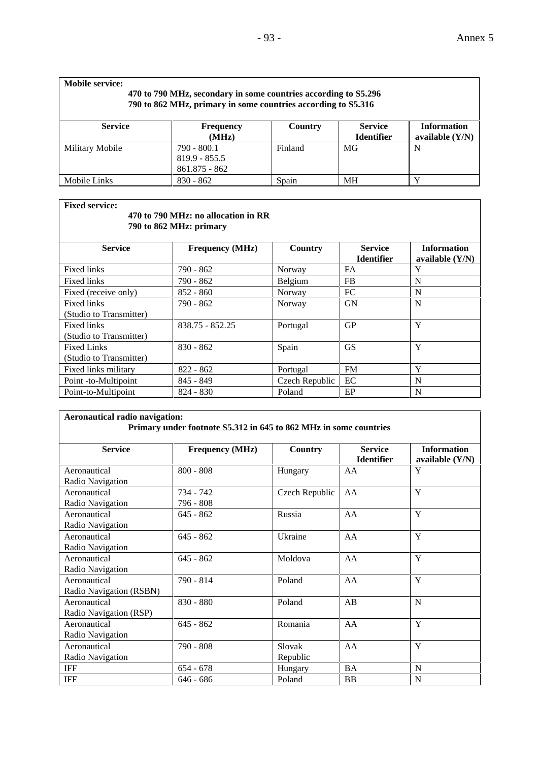**Mobile service:**
**470 to 790 MHz, secondary in some countries according to S5.296**
**790 to 862 MHz, primary in some countries according to S5.316**

| Service | Frequency (MHz) | Country | Service Identifier | Information available (Y/N) |
|---|---|---|---|---|
| Military Mobile | 790 - 800.1<br>819.9 - 855.5<br>861.875 - 862 | Finland | MG | N |
| Mobile Links | 830 - 862 | Spain | MH | Y |

**Fixed service:**
**470 to 790 MHz: no allocation in RR**
**790 to 862 MHz: primary**

| Service | Frequency (MHz) | Country | Service Identifier | Information available (Y/N) |
|---|---|---|---|---|
| Fixed links | 790 - 862 | Norway | FA | Y |
| Fixed links | 790 - 862 | Belgium | FB | N |
| Fixed (receive only) | 852 - 860 | Norway | FC | N |
| Fixed links (Studio to Transmitter) | 790 - 862 | Norway | GN | N |
| Fixed links (Studio to Transmitter) | 838.75 - 852.25 | Portugal | GP | Y |
| Fixed Links (Studio to Transmitter) | 830 - 862 | Spain | GS | Y |
| Fixed links military | 822 - 862 | Portugal | FM | Y |
| Point -to-Multipoint | 845 - 849 | Czech Republic | EC | N |
| Point-to-Multipoint | 824 - 830 | Poland | EP | N |

**Aeronautical radio navigation:**
**Primary under footnote S5.312 in 645 to 862 MHz in some countries**

| Service | Frequency (MHz) | Country | Service Identifier | Information available (Y/N) |
|---|---|---|---|---|
| Aeronautical Radio Navigation | 800 - 808 | Hungary | AA | Y |
| Aeronautical Radio Navigation | 734 - 742<br>796 - 808 | Czech Republic | AA | Y |
| Aeronautical Radio Navigation | 645 - 862 | Russia | AA | Y |
| Aeronautical Radio Navigation | 645 - 862 | Ukraine | AA | Y |
| Aeronautical Radio Navigation | 645 - 862 | Moldova | AA | Y |
| Aeronautical Radio Navigation (RSBN) | 790 - 814 | Poland | AA | Y |
| Aeronautical Radio Navigation (RSP) | 830 - 880 | Poland | AB | N |
| Aeronautical Radio Navigation | 645 - 862 | Romania | AA | Y |
| Aeronautical Radio Navigation | 790 - 808 | Slovak Republic | AA | Y |
| IFF | 654 - 678 | Hungary | BA | N |
| IFF | 646 - 686 | Poland | BB | N |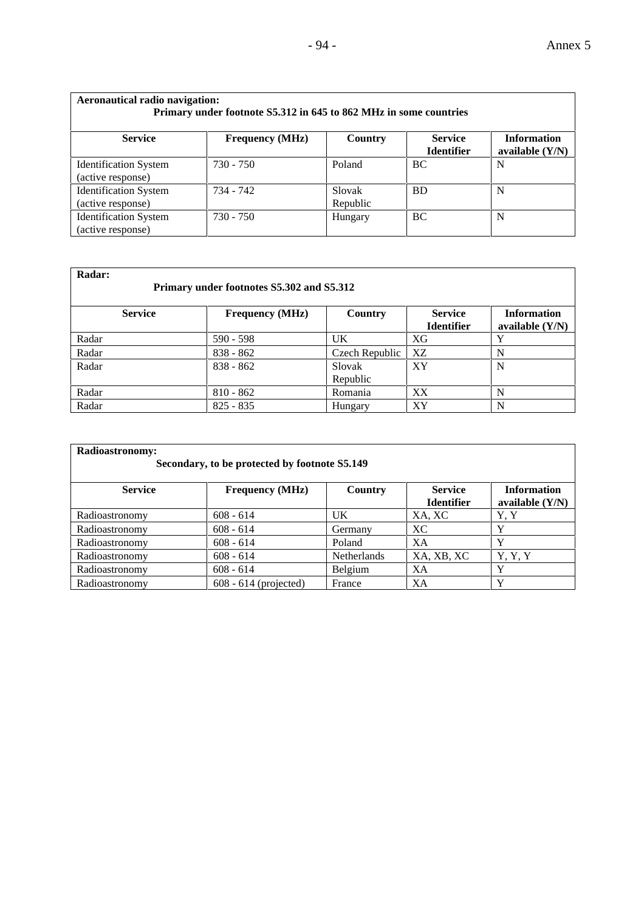| **Aeronautical radio navigation:** Primary under footnote S5.312 in 645 to 862 MHz in some countries | | | | |
|---|---|---|---|---|
| **Service** | **Frequency (MHz)** | **Country** | **Service Identifier** | **Information available (Y/N)** |
| Identification System (active response) | 730 - 750 | Poland | BC | N |
| Identification System (active response) | 734 - 742 | Slovak Republic | BD | N |
| Identification System (active response) | 730 - 750 | Hungary | BC | N |

| **Radar:** Primary under footnotes S5.302 and S5.312 | | | | |
|---|---|---|---|---|
| **Service** | **Frequency (MHz)** | **Country** | **Service Identifier** | **Information available (Y/N)** |
| Radar | 590 - 598 | UK | XG | Y |
| Radar | 838 - 862 | Czech Republic | XZ | N |
| Radar | 838 - 862 | Slovak Republic | XY | N |
| Radar | 810 - 862 | Romania | XX | N |
| Radar | 825 - 835 | Hungary | XY | N |

| **Radioastronomy:** Secondary, to be protected by footnote S5.149 | | | | |
|---|---|---|---|---|
| **Service** | **Frequency (MHz)** | **Country** | **Service Identifier** | **Information available (Y/N)** |
| Radioastronomy | 608 - 614 | UK | XA, XC | Y, Y |
| Radioastronomy | 608 - 614 | Germany | XC | Y |
| Radioastronomy | 608 - 614 | Poland | XA | Y |
| Radioastronomy | 608 - 614 | Netherlands | XA, XB, XC | Y, Y, Y |
| Radioastronomy | 608 - 614 | Belgium | XA | Y |
| Radioastronomy | 608 - 614 (projected) | France | XA | Y |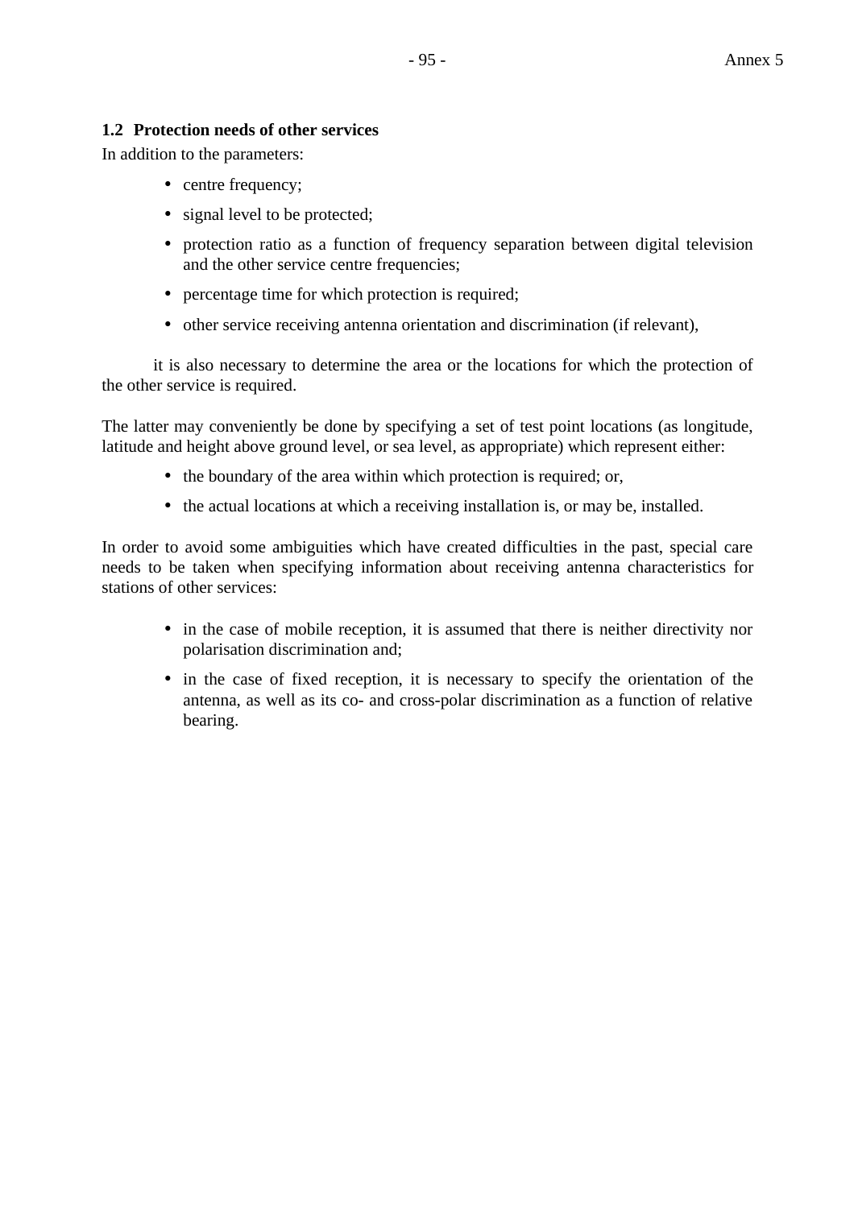### 1.2 Protection needs of other services

In addition to the parameters:

- centre frequency;
- signal level to be protected;
- protection ratio as a function of frequency separation between digital television and the other service centre frequencies;
- percentage time for which protection is required;
- other service receiving antenna orientation and discrimination (if relevant),

it is also necessary to determine the area or the locations for which the protection of the other service is required.

The latter may conveniently be done by specifying a set of test point locations (as longitude, latitude and height above ground level, or sea level, as appropriate) which represent either:

- the boundary of the area within which protection is required; or,
- the actual locations at which a receiving installation is, or may be, installed.

In order to avoid some ambiguities which have created difficulties in the past, special care needs to be taken when specifying information about receiving antenna characteristics for stations of other services:

- in the case of mobile reception, it is assumed that there is neither directivity nor polarisation discrimination and;
- in the case of fixed reception, it is necessary to specify the orientation of the antenna, as well as its co- and cross-polar discrimination as a function of relative bearing.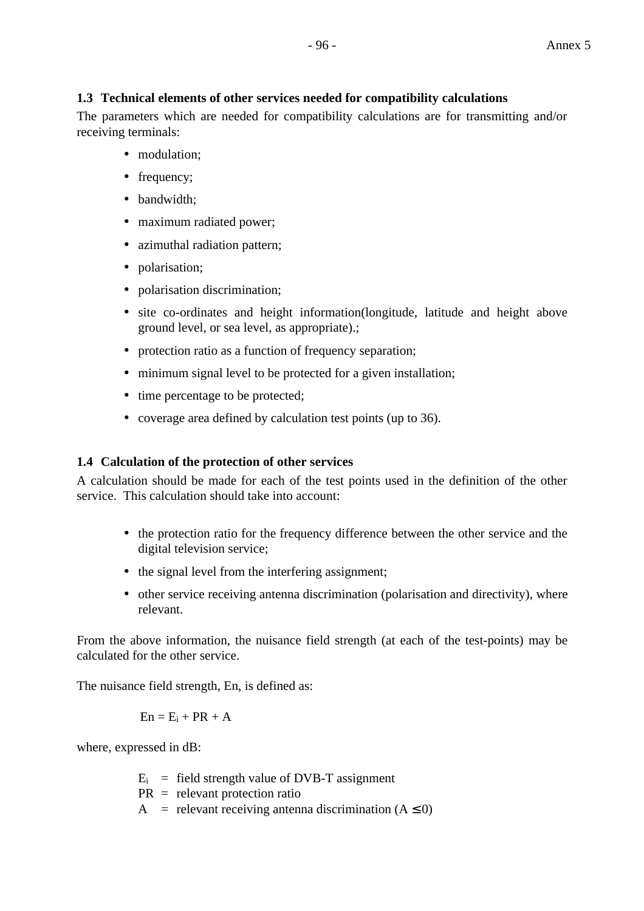### 1.3 Technical elements of other services needed for compatibility calculations

The parameters which are needed for compatibility calculations are for transmitting and/or receiving terminals:

- modulation;
- frequency;
- bandwidth;
- maximum radiated power;
- azimuthal radiation pattern;
- polarisation;
- polarisation discrimination;
- site co-ordinates and height information(longitude, latitude and height above ground level, or sea level, as appropriate).;
- protection ratio as a function of frequency separation;
- minimum signal level to be protected for a given installation;
- time percentage to be protected;
- coverage area defined by calculation test points (up to 36).

### 1.4 Calculation of the protection of other services

A calculation should be made for each of the test points used in the definition of the other service. This calculation should take into account:

- the protection ratio for the frequency difference between the other service and the digital television service;
- the signal level from the interfering assignment;
- other service receiving antenna discrimination (polarisation and directivity), where relevant.

From the above information, the nuisance field strength (at each of the test-points) may be calculated for the other service.

The nuisance field strength, En, is defined as:

$$En = E_i + PR + A$$

where, expressed in dB:

$E_i$ = field strength value of DVB-T assignment
PR = relevant protection ratio
A = relevant receiving antenna discrimination ($A \leq 0$)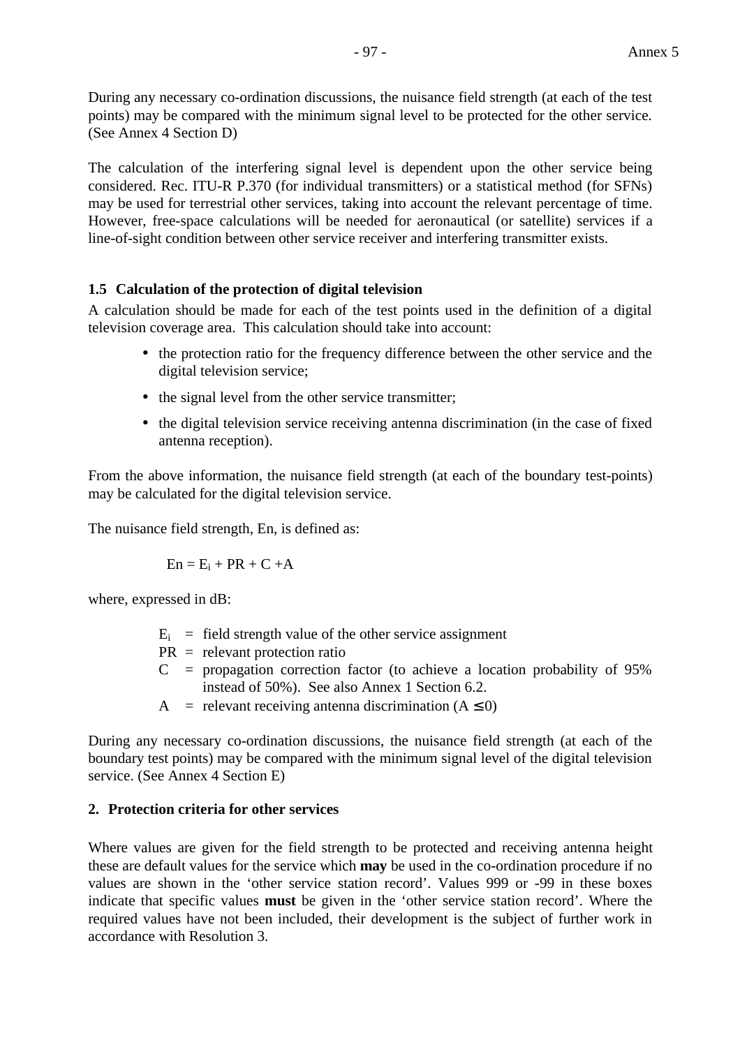During any necessary co-ordination discussions, the nuisance field strength (at each of the test points) may be compared with the minimum signal level to be protected for the other service. (See Annex 4 Section D)

The calculation of the interfering signal level is dependent upon the other service being considered. Rec. ITU-R P.370 (for individual transmitters) or a statistical method (for SFNs) may be used for terrestrial other services, taking into account the relevant percentage of time. However, free-space calculations will be needed for aeronautical (or satellite) services if a line-of-sight condition between other service receiver and interfering transmitter exists.

### 1.5 Calculation of the protection of digital television

A calculation should be made for each of the test points used in the definition of a digital television coverage area. This calculation should take into account:

- the protection ratio for the frequency difference between the other service and the digital television service;
- the signal level from the other service transmitter;
- the digital television service receiving antenna discrimination (in the case of fixed antenna reception).

From the above information, the nuisance field strength (at each of the boundary test-points) may be calculated for the digital television service.

The nuisance field strength, En, is defined as:

$$En = E_i + PR + C + A$$

where, expressed in dB:

$E_i$ = field strength value of the other service assignment
PR = relevant protection ratio
C = propagation correction factor (to achieve a location probability of 95% instead of 50%). See also Annex 1 Section 6.2.
A = relevant receiving antenna discrimination ($A \leq 0$)

During any necessary co-ordination discussions, the nuisance field strength (at each of the boundary test points) may be compared with the minimum signal level of the digital television service. (See Annex 4 Section E)

## 2. Protection criteria for other services

Where values are given for the field strength to be protected and receiving antenna height these are default values for the service which **may** be used in the co-ordination procedure if no values are shown in the 'other service station record'. Values 999 or -99 in these boxes indicate that specific values **must** be given in the 'other service station record'. Where the required values have not been included, their development is the subject of further work in accordance with Resolution 3.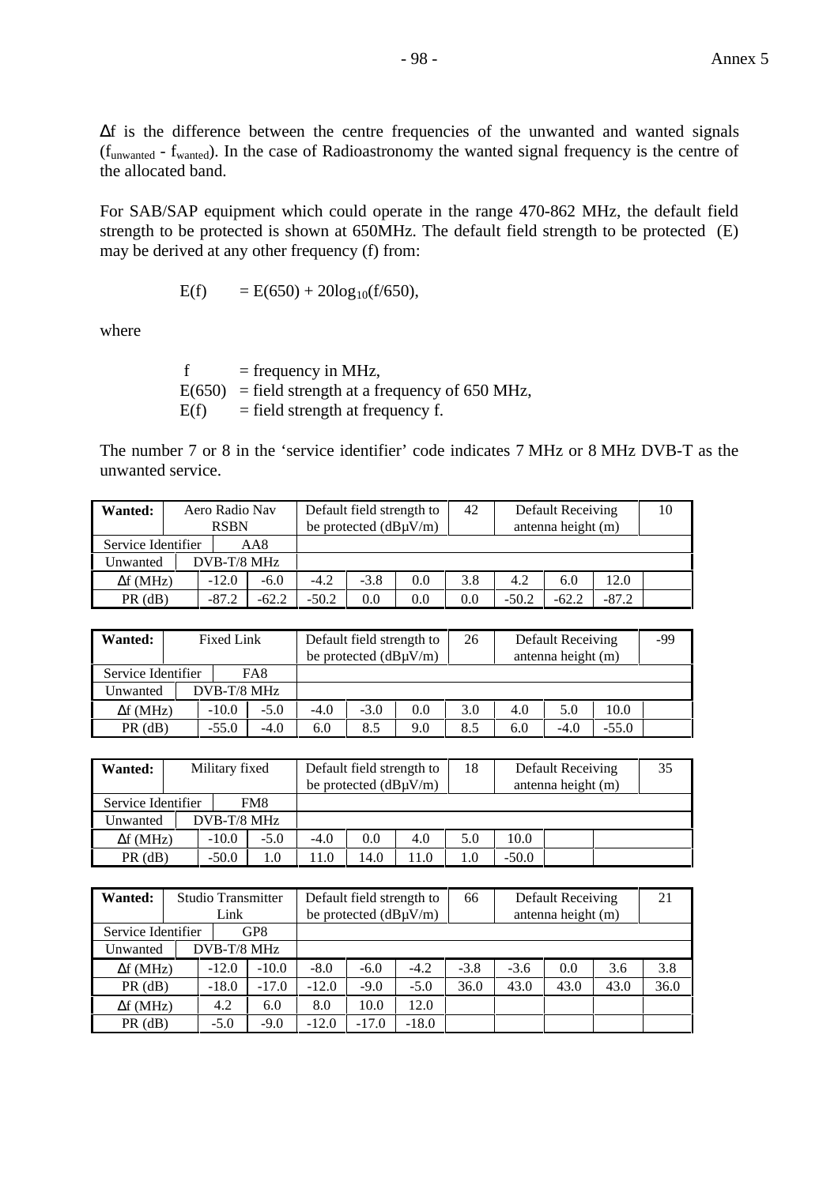Δf is the difference between the centre frequencies of the unwanted and wanted signals ($f_{unwanted}$ - $f_{wanted}$). In the case of Radioastronomy the wanted signal frequency is the centre of the allocated band.

For SAB/SAP equipment which could operate in the range 470-862 MHz, the default field strength to be protected is shown at 650MHz. The default field strength to be protected (E) may be derived at any other frequency (f) from:

$$E(f) = E(650) + 20\log_{10}(f/650),$$

where

f = frequency in MHz,
E(650) = field strength at a frequency of 650 MHz,
E(f) = field strength at frequency f.

The number 7 or 8 in the 'service identifier' code indicates 7 MHz or 8 MHz DVB-T as the unwanted service.

| **Wanted:** | Aero Radio Nav RSBN | | Default field strength to be protected (dBμV/m) | | | 42 | Default Receiving antenna height (m) | | | 10 |
|---|---|---|---|---|---|---|---|---|---|---|
| Service Identifier | AA8 | | | | | | | | | |
| Unwanted | DVB-T/8 MHz | | | | | | | | | |
| Δf (MHz) | -12.0 | -6.0 | -4.2 | -3.8 | 0.0 | 3.8 | 4.2 | 6.0 | 12.0 | |
| PR (dB) | -87.2 | -62.2 | -50.2 | 0.0 | 0.0 | 0.0 | -50.2 | -62.2 | -87.2 | |

| **Wanted:** | Fixed Link | | Default field strength to be protected (dBμV/m) | | | 26 | Default Receiving antenna height (m) | | | -99 |
|---|---|---|---|---|---|---|---|---|---|---|
| Service Identifier | FA8 | | | | | | | | | |
| Unwanted | DVB-T/8 MHz | | | | | | | | | |
| Δf (MHz) | -10.0 | -5.0 | -4.0 | -3.0 | 0.0 | 3.0 | 4.0 | 5.0 | 10.0 | |
| PR (dB) | -55.0 | -4.0 | 6.0 | 8.5 | 9.0 | 8.5 | 6.0 | -4.0 | -55.0 | |

| **Wanted:** | Military fixed | | Default field strength to be protected (dBμV/m) | | | 18 | Default Receiving antenna height (m) | | | 35 |
|---|---|---|---|---|---|---|---|---|---|---|
| Service Identifier | FM8 | | | | | | | | | |
| Unwanted | DVB-T/8 MHz | | | | | | | | | |
| Δf (MHz) | -10.0 | -5.0 | -4.0 | 0.0 | 4.0 | 5.0 | 10.0 | | | |
| PR (dB) | -50.0 | 1.0 | 11.0 | 14.0 | 11.0 | 1.0 | -50.0 | | | |

| **Wanted:** | Studio Transmitter Link | | Default field strength to be protected (dBμV/m) | | | 66 | Default Receiving antenna height (m) | | | 21 |
|---|---|---|---|---|---|---|---|---|---|---|
| Service Identifier | GP8 | | | | | | | | | |
| Unwanted | DVB-T/8 MHz | | | | | | | | | |
| Δf (MHz) | -12.0 | -10.0 | -8.0 | -6.0 | -4.2 | -3.8 | -3.6 | 0.0 | 3.6 | 3.8 |
| PR (dB) | -18.0 | -17.0 | -12.0 | -9.0 | -5.0 | 36.0 | 43.0 | 43.0 | 43.0 | 36.0 |
| Δf (MHz) | 4.2 | 6.0 | 8.0 | 10.0 | 12.0 | | | | | |
| PR (dB) | -5.0 | -9.0 | -12.0 | -17.0 | -18.0 | | | | | |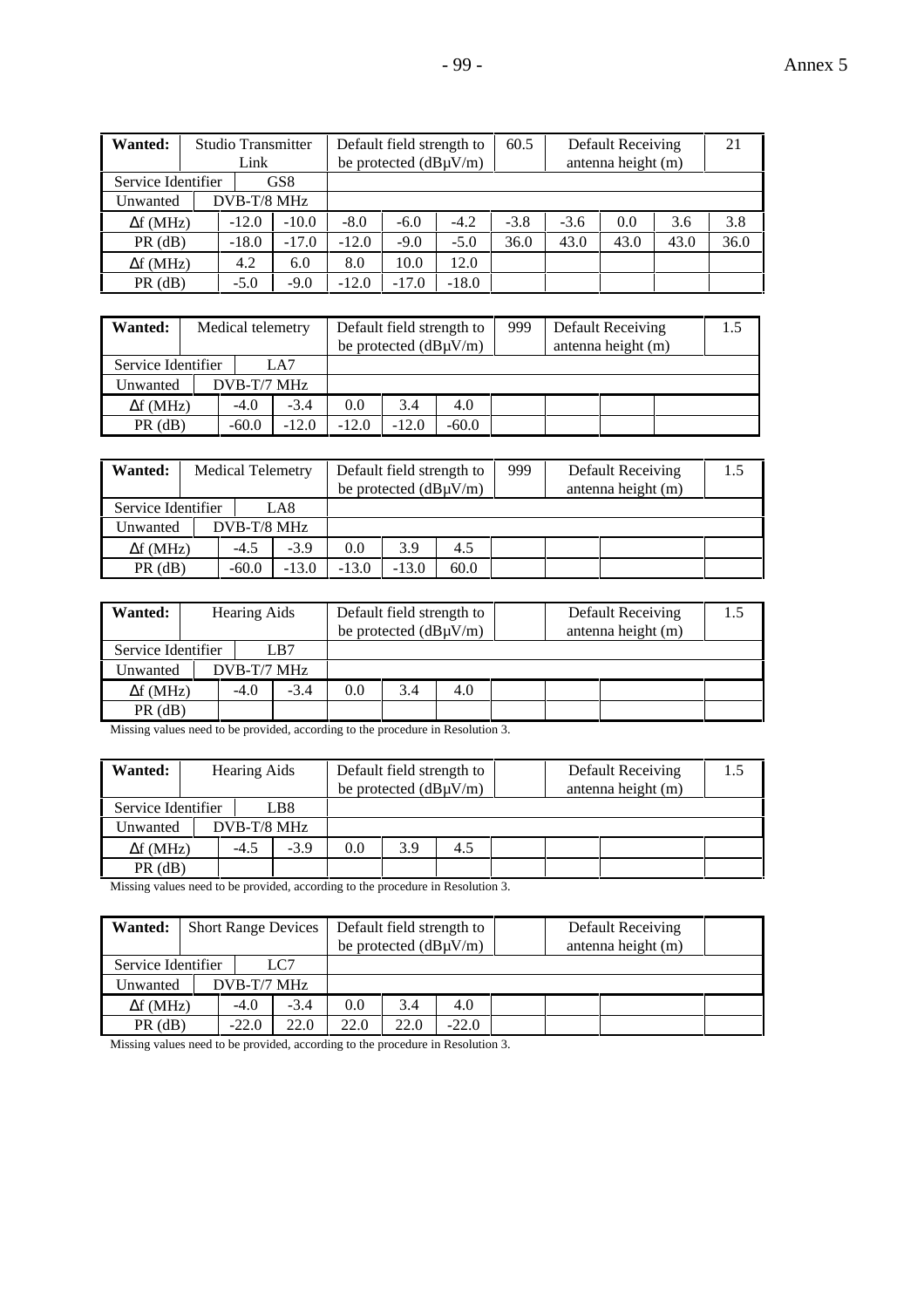| **Wanted:** | Studio Transmitter Link | | Default field strength to be protected (dBµV/m) | | | 60.5 | Default Receiving antenna height (m) | | | 21 |
|---|---|---|---|---|---|---|---|---|---|---|
| Service Identifier | | GS8 | | | | | | | | |
| Unwanted | DVB-T/8 MHz | | | | | | | | | |
| Δf (MHz) | -12.0 | -10.0 | -8.0 | -6.0 | -4.2 | -3.8 | -3.6 | 0.0 | 3.6 | 3.8 |
| PR (dB) | -18.0 | -17.0 | -12.0 | -9.0 | -5.0 | 36.0 | 43.0 | 43.0 | 43.0 | 36.0 |
| Δf (MHz) | 4.2 | 6.0 | 8.0 | 10.0 | 12.0 | | | | | |
| PR (dB) | -5.0 | -9.0 | -12.0 | -17.0 | -18.0 | | | | | |

| **Wanted:** | Medical telemetry | | Default field strength to be protected (dBµV/m) | | | 999 | Default Receiving antenna height (m) | | | 1.5 |
|---|---|---|---|---|---|---|---|---|---|---|
| Service Identifier | | LA7 | | | | | | | | |
| Unwanted | DVB-T/7 MHz | | | | | | | | | |
| Δf (MHz) | -4.0 | -3.4 | 0.0 | 3.4 | 4.0 | | | | | |
| PR (dB) | -60.0 | -12.0 | -12.0 | -12.0 | -60.0 | | | | | |

| **Wanted:** | Medical Telemetry | | Default field strength to be protected (dBµV/m) | | | 999 | Default Receiving antenna height (m) | | 1.5 |
|---|---|---|---|---|---|---|---|---|---|
| Service Identifier | | LA8 | | | | | | | |
| Unwanted | DVB-T/8 MHz | | | | | | | | |
| Δf (MHz) | -4.5 | -3.9 | 0.0 | 3.9 | 4.5 | | | | |
| PR (dB) | -60.0 | -13.0 | -13.0 | -13.0 | 60.0 | | | | |

| **Wanted:** | Hearing Aids | | Default field strength to be protected (dBµV/m) | | | | Default Receiving antenna height (m) | | 1.5 |
|---|---|---|---|---|---|---|---|---|---|
| Service Identifier | | LB7 | | | | | | | |
| Unwanted | DVB-T/7 MHz | | | | | | | | |
| Δf (MHz) | -4.0 | -3.4 | 0.0 | 3.4 | 4.0 | | | | |
| PR (dB) | | | | | | | | | |

Missing values need to be provided, according to the procedure in Resolution 3.

| **Wanted:** | Hearing Aids | | Default field strength to be protected (dBµV/m) | | | | Default Receiving antenna height (m) | | 1.5 |
|---|---|---|---|---|---|---|---|---|---|
| Service Identifier | | LB8 | | | | | | | |
| Unwanted | DVB-T/8 MHz | | | | | | | | |
| Δf (MHz) | -4.5 | -3.9 | 0.0 | 3.9 | 4.5 | | | | |
| PR (dB) | | | | | | | | | |

Missing values need to be provided, according to the procedure in Resolution 3.

| **Wanted:** | Short Range Devices | | Default field strength to be protected (dBµV/m) | | | | Default Receiving antenna height (m) | | |
|---|---|---|---|---|---|---|---|---|---|
| Service Identifier | | LC7 | | | | | | | |
| Unwanted | DVB-T/7 MHz | | | | | | | | |
| Δf (MHz) | -4.0 | -3.4 | 0.0 | 3.4 | 4.0 | | | | |
| PR (dB) | -22.0 | 22.0 | 22.0 | 22.0 | -22.0 | | | | |

Missing values need to be provided, according to the procedure in Resolution 3.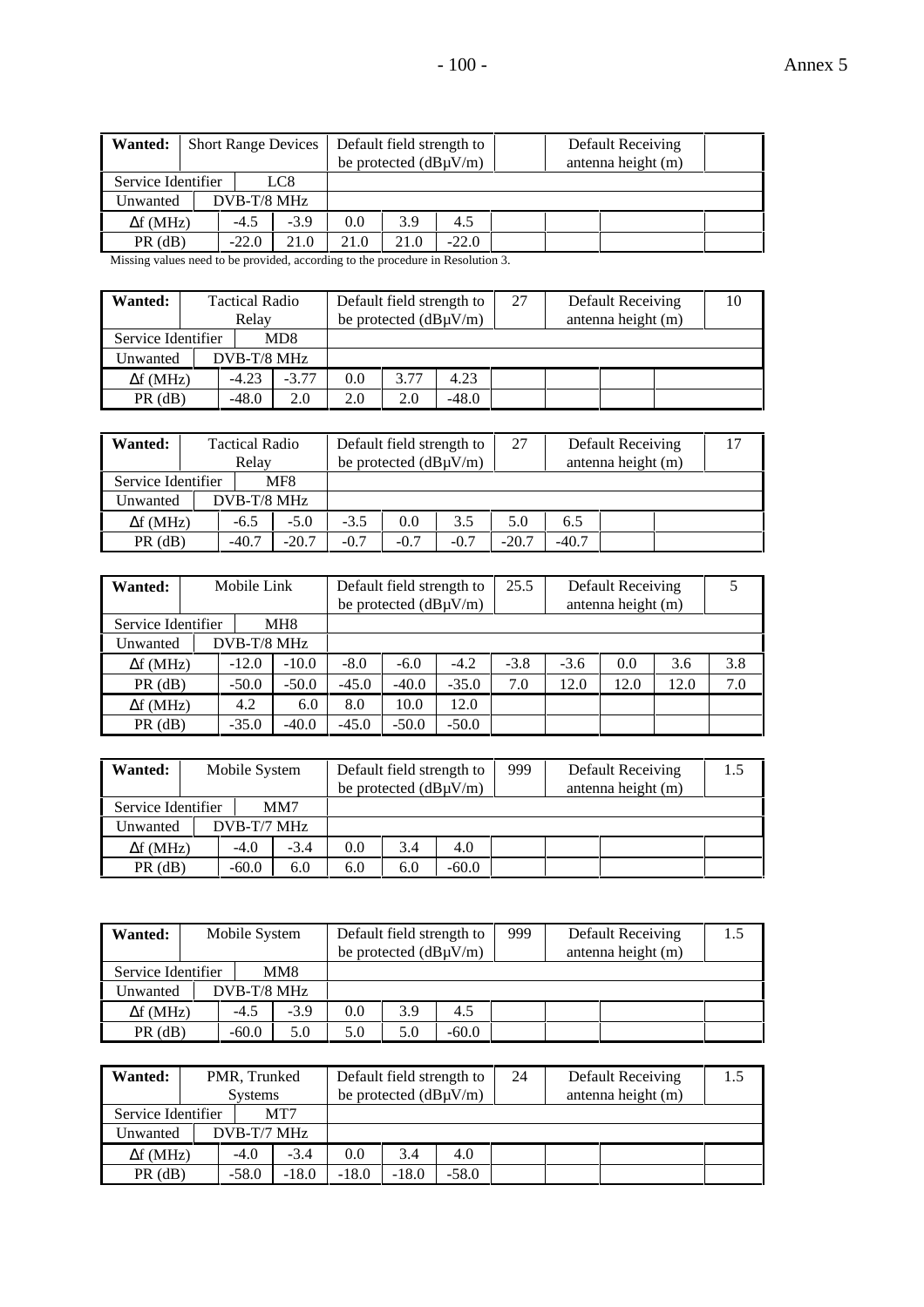| Wanted: | Short Range Devices | | Default field strength to be protected (dBµV/m) | | | | Default Receiving antenna height (m) | | |
|---|---|---|---|---|---|---|---|---|---|
| Service Identifier | | LC8 | | | | | | | |
| Unwanted | DVB-T/8 MHz | | | | | | | | |
| Δf (MHz) | -4.5 | -3.9 | 0.0 | 3.9 | 4.5 | | | | |
| PR (dB) | -22.0 | 21.0 | 21.0 | 21.0 | -22.0 | | | | |

Missing values need to be provided, according to the procedure in Resolution 3.

| Wanted: | Tactical Radio Relay | | Default field strength to be protected (dBµV/m) | | | 27 | Default Receiving antenna height (m) | | 10 |
|---|---|---|---|---|---|---|---|---|---|
| Service Identifier | | MD8 | | | | | | | |
| Unwanted | DVB-T/8 MHz | | | | | | | | |
| Δf (MHz) | -4.23 | -3.77 | 0.0 | 3.77 | 4.23 | | | | |
| PR (dB) | -48.0 | 2.0 | 2.0 | 2.0 | -48.0 | | | | |

| Wanted: | Tactical Radio Relay | | Default field strength to be protected (dBµV/m) | | | 27 | Default Receiving antenna height (m) | | 17 |
|---|---|---|---|---|---|---|---|---|---|
| Service Identifier | | MF8 | | | | | | | |
| Unwanted | DVB-T/8 MHz | | | | | | | | |
| Δf (MHz) | -6.5 | -5.0 | -3.5 | 0.0 | 3.5 | 5.0 | 6.5 | | |
| PR (dB) | -40.7 | -20.7 | -0.7 | -0.7 | -0.7 | -20.7 | -40.7 | | |

| Wanted: | Mobile Link | | Default field strength to be protected (dBµV/m) | | | 25.5 | Default Receiving antenna height (m) | | | 5 |
|---|---|---|---|---|---|---|---|---|---|---|
| Service Identifier | | MH8 | | | | | | | | |
| Unwanted | DVB-T/8 MHz | | | | | | | | | |
| Δf (MHz) | -12.0 | -10.0 | -8.0 | -6.0 | -4.2 | -3.8 | -3.6 | 0.0 | 3.6 | 3.8 |
| PR (dB) | -50.0 | -50.0 | -45.0 | -40.0 | -35.0 | 7.0 | 12.0 | 12.0 | 12.0 | 7.0 |
| Δf (MHz) | 4.2 | 6.0 | 8.0 | 10.0 | 12.0 | | | | | |
| PR (dB) | -35.0 | -40.0 | -45.0 | -50.0 | -50.0 | | | | | |

| Wanted: | Mobile System | | Default field strength to be protected (dBµV/m) | | | 999 | Default Receiving antenna height (m) | | 1.5 |
|---|---|---|---|---|---|---|---|---|---|
| Service Identifier | | MM7 | | | | | | | |
| Unwanted | DVB-T/7 MHz | | | | | | | | |
| Δf (MHz) | -4.0 | -3.4 | 0.0 | 3.4 | 4.0 | | | | |
| PR (dB) | -60.0 | 6.0 | 6.0 | 6.0 | -60.0 | | | | |

| Wanted: | Mobile System | | Default field strength to be protected (dBµV/m) | | | 999 | Default Receiving antenna height (m) | | 1.5 |
|---|---|---|---|---|---|---|---|---|---|
| Service Identifier | | MM8 | | | | | | | |
| Unwanted | DVB-T/8 MHz | | | | | | | | |
| Δf (MHz) | -4.5 | -3.9 | 0.0 | 3.9 | 4.5 | | | | |
| PR (dB) | -60.0 | 5.0 | 5.0 | 5.0 | -60.0 | | | | |

| Wanted: | PMR, Trunked Systems | | Default field strength to be protected (dBµV/m) | | | 24 | Default Receiving antenna height (m) | | 1.5 |
|---|---|---|---|---|---|---|---|---|---|
| Service Identifier | | MT7 | | | | | | | |
| Unwanted | DVB-T/7 MHz | | | | | | | | |
| Δf (MHz) | -4.0 | -3.4 | 0.0 | 3.4 | 4.0 | | | | |
| PR (dB) | -58.0 | -18.0 | -18.0 | -18.0 | -58.0 | | | | |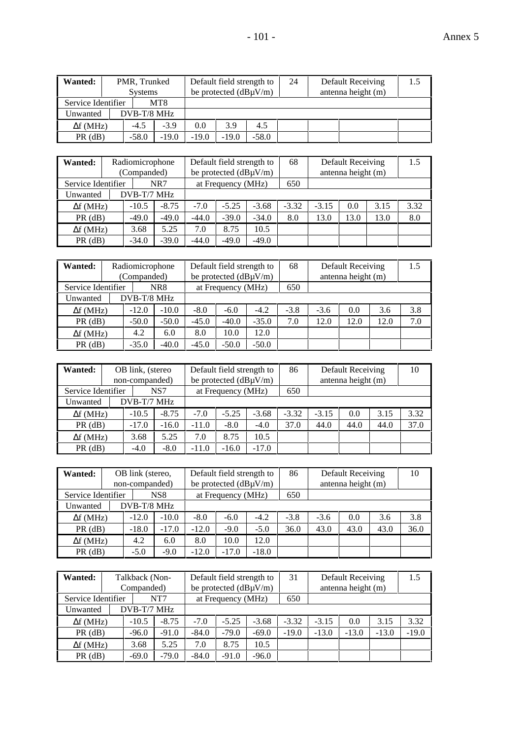| **Wanted:** | PMR, Trunked Systems | | Default field strength to be protected (dBµV/m) | | | 24 | Default Receiving antenna height (m) | | | 1.5 |
|---|---|---|---|---|---|---|---|---|---|---|
| Service Identifier | | MT8 | | | | | | | | |
| Unwanted | DVB-T/8 MHz | | | | | | | | | |
| Δf (MHz) | -4.5 | -3.9 | 0.0 | 3.9 | 4.5 | | | | | |
| PR (dB) | -58.0 | -19.0 | -19.0 | -19.0 | -58.0 | | | | | |

| **Wanted:** | Radiomicrophone (Companded) | | Default field strength to be protected (dBµV/m) | | | 68 | Default Receiving antenna height (m) | | | 1.5 |
|---|---|---|---|---|---|---|---|---|---|---|
| Service Identifier | | NR7 | at Frequency (MHz) | | | 650 | | | | |
| Unwanted | DVB-T/7 MHz | | | | | | | | | |
| Δf (MHz) | -10.5 | -8.75 | -7.0 | -5.25 | -3.68 | -3.32 | -3.15 | 0.0 | 3.15 | 3.32 |
| PR (dB) | -49.0 | -49.0 | -44.0 | -39.0 | -34.0 | 8.0 | 13.0 | 13.0 | 13.0 | 8.0 |
| Δf (MHz) | 3.68 | 5.25 | 7.0 | 8.75 | 10.5 | | | | | |
| PR (dB) | -34.0 | -39.0 | -44.0 | -49.0 | -49.0 | | | | | |

| **Wanted:** | Radiomicrophone (Companded) | | Default field strength to be protected (dBµV/m) | | | 68 | Default Receiving antenna height (m) | | | 1.5 |
|---|---|---|---|---|---|---|---|---|---|---|
| Service Identifier | | NR8 | at Frequency (MHz) | | | 650 | | | | |
| Unwanted | DVB-T/8 MHz | | | | | | | | | |
| Δf (MHz) | -12.0 | -10.0 | -8.0 | -6.0 | -4.2 | -3.8 | -3.6 | 0.0 | 3.6 | 3.8 |
| PR (dB) | -50.0 | -50.0 | -45.0 | -40.0 | -35.0 | 7.0 | 12.0 | 12.0 | 12.0 | 7.0 |
| Δf (MHz) | 4.2 | 6.0 | 8.0 | 10.0 | 12.0 | | | | | |
| PR (dB) | -35.0 | -40.0 | -45.0 | -50.0 | -50.0 | | | | | |

| **Wanted:** | OB link, (stereo non-companded) | | Default field strength to be protected (dBµV/m) | | | 86 | Default Receiving antenna height (m) | | | 10 |
|---|---|---|---|---|---|---|---|---|---|---|
| Service Identifier | | NS7 | at Frequency (MHz) | | | 650 | | | | |
| Unwanted | DVB-T/7 MHz | | | | | | | | | |
| Δf (MHz) | -10.5 | -8.75 | -7.0 | -5.25 | -3.68 | -3.32 | -3.15 | 0.0 | 3.15 | 3.32 |
| PR (dB) | -17.0 | -16.0 | -11.0 | -8.0 | -4.0 | 37.0 | 44.0 | 44.0 | 44.0 | 37.0 |
| Δf (MHz) | 3.68 | 5.25 | 7.0 | 8.75 | 10.5 | | | | | |
| PR (dB) | -4.0 | -8.0 | -11.0 | -16.0 | -17.0 | | | | | |

| **Wanted:** | OB link (stereo, non-companded) | | Default field strength to be protected (dBµV/m) | | | 86 | Default Receiving antenna height (m) | | | 10 |
|---|---|---|---|---|---|---|---|---|---|---|
| Service Identifier | | NS8 | at Frequency (MHz) | | | 650 | | | | |
| Unwanted | DVB-T/8 MHz | | | | | | | | | |
| Δf (MHz) | -12.0 | -10.0 | -8.0 | -6.0 | -4.2 | -3.8 | -3.6 | 0.0 | 3.6 | 3.8 |
| PR (dB) | -18.0 | -17.0 | -12.0 | -9.0 | -5.0 | 36.0 | 43.0 | 43.0 | 43.0 | 36.0 |
| Δf (MHz) | 4.2 | 6.0 | 8.0 | 10.0 | 12.0 | | | | | |
| PR (dB) | -5.0 | -9.0 | -12.0 | -17.0 | -18.0 | | | | | |

| **Wanted:** | Talkback (Non-Companded) | | Default field strength to be protected (dBµV/m) | | | 31 | Default Receiving antenna height (m) | | | 1.5 |
|---|---|---|---|---|---|---|---|---|---|---|
| Service Identifier | | NT7 | at Frequency (MHz) | | | 650 | | | | |
| Unwanted | DVB-T/7 MHz | | | | | | | | | |
| Δf (MHz) | -10.5 | -8.75 | -7.0 | -5.25 | -3.68 | -3.32 | -3.15 | 0.0 | 3.15 | 3.32 |
| PR (dB) | -96.0 | -91.0 | -84.0 | -79.0 | -69.0 | -19.0 | -13.0 | -13.0 | -13.0 | -19.0 |
| Δf (MHz) | 3.68 | 5.25 | 7.0 | 8.75 | 10.5 | | | | | |
| PR (dB) | -69.0 | -79.0 | -84.0 | -91.0 | -96.0 | | | | | |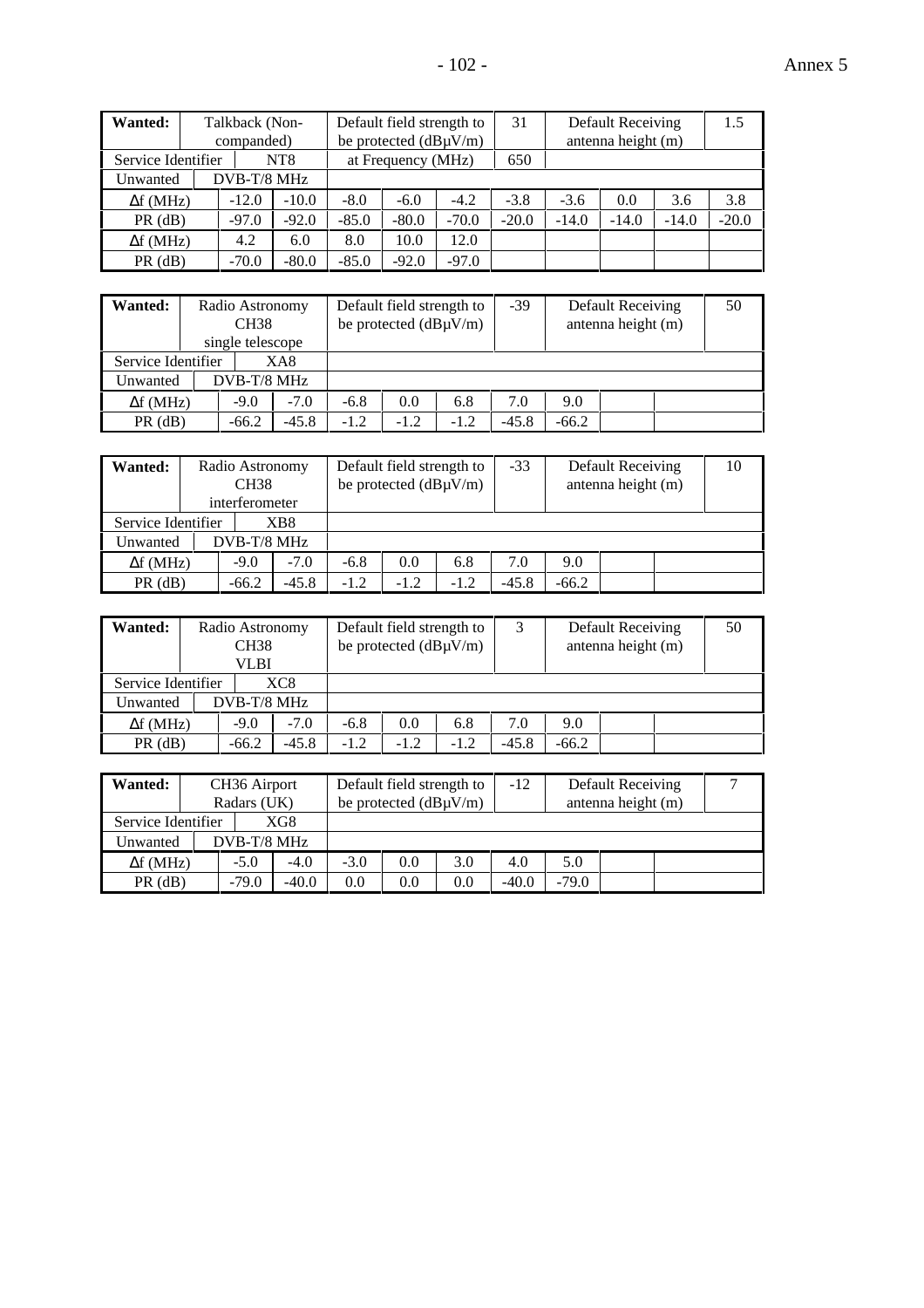| **Wanted:** | Talkback (Non-companded) | | Default field strength to be protected (dBμV/m) | | | 31 | Default Receiving antenna height (m) | | | 1.5 |
|---|---|---|---|---|---|---|---|---|---|---|
| Service Identifier | | NT8 | at Frequency (MHz) | | | 650 | | | | |
| Unwanted | DVB-T/8 MHz | | | | | | | | | |
| Δf (MHz) | -12.0 | -10.0 | -8.0 | -6.0 | -4.2 | -3.8 | -3.6 | 0.0 | 3.6 | 3.8 |
| PR (dB) | -97.0 | -92.0 | -85.0 | -80.0 | -70.0 | -20.0 | -14.0 | -14.0 | -14.0 | -20.0 |
| Δf (MHz) | 4.2 | 6.0 | 8.0 | 10.0 | 12.0 | | | | | |
| PR (dB) | -70.0 | -80.0 | -85.0 | -92.0 | -97.0 | | | | | |

| **Wanted:** | Radio Astronomy CH38 single telescope | | Default field strength to be protected (dBμV/m) | | | -39 | Default Receiving antenna height (m) | | 50 |
|---|---|---|---|---|---|---|---|---|---|
| Service Identifier | | XA8 | | | | | | | |
| Unwanted | DVB-T/8 MHz | | | | | | | | |
| Δf (MHz) | -9.0 | -7.0 | -6.8 | 0.0 | 6.8 | 7.0 | 9.0 | | |
| PR (dB) | -66.2 | -45.8 | -1.2 | -1.2 | -1.2 | -45.8 | -66.2 | | |

| **Wanted:** | Radio Astronomy CH38 interferometer | | Default field strength to be protected (dBμV/m) | | | -33 | Default Receiving antenna height (m) | | 10 |
|---|---|---|---|---|---|---|---|---|---|
| Service Identifier | | XB8 | | | | | | | |
| Unwanted | DVB-T/8 MHz | | | | | | | | |
| Δf (MHz) | -9.0 | -7.0 | -6.8 | 0.0 | 6.8 | 7.0 | 9.0 | | |
| PR (dB) | -66.2 | -45.8 | -1.2 | -1.2 | -1.2 | -45.8 | -66.2 | | |

| **Wanted:** | Radio Astronomy CH38 VLBI | | Default field strength to be protected (dBμV/m) | | | 3 | Default Receiving antenna height (m) | | 50 |
|---|---|---|---|---|---|---|---|---|---|
| Service Identifier | | XC8 | | | | | | | |
| Unwanted | DVB-T/8 MHz | | | | | | | | |
| Δf (MHz) | -9.0 | -7.0 | -6.8 | 0.0 | 6.8 | 7.0 | 9.0 | | |
| PR (dB) | -66.2 | -45.8 | -1.2 | -1.2 | -1.2 | -45.8 | -66.2 | | |

| **Wanted:** | CH36 Airport Radars (UK) | | Default field strength to be protected (dBμV/m) | | | -12 | Default Receiving antenna height (m) | | 7 |
|---|---|---|---|---|---|---|---|---|---|
| Service Identifier | | XG8 | | | | | | | |
| Unwanted | DVB-T/8 MHz | | | | | | | | |
| Δf (MHz) | -5.0 | -4.0 | -3.0 | 0.0 | 3.0 | 4.0 | 5.0 | | |
| PR (dB) | -79.0 | -40.0 | 0.0 | 0.0 | 0.0 | -40.0 | -79.0 | | |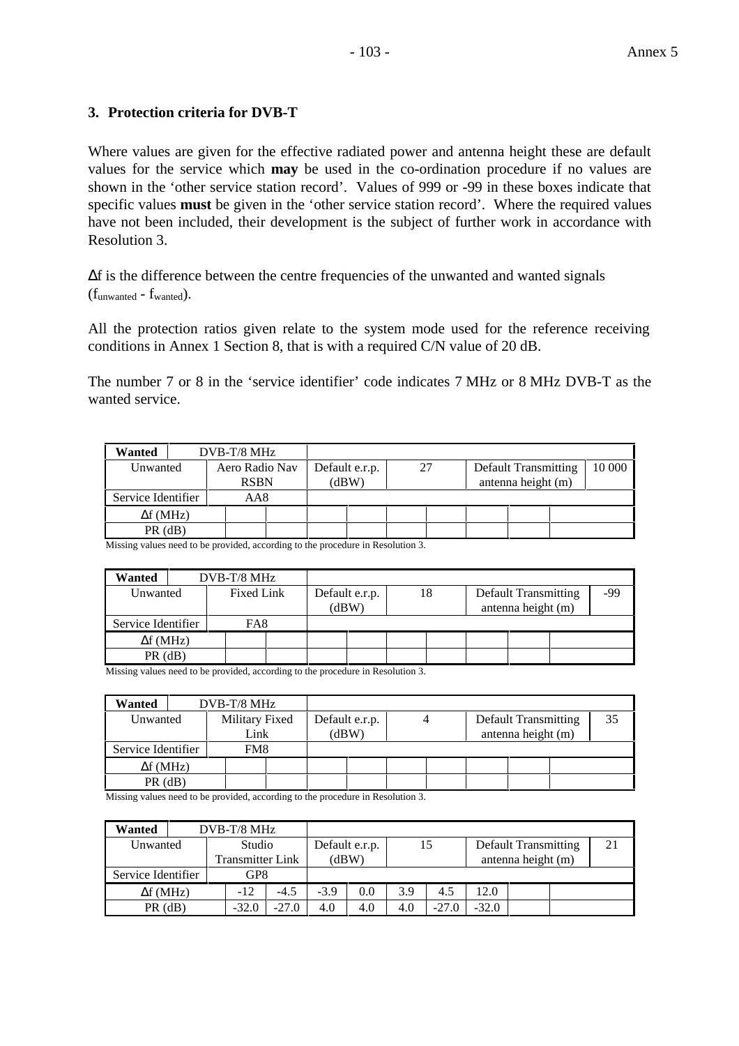## 3. Protection criteria for DVB-T

Where values are given for the effective radiated power and antenna height these are default values for the service which **may** be used in the co-ordination procedure if no values are shown in the 'other service station record'. Values of 999 or -99 in these boxes indicate that specific values **must** be given in the 'other service station record'. Where the required values have not been included, their development is the subject of further work in accordance with Resolution 3.

Δf is the difference between the centre frequencies of the unwanted and wanted signals ($f_{unwanted}$ - $f_{wanted}$).

All the protection ratios given relate to the system mode used for the reference receiving conditions in Annex 1 Section 8, that is with a required C/N value of 20 dB.

The number 7 or 8 in the 'service identifier' code indicates 7 MHz or 8 MHz DVB-T as the wanted service.

| **Wanted** | DVB-T/8 MHz | | | | | | | | | |
|---|---|---|---|---|---|---|---|---|---|---|
| Unwanted | Aero Radio Nav RSBN | | Default e.r.p. (dBW) | | 27 | | Default Transmitting antenna height (m) | | | 10 000 |
| Service Identifier | AA8 | | | | | | | | | |
| Δf (MHz) | | | | | | | | | | |
| PR (dB) | | | | | | | | | | |

Missing values need to be provided, according to the procedure in Resolution 3.

| **Wanted** | DVB-T/8 MHz | | | | | | | | | |
|---|---|---|---|---|---|---|---|---|---|---|
| Unwanted | Fixed Link | | Default e.r.p. (dBW) | | 18 | | Default Transmitting antenna height (m) | | | -99 |
| Service Identifier | FA8 | | | | | | | | | |
| Δf (MHz) | | | | | | | | | | |
| PR (dB) | | | | | | | | | | |

Missing values need to be provided, according to the procedure in Resolution 3.

| **Wanted** | DVB-T/8 MHz | | | | | | | | | |
|---|---|---|---|---|---|---|---|---|---|---|
| Unwanted | Military Fixed Link | | Default e.r.p. (dBW) | | 4 | | Default Transmitting antenna height (m) | | | 35 |
| Service Identifier | FM8 | | | | | | | | | |
| Δf (MHz) | | | | | | | | | | |
| PR (dB) | | | | | | | | | | |

Missing values need to be provided, according to the procedure in Resolution 3.

| **Wanted** | DVB-T/8 MHz | | | | | | | | | |
|---|---|---|---|---|---|---|---|---|---|---|
| Unwanted | Studio Transmitter Link | | Default e.r.p. (dBW) | | 15 | | Default Transmitting antenna height (m) | | | 21 |
| Service Identifier | GP8 | | | | | | | | | |
| Δf (MHz) | -12 | -4.5 | -3.9 | 0.0 | 3.9 | 4.5 | 12.0 | | | |
| PR (dB) | -32.0 | -27.0 | 4.0 | 4.0 | 4.0 | -27.0 | -32.0 | | | |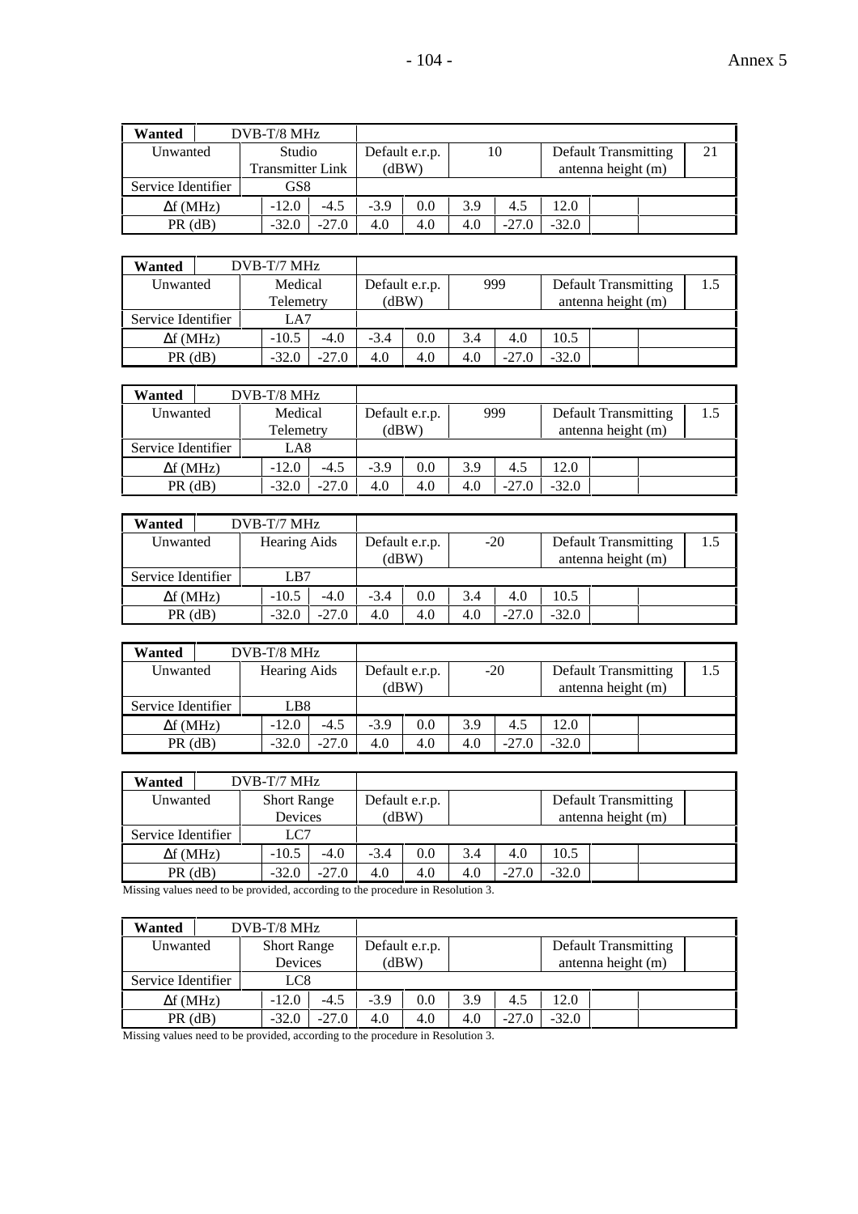| **Wanted** | DVB-T/8 MHz | | | | | | | | | |
|---|---|---|---|---|---|---|---|---|---|---|
| Unwanted | Studio Transmitter Link | | Default e.r.p. (dBW) | | 10 | | Default Transmitting antenna height (m) | | | 21 |
| Service Identifier | GS8 | | | | | | | | | |
| Δf (MHz) | -12.0 | -4.5 | -3.9 | 0.0 | 3.9 | 4.5 | 12.0 | | | |
| PR (dB) | -32.0 | -27.0 | 4.0 | 4.0 | 4.0 | -27.0 | -32.0 | | | |

| **Wanted** | DVB-T/7 MHz | | | | | | | | | |
|---|---|---|---|---|---|---|---|---|---|---|
| Unwanted | Medical Telemetry | | Default e.r.p. (dBW) | | 999 | | Default Transmitting antenna height (m) | | | 1.5 |
| Service Identifier | LA7 | | | | | | | | | |
| Δf (MHz) | -10.5 | -4.0 | -3.4 | 0.0 | 3.4 | 4.0 | 10.5 | | | |
| PR (dB) | -32.0 | -27.0 | 4.0 | 4.0 | 4.0 | -27.0 | -32.0 | | | |

| **Wanted** | DVB-T/8 MHz | | | | | | | | | |
|---|---|---|---|---|---|---|---|---|---|---|
| Unwanted | Medical Telemetry | | Default e.r.p. (dBW) | | 999 | | Default Transmitting antenna height (m) | | | 1.5 |
| Service Identifier | LA8 | | | | | | | | | |
| Δf (MHz) | -12.0 | -4.5 | -3.9 | 0.0 | 3.9 | 4.5 | 12.0 | | | |
| PR (dB) | -32.0 | -27.0 | 4.0 | 4.0 | 4.0 | -27.0 | -32.0 | | | |

| **Wanted** | DVB-T/7 MHz | | | | | | | | | |
|---|---|---|---|---|---|---|---|---|---|---|
| Unwanted | Hearing Aids | | Default e.r.p. (dBW) | | -20 | | Default Transmitting antenna height (m) | | | 1.5 |
| Service Identifier | LB7 | | | | | | | | | |
| Δf (MHz) | -10.5 | -4.0 | -3.4 | 0.0 | 3.4 | 4.0 | 10.5 | | | |
| PR (dB) | -32.0 | -27.0 | 4.0 | 4.0 | 4.0 | -27.0 | -32.0 | | | |

| **Wanted** | DVB-T/8 MHz | | | | | | | | | |
|---|---|---|---|---|---|---|---|---|---|---|
| Unwanted | Hearing Aids | | Default e.r.p. (dBW) | | -20 | | Default Transmitting antenna height (m) | | | 1.5 |
| Service Identifier | LB8 | | | | | | | | | |
| Δf (MHz) | -12.0 | -4.5 | -3.9 | 0.0 | 3.9 | 4.5 | 12.0 | | | |
| PR (dB) | -32.0 | -27.0 | 4.0 | 4.0 | 4.0 | -27.0 | -32.0 | | | |

| **Wanted** | DVB-T/7 MHz | | | | | | | | | |
|---|---|---|---|---|---|---|---|---|---|---|
| Unwanted | Short Range Devices | | Default e.r.p. (dBW) | | | | Default Transmitting antenna height (m) | | | |
| Service Identifier | LC7 | | | | | | | | | |
| Δf (MHz) | -10.5 | -4.0 | -3.4 | 0.0 | 3.4 | 4.0 | 10.5 | | | |
| PR (dB) | -32.0 | -27.0 | 4.0 | 4.0 | 4.0 | -27.0 | -32.0 | | | |

Missing values need to be provided, according to the procedure in Resolution 3.

| **Wanted** | DVB-T/8 MHz | | | | | | | | | |
|---|---|---|---|---|---|---|---|---|---|---|
| Unwanted | Short Range Devices | | Default e.r.p. (dBW) | | | | Default Transmitting antenna height (m) | | | |
| Service Identifier | LC8 | | | | | | | | | |
| Δf (MHz) | -12.0 | -4.5 | -3.9 | 0.0 | 3.9 | 4.5 | 12.0 | | | |
| PR (dB) | -32.0 | -27.0 | 4.0 | 4.0 | 4.0 | -27.0 | -32.0 | | | |

Missing values need to be provided, according to the procedure in Resolution 3.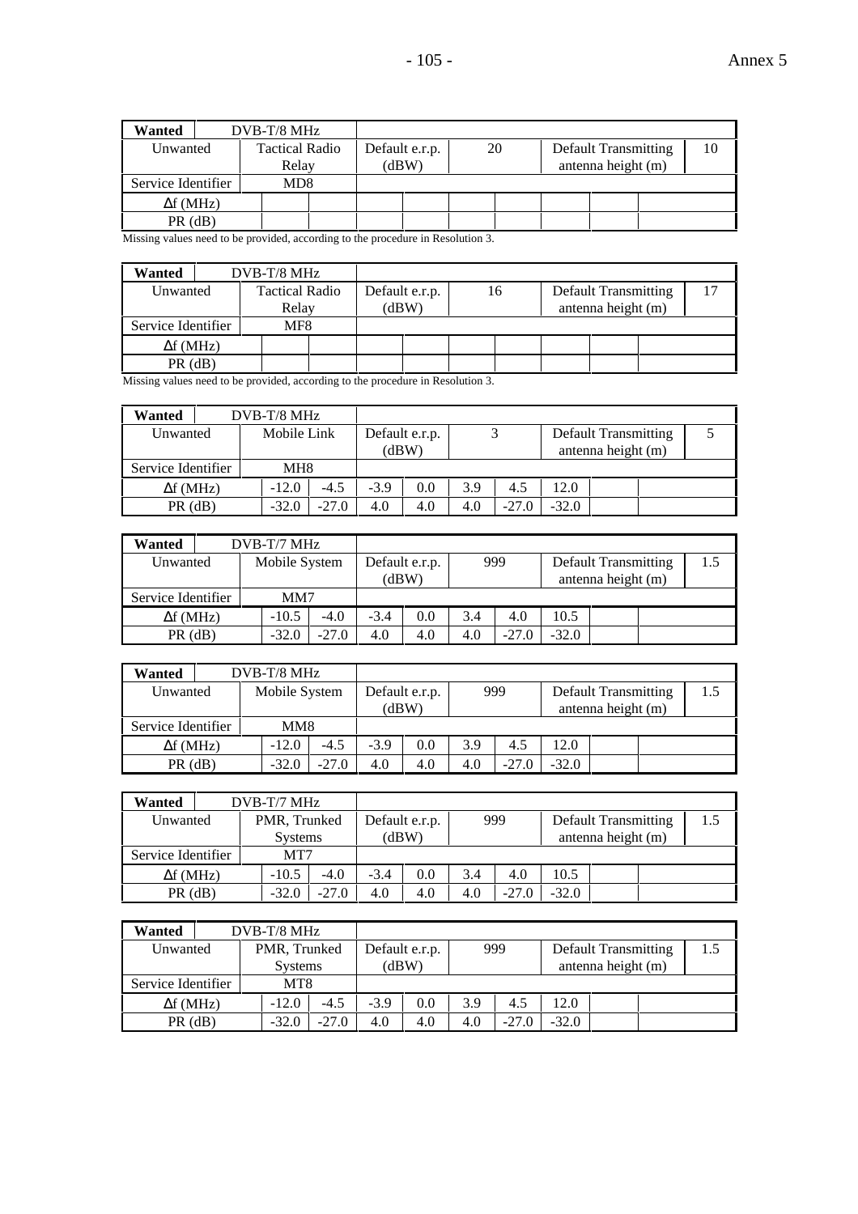| Wanted | DVB-T/8 MHz | | | | | | | | |
|---|---|---|---|---|---|---|---|---|---|
| Unwanted | Tactical Radio Relay | | Default e.r.p. (dBW) | | 20 | | Default Transmitting antenna height (m) | | 10 |
| Service Identifier | MD8 | | | | | | | | |
| Δf (MHz) | | | | | | | | | |
| PR (dB) | | | | | | | | | |

Missing values need to be provided, according to the procedure in Resolution 3.

| Wanted | DVB-T/8 MHz | | | | | | | | |
|---|---|---|---|---|---|---|---|---|---|
| Unwanted | Tactical Radio Relay | | Default e.r.p. (dBW) | | 16 | | Default Transmitting antenna height (m) | | 17 |
| Service Identifier | MF8 | | | | | | | | |
| Δf (MHz) | | | | | | | | | |
| PR (dB) | | | | | | | | | |

Missing values need to be provided, according to the procedure in Resolution 3.

| Wanted | DVB-T/8 MHz | | | | | | | | |
|---|---|---|---|---|---|---|---|---|---|
| Unwanted | Mobile Link | | Default e.r.p. (dBW) | | 3 | | Default Transmitting antenna height (m) | | 5 |
| Service Identifier | MH8 | | | | | | | | |
| Δf (MHz) | -12.0 | -4.5 | -3.9 | 0.0 | 3.9 | 4.5 | 12.0 | | |
| PR (dB) | -32.0 | -27.0 | 4.0 | 4.0 | 4.0 | -27.0 | -32.0 | | |

| Wanted | DVB-T/7 MHz | | | | | | | | |
|---|---|---|---|---|---|---|---|---|---|
| Unwanted | Mobile System | | Default e.r.p. (dBW) | | 999 | | Default Transmitting antenna height (m) | | 1.5 |
| Service Identifier | MM7 | | | | | | | | |
| Δf (MHz) | -10.5 | -4.0 | -3.4 | 0.0 | 3.4 | 4.0 | 10.5 | | |
| PR (dB) | -32.0 | -27.0 | 4.0 | 4.0 | 4.0 | -27.0 | -32.0 | | |

| Wanted | DVB-T/8 MHz | | | | | | | | |
|---|---|---|---|---|---|---|---|---|---|
| Unwanted | Mobile System | | Default e.r.p. (dBW) | | 999 | | Default Transmitting antenna height (m) | | 1.5 |
| Service Identifier | MM8 | | | | | | | | |
| Δf (MHz) | -12.0 | -4.5 | -3.9 | 0.0 | 3.9 | 4.5 | 12.0 | | |
| PR (dB) | -32.0 | -27.0 | 4.0 | 4.0 | 4.0 | -27.0 | -32.0 | | |

| Wanted | DVB-T/7 MHz | | | | | | | | |
|---|---|---|---|---|---|---|---|---|---|
| Unwanted | PMR, Trunked Systems | | Default e.r.p. (dBW) | | 999 | | Default Transmitting antenna height (m) | | 1.5 |
| Service Identifier | MT7 | | | | | | | | |
| Δf (MHz) | -10.5 | -4.0 | -3.4 | 0.0 | 3.4 | 4.0 | 10.5 | | |
| PR (dB) | -32.0 | -27.0 | 4.0 | 4.0 | 4.0 | -27.0 | -32.0 | | |

| Wanted | DVB-T/8 MHz | | | | | | | | |
|---|---|---|---|---|---|---|---|---|---|
| Unwanted | PMR, Trunked Systems | | Default e.r.p. (dBW) | | 999 | | Default Transmitting antenna height (m) | | 1.5 |
| Service Identifier | MT8 | | | | | | | | |
| Δf (MHz) | -12.0 | -4.5 | -3.9 | 0.0 | 3.9 | 4.5 | 12.0 | | |
| PR (dB) | -32.0 | -27.0 | 4.0 | 4.0 | 4.0 | -27.0 | -32.0 | | |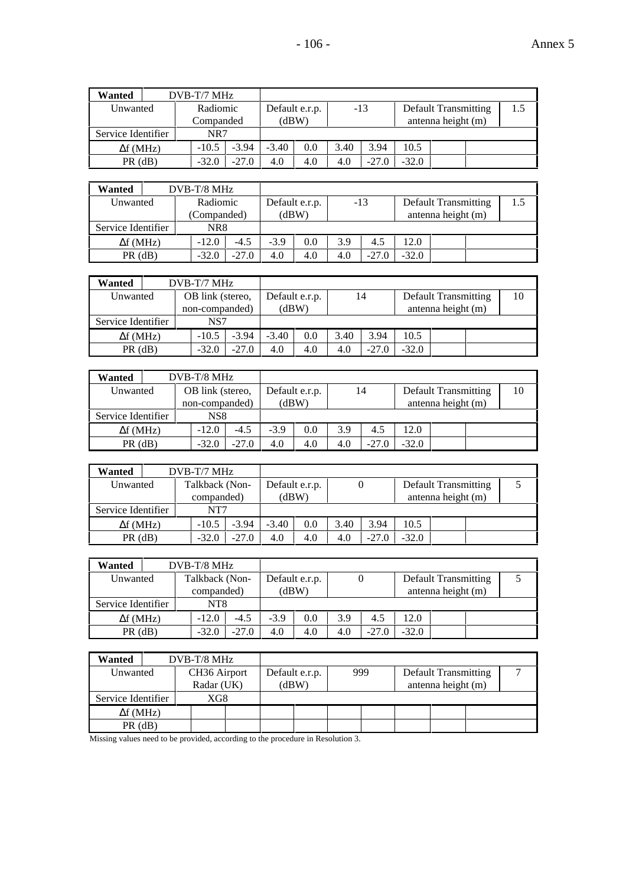| **Wanted** | DVB-T/7 MHz | | | | | | | | | |
|---|---|---|---|---|---|---|---|---|---|---|
| Unwanted | Radiomic Companded | | Default e.r.p. (dBW) | | -13 | | Default Transmitting antenna height (m) | | | 1.5 |
| Service Identifier | NR7 | | | | | | | | | |
| Δf (MHz) | -10.5 | -3.94 | -3.40 | 0.0 | 3.40 | 3.94 | 10.5 | | | |
| PR (dB) | -32.0 | -27.0 | 4.0 | 4.0 | 4.0 | -27.0 | -32.0 | | | |

| **Wanted** | DVB-T/8 MHz | | | | | | | | | |
|---|---|---|---|---|---|---|---|---|---|---|
| Unwanted | Radiomic (Companded) | | Default e.r.p. (dBW) | | -13 | | Default Transmitting antenna height (m) | | | 1.5 |
| Service Identifier | NR8 | | | | | | | | | |
| Δf (MHz) | -12.0 | -4.5 | -3.9 | 0.0 | 3.9 | 4.5 | 12.0 | | | |
| PR (dB) | -32.0 | -27.0 | 4.0 | 4.0 | 4.0 | -27.0 | -32.0 | | | |

| **Wanted** | DVB-T/7 MHz | | | | | | | | | |
|---|---|---|---|---|---|---|---|---|---|---|
| Unwanted | OB link (stereo, non-companded) | | Default e.r.p. (dBW) | | 14 | | Default Transmitting antenna height (m) | | | 10 |
| Service Identifier | NS7 | | | | | | | | | |
| Δf (MHz) | -10.5 | -3.94 | -3.40 | 0.0 | 3.40 | 3.94 | 10.5 | | | |
| PR (dB) | -32.0 | -27.0 | 4.0 | 4.0 | 4.0 | -27.0 | -32.0 | | | |

| **Wanted** | DVB-T/8 MHz | | | | | | | | | |
|---|---|---|---|---|---|---|---|---|---|---|
| Unwanted | OB link (stereo, non-companded) | | Default e.r.p. (dBW) | | 14 | | Default Transmitting antenna height (m) | | | 10 |
| Service Identifier | NS8 | | | | | | | | | |
| Δf (MHz) | -12.0 | -4.5 | -3.9 | 0.0 | 3.9 | 4.5 | 12.0 | | | |
| PR (dB) | -32.0 | -27.0 | 4.0 | 4.0 | 4.0 | -27.0 | -32.0 | | | |

| **Wanted** | DVB-T/7 MHz | | | | | | | | | |
|---|---|---|---|---|---|---|---|---|---|---|
| Unwanted | Talkback (Non-companded) | | Default e.r.p. (dBW) | | 0 | | Default Transmitting antenna height (m) | | | 5 |
| Service Identifier | NT7 | | | | | | | | | |
| Δf (MHz) | -10.5 | -3.94 | -3.40 | 0.0 | 3.40 | 3.94 | 10.5 | | | |
| PR (dB) | -32.0 | -27.0 | 4.0 | 4.0 | 4.0 | -27.0 | -32.0 | | | |

| **Wanted** | DVB-T/8 MHz | | | | | | | | | |
|---|---|---|---|---|---|---|---|---|---|---|
| Unwanted | Talkback (Non-companded) | | Default e.r.p. (dBW) | | 0 | | Default Transmitting antenna height (m) | | | 5 |
| Service Identifier | NT8 | | | | | | | | | |
| Δf (MHz) | -12.0 | -4.5 | -3.9 | 0.0 | 3.9 | 4.5 | 12.0 | | | |
| PR (dB) | -32.0 | -27.0 | 4.0 | 4.0 | 4.0 | -27.0 | -32.0 | | | |

| **Wanted** | DVB-T/8 MHz | | | | | | | | | |
|---|---|---|---|---|---|---|---|---|---|---|
| Unwanted | CH36 Airport Radar (UK) | | Default e.r.p. (dBW) | | 999 | | Default Transmitting antenna height (m) | | | 7 |
| Service Identifier | XG8 | | | | | | | | | |
| Δf (MHz) | | | | | | | | | | |
| PR (dB) | | | | | | | | | | |

Missing values need to be provided, according to the procedure in Resolution 3.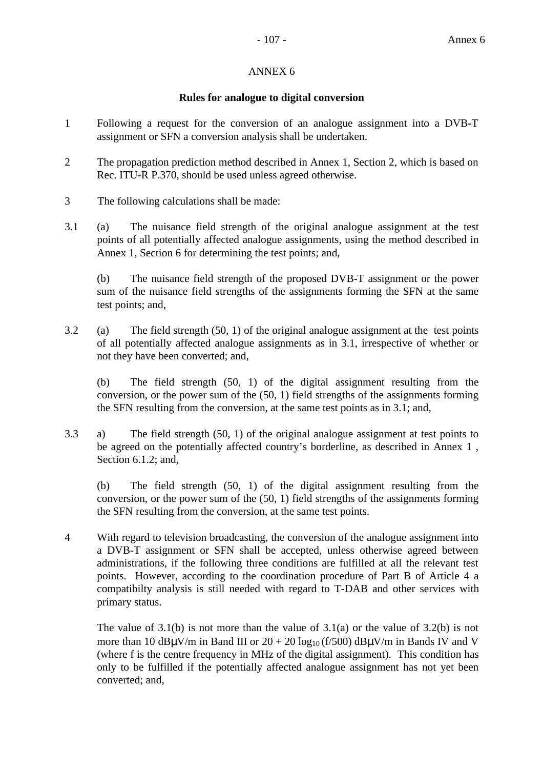# ANNEX 6

## Rules for analogue to digital conversion

1 Following a request for the conversion of an analogue assignment into a DVB-T assignment or SFN a conversion analysis shall be undertaken.

2 The propagation prediction method described in Annex 1, Section 2, which is based on Rec. ITU-R P.370, should be used unless agreed otherwise.

3 The following calculations shall be made:

3.1 (a) The nuisance field strength of the original analogue assignment at the test points of all potentially affected analogue assignments, using the method described in Annex 1, Section 6 for determining the test points; and,

(b) The nuisance field strength of the proposed DVB-T assignment or the power sum of the nuisance field strengths of the assignments forming the SFN at the same test points; and,

3.2 (a) The field strength (50, 1) of the original analogue assignment at the test points of all potentially affected analogue assignments as in 3.1, irrespective of whether or not they have been converted; and,

(b) The field strength (50, 1) of the digital assignment resulting from the conversion, or the power sum of the (50, 1) field strengths of the assignments forming the SFN resulting from the conversion, at the same test points as in 3.1; and,

3.3 a) The field strength (50, 1) of the original analogue assignment at test points to be agreed on the potentially affected country's borderline, as described in Annex 1 , Section 6.1.2; and,

(b) The field strength (50, 1) of the digital assignment resulting from the conversion, or the power sum of the (50, 1) field strengths of the assignments forming the SFN resulting from the conversion, at the same test points.

4 With regard to television broadcasting, the conversion of the analogue assignment into a DVB-T assignment or SFN shall be accepted, unless otherwise agreed between administrations, if the following three conditions are fulfilled at all the relevant test points. However, according to the coordination procedure of Part B of Article 4 a compatibilty analysis is still needed with regard to T-DAB and other services with primary status.

The value of 3.1(b) is not more than the value of 3.1(a) or the value of 3.2(b) is not more than 10 dBμV/m in Band III or $20 + 20 \log_{10}(f/500)$ dBμV/m in Bands IV and V (where f is the centre frequency in MHz of the digital assignment). This condition has only to be fulfilled if the potentially affected analogue assignment has not yet been converted; and,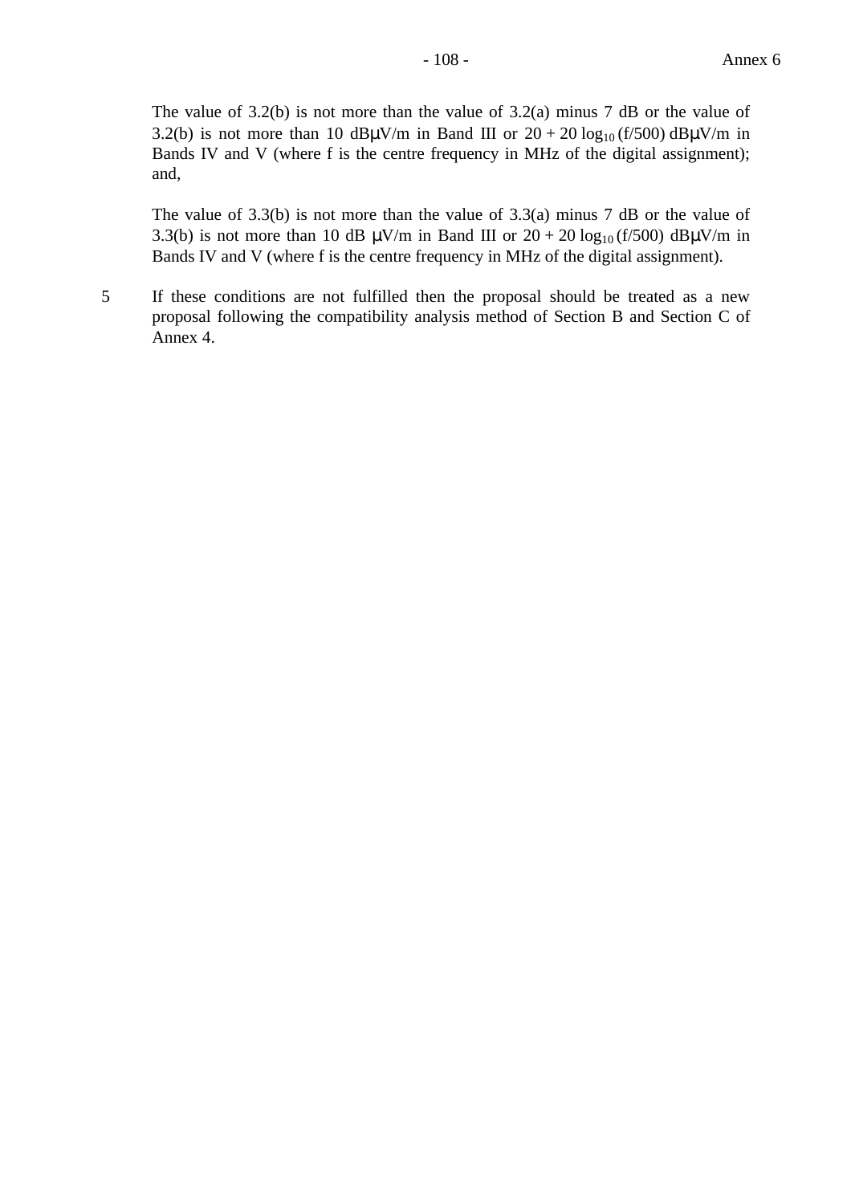The value of 3.2(b) is not more than the value of 3.2(a) minus 7 dB or the value of 3.2(b) is not more than 10 dBμV/m in Band III or $20 + 20 \log_{10} (f/500)$ dBμV/m in Bands IV and V (where f is the centre frequency in MHz of the digital assignment); and,

The value of 3.3(b) is not more than the value of 3.3(a) minus 7 dB or the value of 3.3(b) is not more than 10 dB μV/m in Band III or $20 + 20 \log_{10} (f/500)$ dBμV/m in Bands IV and V (where f is the centre frequency in MHz of the digital assignment).

5 If these conditions are not fulfilled then the proposal should be treated as a new proposal following the compatibility analysis method of Section B and Section C of Annex 4.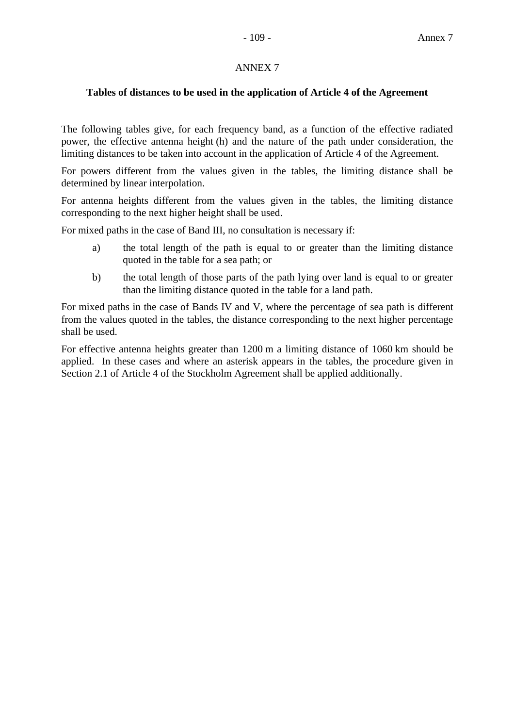# ANNEX 7

## Tables of distances to be used in the application of Article 4 of the Agreement

The following tables give, for each frequency band, as a function of the effective radiated power, the effective antenna height (h) and the nature of the path under consideration, the limiting distances to be taken into account in the application of Article 4 of the Agreement.

For powers different from the values given in the tables, the limiting distance shall be determined by linear interpolation.

For antenna heights different from the values given in the tables, the limiting distance corresponding to the next higher height shall be used.

For mixed paths in the case of Band III, no consultation is necessary if:

a) the total length of the path is equal to or greater than the limiting distance quoted in the table for a sea path; or

b) the total length of those parts of the path lying over land is equal to or greater than the limiting distance quoted in the table for a land path.

For mixed paths in the case of Bands IV and V, where the percentage of sea path is different from the values quoted in the tables, the distance corresponding to the next higher percentage shall be used.

For effective antenna heights greater than 1200 m a limiting distance of 1060 km should be applied. In these cases and where an asterisk appears in the tables, the procedure given in Section 2.1 of Article 4 of the Stockholm Agreement shall be applied additionally.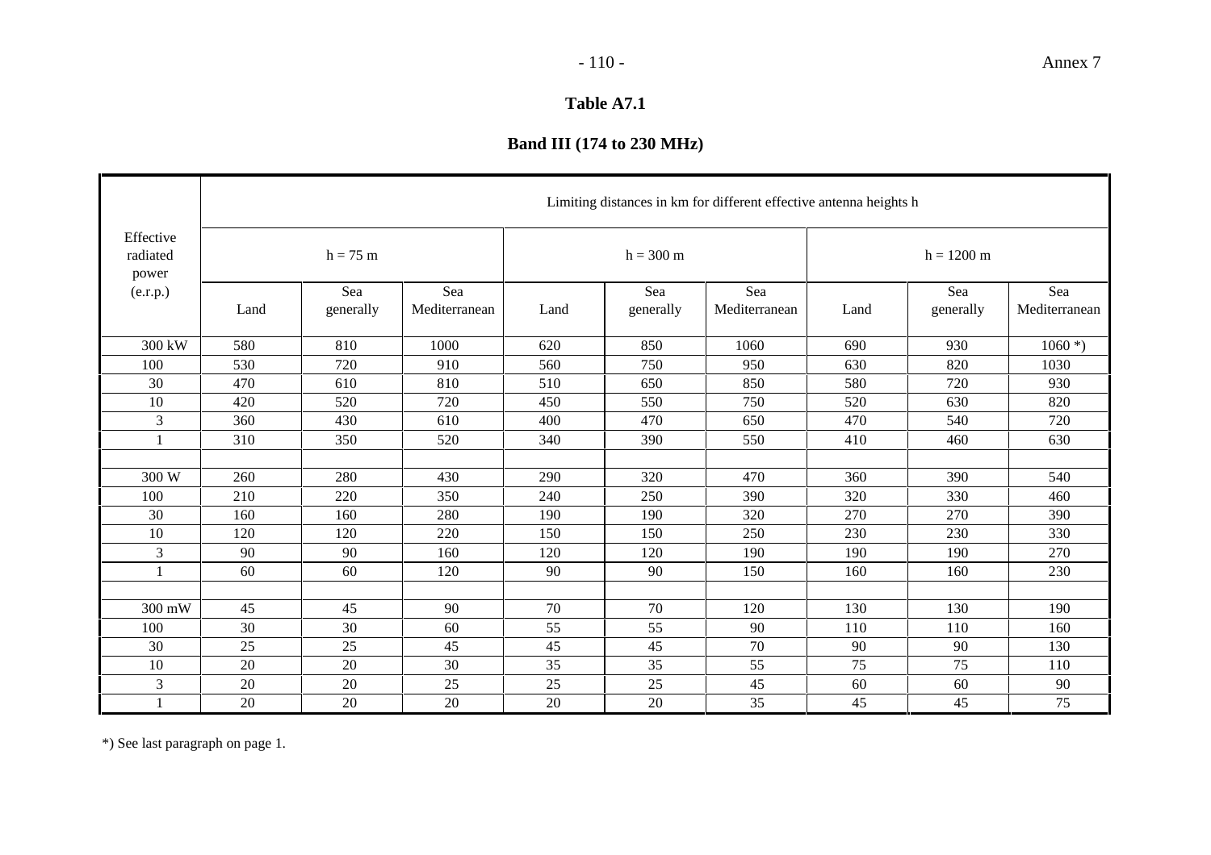**Table A7.1**

**Band III (174 to 230 MHz)**

| Effective radiated power (e.r.p.) | Limiting distances in km for different effective antenna heights h | | | | | | | | |
|---|---|---|---|---|---|---|---|---|---|
| | h = 75 m | | | h = 300 m | | | h = 1200 m | | |
| | Land | Sea generally | Sea Mediterranean | Land | Sea generally | Sea Mediterranean | Land | Sea generally | Sea Mediterranean |
| 300 kW | 580 | 810 | 1000 | 620 | 850 | 1060 | 690 | 930 | 1060 *) |
| 100 | 530 | 720 | 910 | 560 | 750 | 950 | 630 | 820 | 1030 |
| 30 | 470 | 610 | 810 | 510 | 650 | 850 | 580 | 720 | 930 |
| 10 | 420 | 520 | 720 | 450 | 550 | 750 | 520 | 630 | 820 |
| 3 | 360 | 430 | 610 | 400 | 470 | 650 | 470 | 540 | 720 |
| 1 | 310 | 350 | 520 | 340 | 390 | 550 | 410 | 460 | 630 |
| | | | | | | | | | |
| 300 W | 260 | 280 | 430 | 290 | 320 | 470 | 360 | 390 | 540 |
| 100 | 210 | 220 | 350 | 240 | 250 | 390 | 320 | 330 | 460 |
| 30 | 160 | 160 | 280 | 190 | 190 | 320 | 270 | 270 | 390 |
| 10 | 120 | 120 | 220 | 150 | 150 | 250 | 230 | 230 | 330 |
| 3 | 90 | 90 | 160 | 120 | 120 | 190 | 190 | 190 | 270 |
| 1 | 60 | 60 | 120 | 90 | 90 | 150 | 160 | 160 | 230 |
| | | | | | | | | | |
| 300 mW | 45 | 45 | 90 | 70 | 70 | 120 | 130 | 130 | 190 |
| 100 | 30 | 30 | 60 | 55 | 55 | 90 | 110 | 110 | 160 |
| 30 | 25 | 25 | 45 | 45 | 45 | 70 | 90 | 90 | 130 |
| 10 | 20 | 20 | 30 | 35 | 35 | 55 | 75 | 75 | 110 |
| 3 | 20 | 20 | 25 | 25 | 25 | 45 | 60 | 60 | 90 |
| 1 | 20 | 20 | 20 | 20 | 20 | 35 | 45 | 45 | 75 |

*) See last paragraph on page 1.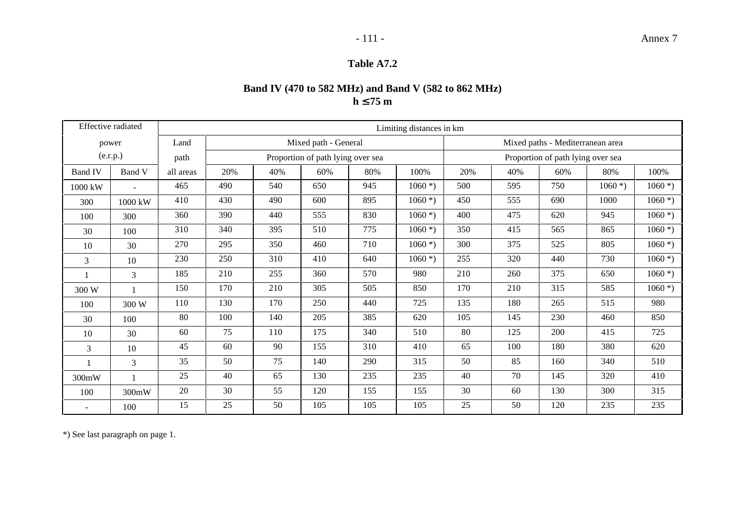**Table A7.2**

**Band IV (470 to 582 MHz) and Band V (582 to 862 MHz)**
**h ≤ 75 m**

| Effective radiated power (e.r.p.) | | Limiting distances in km | | | | | | | | | | |
|---|---|---|---|---|---|---|---|---|---|---|---|---|
| | | Land path | Mixed path - General | | | | | Mixed paths - Mediterranean area | | | | |
| | | | Proportion of path lying over sea | | | | | Proportion of path lying over sea | | | | |
| Band IV | Band V | all areas | 20% | 40% | 60% | 80% | 100% | 20% | 40% | 60% | 80% | 100% |
| 1000 kW | - | 465 | 490 | 540 | 650 | 945 | 1060 *) | 500 | 595 | 750 | 1060 *) | 1060 *) |
| 300 | 1000 kW | 410 | 430 | 490 | 600 | 895 | 1060 *) | 450 | 555 | 690 | 1000 | 1060 *) |
| 100 | 300 | 360 | 390 | 440 | 555 | 830 | 1060 *) | 400 | 475 | 620 | 945 | 1060 *) |
| 30 | 100 | 310 | 340 | 395 | 510 | 775 | 1060 *) | 350 | 415 | 565 | 865 | 1060 *) |
| 10 | 30 | 270 | 295 | 350 | 460 | 710 | 1060 *) | 300 | 375 | 525 | 805 | 1060 *) |
| 3 | 10 | 230 | 250 | 310 | 410 | 640 | 1060 *) | 255 | 320 | 440 | 730 | 1060 *) |
| 1 | 3 | 185 | 210 | 255 | 360 | 570 | 980 | 210 | 260 | 375 | 650 | 1060 *) |
| 300 W | 1 | 150 | 170 | 210 | 305 | 505 | 850 | 170 | 210 | 315 | 585 | 1060 *) |
| 100 | 300 W | 110 | 130 | 170 | 250 | 440 | 725 | 135 | 180 | 265 | 515 | 980 |
| 30 | 100 | 80 | 100 | 140 | 205 | 385 | 620 | 105 | 145 | 230 | 460 | 850 |
| 10 | 30 | 60 | 75 | 110 | 175 | 340 | 510 | 80 | 125 | 200 | 415 | 725 |
| 3 | 10 | 45 | 60 | 90 | 155 | 310 | 410 | 65 | 100 | 180 | 380 | 620 |
| 1 | 3 | 35 | 50 | 75 | 140 | 290 | 315 | 50 | 85 | 160 | 340 | 510 |
| 300mW | 1 | 25 | 40 | 65 | 130 | 235 | 235 | 40 | 70 | 145 | 320 | 410 |
| 100 | 300mW | 20 | 30 | 55 | 120 | 155 | 155 | 30 | 60 | 130 | 300 | 315 |
| - | 100 | 15 | 25 | 50 | 105 | 105 | 105 | 25 | 50 | 120 | 235 | 235 |

*) See last paragraph on page 1.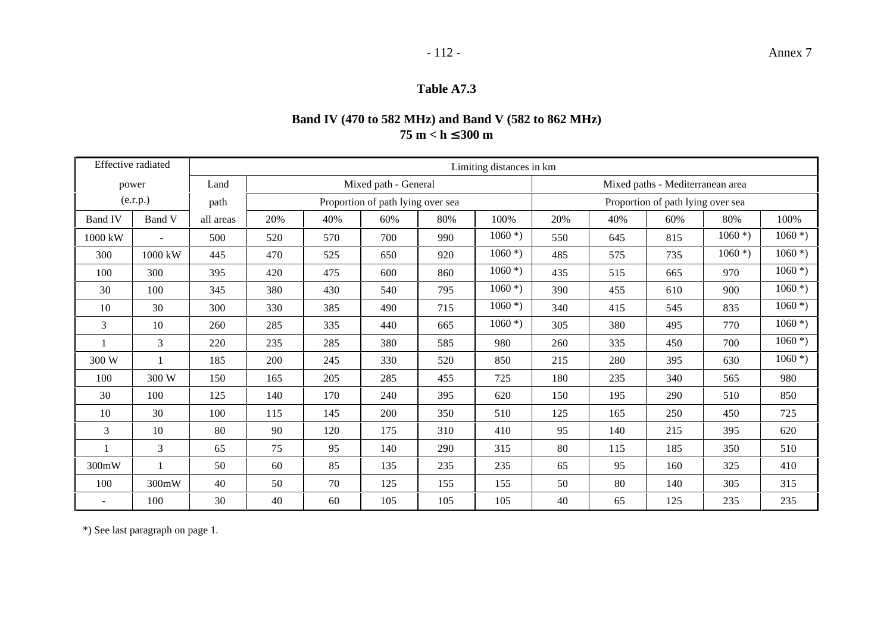**Table A7.3**

**Band IV (470 to 582 MHz) and Band V (582 to 862 MHz)**
**75 m < h ≤ 300 m**

| Effective radiated power (e.r.p.) | | Limiting distances in km | | | | | | | | | | |
|---|---|---|---|---|---|---|---|---|---|---|---|---|
| | | Land path | Mixed path - General | | | | | Mixed paths - Mediterranean area | | | | |
| | | | Proportion of path lying over sea | | | | | Proportion of path lying over sea | | | | |
| Band IV | Band V | all areas | 20% | 40% | 60% | 80% | 100% | 20% | 40% | 60% | 80% | 100% |
| 1000 kW | - | 500 | 520 | 570 | 700 | 990 | 1060 *) | 550 | 645 | 815 | 1060 *) | 1060 *) |
| 300 | 1000 kW | 445 | 470 | 525 | 650 | 920 | 1060 *) | 485 | 575 | 735 | 1060 *) | 1060 *) |
| 100 | 300 | 395 | 420 | 475 | 600 | 860 | 1060 *) | 435 | 515 | 665 | 970 | 1060 *) |
| 30 | 100 | 345 | 380 | 430 | 540 | 795 | 1060 *) | 390 | 455 | 610 | 900 | 1060 *) |
| 10 | 30 | 300 | 330 | 385 | 490 | 715 | 1060 *) | 340 | 415 | 545 | 835 | 1060 *) |
| 3 | 10 | 260 | 285 | 335 | 440 | 665 | 1060 *) | 305 | 380 | 495 | 770 | 1060 *) |
| 1 | 3 | 220 | 235 | 285 | 380 | 585 | 980 | 260 | 335 | 450 | 700 | 1060 *) |
| 300 W | 1 | 185 | 200 | 245 | 330 | 520 | 850 | 215 | 280 | 395 | 630 | 1060 *) |
| 100 | 300 W | 150 | 165 | 205 | 285 | 455 | 725 | 180 | 235 | 340 | 565 | 980 |
| 30 | 100 | 125 | 140 | 170 | 240 | 395 | 620 | 150 | 195 | 290 | 510 | 850 |
| 10 | 30 | 100 | 115 | 145 | 200 | 350 | 510 | 125 | 165 | 250 | 450 | 725 |
| 3 | 10 | 80 | 90 | 120 | 175 | 310 | 410 | 95 | 140 | 215 | 395 | 620 |
| 1 | 3 | 65 | 75 | 95 | 140 | 290 | 315 | 80 | 115 | 185 | 350 | 510 |
| 300mW | 1 | 50 | 60 | 85 | 135 | 235 | 235 | 65 | 95 | 160 | 325 | 410 |
| 100 | 300mW | 40 | 50 | 70 | 125 | 155 | 155 | 50 | 80 | 140 | 305 | 315 |
| - | 100 | 30 | 40 | 60 | 105 | 105 | 105 | 40 | 65 | 125 | 235 | 235 |

*) See last paragraph on page 1.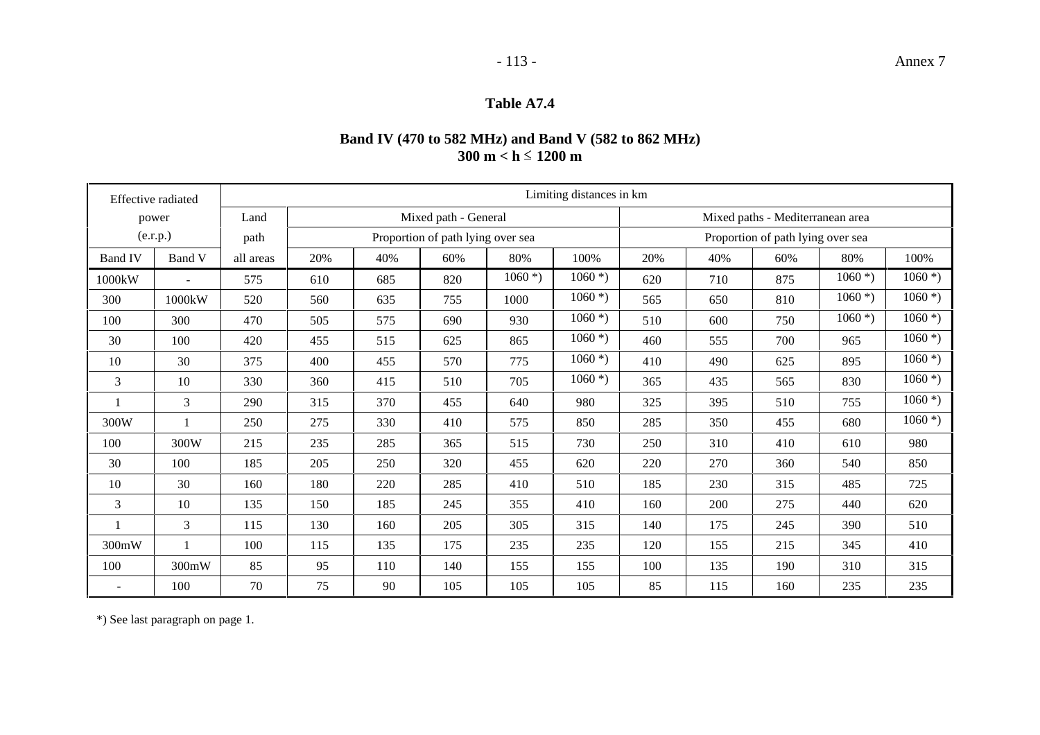## Table A7.4

**Band IV (470 to 582 MHz) and Band V (582 to 862 MHz)**
**300 m < h ≤ 1200 m**

| Effective radiated power (e.r.p.) | | Limiting distances in km | | | | | | | | | | |
|---|---|---|---|---|---|---|---|---|---|---|---|---|
| | | Land path | Mixed path - General | | | | | Mixed paths - Mediterranean area | | | | |
| | | | Proportion of path lying over sea | | | | | Proportion of path lying over sea | | | | |
| Band IV | Band V | all areas | 20% | 40% | 60% | 80% | 100% | 20% | 40% | 60% | 80% | 100% |
| 1000kW | - | 575 | 610 | 685 | 820 | 1060 *) | 1060 *) | 620 | 710 | 875 | 1060 *) | 1060 *) |
| 300 | 1000kW | 520 | 560 | 635 | 755 | 1000 | 1060 *) | 565 | 650 | 810 | 1060 *) | 1060 *) |
| 100 | 300 | 470 | 505 | 575 | 690 | 930 | 1060 *) | 510 | 600 | 750 | 1060 *) | 1060 *) |
| 30 | 100 | 420 | 455 | 515 | 625 | 865 | 1060 *) | 460 | 555 | 700 | 965 | 1060 *) |
| 10 | 30 | 375 | 400 | 455 | 570 | 775 | 1060 *) | 410 | 490 | 625 | 895 | 1060 *) |
| 3 | 10 | 330 | 360 | 415 | 510 | 705 | 1060 *) | 365 | 435 | 565 | 830 | 1060 *) |
| 1 | 3 | 290 | 315 | 370 | 455 | 640 | 980 | 325 | 395 | 510 | 755 | 1060 *) |
| 300W | 1 | 250 | 275 | 330 | 410 | 575 | 850 | 285 | 350 | 455 | 680 | 1060 *) |
| 100 | 300W | 215 | 235 | 285 | 365 | 515 | 730 | 250 | 310 | 410 | 610 | 980 |
| 30 | 100 | 185 | 205 | 250 | 320 | 455 | 620 | 220 | 270 | 360 | 540 | 850 |
| 10 | 30 | 160 | 180 | 220 | 285 | 410 | 510 | 185 | 230 | 315 | 485 | 725 |
| 3 | 10 | 135 | 150 | 185 | 245 | 355 | 410 | 160 | 200 | 275 | 440 | 620 |
| 1 | 3 | 115 | 130 | 160 | 205 | 305 | 315 | 140 | 175 | 245 | 390 | 510 |
| 300mW | 1 | 100 | 115 | 135 | 175 | 235 | 235 | 120 | 155 | 215 | 345 | 410 |
| 100 | 300mW | 85 | 95 | 110 | 140 | 155 | 155 | 100 | 135 | 190 | 310 | 315 |
| - | 100 | 70 | 75 | 90 | 105 | 105 | 105 | 85 | 115 | 160 | 235 | 235 |

*) See last paragraph on page 1.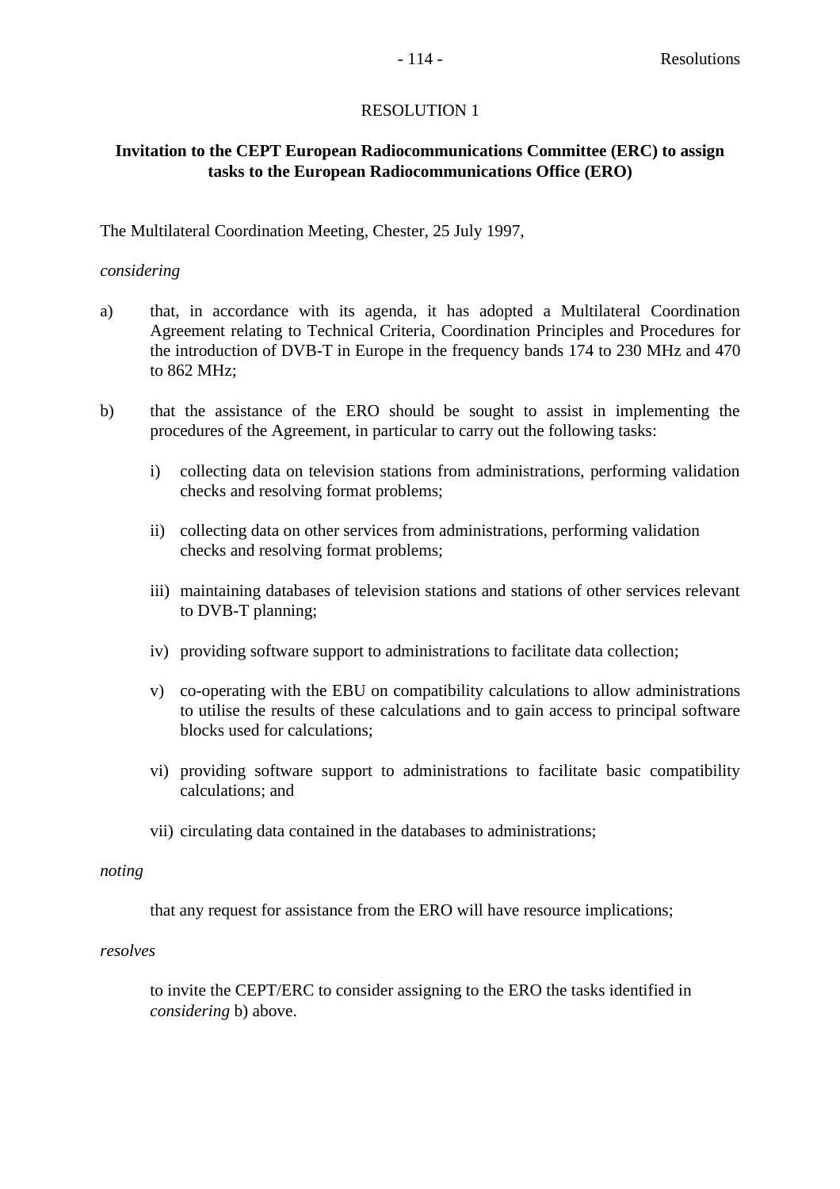# RESOLUTION 1

## Invitation to the CEPT European Radiocommunications Committee (ERC) to assign tasks to the European Radiocommunications Office (ERO)

The Multilateral Coordination Meeting, Chester, 25 July 1997,

*considering*

a) that, in accordance with its agenda, it has adopted a Multilateral Coordination Agreement relating to Technical Criteria, Coordination Principles and Procedures for the introduction of DVB-T in Europe in the frequency bands 174 to 230 MHz and 470 to 862 MHz;

b) that the assistance of the ERO should be sought to assist in implementing the procedures of the Agreement, in particular to carry out the following tasks:

   i) collecting data on television stations from administrations, performing validation checks and resolving format problems;

   ii) collecting data on other services from administrations, performing validation checks and resolving format problems;

   iii) maintaining databases of television stations and stations of other services relevant to DVB-T planning;

   iv) providing software support to administrations to facilitate data collection;

   v) co-operating with the EBU on compatibility calculations to allow administrations to utilise the results of these calculations and to gain access to principal software blocks used for calculations;

   vi) providing software support to administrations to facilitate basic compatibility calculations; and

   vii) circulating data contained in the databases to administrations;

*noting*

that any request for assistance from the ERO will have resource implications;

*resolves*

to invite the CEPT/ERC to consider assigning to the ERO the tasks identified in *considering* b) above.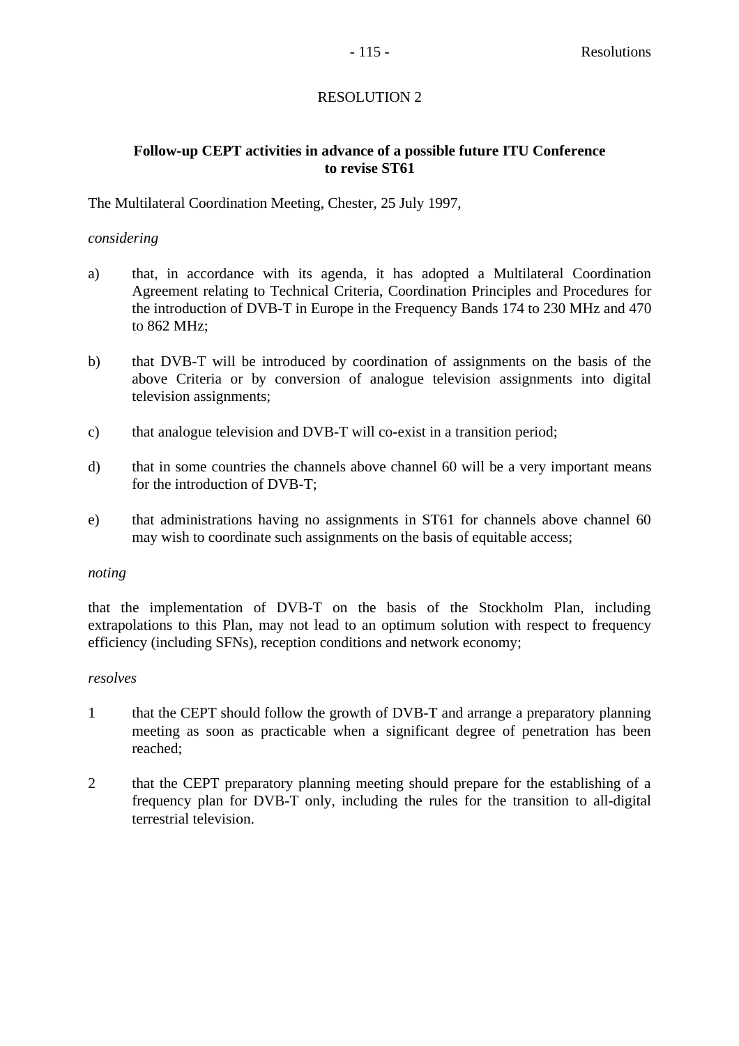# RESOLUTION 2

## Follow-up CEPT activities in advance of a possible future ITU Conference to revise ST61

The Multilateral Coordination Meeting, Chester, 25 July 1997,

*considering*

a) that, in accordance with its agenda, it has adopted a Multilateral Coordination Agreement relating to Technical Criteria, Coordination Principles and Procedures for the introduction of DVB-T in Europe in the Frequency Bands 174 to 230 MHz and 470 to 862 MHz;

b) that DVB-T will be introduced by coordination of assignments on the basis of the above Criteria or by conversion of analogue television assignments into digital television assignments;

c) that analogue television and DVB-T will co-exist in a transition period;

d) that in some countries the channels above channel 60 will be a very important means for the introduction of DVB-T;

e) that administrations having no assignments in ST61 for channels above channel 60 may wish to coordinate such assignments on the basis of equitable access;

*noting*

that the implementation of DVB-T on the basis of the Stockholm Plan, including extrapolations to this Plan, may not lead to an optimum solution with respect to frequency efficiency (including SFNs), reception conditions and network economy;

*resolves*

1 that the CEPT should follow the growth of DVB-T and arrange a preparatory planning meeting as soon as practicable when a significant degree of penetration has been reached;

2 that the CEPT preparatory planning meeting should prepare for the establishing of a frequency plan for DVB-T only, including the rules for the transition to all-digital terrestrial television.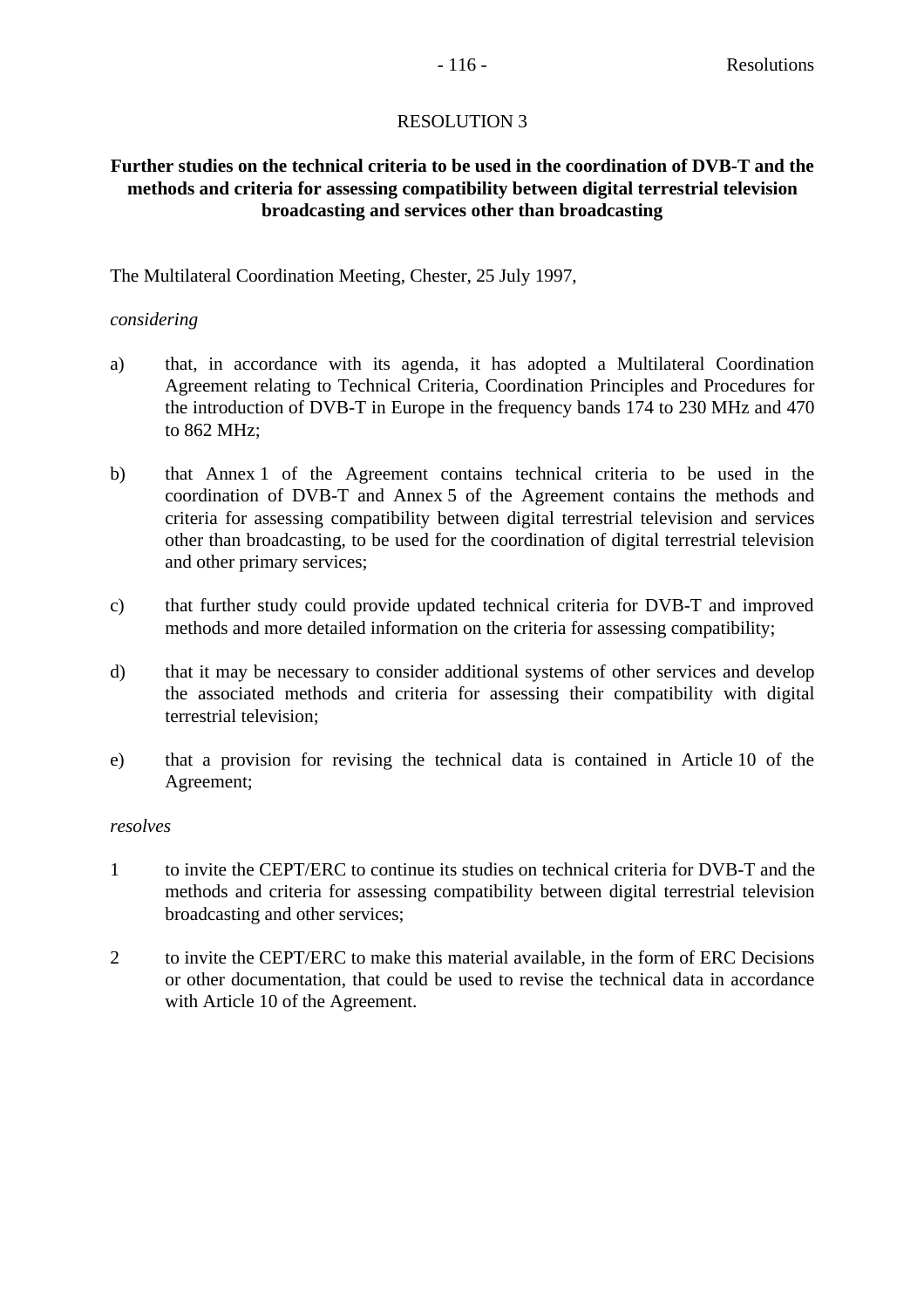# RESOLUTION 3

## Further studies on the technical criteria to be used in the coordination of DVB-T and the methods and criteria for assessing compatibility between digital terrestrial television broadcasting and services other than broadcasting

The Multilateral Coordination Meeting, Chester, 25 July 1997,

*considering*

a) that, in accordance with its agenda, it has adopted a Multilateral Coordination Agreement relating to Technical Criteria, Coordination Principles and Procedures for the introduction of DVB-T in Europe in the frequency bands 174 to 230 MHz and 470 to 862 MHz;

b) that Annex 1 of the Agreement contains technical criteria to be used in the coordination of DVB-T and Annex 5 of the Agreement contains the methods and criteria for assessing compatibility between digital terrestrial television and services other than broadcasting, to be used for the coordination of digital terrestrial television and other primary services;

c) that further study could provide updated technical criteria for DVB-T and improved methods and more detailed information on the criteria for assessing compatibility;

d) that it may be necessary to consider additional systems of other services and develop the associated methods and criteria for assessing their compatibility with digital terrestrial television;

e) that a provision for revising the technical data is contained in Article 10 of the Agreement;

*resolves*

1 to invite the CEPT/ERC to continue its studies on technical criteria for DVB-T and the methods and criteria for assessing compatibility between digital terrestrial television broadcasting and other services;

2 to invite the CEPT/ERC to make this material available, in the form of ERC Decisions or other documentation, that could be used to revise the technical data in accordance with Article 10 of the Agreement.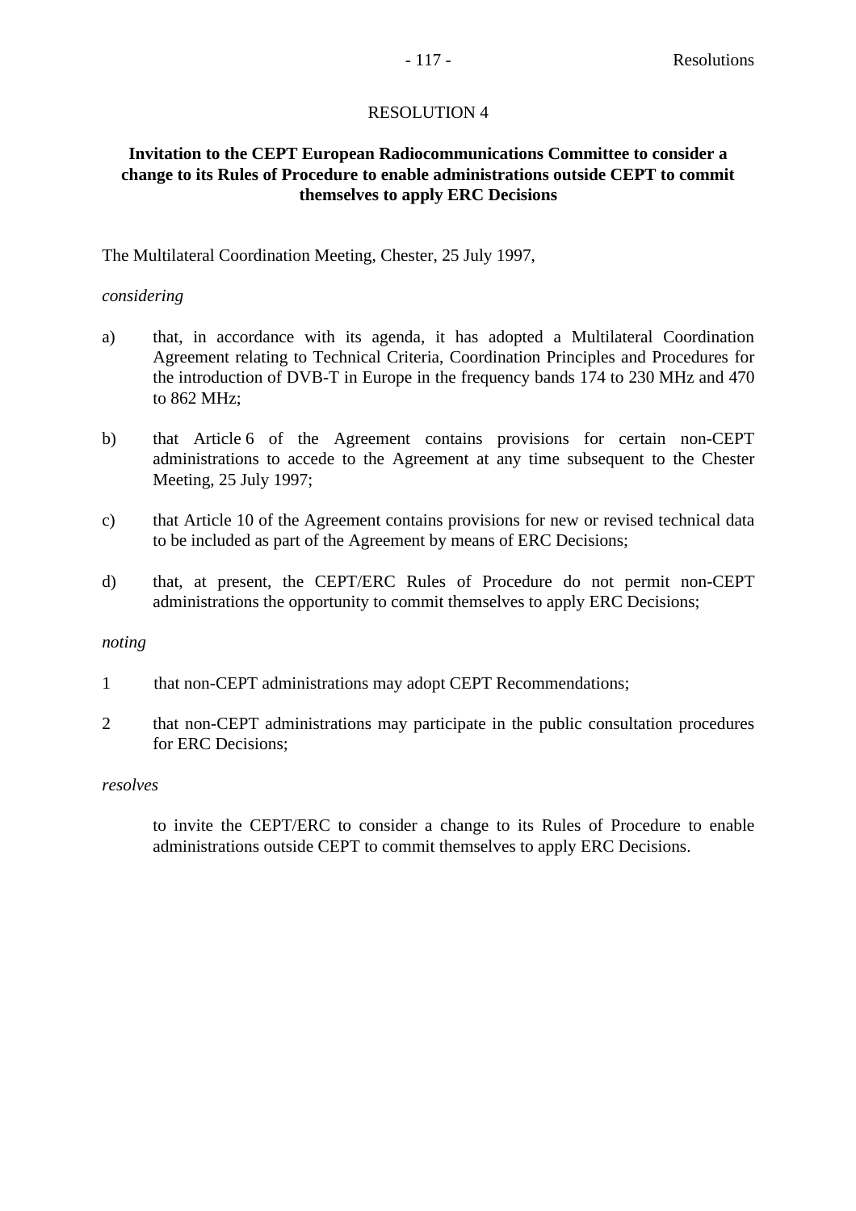# RESOLUTION 4

## Invitation to the CEPT European Radiocommunications Committee to consider a change to its Rules of Procedure to enable administrations outside CEPT to commit themselves to apply ERC Decisions

The Multilateral Coordination Meeting, Chester, 25 July 1997,

*considering*

a) that, in accordance with its agenda, it has adopted a Multilateral Coordination Agreement relating to Technical Criteria, Coordination Principles and Procedures for the introduction of DVB-T in Europe in the frequency bands 174 to 230 MHz and 470 to 862 MHz;

b) that Article 6 of the Agreement contains provisions for certain non-CEPT administrations to accede to the Agreement at any time subsequent to the Chester Meeting, 25 July 1997;

c) that Article 10 of the Agreement contains provisions for new or revised technical data to be included as part of the Agreement by means of ERC Decisions;

d) that, at present, the CEPT/ERC Rules of Procedure do not permit non-CEPT administrations the opportunity to commit themselves to apply ERC Decisions;

*noting*

1 that non-CEPT administrations may adopt CEPT Recommendations;

2 that non-CEPT administrations may participate in the public consultation procedures for ERC Decisions;

*resolves*

to invite the CEPT/ERC to consider a change to its Rules of Procedure to enable administrations outside CEPT to commit themselves to apply ERC Decisions.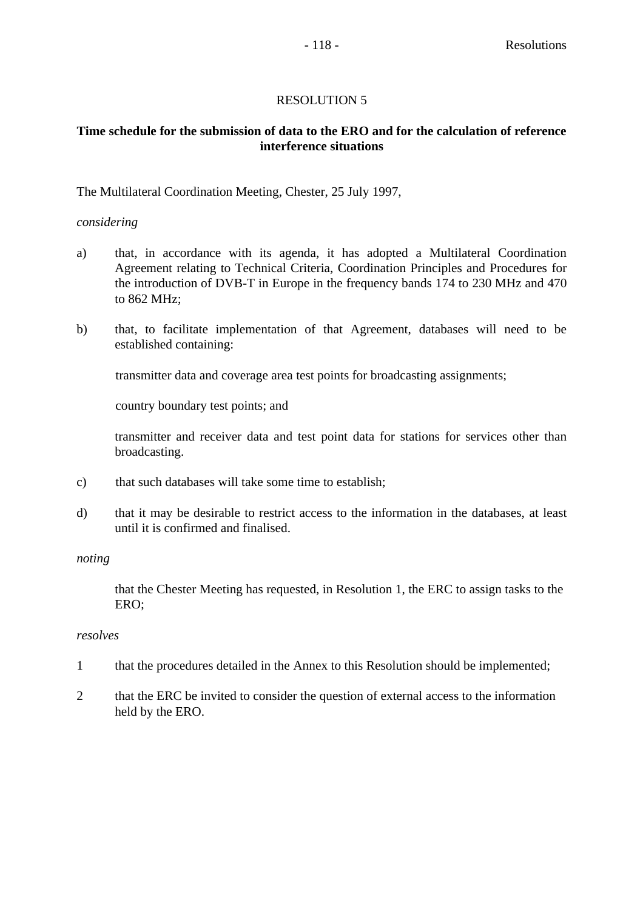# RESOLUTION 5

## Time schedule for the submission of data to the ERO and for the calculation of reference interference situations

The Multilateral Coordination Meeting, Chester, 25 July 1997,

*considering*

a) that, in accordance with its agenda, it has adopted a Multilateral Coordination Agreement relating to Technical Criteria, Coordination Principles and Procedures for the introduction of DVB-T in Europe in the frequency bands 174 to 230 MHz and 470 to 862 MHz;

b) that, to facilitate implementation of that Agreement, databases will need to be established containing:

   transmitter data and coverage area test points for broadcasting assignments;

   country boundary test points; and

   transmitter and receiver data and test point data for stations for services other than broadcasting.

c) that such databases will take some time to establish;

d) that it may be desirable to restrict access to the information in the databases, at least until it is confirmed and finalised.

*noting*

that the Chester Meeting has requested, in Resolution 1, the ERC to assign tasks to the ERO;

*resolves*

1 that the procedures detailed in the Annex to this Resolution should be implemented;

2 that the ERC be invited to consider the question of external access to the information held by the ERO.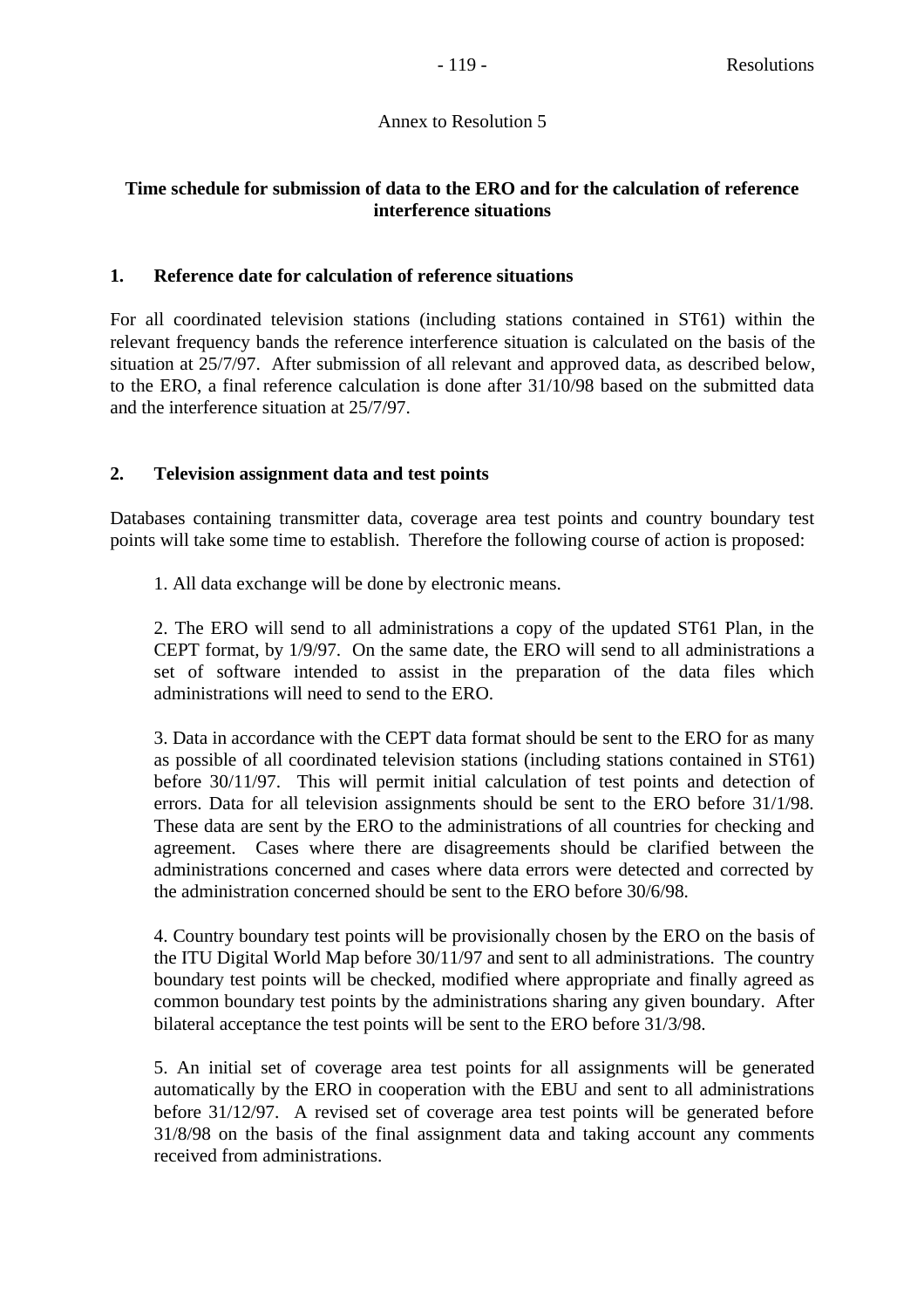Annex to Resolution 5

**Time schedule for submission of data to the ERO and for the calculation of reference interference situations**

## 1. Reference date for calculation of reference situations

For all coordinated television stations (including stations contained in ST61) within the relevant frequency bands the reference interference situation is calculated on the basis of the situation at 25/7/97. After submission of all relevant and approved data, as described below, to the ERO, a final reference calculation is done after 31/10/98 based on the submitted data and the interference situation at 25/7/97.

## 2. Television assignment data and test points

Databases containing transmitter data, coverage area test points and country boundary test points will take some time to establish. Therefore the following course of action is proposed:

1. All data exchange will be done by electronic means.

2. The ERO will send to all administrations a copy of the updated ST61 Plan, in the CEPT format, by 1/9/97. On the same date, the ERO will send to all administrations a set of software intended to assist in the preparation of the data files which administrations will need to send to the ERO.

3. Data in accordance with the CEPT data format should be sent to the ERO for as many as possible of all coordinated television stations (including stations contained in ST61) before 30/11/97. This will permit initial calculation of test points and detection of errors. Data for all television assignments should be sent to the ERO before 31/1/98. These data are sent by the ERO to the administrations of all countries for checking and agreement. Cases where there are disagreements should be clarified between the administrations concerned and cases where data errors were detected and corrected by the administration concerned should be sent to the ERO before 30/6/98.

4. Country boundary test points will be provisionally chosen by the ERO on the basis of the ITU Digital World Map before 30/11/97 and sent to all administrations. The country boundary test points will be checked, modified where appropriate and finally agreed as common boundary test points by the administrations sharing any given boundary. After bilateral acceptance the test points will be sent to the ERO before 31/3/98.

5. An initial set of coverage area test points for all assignments will be generated automatically by the ERO in cooperation with the EBU and sent to all administrations before 31/12/97. A revised set of coverage area test points will be generated before 31/8/98 on the basis of the final assignment data and taking account any comments received from administrations.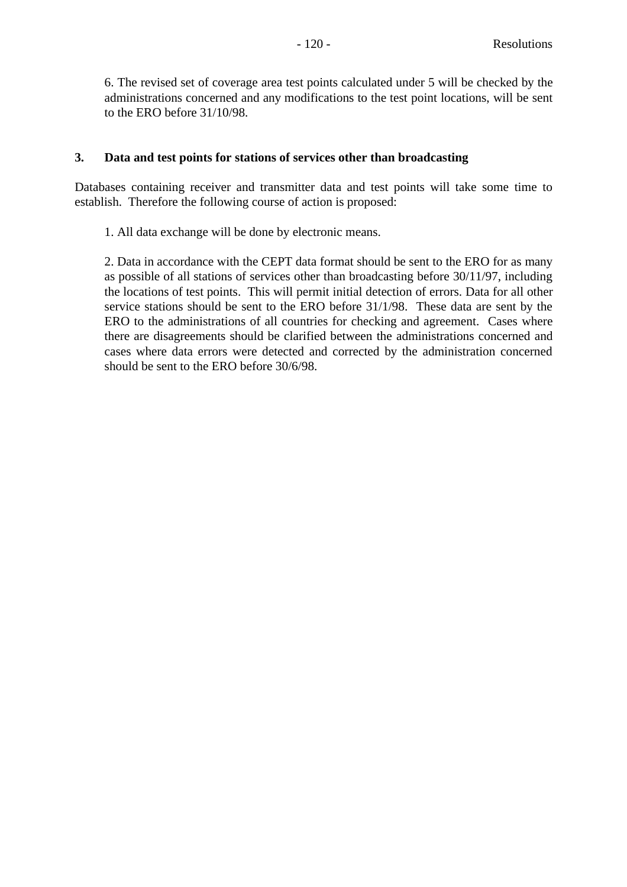6. The revised set of coverage area test points calculated under 5 will be checked by the administrations concerned and any modifications to the test point locations, will be sent to the ERO before 31/10/98.

## 3. Data and test points for stations of services other than broadcasting

Databases containing receiver and transmitter data and test points will take some time to establish. Therefore the following course of action is proposed:

1. All data exchange will be done by electronic means.

2. Data in accordance with the CEPT data format should be sent to the ERO for as many as possible of all stations of services other than broadcasting before 30/11/97, including the locations of test points. This will permit initial detection of errors. Data for all other service stations should be sent to the ERO before 31/1/98. These data are sent by the ERO to the administrations of all countries for checking and agreement. Cases where there are disagreements should be clarified between the administrations concerned and cases where data errors were detected and corrected by the administration concerned should be sent to the ERO before 30/6/98.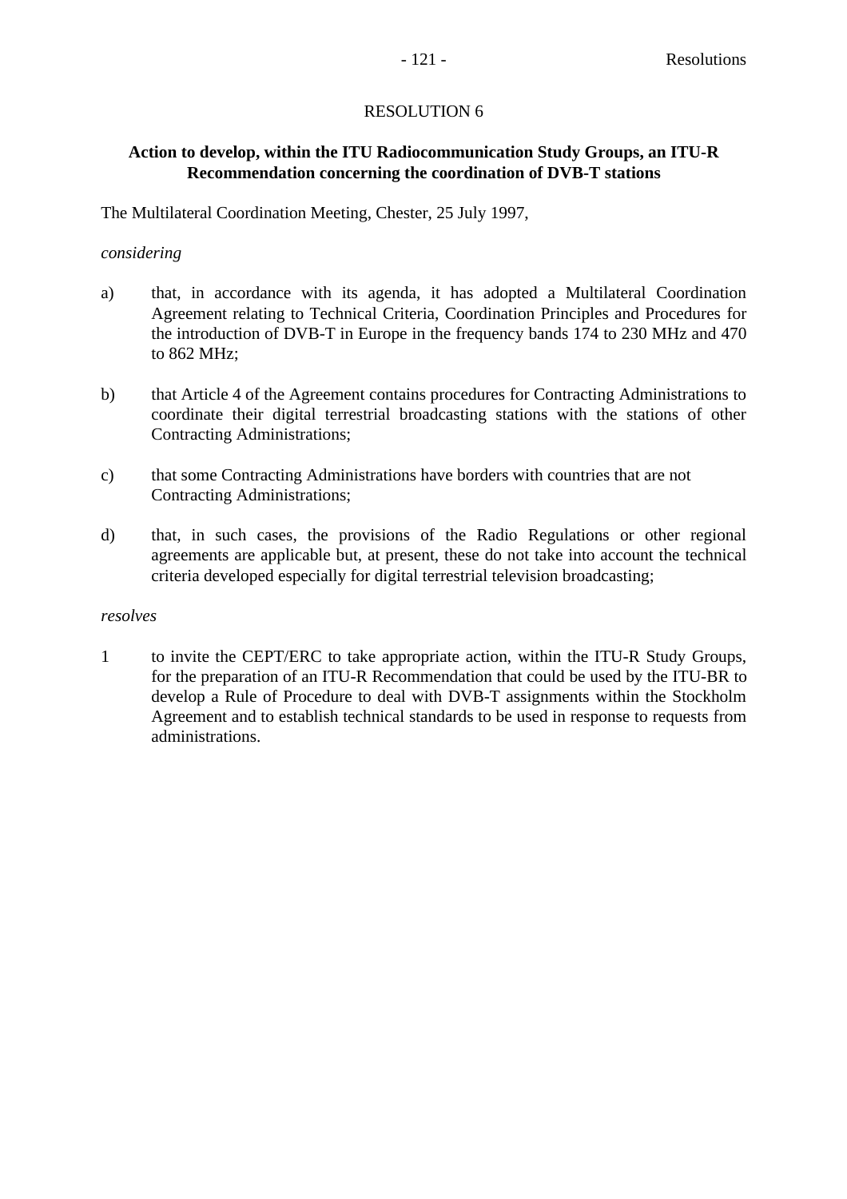# RESOLUTION 6

## Action to develop, within the ITU Radiocommunication Study Groups, an ITU-R Recommendation concerning the coordination of DVB-T stations

The Multilateral Coordination Meeting, Chester, 25 July 1997,

*considering*

a) that, in accordance with its agenda, it has adopted a Multilateral Coordination Agreement relating to Technical Criteria, Coordination Principles and Procedures for the introduction of DVB-T in Europe in the frequency bands 174 to 230 MHz and 470 to 862 MHz;

b) that Article 4 of the Agreement contains procedures for Contracting Administrations to coordinate their digital terrestrial broadcasting stations with the stations of other Contracting Administrations;

c) that some Contracting Administrations have borders with countries that are not Contracting Administrations;

d) that, in such cases, the provisions of the Radio Regulations or other regional agreements are applicable but, at present, these do not take into account the technical criteria developed especially for digital terrestrial television broadcasting;

*resolves*

1 to invite the CEPT/ERC to take appropriate action, within the ITU-R Study Groups, for the preparation of an ITU-R Recommendation that could be used by the ITU-BR to develop a Rule of Procedure to deal with DVB-T assignments within the Stockholm Agreement and to establish technical standards to be used in response to requests from administrations.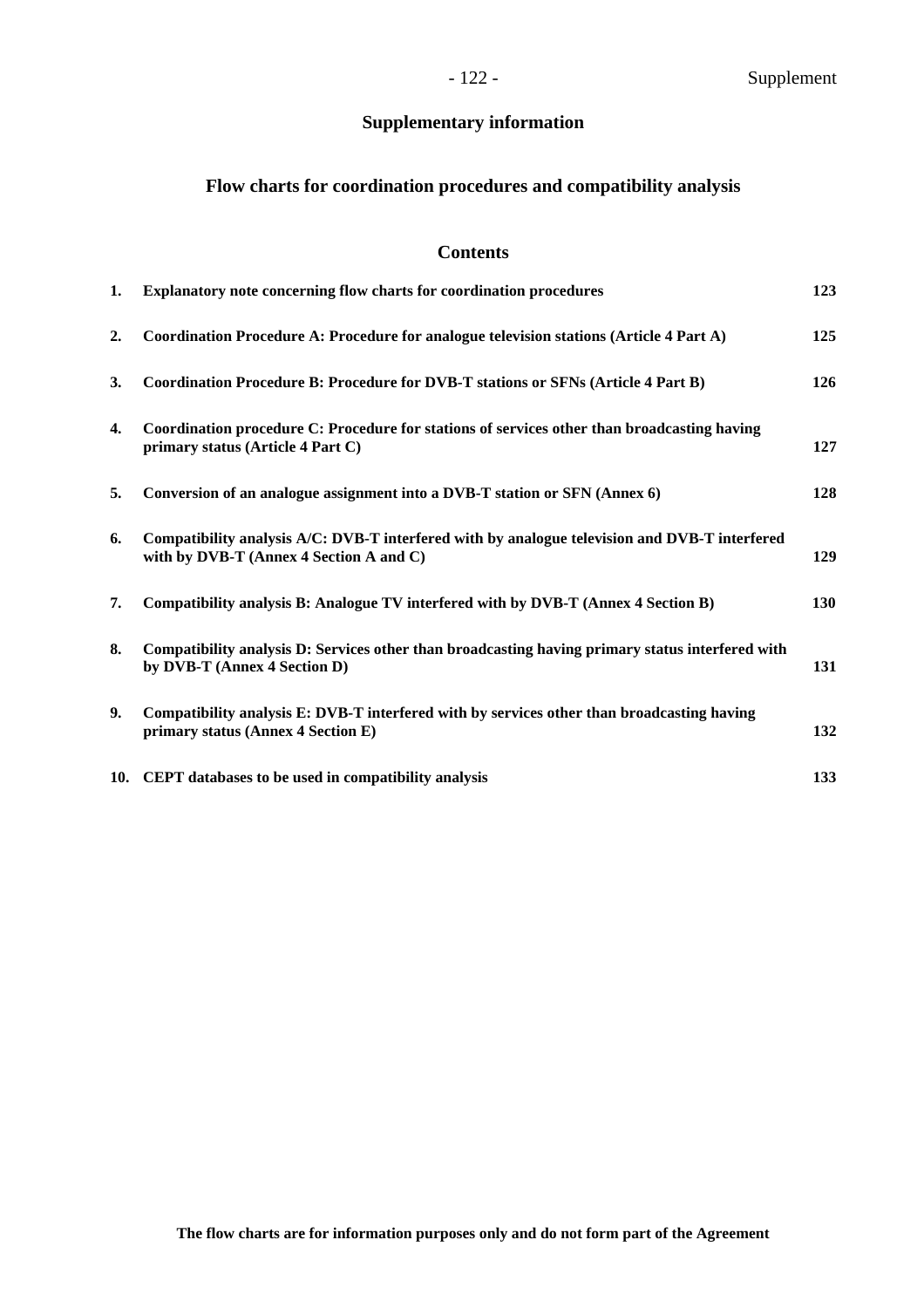# Supplementary information

## Flow charts for coordination procedures and compatibility analysis

### Contents

| | | |
|---|---|---|
| **1.** | **Explanatory note concerning flow charts for coordination procedures** | **123** |
| **2.** | **Coordination Procedure A: Procedure for analogue television stations (Article 4 Part A)** | **125** |
| **3.** | **Coordination Procedure B: Procedure for DVB-T stations or SFNs (Article 4 Part B)** | **126** |
| **4.** | **Coordination procedure C: Procedure for stations of services other than broadcasting having primary status (Article 4 Part C)** | **127** |
| **5.** | **Conversion of an analogue assignment into a DVB-T station or SFN (Annex 6)** | **128** |
| **6.** | **Compatibility analysis A/C: DVB-T interfered with by analogue television and DVB-T interfered with by DVB-T (Annex 4 Section A and C)** | **129** |
| **7.** | **Compatibility analysis B: Analogue TV interfered with by DVB-T (Annex 4 Section B)** | **130** |
| **8.** | **Compatibility analysis D: Services other than broadcasting having primary status interfered with by DVB-T (Annex 4 Section D)** | **131** |
| **9.** | **Compatibility analysis E: DVB-T interfered with by services other than broadcasting having primary status (Annex 4 Section E)** | **132** |
| **10.** | **CEPT databases to be used in compatibility analysis** | **133** |

**The flow charts are for information purposes only and do not form part of the Agreement**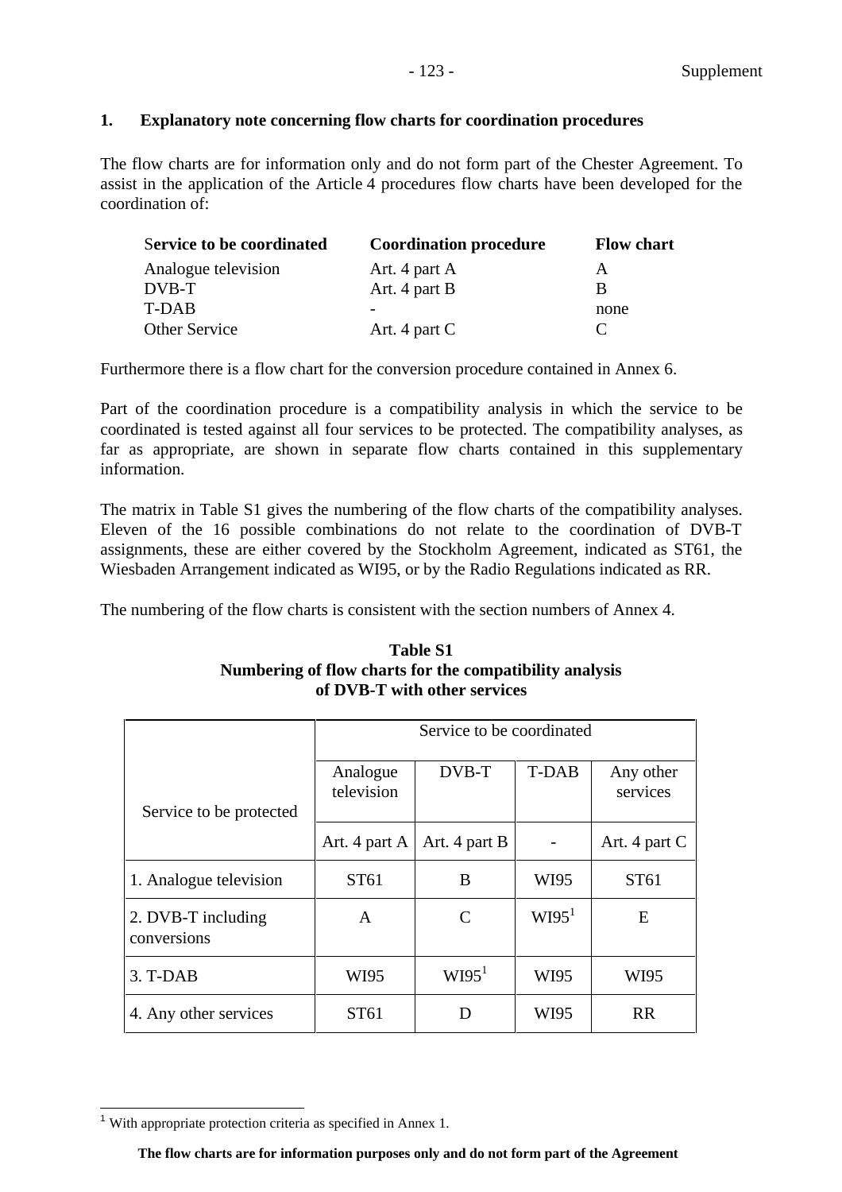## 1. Explanatory note concerning flow charts for coordination procedures

The flow charts are for information only and do not form part of the Chester Agreement. To assist in the application of the Article 4 procedures flow charts have been developed for the coordination of:

| Service to be coordinated | Coordination procedure | Flow chart |
|---|---|---|
| Analogue television | Art. 4 part A | A |
| DVB-T | Art. 4 part B | B |
| T-DAB | - | none |
| Other Service | Art. 4 part C | C |

Furthermore there is a flow chart for the conversion procedure contained in Annex 6.

Part of the coordination procedure is a compatibility analysis in which the service to be coordinated is tested against all four services to be protected. The compatibility analyses, as far as appropriate, are shown in separate flow charts contained in this supplementary information.

The matrix in Table S1 gives the numbering of the flow charts of the compatibility analyses. Eleven of the 16 possible combinations do not relate to the coordination of DVB-T assignments, these are either covered by the Stockholm Agreement, indicated as ST61, the Wiesbaden Arrangement indicated as WI95, or by the Radio Regulations indicated as RR.

The numbering of the flow charts is consistent with the section numbers of Annex 4.

**Table S1**
**Numbering of flow charts for the compatibility analysis of DVB-T with other services**

| Service to be protected | Service to be coordinated | | | |
|---|---|---|---|---|
| | Analogue television | DVB-T | T-DAB | Any other services |
| | Art. 4 part A | Art. 4 part B | - | Art. 4 part C |
| 1. Analogue television | ST61 | B | WI95 | ST61 |
| 2. DVB-T including conversions | A | C | WI95[1] | E |
| 3. T-DAB | WI95 | WI95[1] | WI95 | WI95 |
| 4. Any other services | ST61 | D | WI95 | RR |

[1] With appropriate protection criteria as specified in Annex 1.

**The flow charts are for information purposes only and do not form part of the Agreement**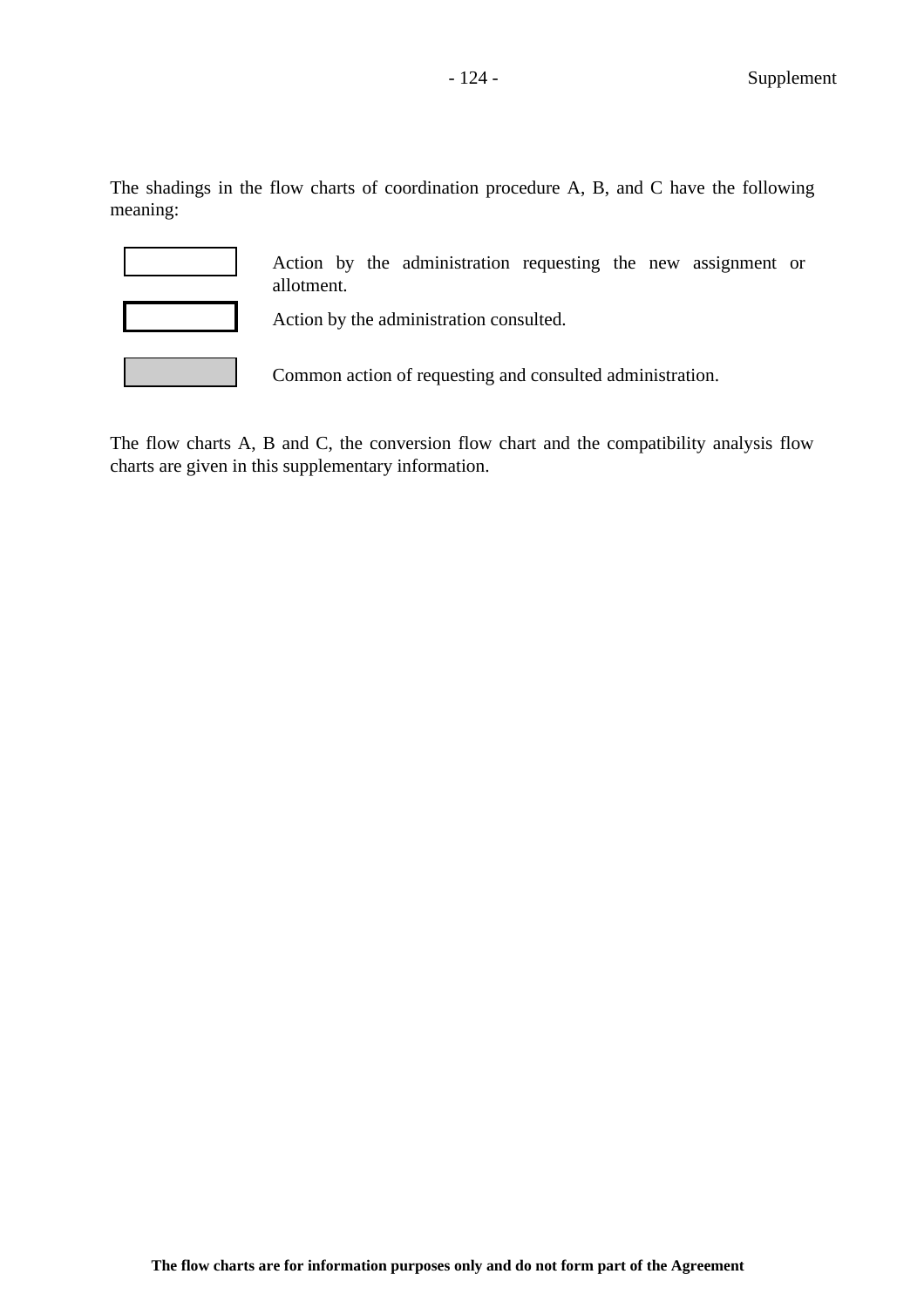The shadings in the flow charts of coordination procedure A, B, and C have the following meaning:

| | |
|---|---|
| (thin-bordered box) | Action by the administration requesting the new assignment or allotment. |
| (thick-bordered box) | Action by the administration consulted. |
| (shaded box) | Common action of requesting and consulted administration. |

The flow charts A, B and C, the conversion flow chart and the compatibility analysis flow charts are given in this supplementary information.

**The flow charts are for information purposes only and do not form part of the Agreement**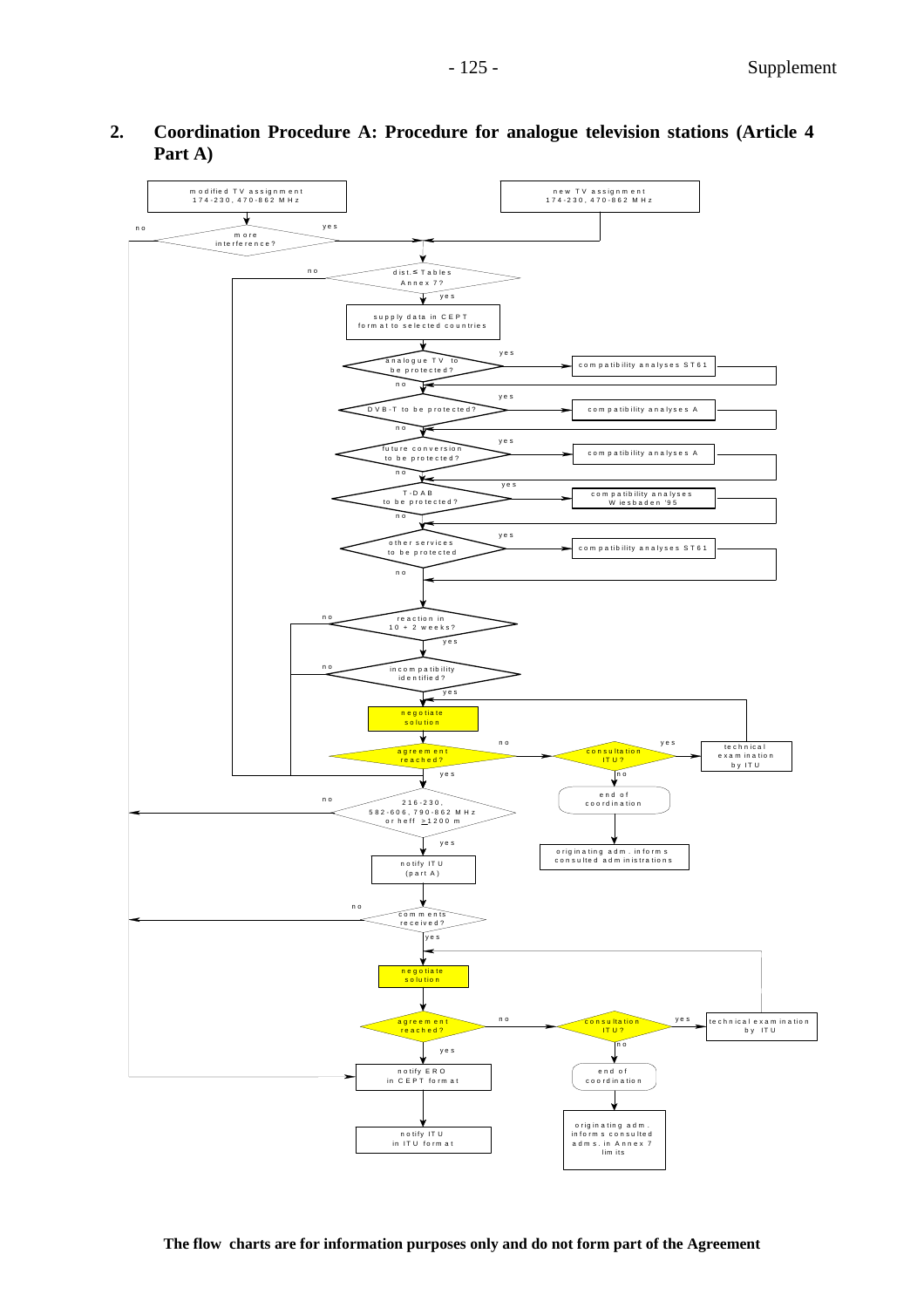## 2. Coordination Procedure A: Procedure for analogue television stations (Article 4 Part A)

modified TV assignment 174-230, 470-862 MHz

new TV assignment 174-230, 470-862 MHz

no — more interference? — yes

dist.≤ Tables Annex 7? — no / yes

supply data in CEPT format to selected countries

analogue TV to be protected? — yes → compatibility analyses ST61 — no

DVB-T to be protected? — yes → compatibility analyses A — no

future conversion to be protected? — yes → compatibility analyses A — no

T-DAB to be protected? — yes → compatibility analyses Wiesbaden '95 — no

other services to be protected — yes → compatibility analyses ST61 — no

reaction in 10 + 2 weeks? — no / yes

incompatibility identified? — no / yes

negotiate solution

agreement reached? — no → consultation ITU? — yes → technical examination by ITU; no → end of coordination → originating adm. informs consulted administrations

agreement reached? — yes

216-230, 582-606, 790-862 MHz or heff ≥1200 m — no / yes

notify ITU (part A)

comments received? — no / yes

negotiate solution

agreement reached? — no → consultation ITU? — yes → technical examination by ITU; no → end of coordination → originating adm. informs consulted adms. in Annex 7 limits

agreement reached? — yes

notify ERO in CEPT format

notify ITU in ITU format

**The flow charts are for information purposes only and do not form part of the Agreement**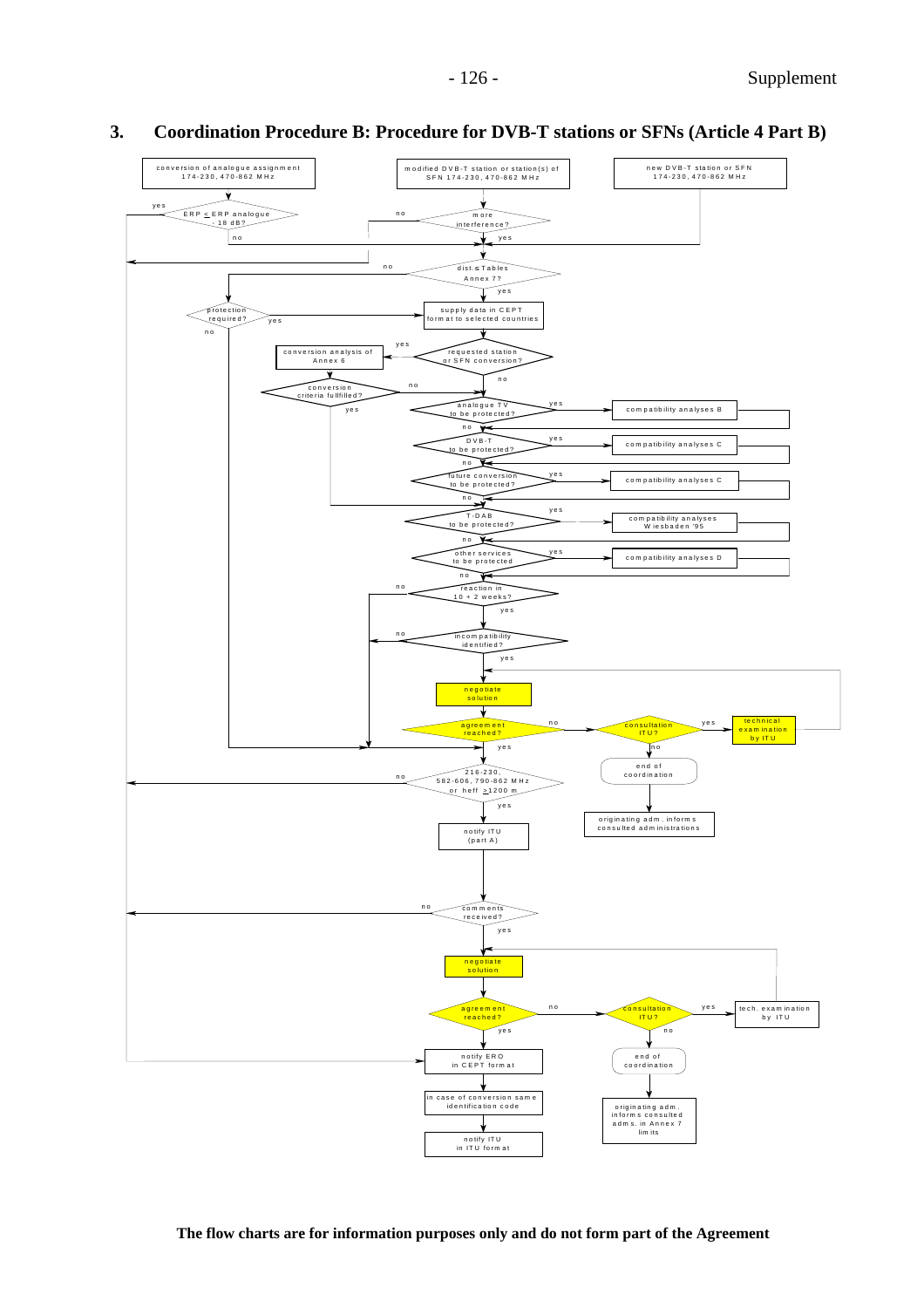## 3. Coordination Procedure B: Procedure for DVB-T stations or SFNs (Article 4 Part B)

conversion of analogue assignment 174-230, 470-862 MHz

modified DVB-T station or station(s) of SFN 174-230, 470-862 MHz

new DVB-T station or SFN 174-230, 470-862 MHz

ERP ≤ ERP analogue - 18 dB?

more interference?

dist.≤ Tables Annex 7?

protection required?

supply data in CEPT format to selected countries

conversion analysis of Annex 6

requested station or SFN conversion?

conversion criteria fullfilled?

analogue TV to be protected?

compatibility analyses B

DVB-T to be protected?

compatibility analyses C

future conversion to be protected?

compatibility analyses C

T-DAB to be protected?

compatibility analyses Wiesbaden '95

other services to be protected

compatibility analyses D

reaction in 10 + 2 weeks?

incompatibility identified?

negotiate solution

agreement reached?

consultation ITU?

technical examination by ITU

end of coordination

originating adm. informs consulted administrations

216-230, 582-606, 790-862 MHz or heff ≥1200 m

notify ITU (part A)

comments received?

negotiate solution

agreement reached?

consultation ITU?

tech. examination by ITU

end of coordination

originating adm. informs consulted adms. in Annex 7 limits

notify ERO in CEPT format

in case of conversion same identification code

notify ITU in ITU format

**The flow charts are for information purposes only and do not form part of the Agreement**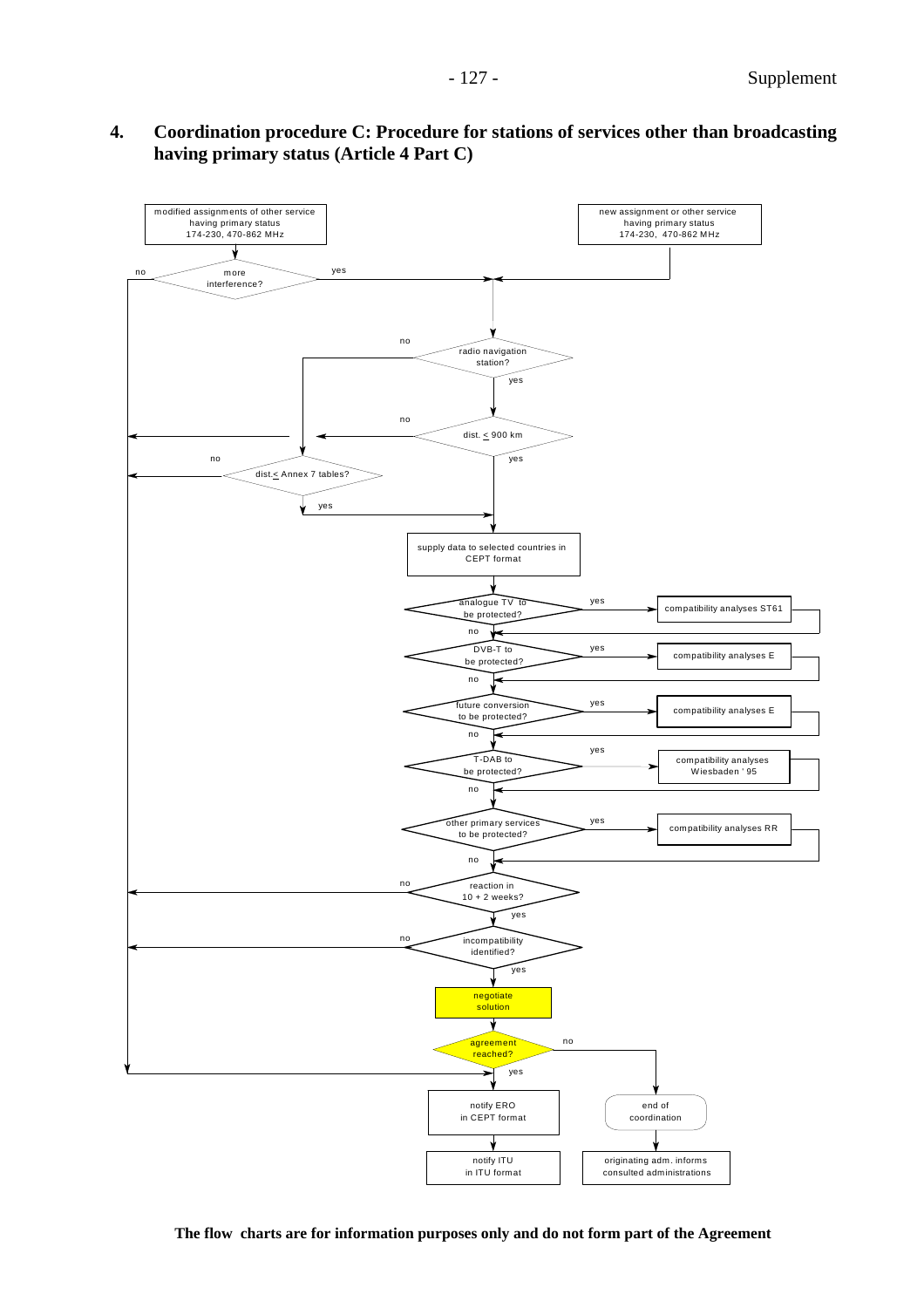## 4. Coordination procedure C: Procedure for stations of services other than broadcasting having primary status (Article 4 Part C)

modified assignments of other service having primary status 174-230, 470-862 MHz

new assignment or other service having primary status 174-230, 470-862 MHz

more interference? — yes / no

radio navigation station? — yes / no

dist. ≤ 900 km — yes / no

dist.≤ Annex 7 tables? — yes / no

supply data to selected countries in CEPT format

analogue TV to be protected? — yes: compatibility analyses ST61 / no

DVB-T to be protected? — yes: compatibility analyses E / no

future conversion to be protected? — yes: compatibility analyses E / no

T-DAB to be protected? — yes: compatibility analyses Wiesbaden ' 95 / no

other primary services to be protected? — yes: compatibility analyses RR / no

reaction in 10 + 2 weeks? — yes / no

incompatibility identified? — yes / no

negotiate solution

agreement reached? — yes / no

notify ERO in CEPT format

notify ITU in ITU format

end of coordination

originating adm. informs consulted administrations

**The flow charts are for information purposes only and do not form part of the Agreement**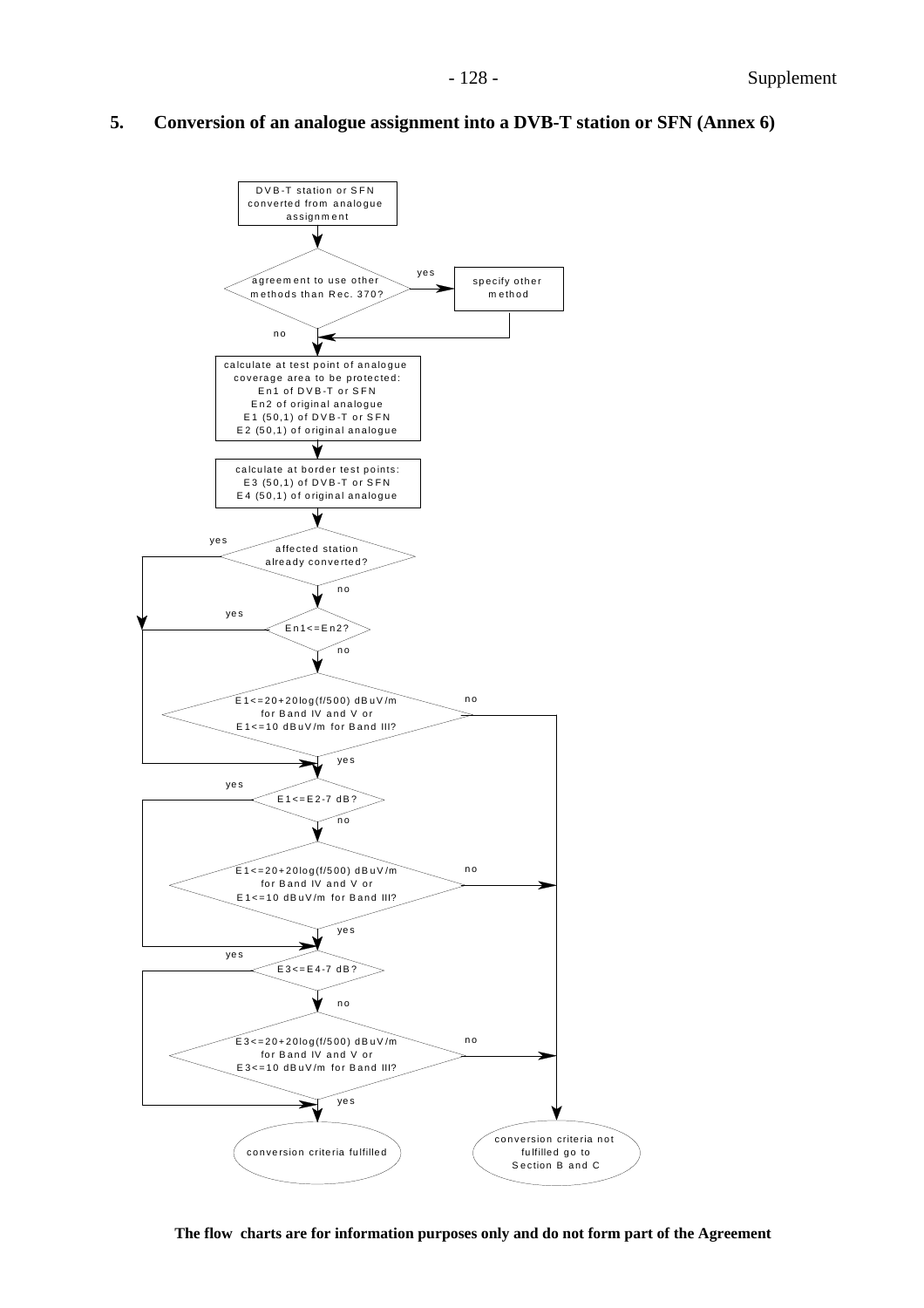## 5. Conversion of an analogue assignment into a DVB-T station or SFN (Annex 6)

DVB-T station or SFN converted from analogue assignment

agreement to use other methods than Rec. 370? — yes → specify other method

no

calculate at test point of analogue coverage area to be protected:
En1 of DVB-T or SFN
En2 of original analogue
E1 (50,1) of DVB-T or SFN
E2 (50,1) of original analogue

calculate at border test points:
E3 (50,1) of DVB-T or SFN
E4 (50,1) of original analogue

affected station already converted? — yes / no

En1<=En2? — yes / no

E1<=20+20log(f/500) dBuV/m for Band IV and V or E1<=10 dBuV/m for Band III? — no / yes

E1<=E2-7 dB? — yes / no

E1<=20+20log(f/500) dBuV/m for Band IV and V or E1<=10 dBuV/m for Band III? — no / yes

E3<=E4-7 dB? — yes / no

E3<=20+20log(f/500) dBuV/m for Band IV and V or E3<=10 dBuV/m for Band III? — no / yes

conversion criteria fulfilled

conversion criteria not fulfilled go to Section B and C

**The flow charts are for information purposes only and do not form part of the Agreement**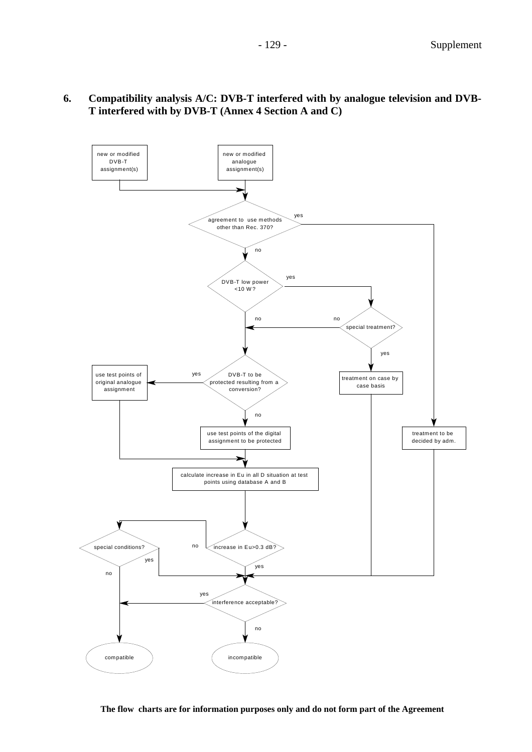## 6. Compatibility analysis A/C: DVB-T interfered with by analogue television and DVB-T interfered with by DVB-T (Annex 4 Section A and C)

new or modified DVB-T assignment(s)

new or modified analogue assignment(s)

agreement to use methods other than Rec. 370?

yes

no

DVB-T low power <10 W?

yes

no

special treatment?

no

yes

DVB-T to be protected resulting from a conversion?

yes

use test points of original analogue assignment

no

use test points of the digital assignment to be protected

treatment on case by case basis

treatment to be decided by adm.

calculate increase in Eu in all D situation at test points using database A and B

increase in Eu>0.3 dB?

no

special conditions?

yes

no

yes

interference acceptable?

yes

no

compatible

incompatible

**The flow charts are for information purposes only and do not form part of the Agreement**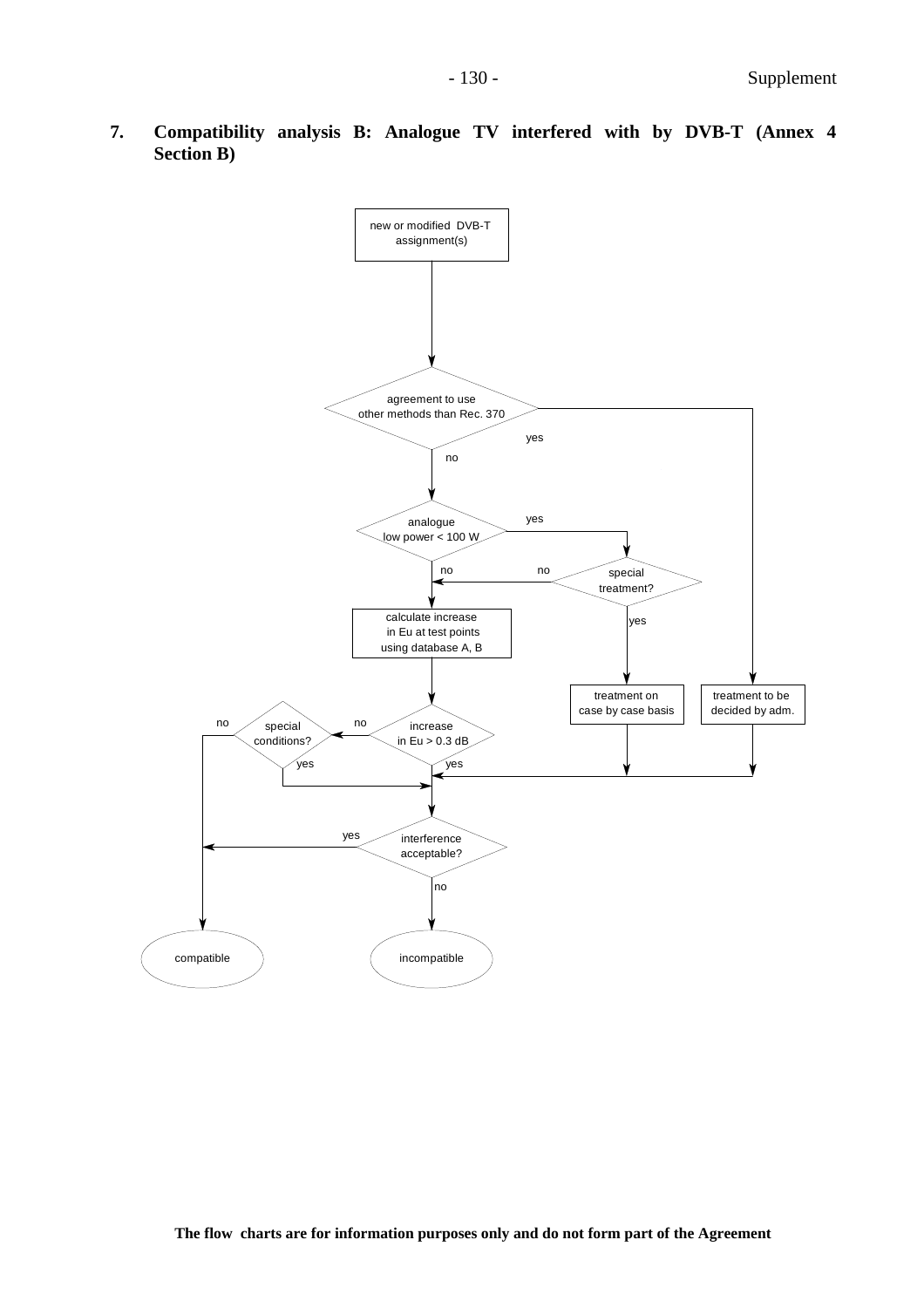## 7. Compatibility analysis B: Analogue TV interfered with by DVB-T (Annex 4 Section B)

new or modified DVB-T assignment(s)

agreement to use other methods than Rec. 370

yes

no

analogue low power < 100 W

yes

no

no

special treatment?

yes

calculate increase in Eu at test points using database A, B

treatment on case by case basis

treatment to be decided by adm.

no

special conditions?

no

increase in Eu > 0.3 dB

yes

yes

interference acceptable?

yes

no

compatible

incompatible

**The flow charts are for information purposes only and do not form part of the Agreement**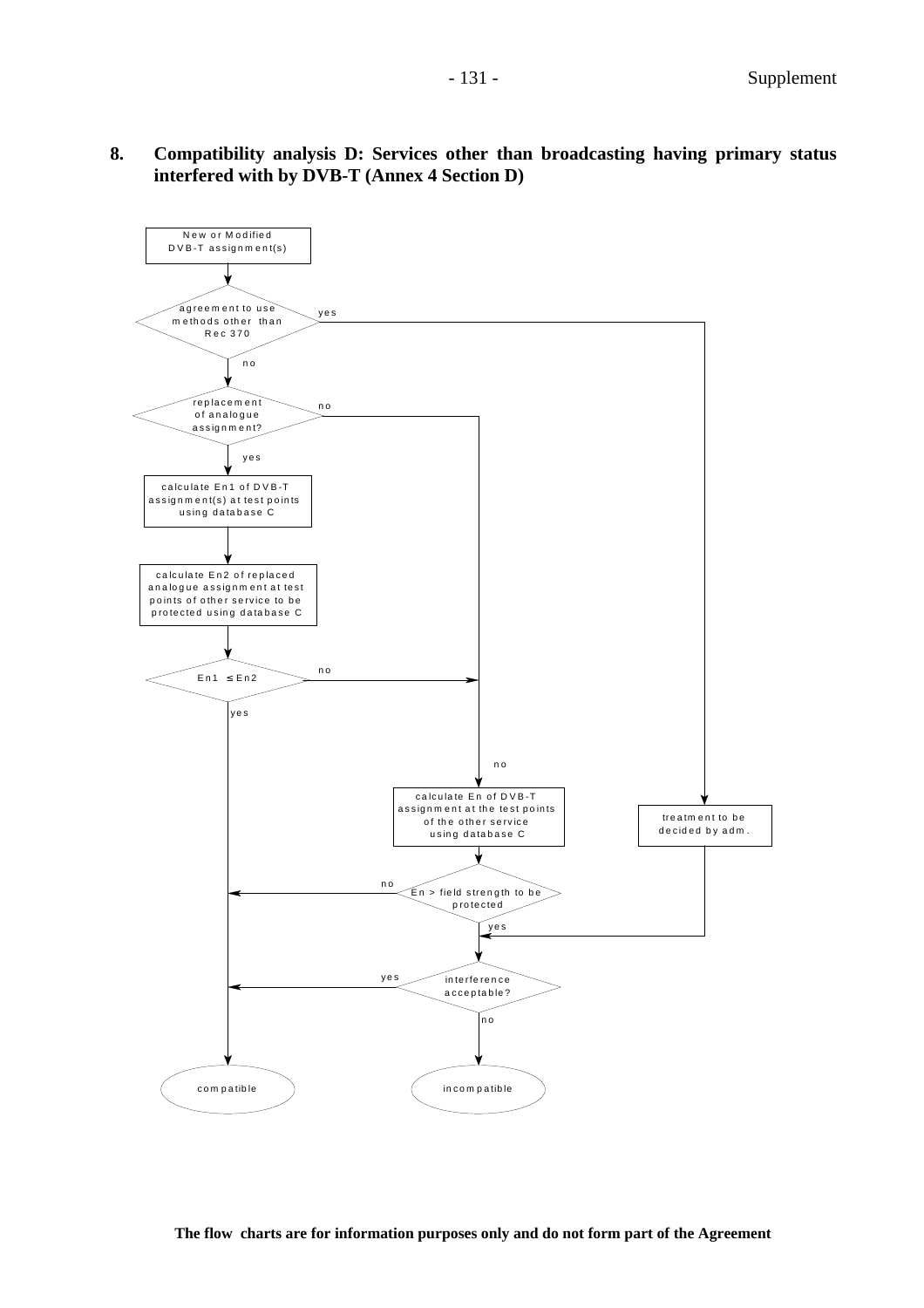## 8. Compatibility analysis D: Services other than broadcasting having primary status interfered with by DVB-T (Annex 4 Section D)

New or Modified DVB-T assignment(s)

agreement to use methods other than Rec 370

yes

no

replacement of analogue assignment?

no

yes

calculate En1 of DVB-T assignment(s) at test points using database C

calculate En2 of replaced analogue assignment at test points of other service to be protected using database C

En1 ≤ En2

no

yes

no

calculate En of DVB-T assignment at the test points of the other service using database C

treatment to be decided by adm.

no

En > field strength to be protected

yes

yes

interference acceptable?

no

compatible

incompatible

**The flow charts are for information purposes only and do not form part of the Agreement**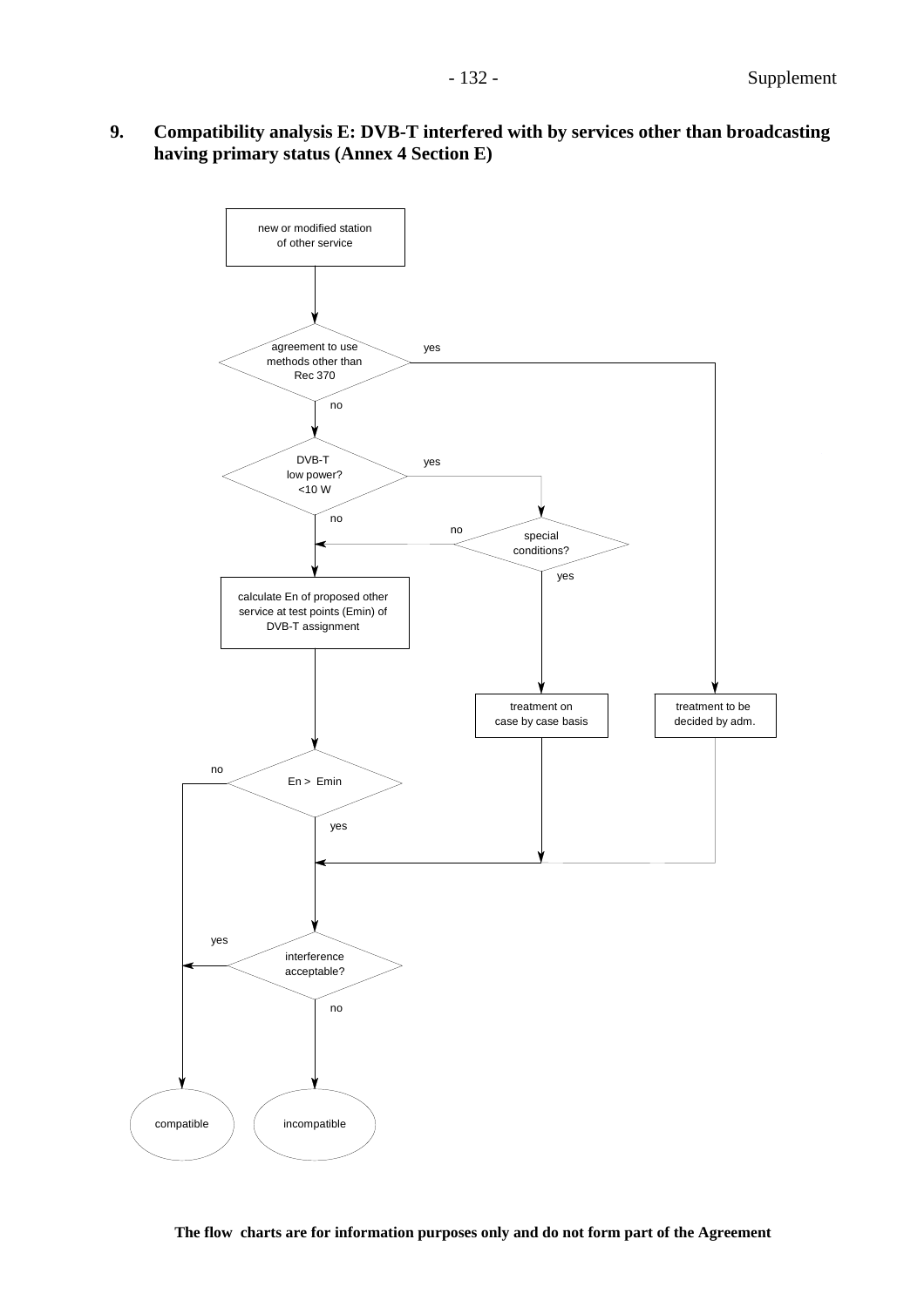## 9. Compatibility analysis E: DVB-T interfered with by services other than broadcasting having primary status (Annex 4 Section E)

new or modified station of other service

agreement to use methods other than Rec 370

yes

no

DVB-T low power? <10 W

yes

no

special conditions?

no

yes

calculate En of proposed other service at test points (Emin) of DVB-T assignment

treatment on case by case basis

treatment to be decided by adm.

no

En > Emin

yes

yes

interference acceptable?

no

compatible

incompatible

**The flow charts are for information purposes only and do not form part of the Agreement**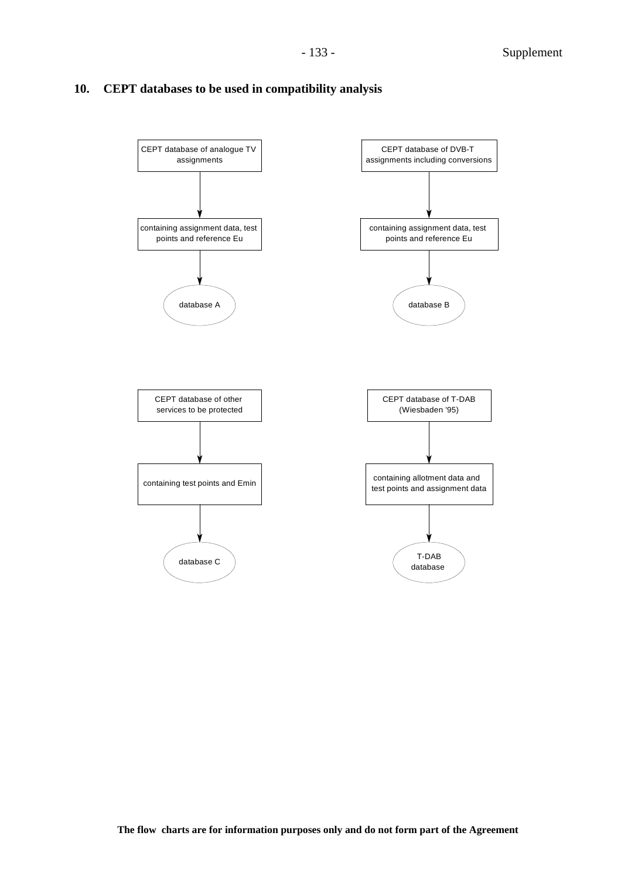## 10. CEPT databases to be used in compatibility analysis

CEPT database of analogue TV assignments

containing assignment data, test points and reference Eu

database A

CEPT database of DVB-T assignments including conversions

containing assignment data, test points and reference Eu

database B

CEPT database of other services to be protected

containing test points and Emin

database C

CEPT database of T-DAB (Wiesbaden '95)

containing allotment data and test points and assignment data

T-DAB database

**The flow charts are for information purposes only and do not form part of the Agreement**